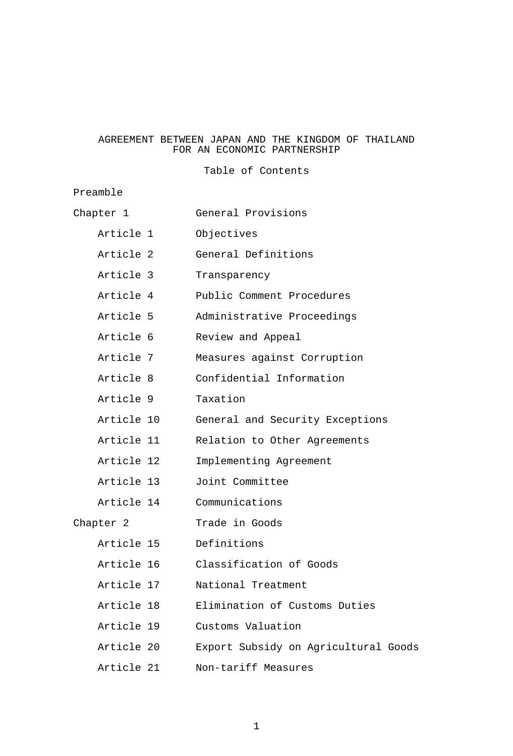# AGREEMENT BETWEEN JAPAN AND THE KINGDOM OF THAILAND FOR AN ECONOMIC PARTNERSHIP

## Table of Contents

Preamble

| | |
|---|---|
| Chapter 1 | General Provisions |
| Article 1 | Objectives |
| Article 2 | General Definitions |
| Article 3 | Transparency |
| Article 4 | Public Comment Procedures |
| Article 5 | Administrative Proceedings |
| Article 6 | Review and Appeal |
| Article 7 | Measures against Corruption |
| Article 8 | Confidential Information |
| Article 9 | Taxation |
| Article 10 | General and Security Exceptions |
| Article 11 | Relation to Other Agreements |
| Article 12 | Implementing Agreement |
| Article 13 | Joint Committee |
| Article 14 | Communications |
| Chapter 2 | Trade in Goods |
| Article 15 | Definitions |
| Article 16 | Classification of Goods |
| Article 17 | National Treatment |
| Article 18 | Elimination of Customs Duties |
| Article 19 | Customs Valuation |
| Article 20 | Export Subsidy on Agricultural Goods |
| Article 21 | Non-tariff Measures |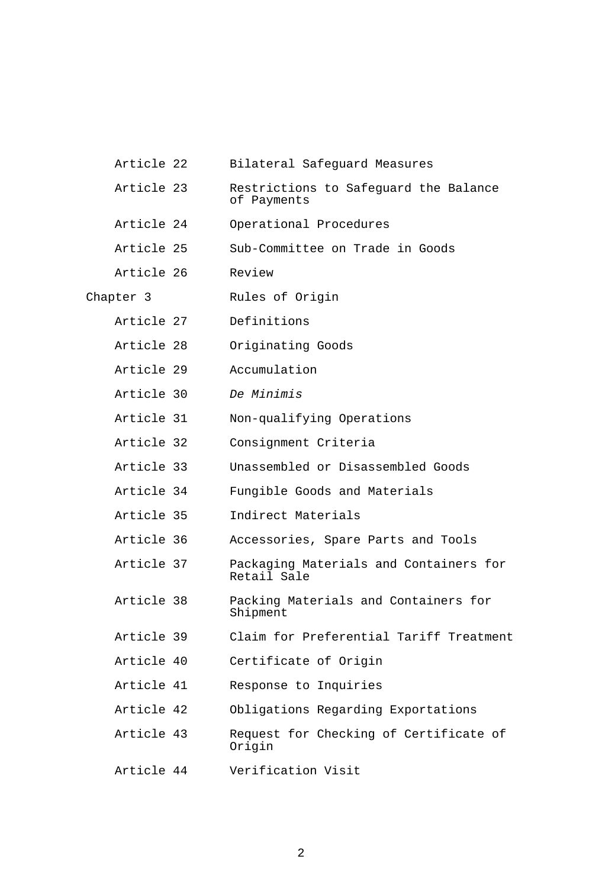| | |
|---|---|
| Article 22 | Bilateral Safeguard Measures |
| Article 23 | Restrictions to Safeguard the Balance of Payments |
| Article 24 | Operational Procedures |
| Article 25 | Sub-Committee on Trade in Goods |
| Article 26 | Review |
| Chapter 3 | Rules of Origin |
| Article 27 | Definitions |
| Article 28 | Originating Goods |
| Article 29 | Accumulation |
| Article 30 | *De Minimis* |
| Article 31 | Non-qualifying Operations |
| Article 32 | Consignment Criteria |
| Article 33 | Unassembled or Disassembled Goods |
| Article 34 | Fungible Goods and Materials |
| Article 35 | Indirect Materials |
| Article 36 | Accessories, Spare Parts and Tools |
| Article 37 | Packaging Materials and Containers for Retail Sale |
| Article 38 | Packing Materials and Containers for Shipment |
| Article 39 | Claim for Preferential Tariff Treatment |
| Article 40 | Certificate of Origin |
| Article 41 | Response to Inquiries |
| Article 42 | Obligations Regarding Exportations |
| Article 43 | Request for Checking of Certificate of Origin |
| Article 44 | Verification Visit |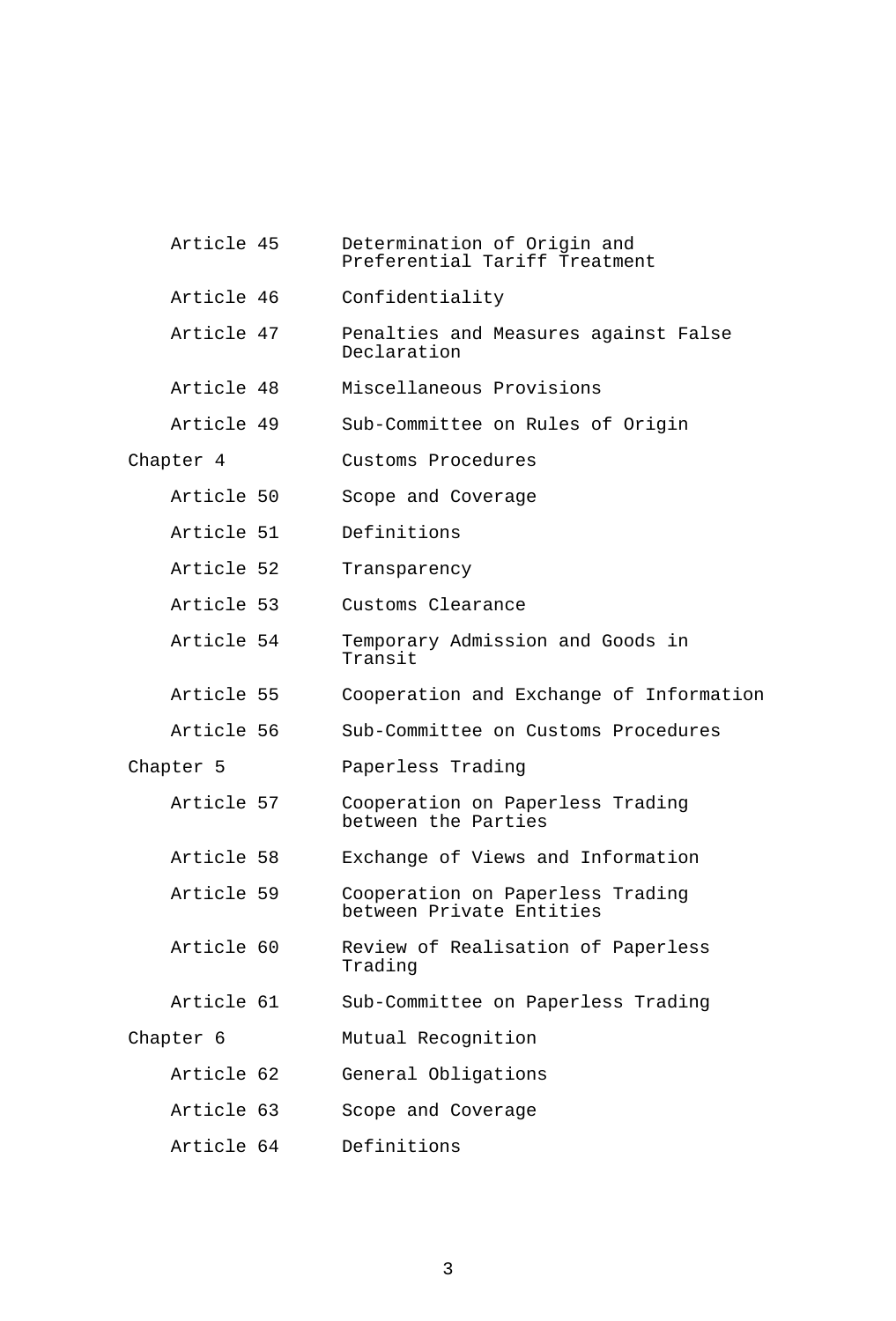| | |
|---|---|
| Article 45 | Determination of Origin and Preferential Tariff Treatment |
| Article 46 | Confidentiality |
| Article 47 | Penalties and Measures against False Declaration |
| Article 48 | Miscellaneous Provisions |
| Article 49 | Sub-Committee on Rules of Origin |
| Chapter 4 | Customs Procedures |
| Article 50 | Scope and Coverage |
| Article 51 | Definitions |
| Article 52 | Transparency |
| Article 53 | Customs Clearance |
| Article 54 | Temporary Admission and Goods in Transit |
| Article 55 | Cooperation and Exchange of Information |
| Article 56 | Sub-Committee on Customs Procedures |
| Chapter 5 | Paperless Trading |
| Article 57 | Cooperation on Paperless Trading between the Parties |
| Article 58 | Exchange of Views and Information |
| Article 59 | Cooperation on Paperless Trading between Private Entities |
| Article 60 | Review of Realisation of Paperless Trading |
| Article 61 | Sub-Committee on Paperless Trading |
| Chapter 6 | Mutual Recognition |
| Article 62 | General Obligations |
| Article 63 | Scope and Coverage |
| Article 64 | Definitions |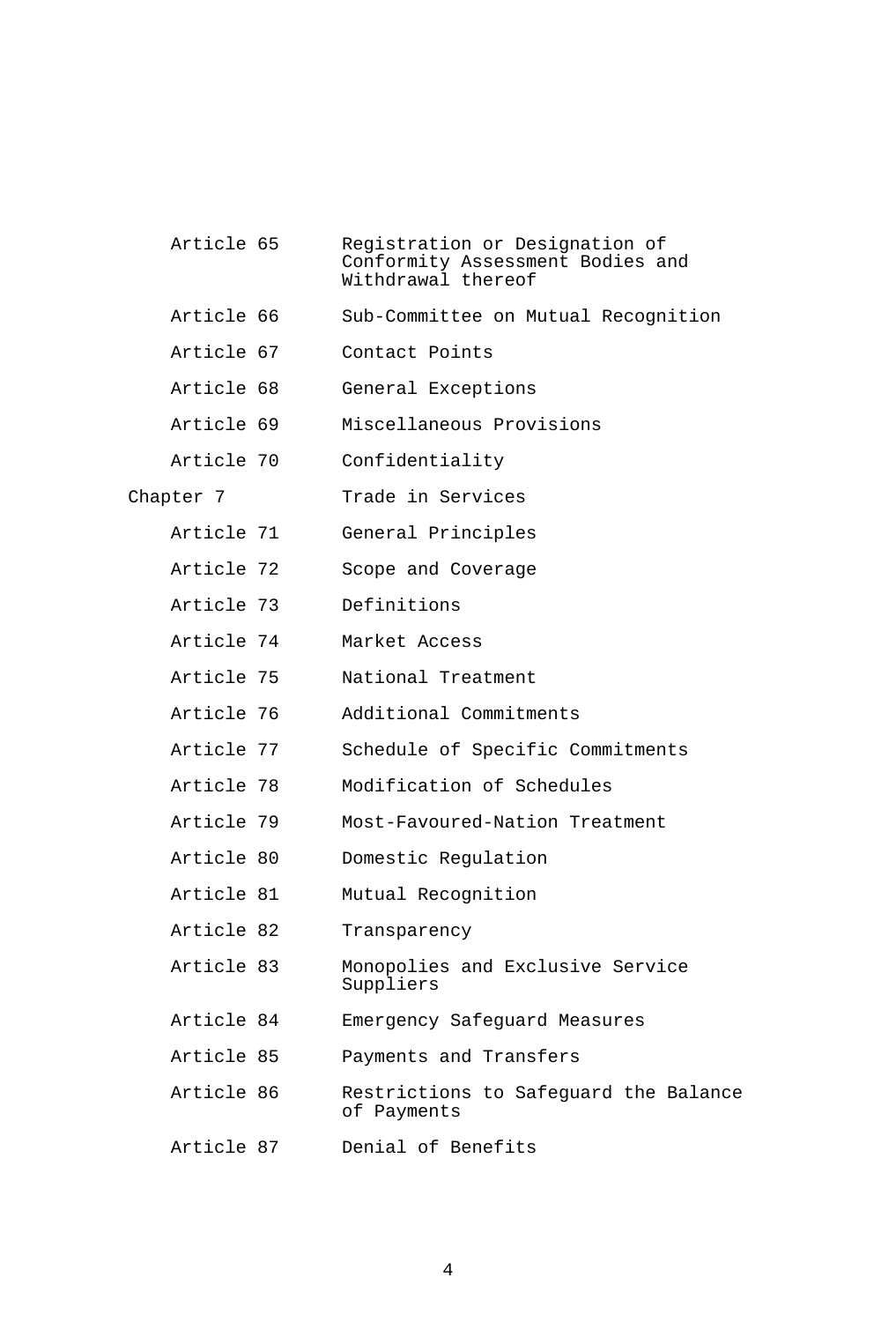| | |
|---|---|
| Article 65 | Registration or Designation of Conformity Assessment Bodies and Withdrawal thereof |
| Article 66 | Sub-Committee on Mutual Recognition |
| Article 67 | Contact Points |
| Article 68 | General Exceptions |
| Article 69 | Miscellaneous Provisions |
| Article 70 | Confidentiality |
| Chapter 7 | Trade in Services |
| Article 71 | General Principles |
| Article 72 | Scope and Coverage |
| Article 73 | Definitions |
| Article 74 | Market Access |
| Article 75 | National Treatment |
| Article 76 | Additional Commitments |
| Article 77 | Schedule of Specific Commitments |
| Article 78 | Modification of Schedules |
| Article 79 | Most-Favoured-Nation Treatment |
| Article 80 | Domestic Regulation |
| Article 81 | Mutual Recognition |
| Article 82 | Transparency |
| Article 83 | Monopolies and Exclusive Service Suppliers |
| Article 84 | Emergency Safeguard Measures |
| Article 85 | Payments and Transfers |
| Article 86 | Restrictions to Safeguard the Balance of Payments |
| Article 87 | Denial of Benefits |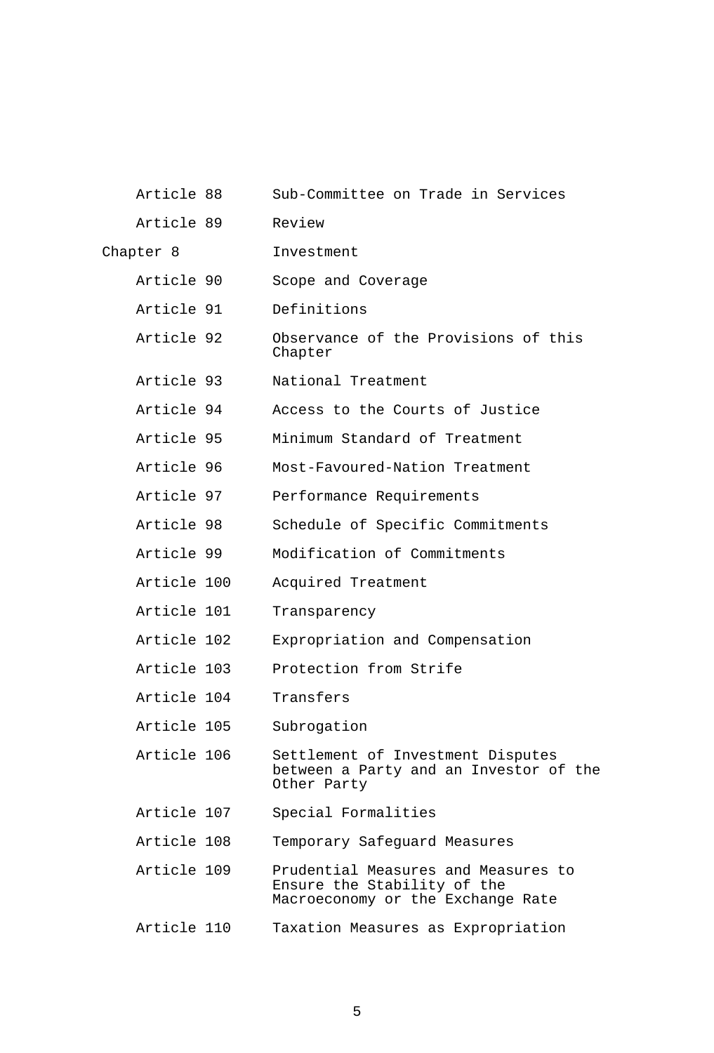| | |
|---|---|
| Article 88 | Sub-Committee on Trade in Services |
| Article 89 | Review |
| Chapter 8 | Investment |
| Article 90 | Scope and Coverage |
| Article 91 | Definitions |
| Article 92 | Observance of the Provisions of this Chapter |
| Article 93 | National Treatment |
| Article 94 | Access to the Courts of Justice |
| Article 95 | Minimum Standard of Treatment |
| Article 96 | Most-Favoured-Nation Treatment |
| Article 97 | Performance Requirements |
| Article 98 | Schedule of Specific Commitments |
| Article 99 | Modification of Commitments |
| Article 100 | Acquired Treatment |
| Article 101 | Transparency |
| Article 102 | Expropriation and Compensation |
| Article 103 | Protection from Strife |
| Article 104 | Transfers |
| Article 105 | Subrogation |
| Article 106 | Settlement of Investment Disputes between a Party and an Investor of the Other Party |
| Article 107 | Special Formalities |
| Article 108 | Temporary Safeguard Measures |
| Article 109 | Prudential Measures and Measures to Ensure the Stability of the Macroeconomy or the Exchange Rate |
| Article 110 | Taxation Measures as Expropriation |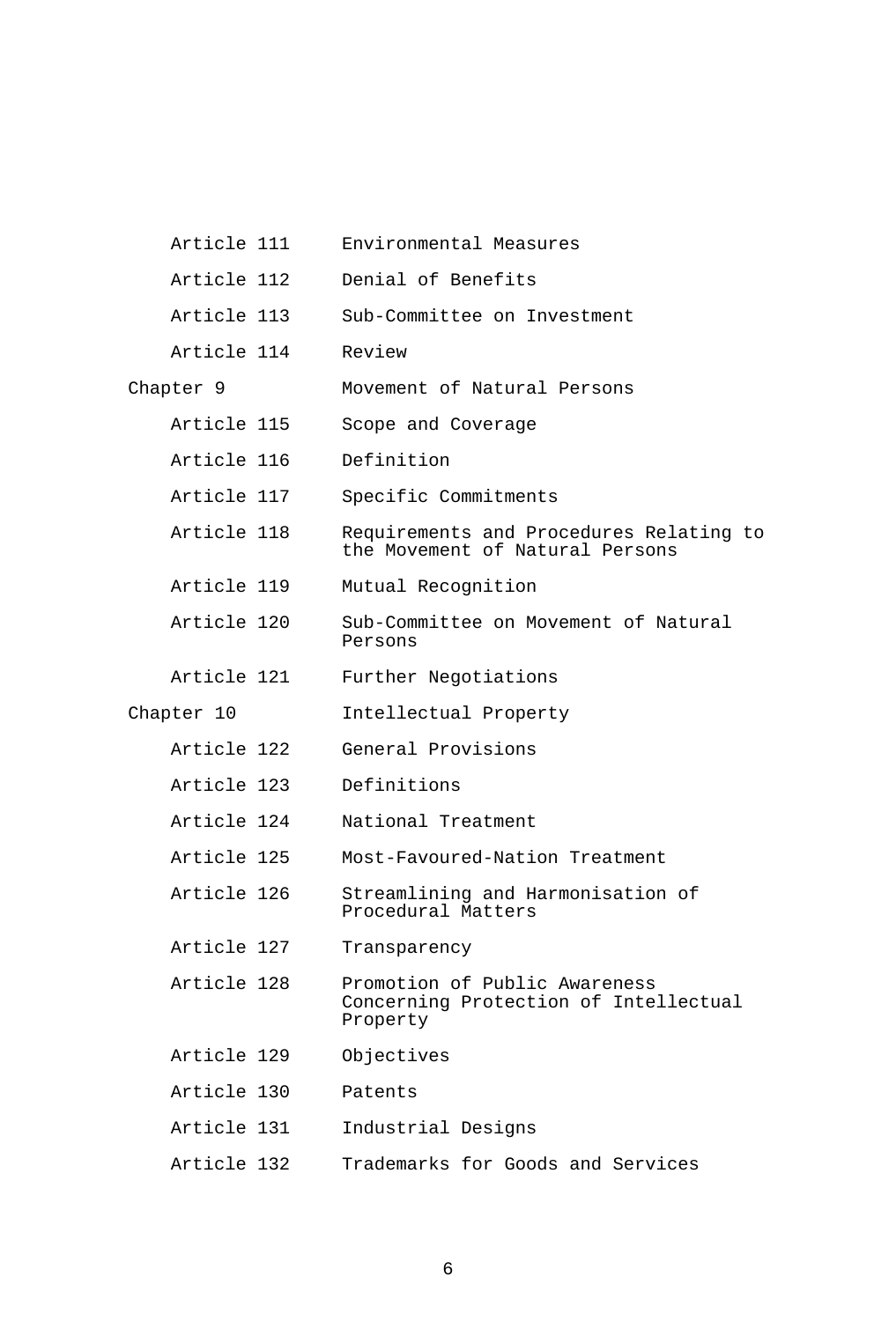| | |
|---|---|
| Article 111 | Environmental Measures |
| Article 112 | Denial of Benefits |
| Article 113 | Sub-Committee on Investment |
| Article 114 | Review |
| Chapter 9 | Movement of Natural Persons |
| Article 115 | Scope and Coverage |
| Article 116 | Definition |
| Article 117 | Specific Commitments |
| Article 118 | Requirements and Procedures Relating to the Movement of Natural Persons |
| Article 119 | Mutual Recognition |
| Article 120 | Sub-Committee on Movement of Natural Persons |
| Article 121 | Further Negotiations |
| Chapter 10 | Intellectual Property |
| Article 122 | General Provisions |
| Article 123 | Definitions |
| Article 124 | National Treatment |
| Article 125 | Most-Favoured-Nation Treatment |
| Article 126 | Streamlining and Harmonisation of Procedural Matters |
| Article 127 | Transparency |
| Article 128 | Promotion of Public Awareness Concerning Protection of Intellectual Property |
| Article 129 | Objectives |
| Article 130 | Patents |
| Article 131 | Industrial Designs |
| Article 132 | Trademarks for Goods and Services |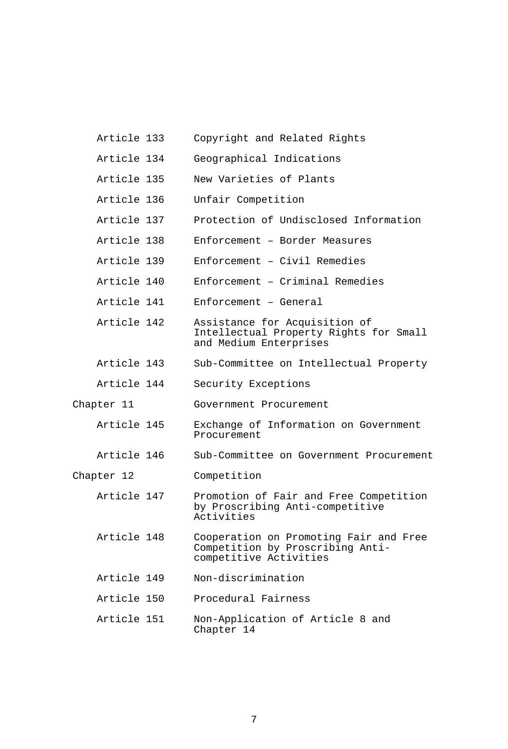| | |
|---|---|
| Article 133 | Copyright and Related Rights |
| Article 134 | Geographical Indications |
| Article 135 | New Varieties of Plants |
| Article 136 | Unfair Competition |
| Article 137 | Protection of Undisclosed Information |
| Article 138 | Enforcement – Border Measures |
| Article 139 | Enforcement – Civil Remedies |
| Article 140 | Enforcement – Criminal Remedies |
| Article 141 | Enforcement – General |
| Article 142 | Assistance for Acquisition of Intellectual Property Rights for Small and Medium Enterprises |
| Article 143 | Sub-Committee on Intellectual Property |
| Article 144 | Security Exceptions |
| Chapter 11 | Government Procurement |
| Article 145 | Exchange of Information on Government Procurement |
| Article 146 | Sub-Committee on Government Procurement |
| Chapter 12 | Competition |
| Article 147 | Promotion of Fair and Free Competition by Proscribing Anti-competitive Activities |
| Article 148 | Cooperation on Promoting Fair and Free Competition by Proscribing Anti-competitive Activities |
| Article 149 | Non-discrimination |
| Article 150 | Procedural Fairness |
| Article 151 | Non-Application of Article 8 and Chapter 14 |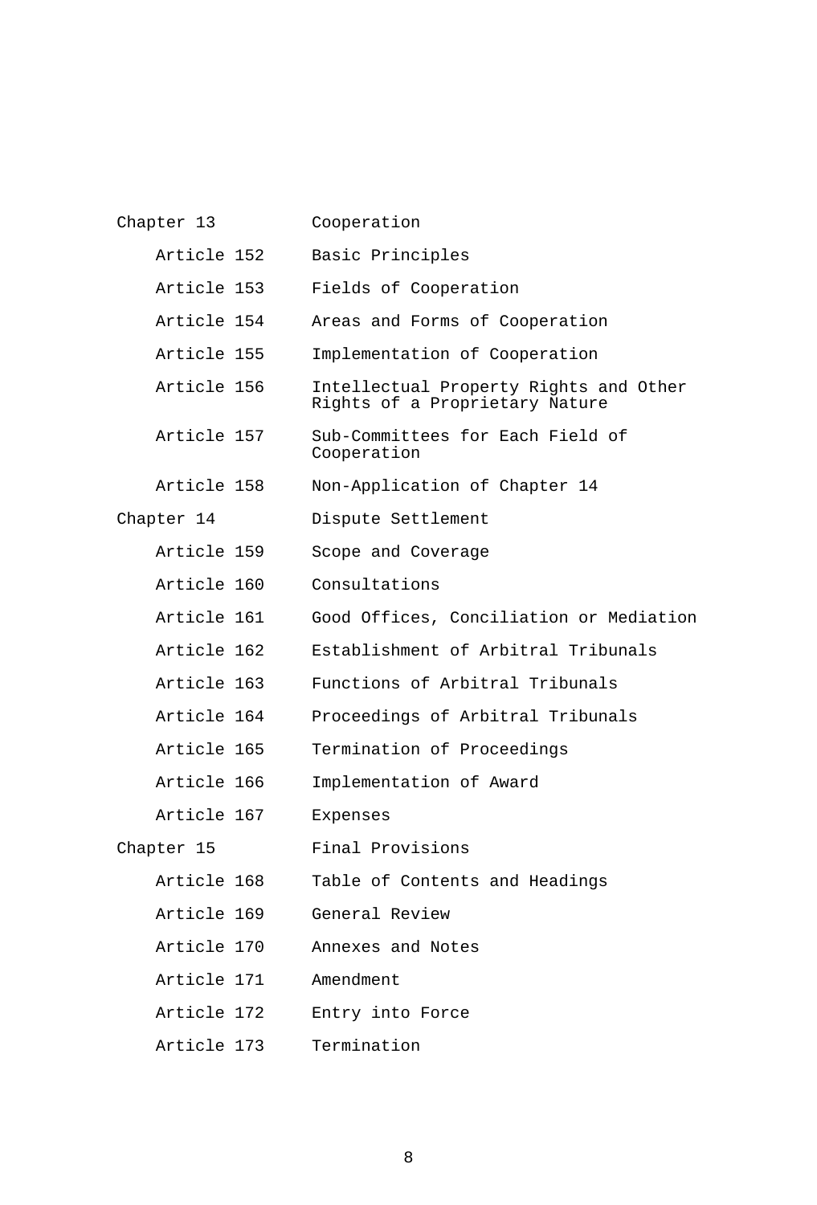| | |
|---|---|
| Chapter 13 | Cooperation |
| Article 152 | Basic Principles |
| Article 153 | Fields of Cooperation |
| Article 154 | Areas and Forms of Cooperation |
| Article 155 | Implementation of Cooperation |
| Article 156 | Intellectual Property Rights and Other Rights of a Proprietary Nature |
| Article 157 | Sub-Committees for Each Field of Cooperation |
| Article 158 | Non-Application of Chapter 14 |
| Chapter 14 | Dispute Settlement |
| Article 159 | Scope and Coverage |
| Article 160 | Consultations |
| Article 161 | Good Offices, Conciliation or Mediation |
| Article 162 | Establishment of Arbitral Tribunals |
| Article 163 | Functions of Arbitral Tribunals |
| Article 164 | Proceedings of Arbitral Tribunals |
| Article 165 | Termination of Proceedings |
| Article 166 | Implementation of Award |
| Article 167 | Expenses |
| Chapter 15 | Final Provisions |
| Article 168 | Table of Contents and Headings |
| Article 169 | General Review |
| Article 170 | Annexes and Notes |
| Article 171 | Amendment |
| Article 172 | Entry into Force |
| Article 173 | Termination |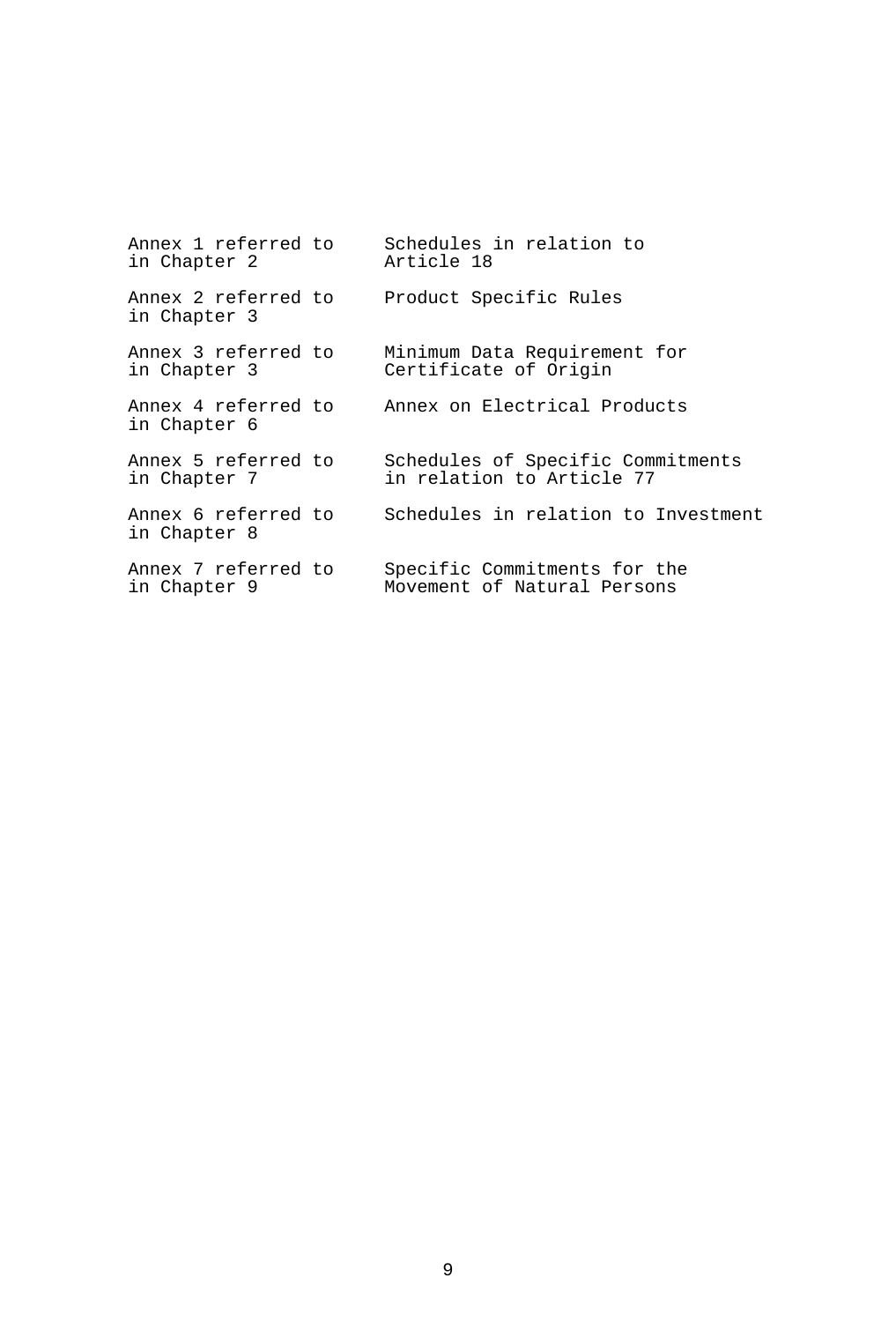| | |
|---|---|
| Annex 1 referred to in Chapter 2 | Schedules in relation to Article 18 |
| Annex 2 referred to in Chapter 3 | Product Specific Rules |
| Annex 3 referred to in Chapter 3 | Minimum Data Requirement for Certificate of Origin |
| Annex 4 referred to in Chapter 6 | Annex on Electrical Products |
| Annex 5 referred to in Chapter 7 | Schedules of Specific Commitments in relation to Article 77 |
| Annex 6 referred to in Chapter 8 | Schedules in relation to Investment |
| Annex 7 referred to in Chapter 9 | Specific Commitments for the Movement of Natural Persons |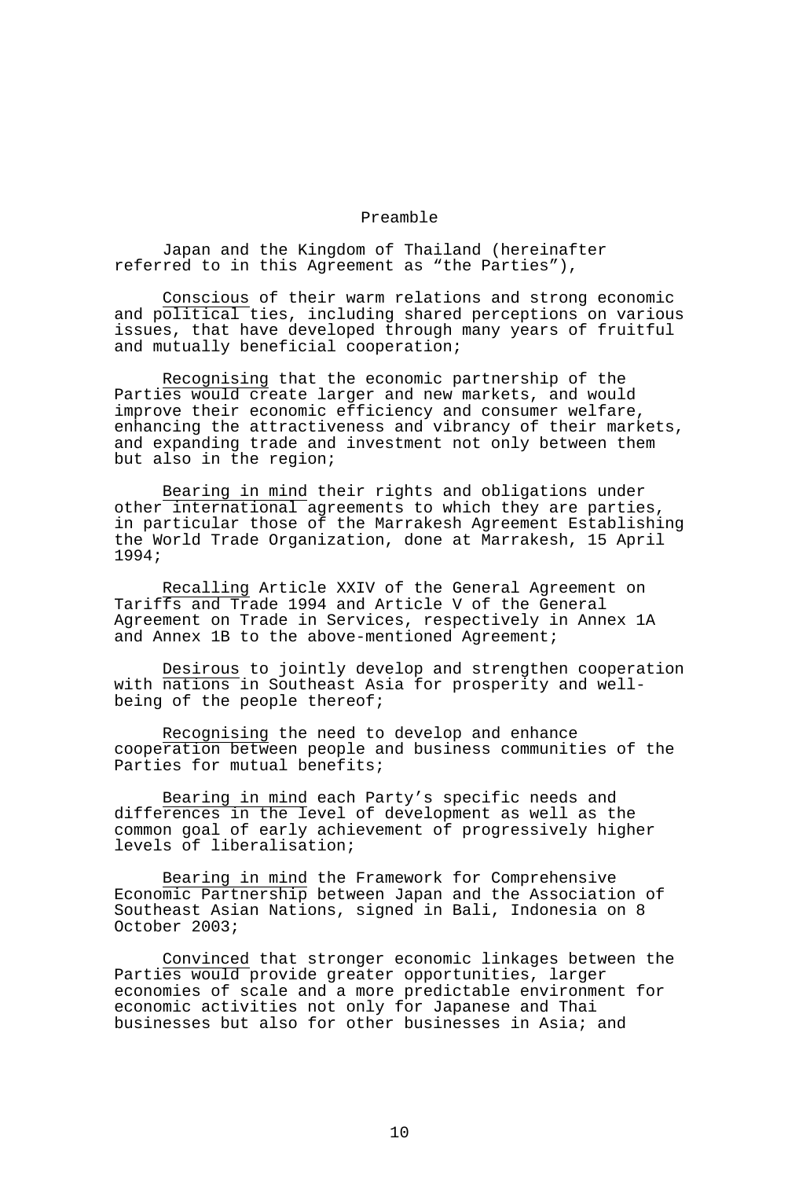# Preamble

Japan and the Kingdom of Thailand (hereinafter referred to in this Agreement as "the Parties"),

Conscious of their warm relations and strong economic and political ties, including shared perceptions on various issues, that have developed through many years of fruitful and mutually beneficial cooperation;

Recognising that the economic partnership of the Parties would create larger and new markets, and would improve their economic efficiency and consumer welfare, enhancing the attractiveness and vibrancy of their markets, and expanding trade and investment not only between them but also in the region;

Bearing in mind their rights and obligations under other international agreements to which they are parties, in particular those of the Marrakesh Agreement Establishing the World Trade Organization, done at Marrakesh, 15 April 1994;

Recalling Article XXIV of the General Agreement on Tariffs and Trade 1994 and Article V of the General Agreement on Trade in Services, respectively in Annex 1A and Annex 1B to the above-mentioned Agreement;

Desirous to jointly develop and strengthen cooperation with nations in Southeast Asia for prosperity and well-being of the people thereof;

Recognising the need to develop and enhance cooperation between people and business communities of the Parties for mutual benefits;

Bearing in mind each Party's specific needs and differences in the level of development as well as the common goal of early achievement of progressively higher levels of liberalisation;

Bearing in mind the Framework for Comprehensive Economic Partnership between Japan and the Association of Southeast Asian Nations, signed in Bali, Indonesia on 8 October 2003;

Convinced that stronger economic linkages between the Parties would provide greater opportunities, larger economies of scale and a more predictable environment for economic activities not only for Japanese and Thai businesses but also for other businesses in Asia; and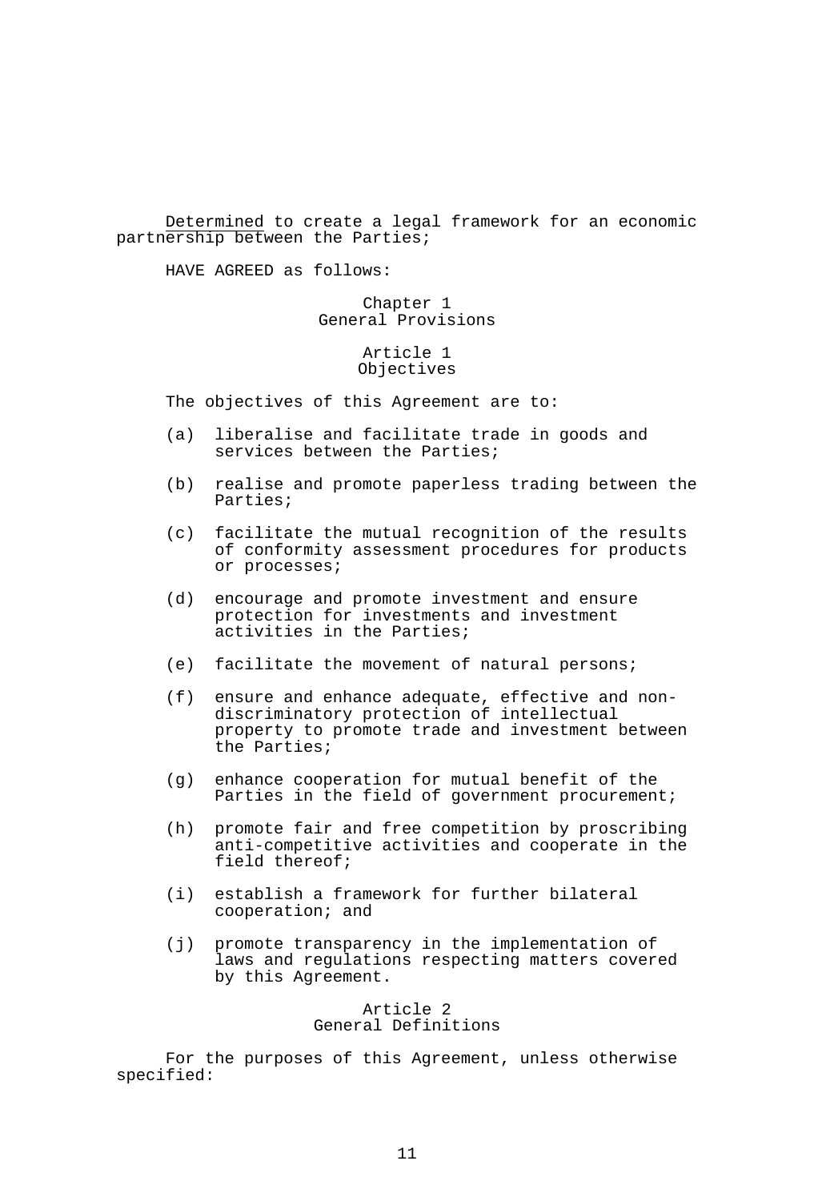_Determined_ to create a legal framework for an economic partnership between the Parties;

HAVE AGREED as follows:

## Chapter 1
## General Provisions

### Article 1
### Objectives

The objectives of this Agreement are to:

(a) liberalise and facilitate trade in goods and services between the Parties;

(b) realise and promote paperless trading between the Parties;

(c) facilitate the mutual recognition of the results of conformity assessment procedures for products or processes;

(d) encourage and promote investment and ensure protection for investments and investment activities in the Parties;

(e) facilitate the movement of natural persons;

(f) ensure and enhance adequate, effective and non-discriminatory protection of intellectual property to promote trade and investment between the Parties;

(g) enhance cooperation for mutual benefit of the Parties in the field of government procurement;

(h) promote fair and free competition by proscribing anti-competitive activities and cooperate in the field thereof;

(i) establish a framework for further bilateral cooperation; and

(j) promote transparency in the implementation of laws and regulations respecting matters covered by this Agreement.

### Article 2
### General Definitions

For the purposes of this Agreement, unless otherwise specified: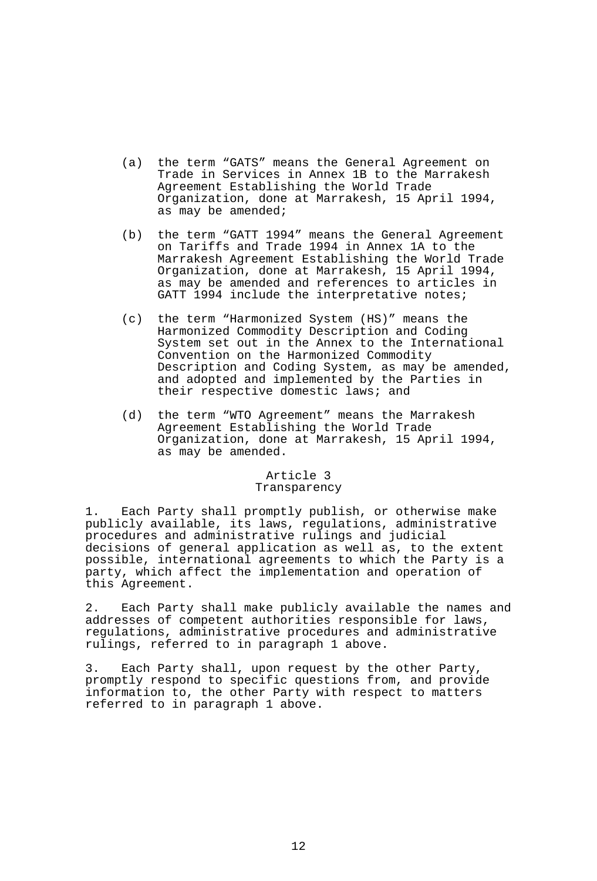(a) the term "GATS" means the General Agreement on Trade in Services in Annex 1B to the Marrakesh Agreement Establishing the World Trade Organization, done at Marrakesh, 15 April 1994, as may be amended;

(b) the term "GATT 1994" means the General Agreement on Tariffs and Trade 1994 in Annex 1A to the Marrakesh Agreement Establishing the World Trade Organization, done at Marrakesh, 15 April 1994, as may be amended and references to articles in GATT 1994 include the interpretative notes;

(c) the term "Harmonized System (HS)" means the Harmonized Commodity Description and Coding System set out in the Annex to the International Convention on the Harmonized Commodity Description and Coding System, as may be amended, and adopted and implemented by the Parties in their respective domestic laws; and

(d) the term "WTO Agreement" means the Marrakesh Agreement Establishing the World Trade Organization, done at Marrakesh, 15 April 1994, as may be amended.

## Article 3
## Transparency

1. Each Party shall promptly publish, or otherwise make publicly available, its laws, regulations, administrative procedures and administrative rulings and judicial decisions of general application as well as, to the extent possible, international agreements to which the Party is a party, which affect the implementation and operation of this Agreement.

2. Each Party shall make publicly available the names and addresses of competent authorities responsible for laws, regulations, administrative procedures and administrative rulings, referred to in paragraph 1 above.

3. Each Party shall, upon request by the other Party, promptly respond to specific questions from, and provide information to, the other Party with respect to matters referred to in paragraph 1 above.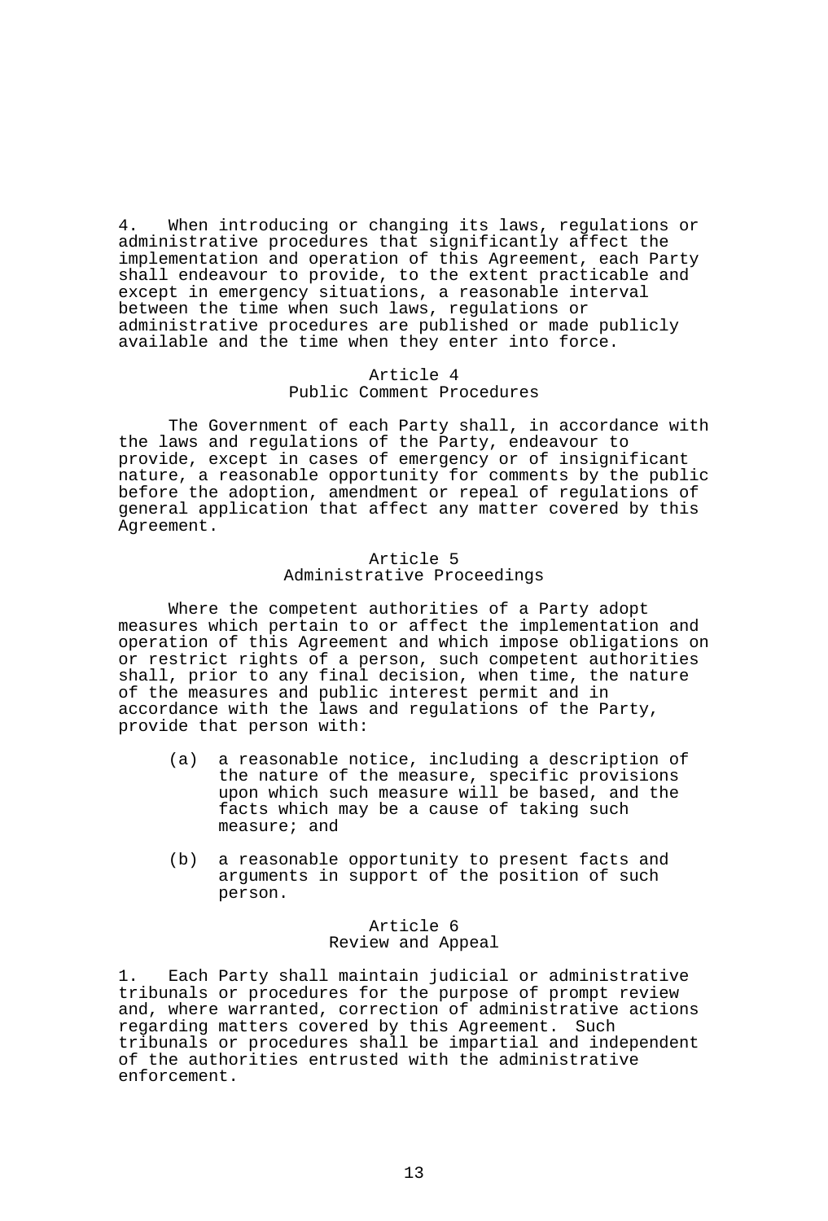4. When introducing or changing its laws, regulations or administrative procedures that significantly affect the implementation and operation of this Agreement, each Party shall endeavour to provide, to the extent practicable and except in emergency situations, a reasonable interval between the time when such laws, regulations or administrative procedures are published or made publicly available and the time when they enter into force.

## Article 4
## Public Comment Procedures

The Government of each Party shall, in accordance with the laws and regulations of the Party, endeavour to provide, except in cases of emergency or of insignificant nature, a reasonable opportunity for comments by the public before the adoption, amendment or repeal of regulations of general application that affect any matter covered by this Agreement.

## Article 5
## Administrative Proceedings

Where the competent authorities of a Party adopt measures which pertain to or affect the implementation and operation of this Agreement and which impose obligations on or restrict rights of a person, such competent authorities shall, prior to any final decision, when time, the nature of the measures and public interest permit and in accordance with the laws and regulations of the Party, provide that person with:

(a) a reasonable notice, including a description of the nature of the measure, specific provisions upon which such measure will be based, and the facts which may be a cause of taking such measure; and

(b) a reasonable opportunity to present facts and arguments in support of the position of such person.

## Article 6
## Review and Appeal

1. Each Party shall maintain judicial or administrative tribunals or procedures for the purpose of prompt review and, where warranted, correction of administrative actions regarding matters covered by this Agreement. Such tribunals or procedures shall be impartial and independent of the authorities entrusted with the administrative enforcement.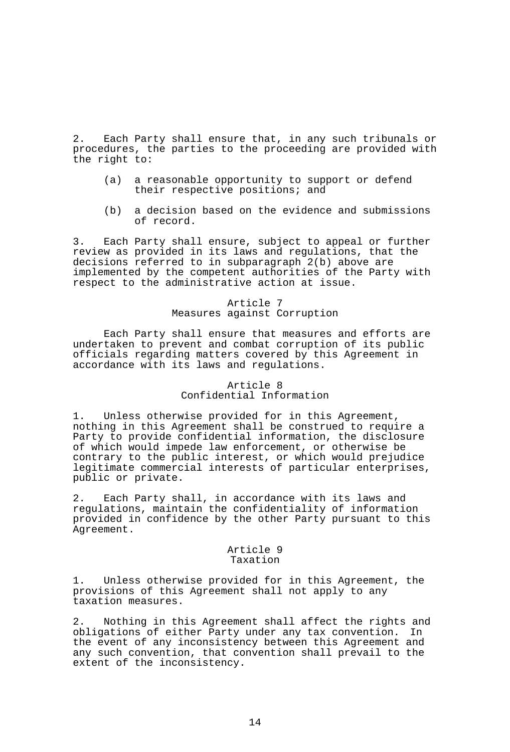2. Each Party shall ensure that, in any such tribunals or procedures, the parties to the proceeding are provided with the right to:

(a) a reasonable opportunity to support or defend their respective positions; and

(b) a decision based on the evidence and submissions of record.

3. Each Party shall ensure, subject to appeal or further review as provided in its laws and regulations, that the decisions referred to in subparagraph 2(b) above are implemented by the competent authorities of the Party with respect to the administrative action at issue.

## Article 7
## Measures against Corruption

Each Party shall ensure that measures and efforts are undertaken to prevent and combat corruption of its public officials regarding matters covered by this Agreement in accordance with its laws and regulations.

## Article 8
## Confidential Information

1. Unless otherwise provided for in this Agreement, nothing in this Agreement shall be construed to require a Party to provide confidential information, the disclosure of which would impede law enforcement, or otherwise be contrary to the public interest, or which would prejudice legitimate commercial interests of particular enterprises, public or private.

2. Each Party shall, in accordance with its laws and regulations, maintain the confidentiality of information provided in confidence by the other Party pursuant to this Agreement.

## Article 9
## Taxation

1. Unless otherwise provided for in this Agreement, the provisions of this Agreement shall not apply to any taxation measures.

2. Nothing in this Agreement shall affect the rights and obligations of either Party under any tax convention. In the event of any inconsistency between this Agreement and any such convention, that convention shall prevail to the extent of the inconsistency.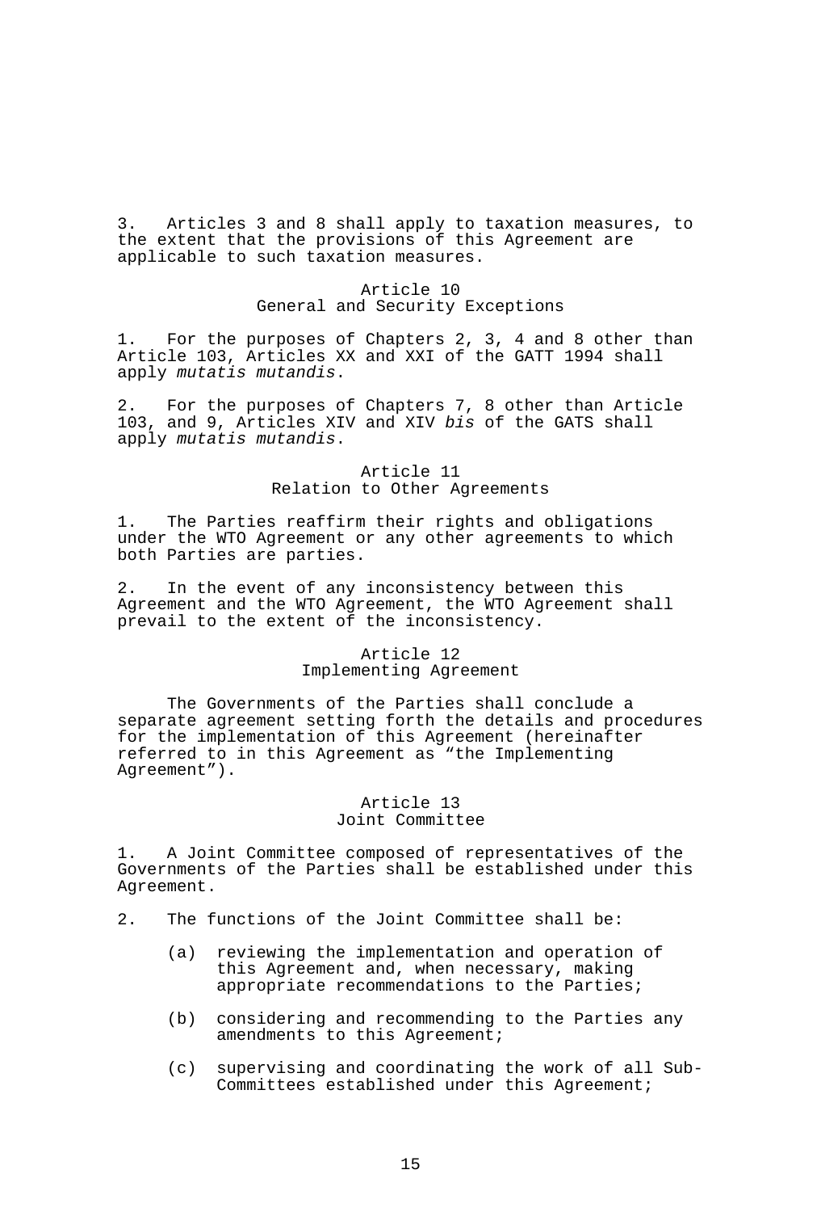3. Articles 3 and 8 shall apply to taxation measures, to the extent that the provisions of this Agreement are applicable to such taxation measures.

## Article 10
## General and Security Exceptions

1. For the purposes of Chapters 2, 3, 4 and 8 other than Article 103, Articles XX and XXI of the GATT 1994 shall apply *mutatis mutandis*.

2. For the purposes of Chapters 7, 8 other than Article 103, and 9, Articles XIV and XIV *bis* of the GATS shall apply *mutatis mutandis*.

## Article 11
## Relation to Other Agreements

1. The Parties reaffirm their rights and obligations under the WTO Agreement or any other agreements to which both Parties are parties.

2. In the event of any inconsistency between this Agreement and the WTO Agreement, the WTO Agreement shall prevail to the extent of the inconsistency.

## Article 12
## Implementing Agreement

The Governments of the Parties shall conclude a separate agreement setting forth the details and procedures for the implementation of this Agreement (hereinafter referred to in this Agreement as “the Implementing Agreement”).

## Article 13
## Joint Committee

1. A Joint Committee composed of representatives of the Governments of the Parties shall be established under this Agreement.

2. The functions of the Joint Committee shall be:

   (a) reviewing the implementation and operation of this Agreement and, when necessary, making appropriate recommendations to the Parties;

   (b) considering and recommending to the Parties any amendments to this Agreement;

   (c) supervising and coordinating the work of all Sub-Committees established under this Agreement;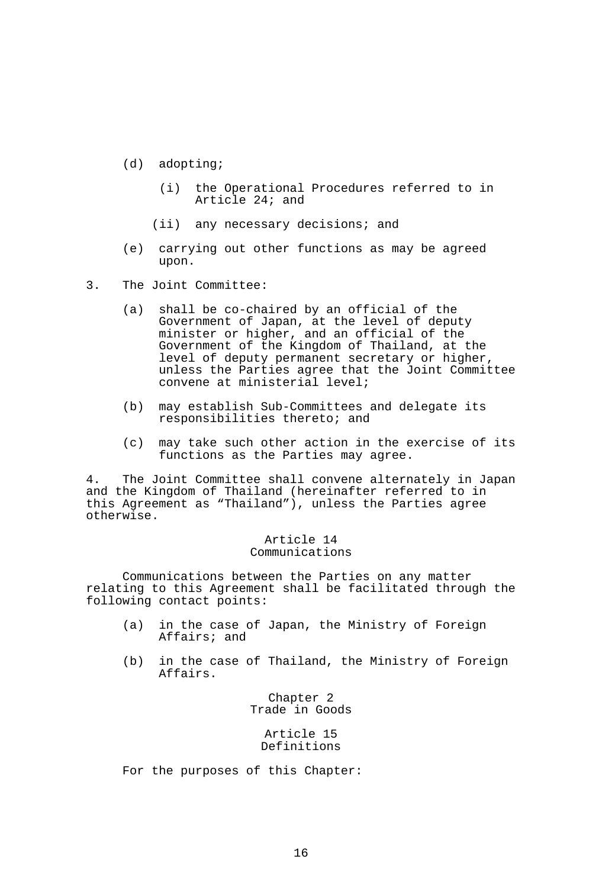(d) adopting;

  (i) the Operational Procedures referred to in Article 24; and

  (ii) any necessary decisions; and

(e) carrying out other functions as may be agreed upon.

3. The Joint Committee:

(a) shall be co-chaired by an official of the Government of Japan, at the level of deputy minister or higher, and an official of the Government of the Kingdom of Thailand, at the level of deputy permanent secretary or higher, unless the Parties agree that the Joint Committee convene at ministerial level;

(b) may establish Sub-Committees and delegate its responsibilities thereto; and

(c) may take such other action in the exercise of its functions as the Parties may agree.

4. The Joint Committee shall convene alternately in Japan and the Kingdom of Thailand (hereinafter referred to in this Agreement as "Thailand"), unless the Parties agree otherwise.

### Article 14
### Communications

Communications between the Parties on any matter relating to this Agreement shall be facilitated through the following contact points:

(a) in the case of Japan, the Ministry of Foreign Affairs; and

(b) in the case of Thailand, the Ministry of Foreign Affairs.

## Chapter 2
## Trade in Goods

### Article 15
### Definitions

For the purposes of this Chapter: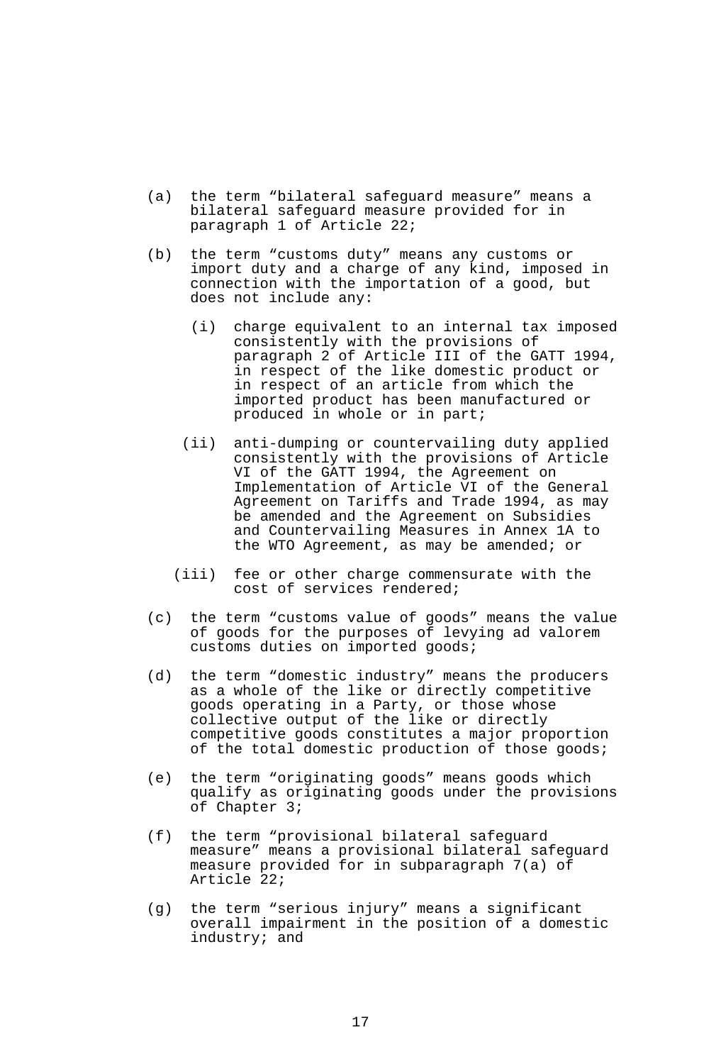(a) the term “bilateral safeguard measure” means a bilateral safeguard measure provided for in paragraph 1 of Article 22;

(b) the term “customs duty” means any customs or import duty and a charge of any kind, imposed in connection with the importation of a good, but does not include any:

  (i) charge equivalent to an internal tax imposed consistently with the provisions of paragraph 2 of Article III of the GATT 1994, in respect of the like domestic product or in respect of an article from which the imported product has been manufactured or produced in whole or in part;

  (ii) anti-dumping or countervailing duty applied consistently with the provisions of Article VI of the GATT 1994, the Agreement on Implementation of Article VI of the General Agreement on Tariffs and Trade 1994, as may be amended and the Agreement on Subsidies and Countervailing Measures in Annex 1A to the WTO Agreement, as may be amended; or

  (iii) fee or other charge commensurate with the cost of services rendered;

(c) the term “customs value of goods” means the value of goods for the purposes of levying ad valorem customs duties on imported goods;

(d) the term “domestic industry” means the producers as a whole of the like or directly competitive goods operating in a Party, or those whose collective output of the like or directly competitive goods constitutes a major proportion of the total domestic production of those goods;

(e) the term “originating goods” means goods which qualify as originating goods under the provisions of Chapter 3;

(f) the term “provisional bilateral safeguard measure” means a provisional bilateral safeguard measure provided for in subparagraph 7(a) of Article 22;

(g) the term “serious injury” means a significant overall impairment in the position of a domestic industry; and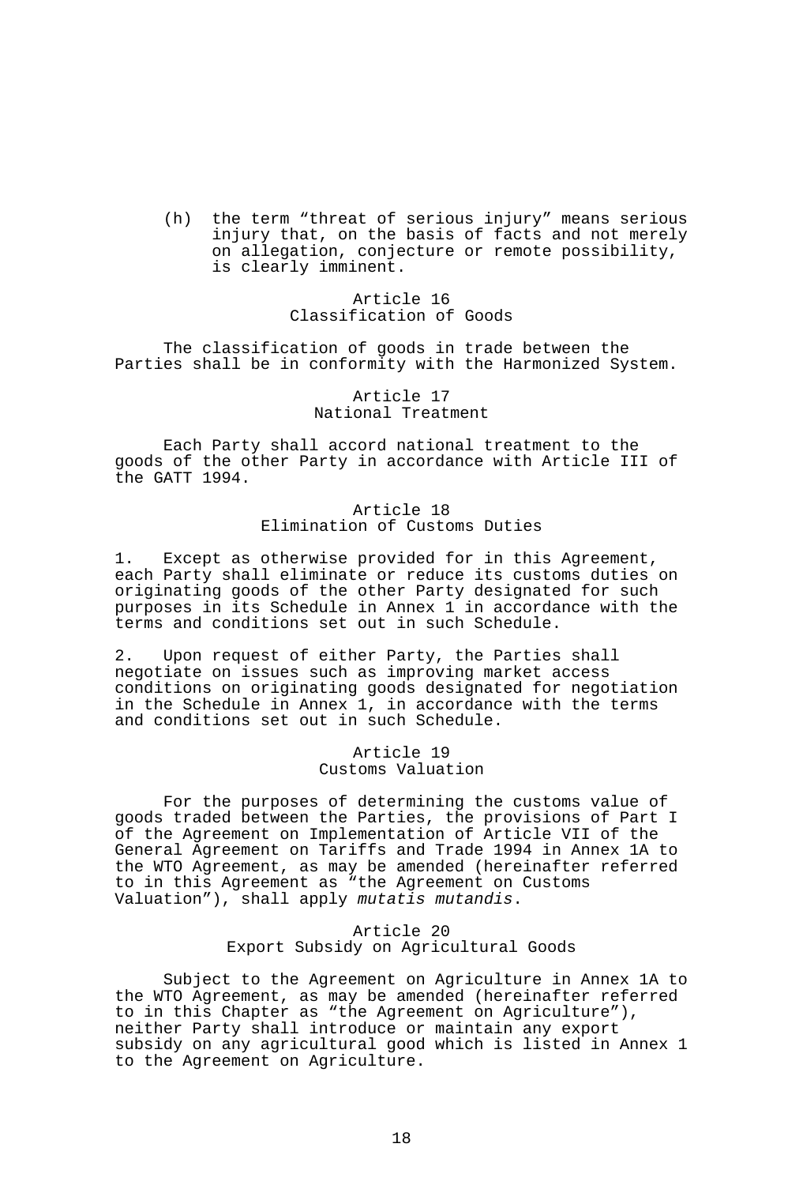(h) the term "threat of serious injury" means serious injury that, on the basis of facts and not merely on allegation, conjecture or remote possibility, is clearly imminent.

## Article 16
## Classification of Goods

The classification of goods in trade between the Parties shall be in conformity with the Harmonized System.

## Article 17
## National Treatment

Each Party shall accord national treatment to the goods of the other Party in accordance with Article III of the GATT 1994.

## Article 18
## Elimination of Customs Duties

1. Except as otherwise provided for in this Agreement, each Party shall eliminate or reduce its customs duties on originating goods of the other Party designated for such purposes in its Schedule in Annex 1 in accordance with the terms and conditions set out in such Schedule.

2. Upon request of either Party, the Parties shall negotiate on issues such as improving market access conditions on originating goods designated for negotiation in the Schedule in Annex 1, in accordance with the terms and conditions set out in such Schedule.

## Article 19
## Customs Valuation

For the purposes of determining the customs value of goods traded between the Parties, the provisions of Part I of the Agreement on Implementation of Article VII of the General Agreement on Tariffs and Trade 1994 in Annex 1A to the WTO Agreement, as may be amended (hereinafter referred to in this Agreement as "the Agreement on Customs Valuation"), shall apply *mutatis mutandis*.

## Article 20
## Export Subsidy on Agricultural Goods

Subject to the Agreement on Agriculture in Annex 1A to the WTO Agreement, as may be amended (hereinafter referred to in this Chapter as "the Agreement on Agriculture"), neither Party shall introduce or maintain any export subsidy on any agricultural good which is listed in Annex 1 to the Agreement on Agriculture.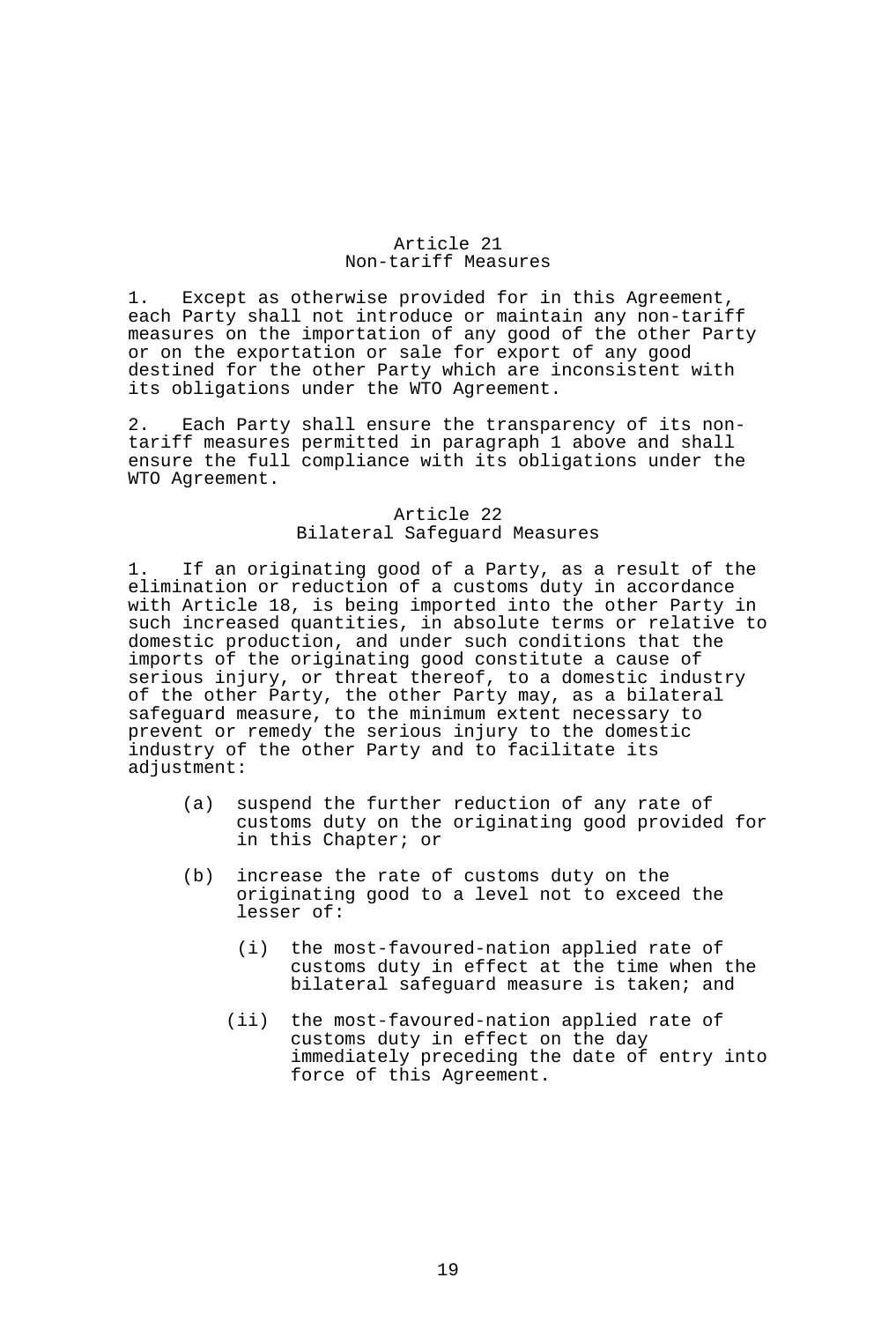## Article 21
## Non-tariff Measures

1. Except as otherwise provided for in this Agreement, each Party shall not introduce or maintain any non-tariff measures on the importation of any good of the other Party or on the exportation or sale for export of any good destined for the other Party which are inconsistent with its obligations under the WTO Agreement.

2. Each Party shall ensure the transparency of its non-tariff measures permitted in paragraph 1 above and shall ensure the full compliance with its obligations under the WTO Agreement.

## Article 22
## Bilateral Safeguard Measures

1. If an originating good of a Party, as a result of the elimination or reduction of a customs duty in accordance with Article 18, is being imported into the other Party in such increased quantities, in absolute terms or relative to domestic production, and under such conditions that the imports of the originating good constitute a cause of serious injury, or threat thereof, to a domestic industry of the other Party, the other Party may, as a bilateral safeguard measure, to the minimum extent necessary to prevent or remedy the serious injury to the domestic industry of the other Party and to facilitate its adjustment:

   (a) suspend the further reduction of any rate of customs duty on the originating good provided for in this Chapter; or

   (b) increase the rate of customs duty on the originating good to a level not to exceed the lesser of:

      (i) the most-favoured-nation applied rate of customs duty in effect at the time when the bilateral safeguard measure is taken; and

      (ii) the most-favoured-nation applied rate of customs duty in effect on the day immediately preceding the date of entry into force of this Agreement.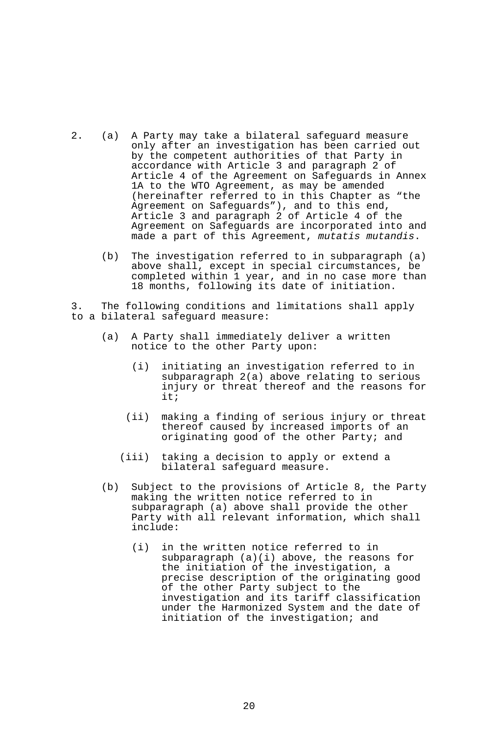2. (a) A Party may take a bilateral safeguard measure only after an investigation has been carried out by the competent authorities of that Party in accordance with Article 3 and paragraph 2 of Article 4 of the Agreement on Safeguards in Annex 1A to the WTO Agreement, as may be amended (hereinafter referred to in this Chapter as "the Agreement on Safeguards"), and to this end, Article 3 and paragraph 2 of Article 4 of the Agreement on Safeguards are incorporated into and made a part of this Agreement, *mutatis mutandis*.

   (b) The investigation referred to in subparagraph (a) above shall, except in special circumstances, be completed within 1 year, and in no case more than 18 months, following its date of initiation.

3. The following conditions and limitations shall apply to a bilateral safeguard measure:

   (a) A Party shall immediately deliver a written notice to the other Party upon:

      (i) initiating an investigation referred to in subparagraph 2(a) above relating to serious injury or threat thereof and the reasons for it;

      (ii) making a finding of serious injury or threat thereof caused by increased imports of an originating good of the other Party; and

      (iii) taking a decision to apply or extend a bilateral safeguard measure.

   (b) Subject to the provisions of Article 8, the Party making the written notice referred to in subparagraph (a) above shall provide the other Party with all relevant information, which shall include:

      (i) in the written notice referred to in subparagraph (a)(i) above, the reasons for the initiation of the investigation, a precise description of the originating good of the other Party subject to the investigation and its tariff classification under the Harmonized System and the date of initiation of the investigation; and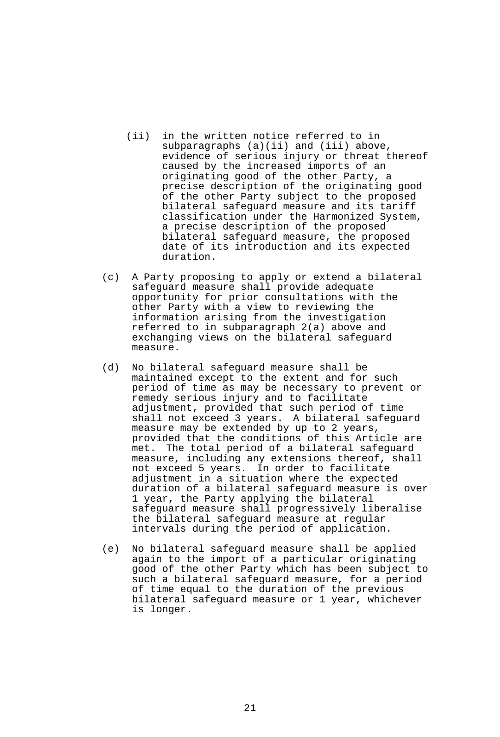(ii) in the written notice referred to in subparagraphs (a)(ii) and (iii) above, evidence of serious injury or threat thereof caused by the increased imports of an originating good of the other Party, a precise description of the originating good of the other Party subject to the proposed bilateral safeguard measure and its tariff classification under the Harmonized System, a precise description of the proposed bilateral safeguard measure, the proposed date of its introduction and its expected duration.

(c) A Party proposing to apply or extend a bilateral safeguard measure shall provide adequate opportunity for prior consultations with the other Party with a view to reviewing the information arising from the investigation referred to in subparagraph 2(a) above and exchanging views on the bilateral safeguard measure.

(d) No bilateral safeguard measure shall be maintained except to the extent and for such period of time as may be necessary to prevent or remedy serious injury and to facilitate adjustment, provided that such period of time shall not exceed 3 years. A bilateral safeguard measure may be extended by up to 2 years, provided that the conditions of this Article are met. The total period of a bilateral safeguard measure, including any extensions thereof, shall not exceed 5 years. In order to facilitate adjustment in a situation where the expected duration of a bilateral safeguard measure is over 1 year, the Party applying the bilateral safeguard measure shall progressively liberalise the bilateral safeguard measure at regular intervals during the period of application.

(e) No bilateral safeguard measure shall be applied again to the import of a particular originating good of the other Party which has been subject to such a bilateral safeguard measure, for a period of time equal to the duration of the previous bilateral safeguard measure or 1 year, whichever is longer.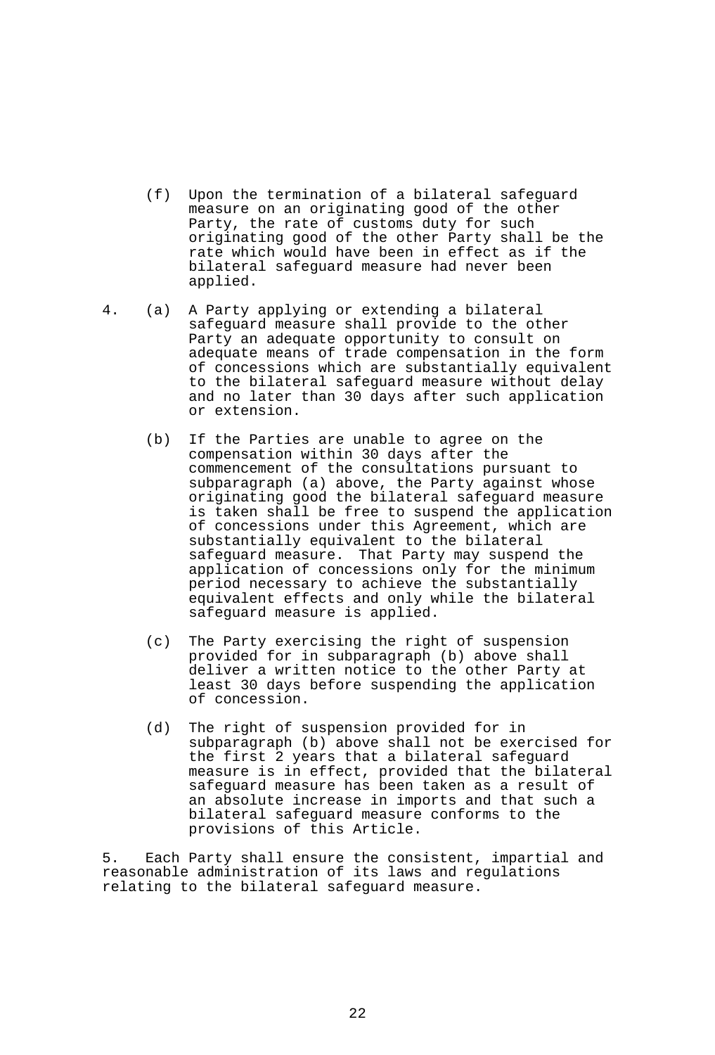(f) Upon the termination of a bilateral safeguard measure on an originating good of the other Party, the rate of customs duty for such originating good of the other Party shall be the rate which would have been in effect as if the bilateral safeguard measure had never been applied.

4. (a) A Party applying or extending a bilateral safeguard measure shall provide to the other Party an adequate opportunity to consult on adequate means of trade compensation in the form of concessions which are substantially equivalent to the bilateral safeguard measure without delay and no later than 30 days after such application or extension.

(b) If the Parties are unable to agree on the compensation within 30 days after the commencement of the consultations pursuant to subparagraph (a) above, the Party against whose originating good the bilateral safeguard measure is taken shall be free to suspend the application of concessions under this Agreement, which are substantially equivalent to the bilateral safeguard measure. That Party may suspend the application of concessions only for the minimum period necessary to achieve the substantially equivalent effects and only while the bilateral safeguard measure is applied.

(c) The Party exercising the right of suspension provided for in subparagraph (b) above shall deliver a written notice to the other Party at least 30 days before suspending the application of concession.

(d) The right of suspension provided for in subparagraph (b) above shall not be exercised for the first 2 years that a bilateral safeguard measure is in effect, provided that the bilateral safeguard measure has been taken as a result of an absolute increase in imports and that such a bilateral safeguard measure conforms to the provisions of this Article.

5. Each Party shall ensure the consistent, impartial and reasonable administration of its laws and regulations relating to the bilateral safeguard measure.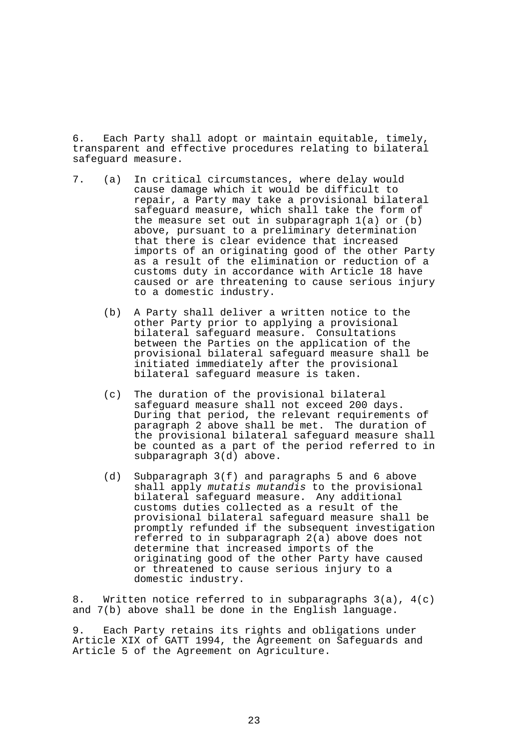6. Each Party shall adopt or maintain equitable, timely, transparent and effective procedures relating to bilateral safeguard measure.

7. (a) In critical circumstances, where delay would cause damage which it would be difficult to repair, a Party may take a provisional bilateral safeguard measure, which shall take the form of the measure set out in subparagraph 1(a) or (b) above, pursuant to a preliminary determination that there is clear evidence that increased imports of an originating good of the other Party as a result of the elimination or reduction of a customs duty in accordance with Article 18 have caused or are threatening to cause serious injury to a domestic industry.

   (b) A Party shall deliver a written notice to the other Party prior to applying a provisional bilateral safeguard measure. Consultations between the Parties on the application of the provisional bilateral safeguard measure shall be initiated immediately after the provisional bilateral safeguard measure is taken.

   (c) The duration of the provisional bilateral safeguard measure shall not exceed 200 days. During that period, the relevant requirements of paragraph 2 above shall be met. The duration of the provisional bilateral safeguard measure shall be counted as a part of the period referred to in subparagraph 3(d) above.

   (d) Subparagraph 3(f) and paragraphs 5 and 6 above shall apply *mutatis mutandis* to the provisional bilateral safeguard measure. Any additional customs duties collected as a result of the provisional bilateral safeguard measure shall be promptly refunded if the subsequent investigation referred to in subparagraph 2(a) above does not determine that increased imports of the originating good of the other Party have caused or threatened to cause serious injury to a domestic industry.

8. Written notice referred to in subparagraphs 3(a), 4(c) and 7(b) above shall be done in the English language.

9. Each Party retains its rights and obligations under Article XIX of GATT 1994, the Agreement on Safeguards and Article 5 of the Agreement on Agriculture.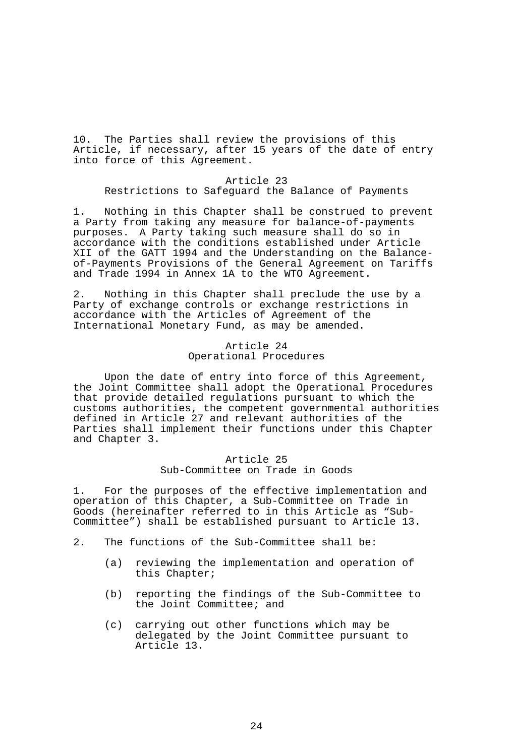10. The Parties shall review the provisions of this Article, if necessary, after 15 years of the date of entry into force of this Agreement.

## Article 23
## Restrictions to Safeguard the Balance of Payments

1. Nothing in this Chapter shall be construed to prevent a Party from taking any measure for balance-of-payments purposes. A Party taking such measure shall do so in accordance with the conditions established under Article XII of the GATT 1994 and the Understanding on the Balance-of-Payments Provisions of the General Agreement on Tariffs and Trade 1994 in Annex 1A to the WTO Agreement.

2. Nothing in this Chapter shall preclude the use by a Party of exchange controls or exchange restrictions in accordance with the Articles of Agreement of the International Monetary Fund, as may be amended.

## Article 24
## Operational Procedures

Upon the date of entry into force of this Agreement, the Joint Committee shall adopt the Operational Procedures that provide detailed regulations pursuant to which the customs authorities, the competent governmental authorities defined in Article 27 and relevant authorities of the Parties shall implement their functions under this Chapter and Chapter 3.

## Article 25
## Sub-Committee on Trade in Goods

1. For the purposes of the effective implementation and operation of this Chapter, a Sub-Committee on Trade in Goods (hereinafter referred to in this Article as "Sub-Committee") shall be established pursuant to Article 13.

2. The functions of the Sub-Committee shall be:

   (a) reviewing the implementation and operation of this Chapter;

   (b) reporting the findings of the Sub-Committee to the Joint Committee; and

   (c) carrying out other functions which may be delegated by the Joint Committee pursuant to Article 13.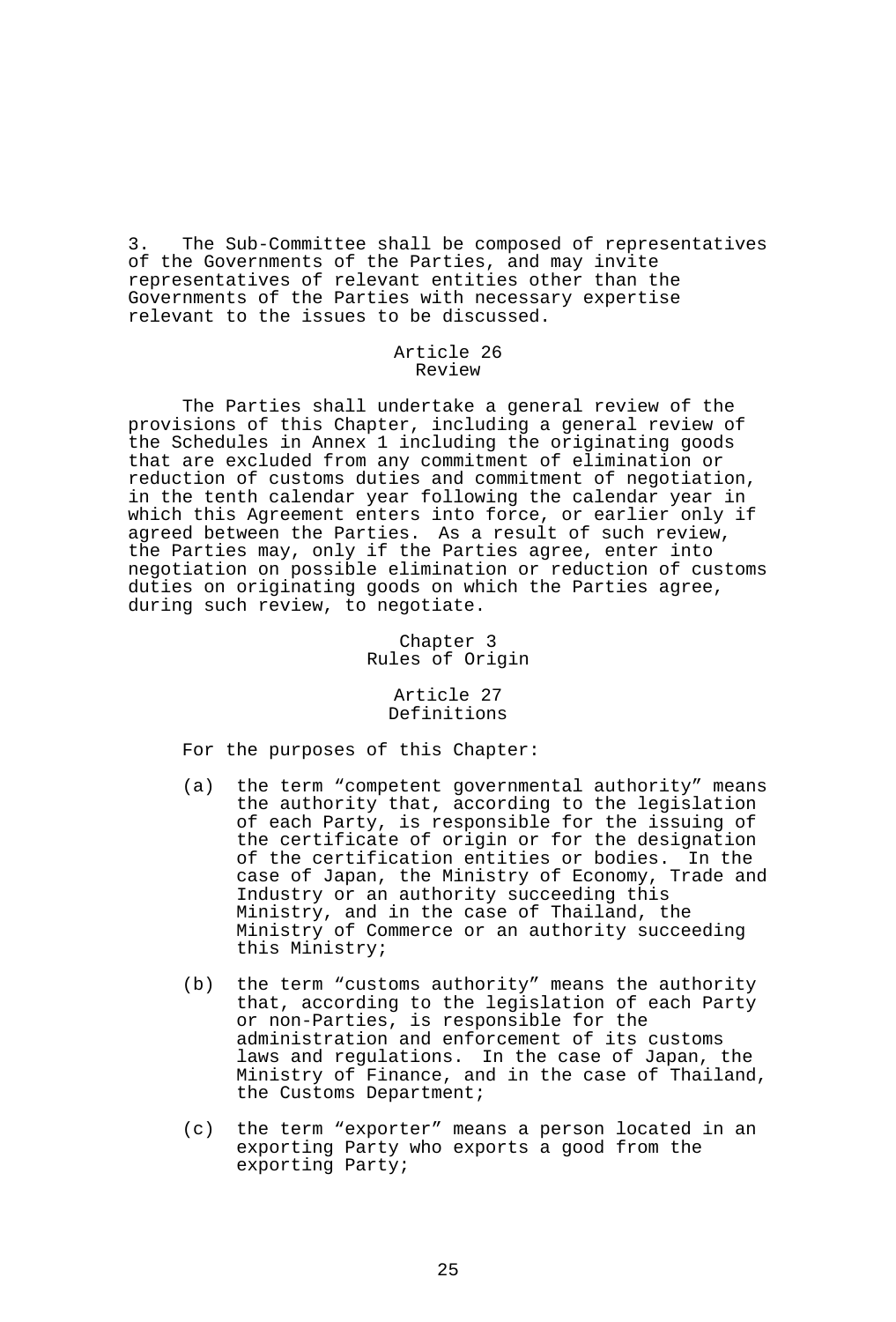3. The Sub-Committee shall be composed of representatives of the Governments of the Parties, and may invite representatives of relevant entities other than the Governments of the Parties with necessary expertise relevant to the issues to be discussed.

### Article 26
### Review

The Parties shall undertake a general review of the provisions of this Chapter, including a general review of the Schedules in Annex 1 including the originating goods that are excluded from any commitment of elimination or reduction of customs duties and commitment of negotiation, in the tenth calendar year following the calendar year in which this Agreement enters into force, or earlier only if agreed between the Parties. As a result of such review, the Parties may, only if the Parties agree, enter into negotiation on possible elimination or reduction of customs duties on originating goods on which the Parties agree, during such review, to negotiate.

## Chapter 3
## Rules of Origin

### Article 27
### Definitions

For the purposes of this Chapter:

(a) the term "competent governmental authority" means the authority that, according to the legislation of each Party, is responsible for the issuing of the certificate of origin or for the designation of the certification entities or bodies. In the case of Japan, the Ministry of Economy, Trade and Industry or an authority succeeding this Ministry, and in the case of Thailand, the Ministry of Commerce or an authority succeeding this Ministry;

(b) the term "customs authority" means the authority that, according to the legislation of each Party or non-Parties, is responsible for the administration and enforcement of its customs laws and regulations. In the case of Japan, the Ministry of Finance, and in the case of Thailand, the Customs Department;

(c) the term "exporter" means a person located in an exporting Party who exports a good from the exporting Party;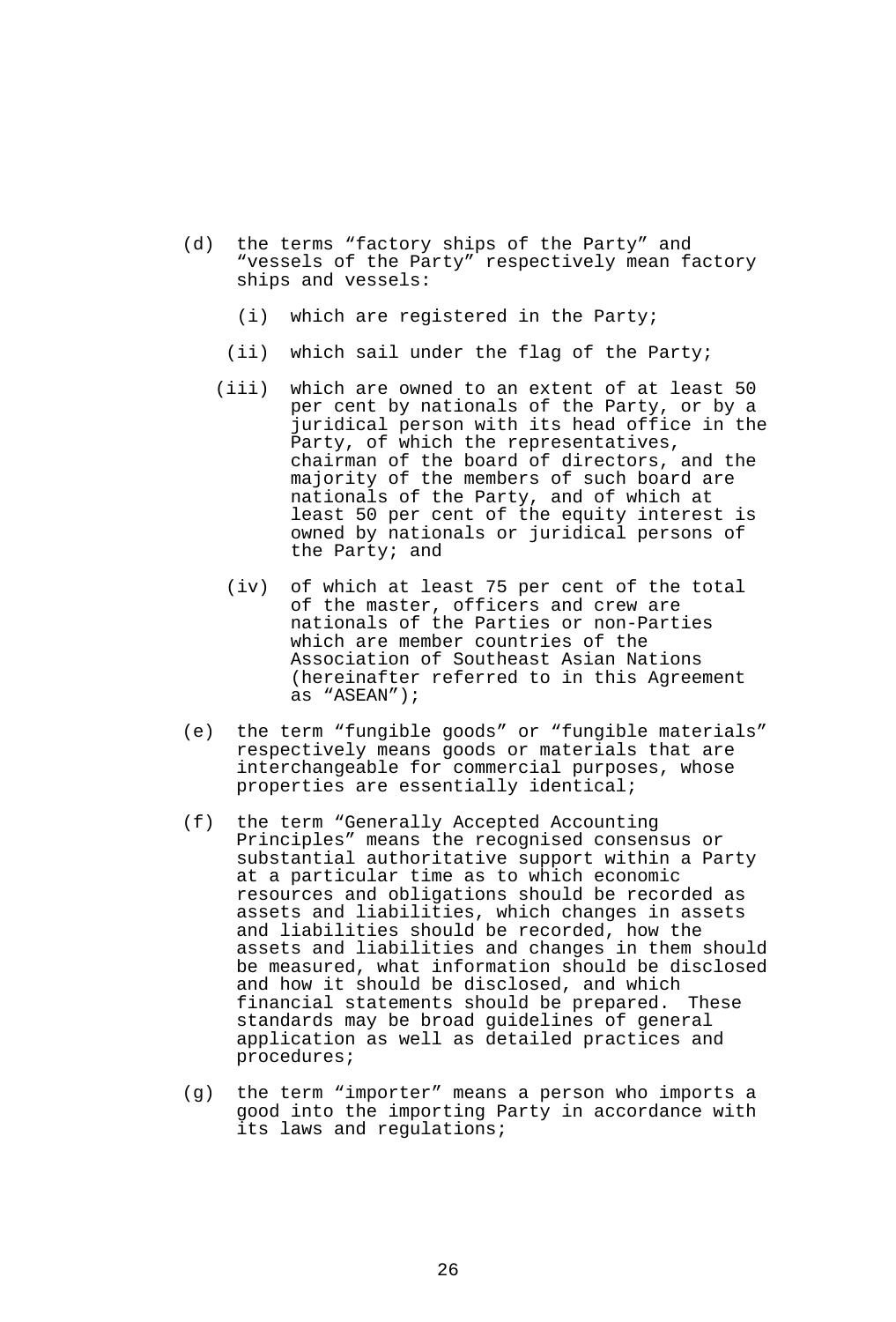(d) the terms “factory ships of the Party” and “vessels of the Party” respectively mean factory ships and vessels:

  (i) which are registered in the Party;

  (ii) which sail under the flag of the Party;

  (iii) which are owned to an extent of at least 50 per cent by nationals of the Party, or by a juridical person with its head office in the Party, of which the representatives, chairman of the board of directors, and the majority of the members of such board are nationals of the Party, and of which at least 50 per cent of the equity interest is owned by nationals or juridical persons of the Party; and

  (iv) of which at least 75 per cent of the total of the master, officers and crew are nationals of the Parties or non-Parties which are member countries of the Association of Southeast Asian Nations (hereinafter referred to in this Agreement as “ASEAN”);

(e) the term “fungible goods” or “fungible materials” respectively means goods or materials that are interchangeable for commercial purposes, whose properties are essentially identical;

(f) the term “Generally Accepted Accounting Principles” means the recognised consensus or substantial authoritative support within a Party at a particular time as to which economic resources and obligations should be recorded as assets and liabilities, which changes in assets and liabilities should be recorded, how the assets and liabilities and changes in them should be measured, what information should be disclosed and how it should be disclosed, and which financial statements should be prepared. These standards may be broad guidelines of general application as well as detailed practices and procedures;

(g) the term “importer” means a person who imports a good into the importing Party in accordance with its laws and regulations;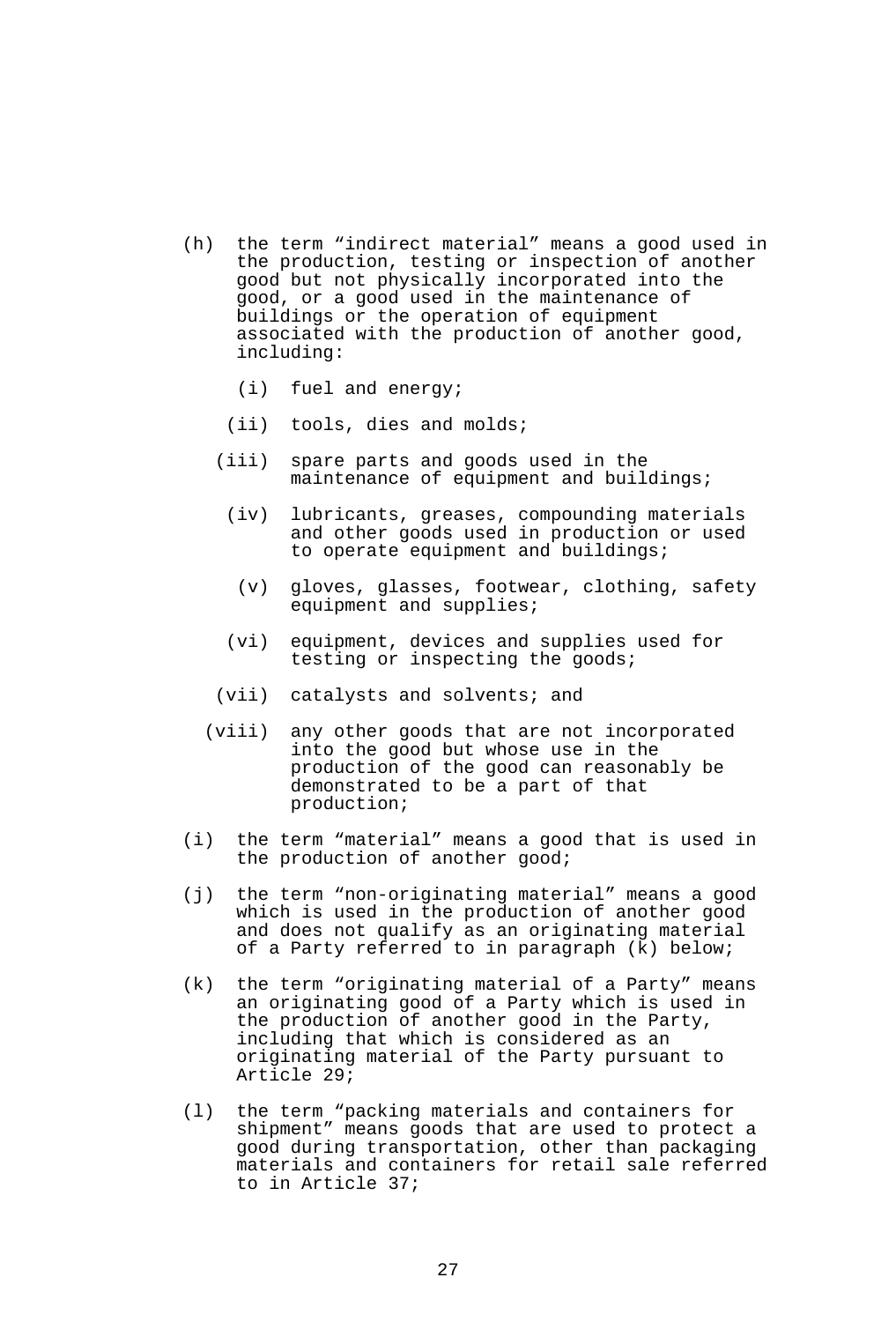(h) the term "indirect material" means a good used in the production, testing or inspection of another good but not physically incorporated into the good, or a good used in the maintenance of buildings or the operation of equipment associated with the production of another good, including:

   (i) fuel and energy;

   (ii) tools, dies and molds;

   (iii) spare parts and goods used in the maintenance of equipment and buildings;

   (iv) lubricants, greases, compounding materials and other goods used in production or used to operate equipment and buildings;

   (v) gloves, glasses, footwear, clothing, safety equipment and supplies;

   (vi) equipment, devices and supplies used for testing or inspecting the goods;

   (vii) catalysts and solvents; and

   (viii) any other goods that are not incorporated into the good but whose use in the production of the good can reasonably be demonstrated to be a part of that production;

(i) the term "material" means a good that is used in the production of another good;

(j) the term "non-originating material" means a good which is used in the production of another good and does not qualify as an originating material of a Party referred to in paragraph (k) below;

(k) the term "originating material of a Party" means an originating good of a Party which is used in the production of another good in the Party, including that which is considered as an originating material of the Party pursuant to Article 29;

(l) the term "packing materials and containers for shipment" means goods that are used to protect a good during transportation, other than packaging materials and containers for retail sale referred to in Article 37;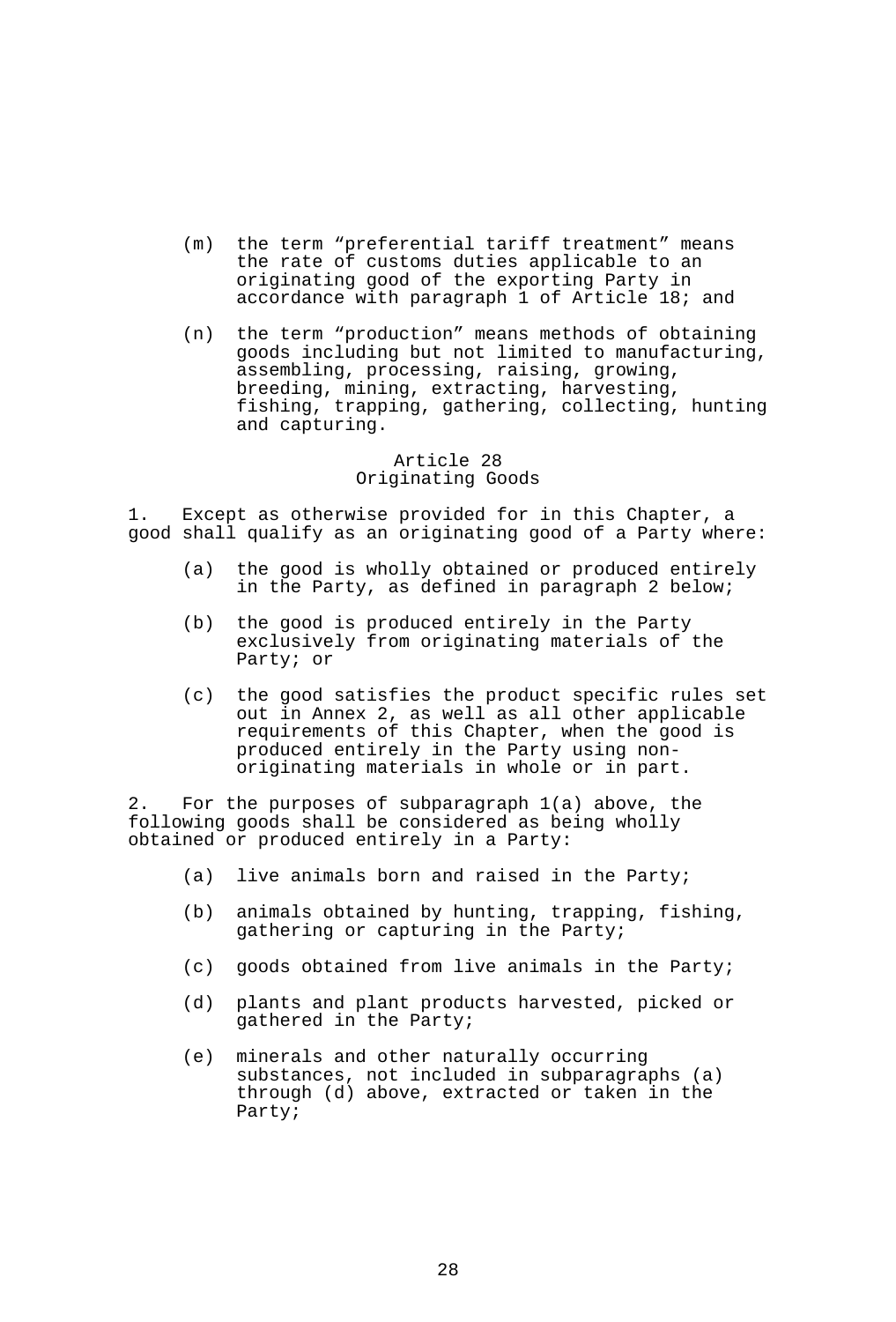(m) the term “preferential tariff treatment” means the rate of customs duties applicable to an originating good of the exporting Party in accordance with paragraph 1 of Article 18; and

(n) the term “production” means methods of obtaining goods including but not limited to manufacturing, assembling, processing, raising, growing, breeding, mining, extracting, harvesting, fishing, trapping, gathering, collecting, hunting and capturing.

## Article 28
## Originating Goods

1. Except as otherwise provided for in this Chapter, a good shall qualify as an originating good of a Party where:

(a) the good is wholly obtained or produced entirely in the Party, as defined in paragraph 2 below;

(b) the good is produced entirely in the Party exclusively from originating materials of the Party; or

(c) the good satisfies the product specific rules set out in Annex 2, as well as all other applicable requirements of this Chapter, when the good is produced entirely in the Party using non-originating materials in whole or in part.

2. For the purposes of subparagraph 1(a) above, the following goods shall be considered as being wholly obtained or produced entirely in a Party:

(a) live animals born and raised in the Party;

(b) animals obtained by hunting, trapping, fishing, gathering or capturing in the Party;

(c) goods obtained from live animals in the Party;

(d) plants and plant products harvested, picked or gathered in the Party;

(e) minerals and other naturally occurring substances, not included in subparagraphs (a) through (d) above, extracted or taken in the Party;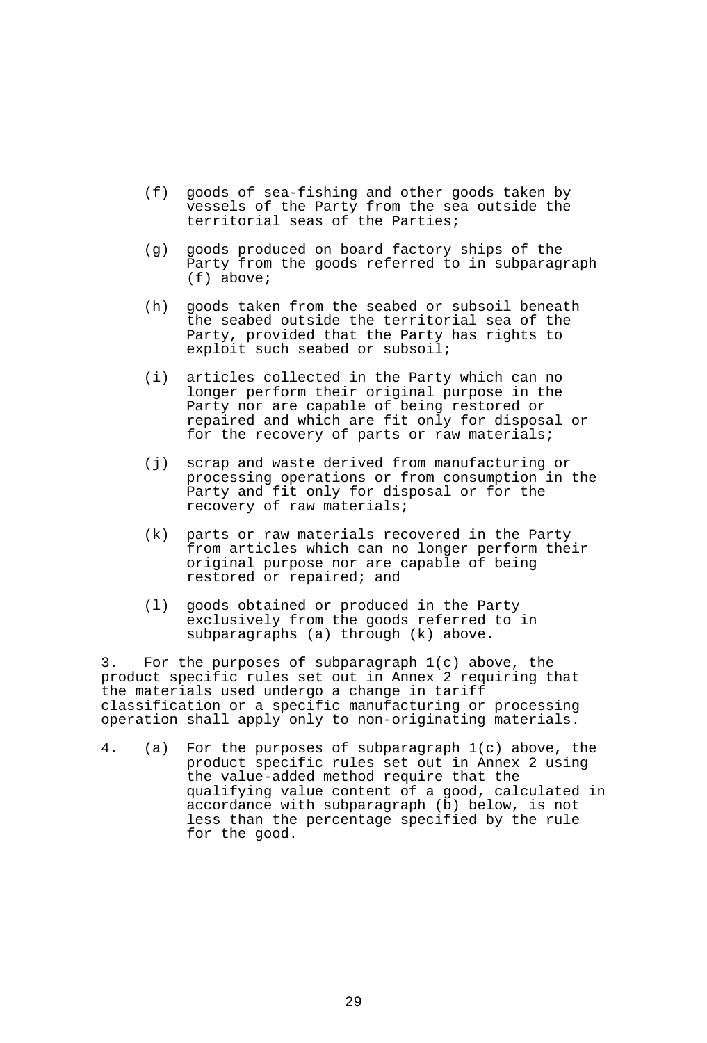(f) goods of sea-fishing and other goods taken by vessels of the Party from the sea outside the territorial seas of the Parties;

(g) goods produced on board factory ships of the Party from the goods referred to in subparagraph (f) above;

(h) goods taken from the seabed or subsoil beneath the seabed outside the territorial sea of the Party, provided that the Party has rights to exploit such seabed or subsoil;

(i) articles collected in the Party which can no longer perform their original purpose in the Party nor are capable of being restored or repaired and which are fit only for disposal or for the recovery of parts or raw materials;

(j) scrap and waste derived from manufacturing or processing operations or from consumption in the Party and fit only for disposal or for the recovery of raw materials;

(k) parts or raw materials recovered in the Party from articles which can no longer perform their original purpose nor are capable of being restored or repaired; and

(l) goods obtained or produced in the Party exclusively from the goods referred to in subparagraphs (a) through (k) above.

3. For the purposes of subparagraph 1(c) above, the product specific rules set out in Annex 2 requiring that the materials used undergo a change in tariff classification or a specific manufacturing or processing operation shall apply only to non-originating materials.

4. (a) For the purposes of subparagraph 1(c) above, the product specific rules set out in Annex 2 using the value-added method require that the qualifying value content of a good, calculated in accordance with subparagraph (b) below, is not less than the percentage specified by the rule for the good.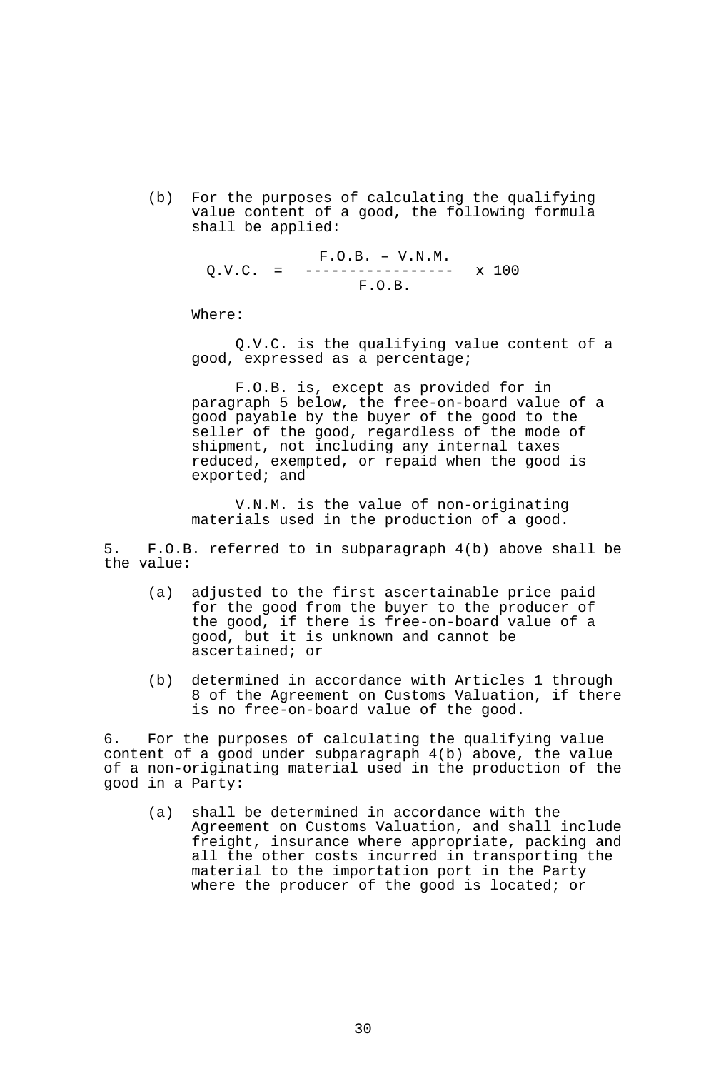(b) For the purposes of calculating the qualifying value content of a good, the following formula shall be applied:

$$Q.V.C. = \frac{F.O.B. - V.N.M.}{F.O.B.} \times 100$$

Where:

Q.V.C. is the qualifying value content of a good, expressed as a percentage;

F.O.B. is, except as provided for in paragraph 5 below, the free-on-board value of a good payable by the buyer of the good to the seller of the good, regardless of the mode of shipment, not including any internal taxes reduced, exempted, or repaid when the good is exported; and

V.N.M. is the value of non-originating materials used in the production of a good.

5. F.O.B. referred to in subparagraph 4(b) above shall be the value:

(a) adjusted to the first ascertainable price paid for the good from the buyer to the producer of the good, if there is free-on-board value of a good, but it is unknown and cannot be ascertained; or

(b) determined in accordance with Articles 1 through 8 of the Agreement on Customs Valuation, if there is no free-on-board value of the good.

6. For the purposes of calculating the qualifying value content of a good under subparagraph 4(b) above, the value of a non-originating material used in the production of the good in a Party:

(a) shall be determined in accordance with the Agreement on Customs Valuation, and shall include freight, insurance where appropriate, packing and all the other costs incurred in transporting the material to the importation port in the Party where the producer of the good is located; or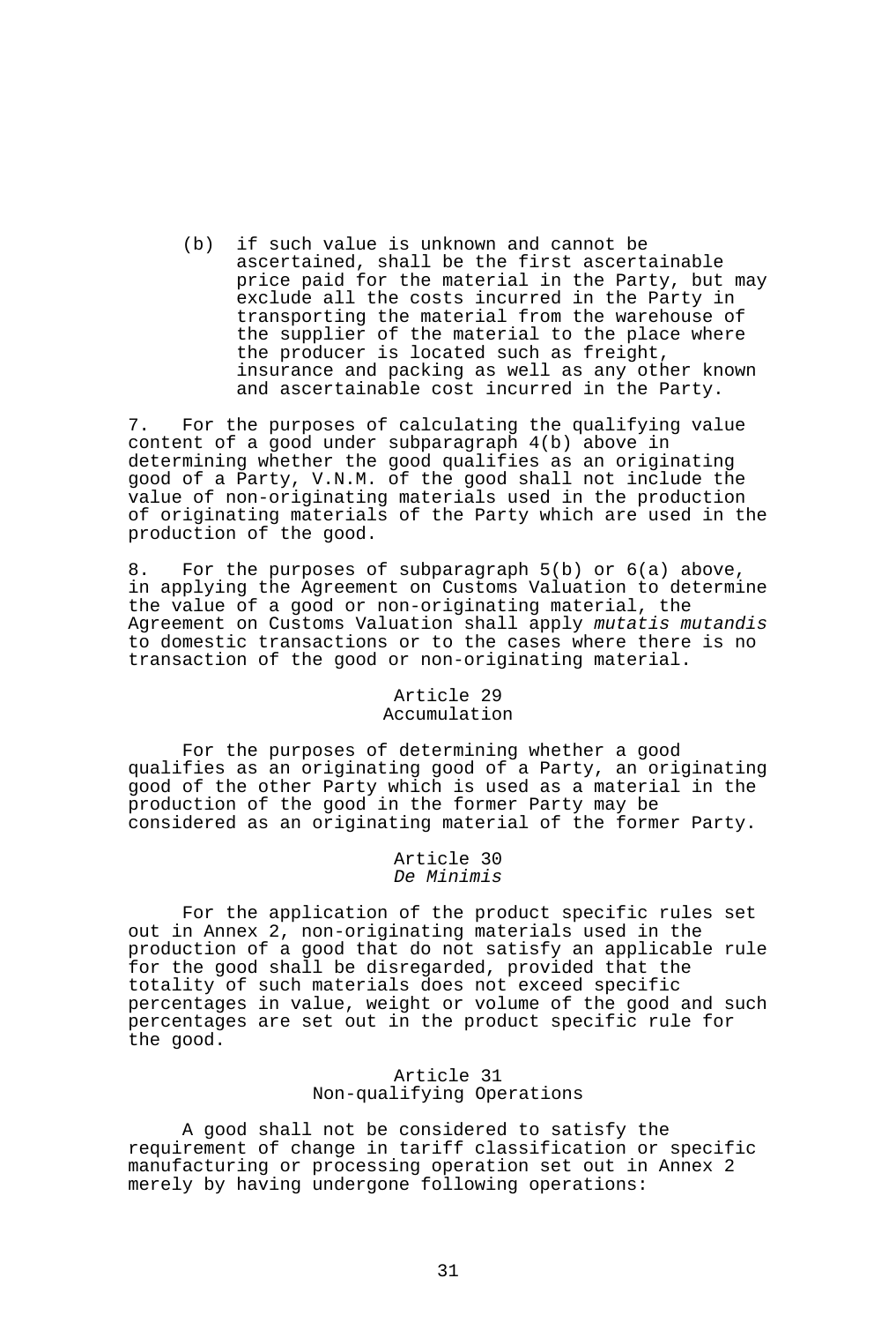(b) if such value is unknown and cannot be ascertained, shall be the first ascertainable price paid for the material in the Party, but may exclude all the costs incurred in the Party in transporting the material from the warehouse of the supplier of the material to the place where the producer is located such as freight, insurance and packing as well as any other known and ascertainable cost incurred in the Party.

7. For the purposes of calculating the qualifying value content of a good under subparagraph 4(b) above in determining whether the good qualifies as an originating good of a Party, V.N.M. of the good shall not include the value of non-originating materials used in the production of originating materials of the Party which are used in the production of the good.

8. For the purposes of subparagraph 5(b) or 6(a) above, in applying the Agreement on Customs Valuation to determine the value of a good or non-originating material, the Agreement on Customs Valuation shall apply *mutatis mutandis* to domestic transactions or to the cases where there is no transaction of the good or non-originating material.

## Article 29
## Accumulation

For the purposes of determining whether a good qualifies as an originating good of a Party, an originating good of the other Party which is used as a material in the production of the good in the former Party may be considered as an originating material of the former Party.

## Article 30
## *De Minimis*

For the application of the product specific rules set out in Annex 2, non-originating materials used in the production of a good that do not satisfy an applicable rule for the good shall be disregarded, provided that the totality of such materials does not exceed specific percentages in value, weight or volume of the good and such percentages are set out in the product specific rule for the good.

## Article 31
## Non-qualifying Operations

A good shall not be considered to satisfy the requirement of change in tariff classification or specific manufacturing or processing operation set out in Annex 2 merely by having undergone following operations: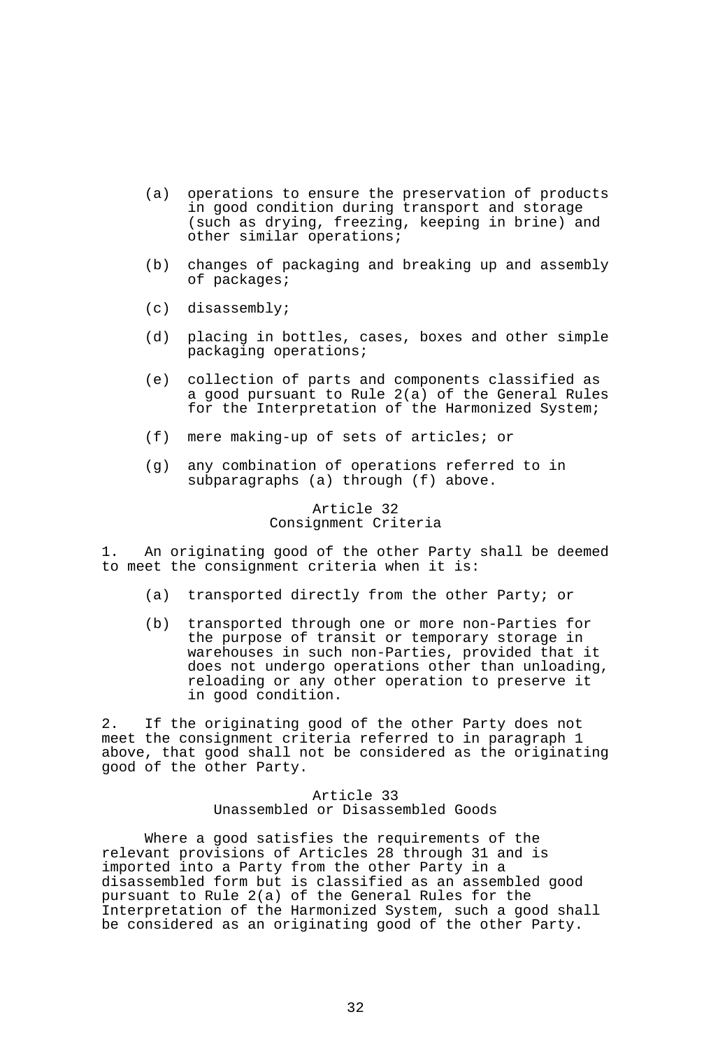(a) operations to ensure the preservation of products in good condition during transport and storage (such as drying, freezing, keeping in brine) and other similar operations;

(b) changes of packaging and breaking up and assembly of packages;

(c) disassembly;

(d) placing in bottles, cases, boxes and other simple packaging operations;

(e) collection of parts and components classified as a good pursuant to Rule 2(a) of the General Rules for the Interpretation of the Harmonized System;

(f) mere making-up of sets of articles; or

(g) any combination of operations referred to in subparagraphs (a) through (f) above.

## Article 32
## Consignment Criteria

1. An originating good of the other Party shall be deemed to meet the consignment criteria when it is:

(a) transported directly from the other Party; or

(b) transported through one or more non-Parties for the purpose of transit or temporary storage in warehouses in such non-Parties, provided that it does not undergo operations other than unloading, reloading or any other operation to preserve it in good condition.

2. If the originating good of the other Party does not meet the consignment criteria referred to in paragraph 1 above, that good shall not be considered as the originating good of the other Party.

## Article 33
## Unassembled or Disassembled Goods

Where a good satisfies the requirements of the relevant provisions of Articles 28 through 31 and is imported into a Party from the other Party in a disassembled form but is classified as an assembled good pursuant to Rule 2(a) of the General Rules for the Interpretation of the Harmonized System, such a good shall be considered as an originating good of the other Party.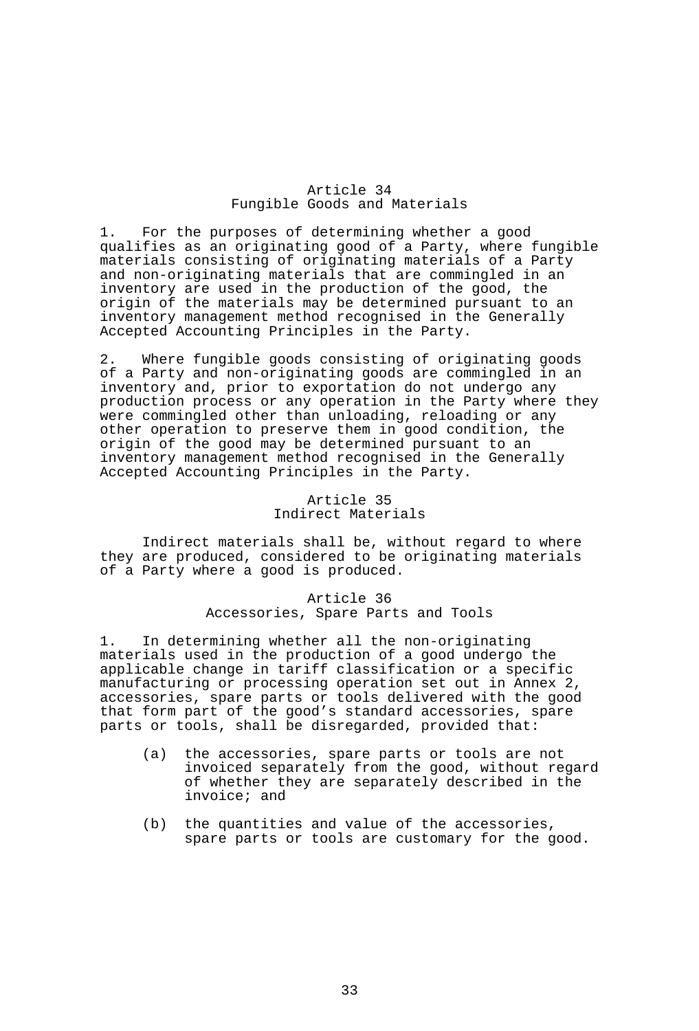## Article 34
## Fungible Goods and Materials

1. For the purposes of determining whether a good qualifies as an originating good of a Party, where fungible materials consisting of originating materials of a Party and non-originating materials that are commingled in an inventory are used in the production of the good, the origin of the materials may be determined pursuant to an inventory management method recognised in the Generally Accepted Accounting Principles in the Party.

2. Where fungible goods consisting of originating goods of a Party and non-originating goods are commingled in an inventory and, prior to exportation do not undergo any production process or any operation in the Party where they were commingled other than unloading, reloading or any other operation to preserve them in good condition, the origin of the good may be determined pursuant to an inventory management method recognised in the Generally Accepted Accounting Principles in the Party.

## Article 35
## Indirect Materials

Indirect materials shall be, without regard to where they are produced, considered to be originating materials of a Party where a good is produced.

## Article 36
## Accessories, Spare Parts and Tools

1. In determining whether all the non-originating materials used in the production of a good undergo the applicable change in tariff classification or a specific manufacturing or processing operation set out in Annex 2, accessories, spare parts or tools delivered with the good that form part of the good's standard accessories, spare parts or tools, shall be disregarded, provided that:

(a) the accessories, spare parts or tools are not invoiced separately from the good, without regard of whether they are separately described in the invoice; and

(b) the quantities and value of the accessories, spare parts or tools are customary for the good.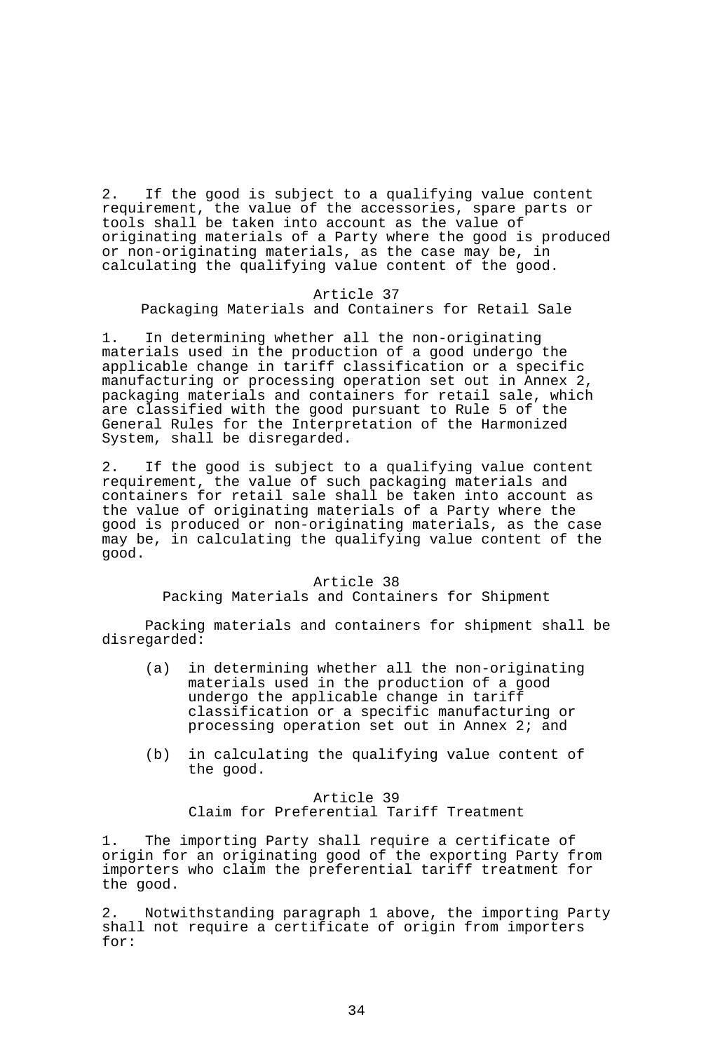2. If the good is subject to a qualifying value content requirement, the value of the accessories, spare parts or tools shall be taken into account as the value of originating materials of a Party where the good is produced or non-originating materials, as the case may be, in calculating the qualifying value content of the good.

### Article 37
### Packaging Materials and Containers for Retail Sale

1. In determining whether all the non-originating materials used in the production of a good undergo the applicable change in tariff classification or a specific manufacturing or processing operation set out in Annex 2, packaging materials and containers for retail sale, which are classified with the good pursuant to Rule 5 of the General Rules for the Interpretation of the Harmonized System, shall be disregarded.

2. If the good is subject to a qualifying value content requirement, the value of such packaging materials and containers for retail sale shall be taken into account as the value of originating materials of a Party where the good is produced or non-originating materials, as the case may be, in calculating the qualifying value content of the good.

### Article 38
### Packing Materials and Containers for Shipment

Packing materials and containers for shipment shall be disregarded:

(a) in determining whether all the non-originating materials used in the production of a good undergo the applicable change in tariff classification or a specific manufacturing or processing operation set out in Annex 2; and

(b) in calculating the qualifying value content of the good.

### Article 39
### Claim for Preferential Tariff Treatment

1. The importing Party shall require a certificate of origin for an originating good of the exporting Party from importers who claim the preferential tariff treatment for the good.

2. Notwithstanding paragraph 1 above, the importing Party shall not require a certificate of origin from importers for: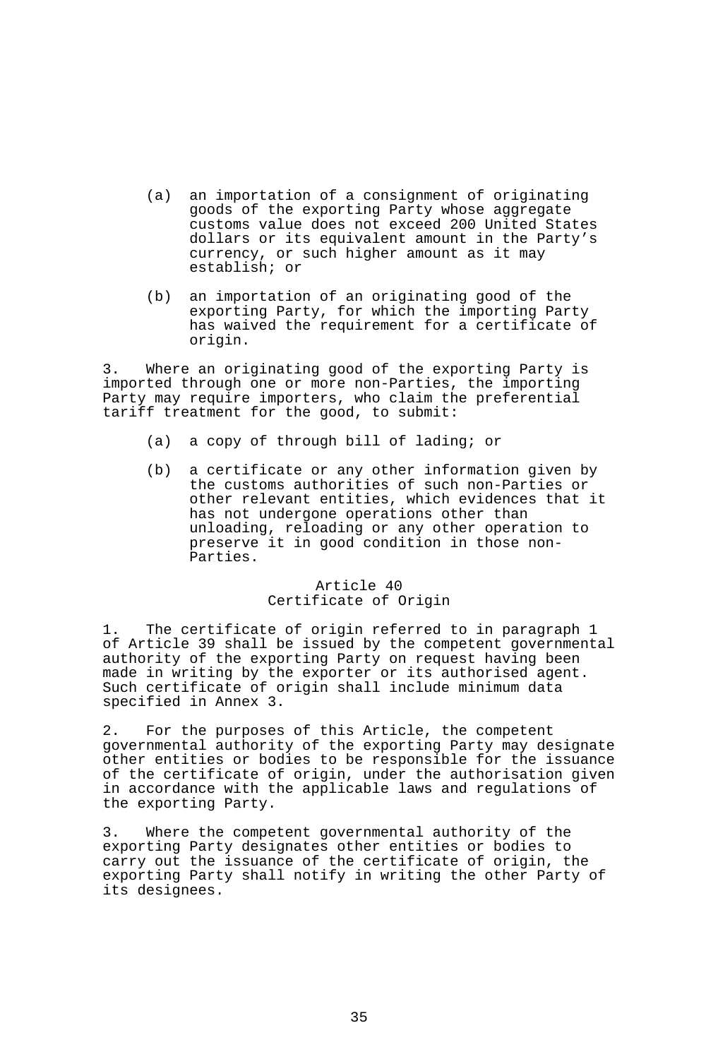(a) an importation of a consignment of originating goods of the exporting Party whose aggregate customs value does not exceed 200 United States dollars or its equivalent amount in the Party's currency, or such higher amount as it may establish; or

(b) an importation of an originating good of the exporting Party, for which the importing Party has waived the requirement for a certificate of origin.

3. Where an originating good of the exporting Party is imported through one or more non-Parties, the importing Party may require importers, who claim the preferential tariff treatment for the good, to submit:

(a) a copy of through bill of lading; or

(b) a certificate or any other information given by the customs authorities of such non-Parties or other relevant entities, which evidences that it has not undergone operations other than unloading, reloading or any other operation to preserve it in good condition in those non-Parties.

### Article 40
### Certificate of Origin

1. The certificate of origin referred to in paragraph 1 of Article 39 shall be issued by the competent governmental authority of the exporting Party on request having been made in writing by the exporter or its authorised agent. Such certificate of origin shall include minimum data specified in Annex 3.

2. For the purposes of this Article, the competent governmental authority of the exporting Party may designate other entities or bodies to be responsible for the issuance of the certificate of origin, under the authorisation given in accordance with the applicable laws and regulations of the exporting Party.

3. Where the competent governmental authority of the exporting Party designates other entities or bodies to carry out the issuance of the certificate of origin, the exporting Party shall notify in writing the other Party of its designees.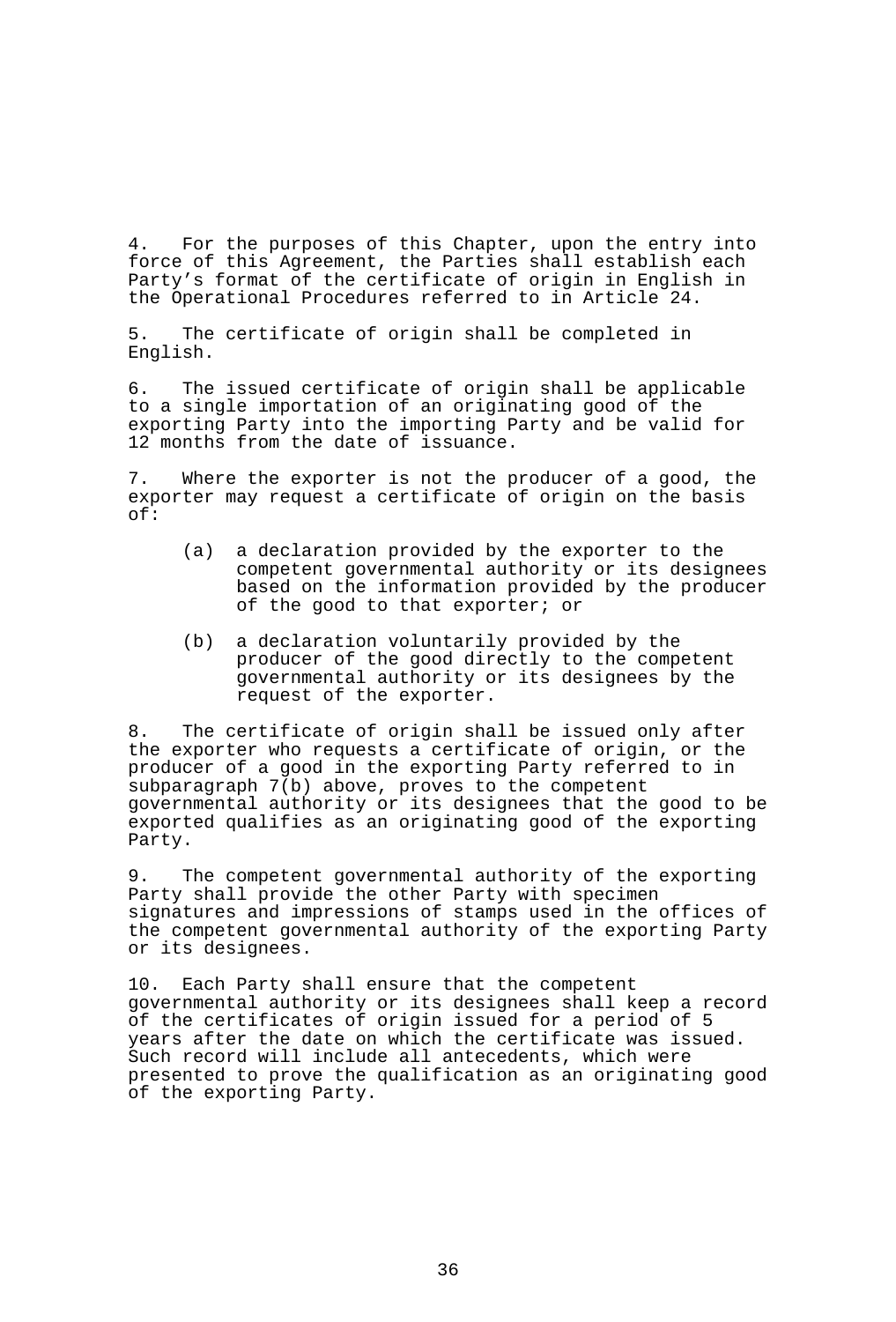4. For the purposes of this Chapter, upon the entry into force of this Agreement, the Parties shall establish each Party's format of the certificate of origin in English in the Operational Procedures referred to in Article 24.

5. The certificate of origin shall be completed in English.

6. The issued certificate of origin shall be applicable to a single importation of an originating good of the exporting Party into the importing Party and be valid for 12 months from the date of issuance.

7. Where the exporter is not the producer of a good, the exporter may request a certificate of origin on the basis of:

   (a) a declaration provided by the exporter to the competent governmental authority or its designees based on the information provided by the producer of the good to that exporter; or

   (b) a declaration voluntarily provided by the producer of the good directly to the competent governmental authority or its designees by the request of the exporter.

8. The certificate of origin shall be issued only after the exporter who requests a certificate of origin, or the producer of a good in the exporting Party referred to in subparagraph 7(b) above, proves to the competent governmental authority or its designees that the good to be exported qualifies as an originating good of the exporting Party.

9. The competent governmental authority of the exporting Party shall provide the other Party with specimen signatures and impressions of stamps used in the offices of the competent governmental authority of the exporting Party or its designees.

10. Each Party shall ensure that the competent governmental authority or its designees shall keep a record of the certificates of origin issued for a period of 5 years after the date on which the certificate was issued. Such record will include all antecedents, which were presented to prove the qualification as an originating good of the exporting Party.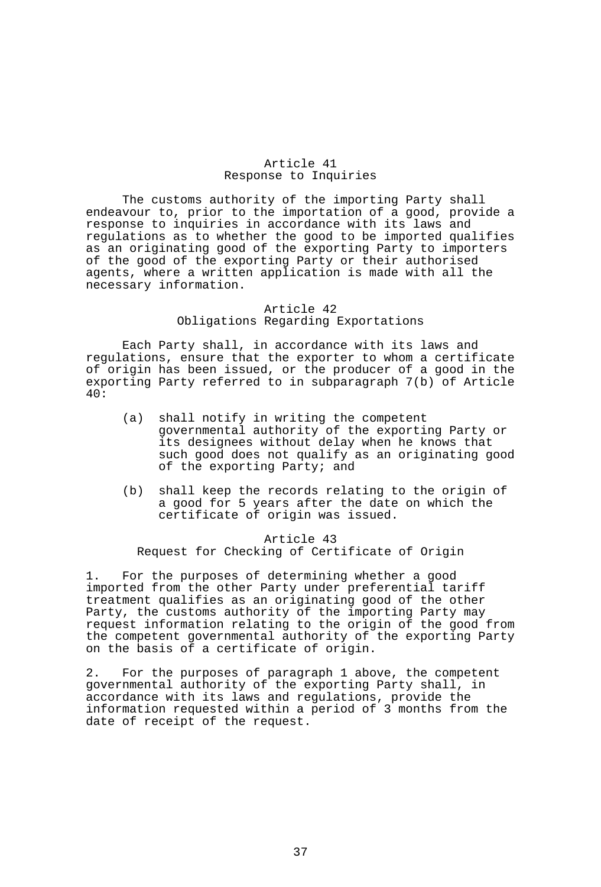## Article 41
## Response to Inquiries

The customs authority of the importing Party shall endeavour to, prior to the importation of a good, provide a response to inquiries in accordance with its laws and regulations as to whether the good to be imported qualifies as an originating good of the exporting Party to importers of the good of the exporting Party or their authorised agents, where a written application is made with all the necessary information.

## Article 42
## Obligations Regarding Exportations

Each Party shall, in accordance with its laws and regulations, ensure that the exporter to whom a certificate of origin has been issued, or the producer of a good in the exporting Party referred to in subparagraph 7(b) of Article 40:

(a) shall notify in writing the competent governmental authority of the exporting Party or its designees without delay when he knows that such good does not qualify as an originating good of the exporting Party; and

(b) shall keep the records relating to the origin of a good for 5 years after the date on which the certificate of origin was issued.

## Article 43
## Request for Checking of Certificate of Origin

1. For the purposes of determining whether a good imported from the other Party under preferential tariff treatment qualifies as an originating good of the other Party, the customs authority of the importing Party may request information relating to the origin of the good from the competent governmental authority of the exporting Party on the basis of a certificate of origin.

2. For the purposes of paragraph 1 above, the competent governmental authority of the exporting Party shall, in accordance with its laws and regulations, provide the information requested within a period of 3 months from the date of receipt of the request.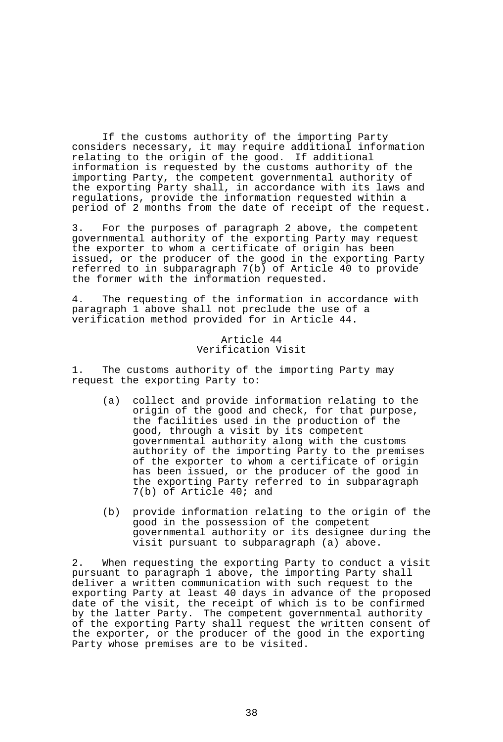If the customs authority of the importing Party considers necessary, it may require additional information relating to the origin of the good. If additional information is requested by the customs authority of the importing Party, the competent governmental authority of the exporting Party shall, in accordance with its laws and regulations, provide the information requested within a period of 2 months from the date of receipt of the request.

3. For the purposes of paragraph 2 above, the competent governmental authority of the exporting Party may request the exporter to whom a certificate of origin has been issued, or the producer of the good in the exporting Party referred to in subparagraph 7(b) of Article 40 to provide the former with the information requested.

4. The requesting of the information in accordance with paragraph 1 above shall not preclude the use of a verification method provided for in Article 44.

### Article 44
### Verification Visit

1. The customs authority of the importing Party may request the exporting Party to:

   (a) collect and provide information relating to the origin of the good and check, for that purpose, the facilities used in the production of the good, through a visit by its competent governmental authority along with the customs authority of the importing Party to the premises of the exporter to whom a certificate of origin has been issued, or the producer of the good in the exporting Party referred to in subparagraph 7(b) of Article 40; and

   (b) provide information relating to the origin of the good in the possession of the competent governmental authority or its designee during the visit pursuant to subparagraph (a) above.

2. When requesting the exporting Party to conduct a visit pursuant to paragraph 1 above, the importing Party shall deliver a written communication with such request to the exporting Party at least 40 days in advance of the proposed date of the visit, the receipt of which is to be confirmed by the latter Party. The competent governmental authority of the exporting Party shall request the written consent of the exporter, or the producer of the good in the exporting Party whose premises are to be visited.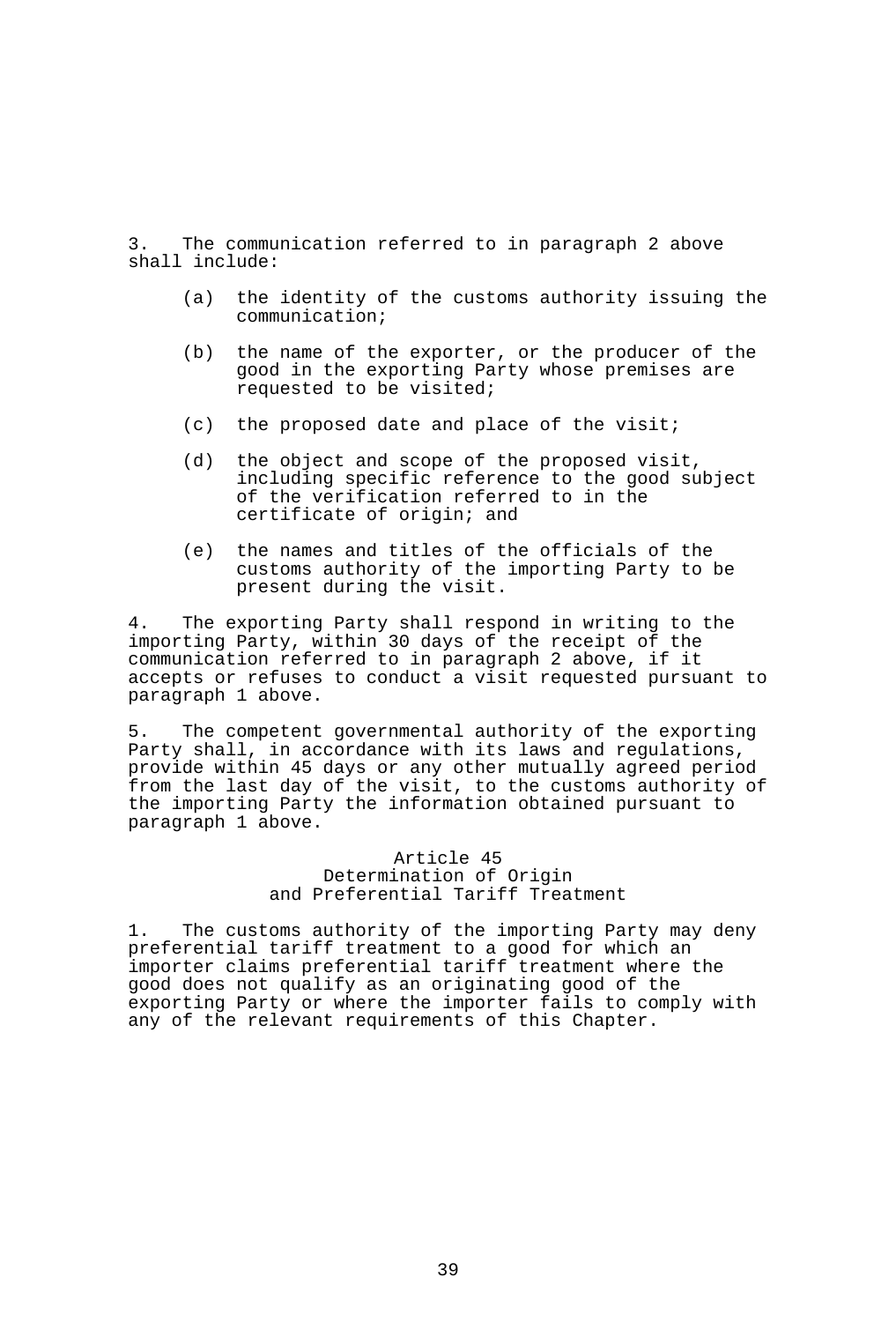3. The communication referred to in paragraph 2 above shall include:

(a) the identity of the customs authority issuing the communication;

(b) the name of the exporter, or the producer of the good in the exporting Party whose premises are requested to be visited;

(c) the proposed date and place of the visit;

(d) the object and scope of the proposed visit, including specific reference to the good subject of the verification referred to in the certificate of origin; and

(e) the names and titles of the officials of the customs authority of the importing Party to be present during the visit.

4. The exporting Party shall respond in writing to the importing Party, within 30 days of the receipt of the communication referred to in paragraph 2 above, if it accepts or refuses to conduct a visit requested pursuant to paragraph 1 above.

5. The competent governmental authority of the exporting Party shall, in accordance with its laws and regulations, provide within 45 days or any other mutually agreed period from the last day of the visit, to the customs authority of the importing Party the information obtained pursuant to paragraph 1 above.

## Article 45
## Determination of Origin and Preferential Tariff Treatment

1. The customs authority of the importing Party may deny preferential tariff treatment to a good for which an importer claims preferential tariff treatment where the good does not qualify as an originating good of the exporting Party or where the importer fails to comply with any of the relevant requirements of this Chapter.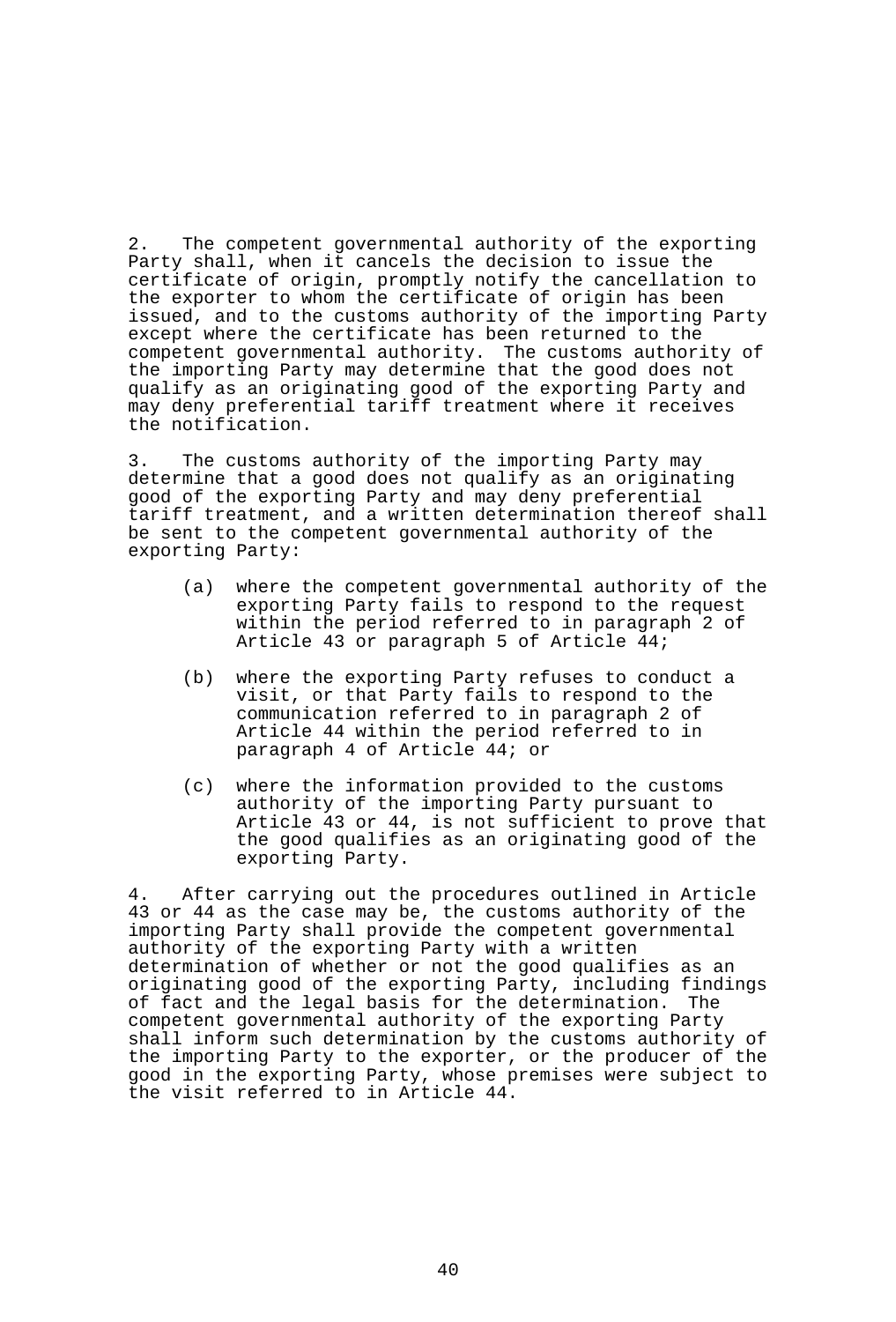2. The competent governmental authority of the exporting Party shall, when it cancels the decision to issue the certificate of origin, promptly notify the cancellation to the exporter to whom the certificate of origin has been issued, and to the customs authority of the importing Party except where the certificate has been returned to the competent governmental authority. The customs authority of the importing Party may determine that the good does not qualify as an originating good of the exporting Party and may deny preferential tariff treatment where it receives the notification.

3. The customs authority of the importing Party may determine that a good does not qualify as an originating good of the exporting Party and may deny preferential tariff treatment, and a written determination thereof shall be sent to the competent governmental authority of the exporting Party:

(a) where the competent governmental authority of the exporting Party fails to respond to the request within the period referred to in paragraph 2 of Article 43 or paragraph 5 of Article 44;

(b) where the exporting Party refuses to conduct a visit, or that Party fails to respond to the communication referred to in paragraph 2 of Article 44 within the period referred to in paragraph 4 of Article 44; or

(c) where the information provided to the customs authority of the importing Party pursuant to Article 43 or 44, is not sufficient to prove that the good qualifies as an originating good of the exporting Party.

4. After carrying out the procedures outlined in Article 43 or 44 as the case may be, the customs authority of the importing Party shall provide the competent governmental authority of the exporting Party with a written determination of whether or not the good qualifies as an originating good of the exporting Party, including findings of fact and the legal basis for the determination. The competent governmental authority of the exporting Party shall inform such determination by the customs authority of the importing Party to the exporter, or the producer of the good in the exporting Party, whose premises were subject to the visit referred to in Article 44.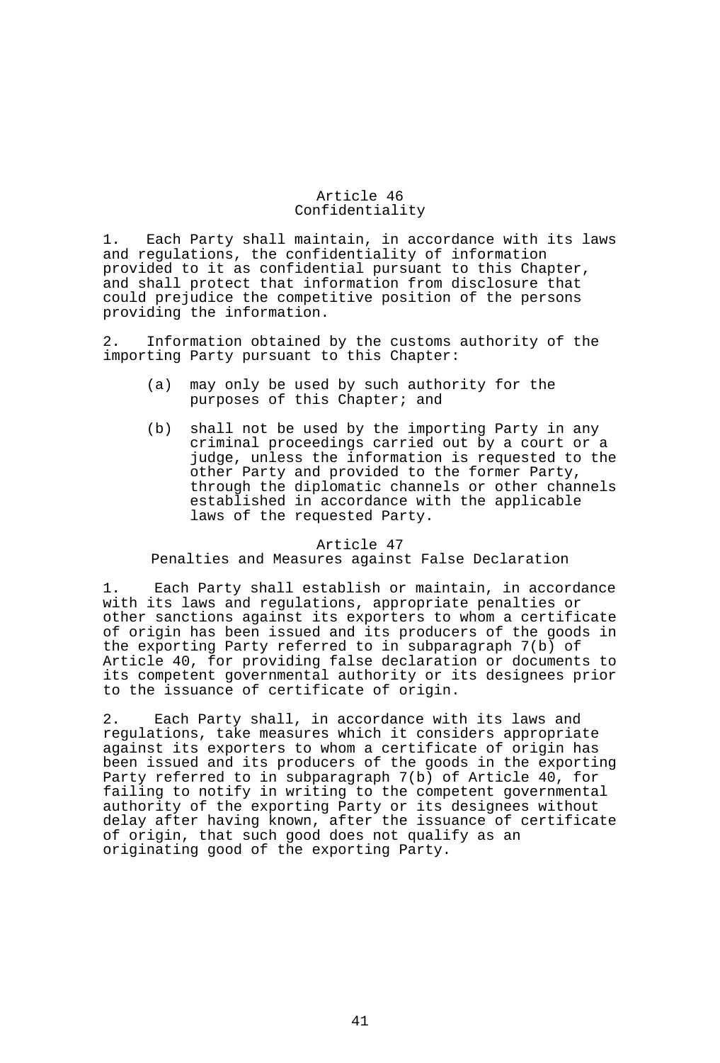## Article 46
## Confidentiality

1. Each Party shall maintain, in accordance with its laws and regulations, the confidentiality of information provided to it as confidential pursuant to this Chapter, and shall protect that information from disclosure that could prejudice the competitive position of the persons providing the information.

2. Information obtained by the customs authority of the importing Party pursuant to this Chapter:

   (a) may only be used by such authority for the purposes of this Chapter; and

   (b) shall not be used by the importing Party in any criminal proceedings carried out by a court or a judge, unless the information is requested to the other Party and provided to the former Party, through the diplomatic channels or other channels established in accordance with the applicable laws of the requested Party.

## Article 47
## Penalties and Measures against False Declaration

1. Each Party shall establish or maintain, in accordance with its laws and regulations, appropriate penalties or other sanctions against its exporters to whom a certificate of origin has been issued and its producers of the goods in the exporting Party referred to in subparagraph 7(b) of Article 40, for providing false declaration or documents to its competent governmental authority or its designees prior to the issuance of certificate of origin.

2. Each Party shall, in accordance with its laws and regulations, take measures which it considers appropriate against its exporters to whom a certificate of origin has been issued and its producers of the goods in the exporting Party referred to in subparagraph 7(b) of Article 40, for failing to notify in writing to the competent governmental authority of the exporting Party or its designees without delay after having known, after the issuance of certificate of origin, that such good does not qualify as an originating good of the exporting Party.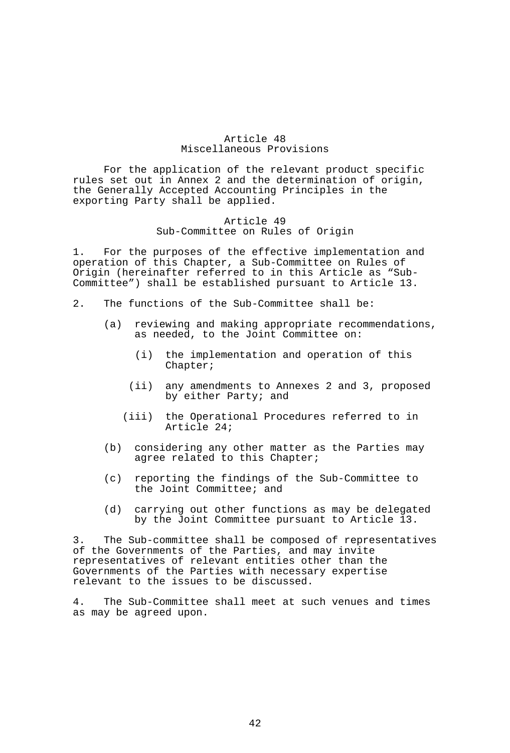## Article 48
## Miscellaneous Provisions

For the application of the relevant product specific rules set out in Annex 2 and the determination of origin, the Generally Accepted Accounting Principles in the exporting Party shall be applied.

## Article 49
## Sub-Committee on Rules of Origin

1. For the purposes of the effective implementation and operation of this Chapter, a Sub-Committee on Rules of Origin (hereinafter referred to in this Article as "Sub-Committee") shall be established pursuant to Article 13.

2. The functions of the Sub-Committee shall be:

(a) reviewing and making appropriate recommendations, as needed, to the Joint Committee on:

(i) the implementation and operation of this Chapter;

(ii) any amendments to Annexes 2 and 3, proposed by either Party; and

(iii) the Operational Procedures referred to in Article 24;

(b) considering any other matter as the Parties may agree related to this Chapter;

(c) reporting the findings of the Sub-Committee to the Joint Committee; and

(d) carrying out other functions as may be delegated by the Joint Committee pursuant to Article 13.

3. The Sub-committee shall be composed of representatives of the Governments of the Parties, and may invite representatives of relevant entities other than the Governments of the Parties with necessary expertise relevant to the issues to be discussed.

4. The Sub-Committee shall meet at such venues and times as may be agreed upon.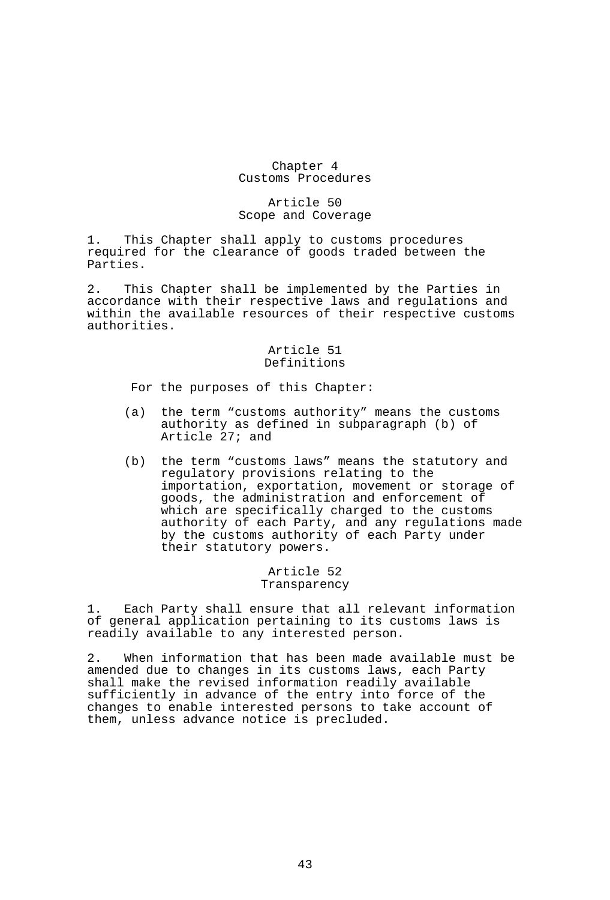# Chapter 4
# Customs Procedures

## Article 50
## Scope and Coverage

1. This Chapter shall apply to customs procedures required for the clearance of goods traded between the Parties.

2. This Chapter shall be implemented by the Parties in accordance with their respective laws and regulations and within the available resources of their respective customs authorities.

## Article 51
## Definitions

For the purposes of this Chapter:

(a) the term "customs authority" means the customs authority as defined in subparagraph (b) of Article 27; and

(b) the term "customs laws" means the statutory and regulatory provisions relating to the importation, exportation, movement or storage of goods, the administration and enforcement of which are specifically charged to the customs authority of each Party, and any regulations made by the customs authority of each Party under their statutory powers.

## Article 52
## Transparency

1. Each Party shall ensure that all relevant information of general application pertaining to its customs laws is readily available to any interested person.

2. When information that has been made available must be amended due to changes in its customs laws, each Party shall make the revised information readily available sufficiently in advance of the entry into force of the changes to enable interested persons to take account of them, unless advance notice is precluded.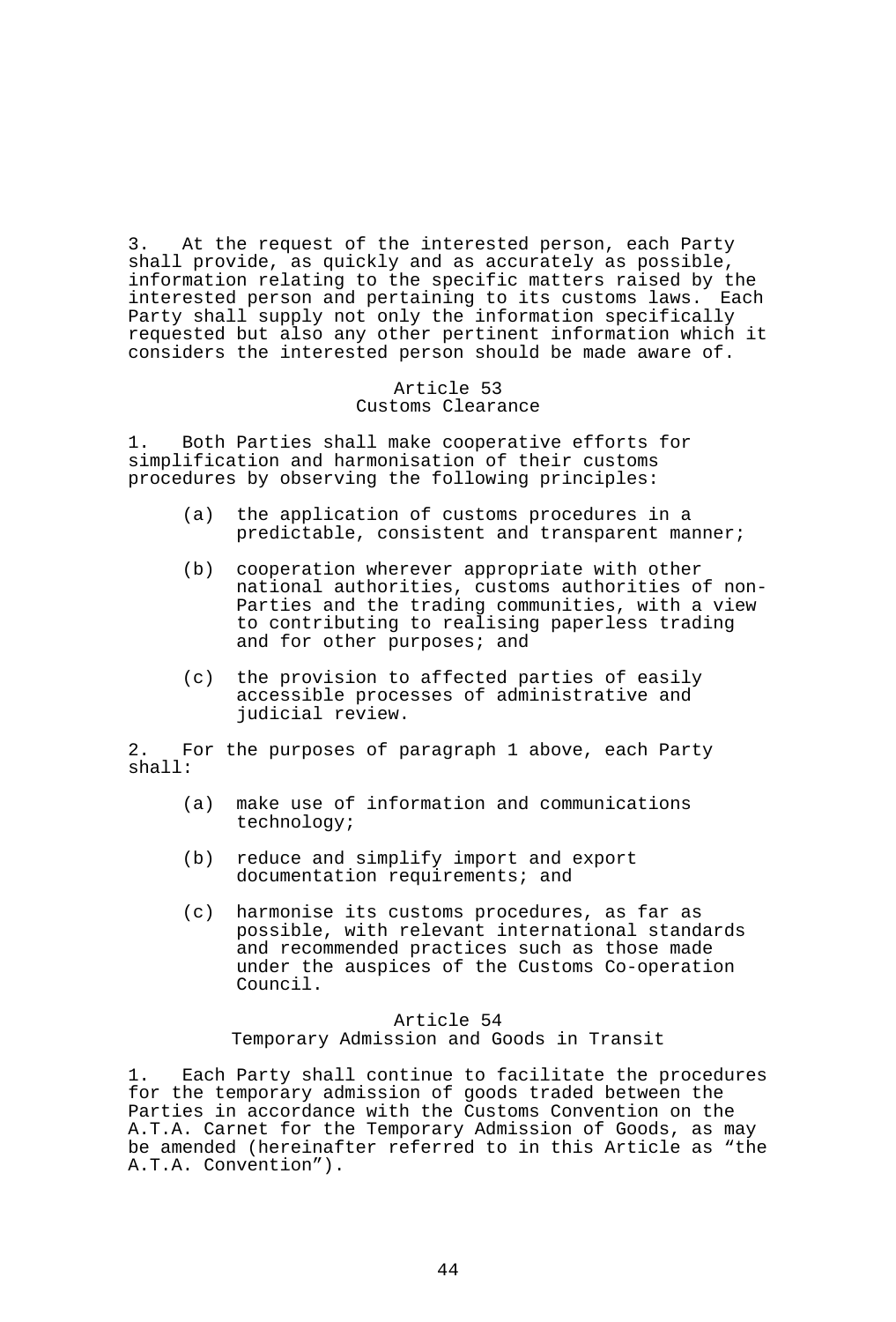3. At the request of the interested person, each Party shall provide, as quickly and as accurately as possible, information relating to the specific matters raised by the interested person and pertaining to its customs laws. Each Party shall supply not only the information specifically requested but also any other pertinent information which it considers the interested person should be made aware of.

## Article 53
## Customs Clearance

1. Both Parties shall make cooperative efforts for simplification and harmonisation of their customs procedures by observing the following principles:

   (a) the application of customs procedures in a predictable, consistent and transparent manner;

   (b) cooperation wherever appropriate with other national authorities, customs authorities of non-Parties and the trading communities, with a view to contributing to realising paperless trading and for other purposes; and

   (c) the provision to affected parties of easily accessible processes of administrative and judicial review.

2. For the purposes of paragraph 1 above, each Party shall:

   (a) make use of information and communications technology;

   (b) reduce and simplify import and export documentation requirements; and

   (c) harmonise its customs procedures, as far as possible, with relevant international standards and recommended practices such as those made under the auspices of the Customs Co-operation Council.

## Article 54
## Temporary Admission and Goods in Transit

1. Each Party shall continue to facilitate the procedures for the temporary admission of goods traded between the Parties in accordance with the Customs Convention on the A.T.A. Carnet for the Temporary Admission of Goods, as may be amended (hereinafter referred to in this Article as "the A.T.A. Convention").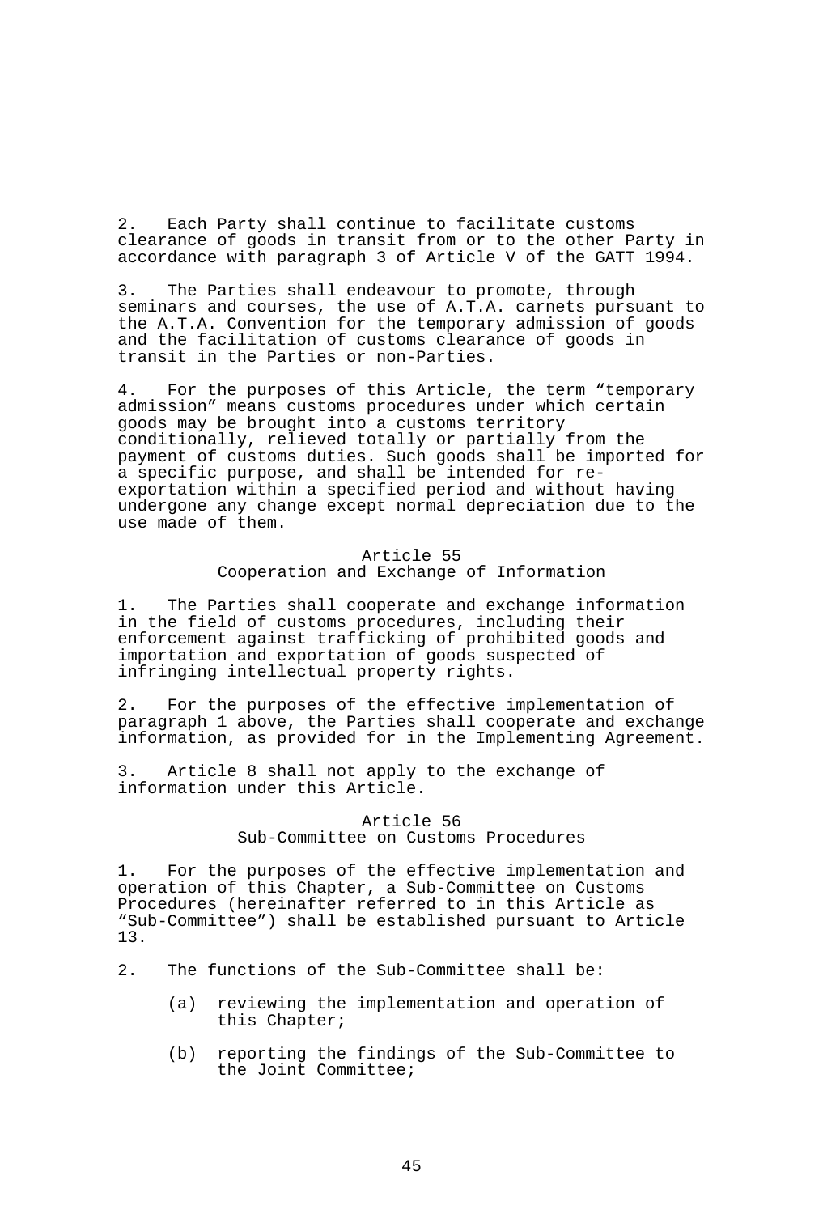2. Each Party shall continue to facilitate customs clearance of goods in transit from or to the other Party in accordance with paragraph 3 of Article V of the GATT 1994.

3. The Parties shall endeavour to promote, through seminars and courses, the use of A.T.A. carnets pursuant to the A.T.A. Convention for the temporary admission of goods and the facilitation of customs clearance of goods in transit in the Parties or non-Parties.

4. For the purposes of this Article, the term "temporary admission" means customs procedures under which certain goods may be brought into a customs territory conditionally, relieved totally or partially from the payment of customs duties. Such goods shall be imported for a specific purpose, and shall be intended for re-exportation within a specified period and without having undergone any change except normal depreciation due to the use made of them.

## Article 55
## Cooperation and Exchange of Information

1. The Parties shall cooperate and exchange information in the field of customs procedures, including their enforcement against trafficking of prohibited goods and importation and exportation of goods suspected of infringing intellectual property rights.

2. For the purposes of the effective implementation of paragraph 1 above, the Parties shall cooperate and exchange information, as provided for in the Implementing Agreement.

3. Article 8 shall not apply to the exchange of information under this Article.

## Article 56
## Sub-Committee on Customs Procedures

1. For the purposes of the effective implementation and operation of this Chapter, a Sub-Committee on Customs Procedures (hereinafter referred to in this Article as "Sub-Committee") shall be established pursuant to Article 13.

2. The functions of the Sub-Committee shall be:

(a) reviewing the implementation and operation of this Chapter;

(b) reporting the findings of the Sub-Committee to the Joint Committee;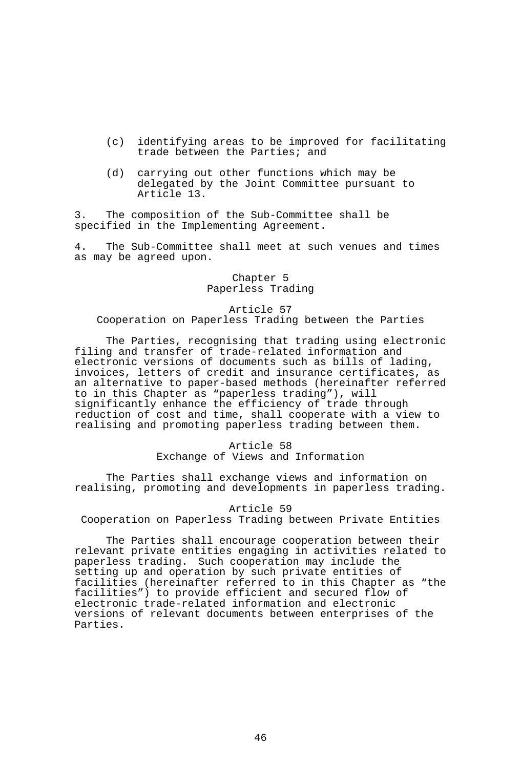(c) identifying areas to be improved for facilitating trade between the Parties; and

(d) carrying out other functions which may be delegated by the Joint Committee pursuant to Article 13.

3. The composition of the Sub-Committee shall be specified in the Implementing Agreement.

4. The Sub-Committee shall meet at such venues and times as may be agreed upon.

## Chapter 5
## Paperless Trading

### Article 57
### Cooperation on Paperless Trading between the Parties

The Parties, recognising that trading using electronic filing and transfer of trade-related information and electronic versions of documents such as bills of lading, invoices, letters of credit and insurance certificates, as an alternative to paper-based methods (hereinafter referred to in this Chapter as "paperless trading"), will significantly enhance the efficiency of trade through reduction of cost and time, shall cooperate with a view to realising and promoting paperless trading between them.

### Article 58
### Exchange of Views and Information

The Parties shall exchange views and information on realising, promoting and developments in paperless trading.

### Article 59
### Cooperation on Paperless Trading between Private Entities

The Parties shall encourage cooperation between their relevant private entities engaging in activities related to paperless trading. Such cooperation may include the setting up and operation by such private entities of facilities (hereinafter referred to in this Chapter as "the facilities") to provide efficient and secured flow of electronic trade-related information and electronic versions of relevant documents between enterprises of the Parties.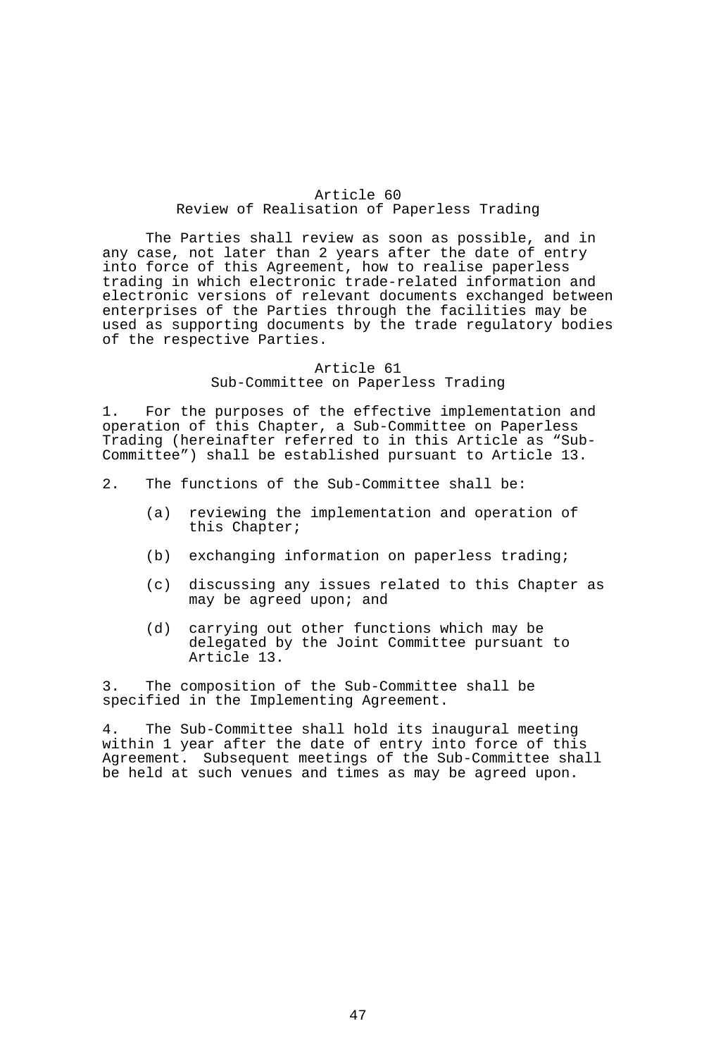### Article 60
### Review of Realisation of Paperless Trading

The Parties shall review as soon as possible, and in any case, not later than 2 years after the date of entry into force of this Agreement, how to realise paperless trading in which electronic trade-related information and electronic versions of relevant documents exchanged between enterprises of the Parties through the facilities may be used as supporting documents by the trade regulatory bodies of the respective Parties.

### Article 61
### Sub-Committee on Paperless Trading

1. For the purposes of the effective implementation and operation of this Chapter, a Sub-Committee on Paperless Trading (hereinafter referred to in this Article as "Sub-Committee") shall be established pursuant to Article 13.

2. The functions of the Sub-Committee shall be:

(a) reviewing the implementation and operation of this Chapter;

(b) exchanging information on paperless trading;

(c) discussing any issues related to this Chapter as may be agreed upon; and

(d) carrying out other functions which may be delegated by the Joint Committee pursuant to Article 13.

3. The composition of the Sub-Committee shall be specified in the Implementing Agreement.

4. The Sub-Committee shall hold its inaugural meeting within 1 year after the date of entry into force of this Agreement. Subsequent meetings of the Sub-Committee shall be held at such venues and times as may be agreed upon.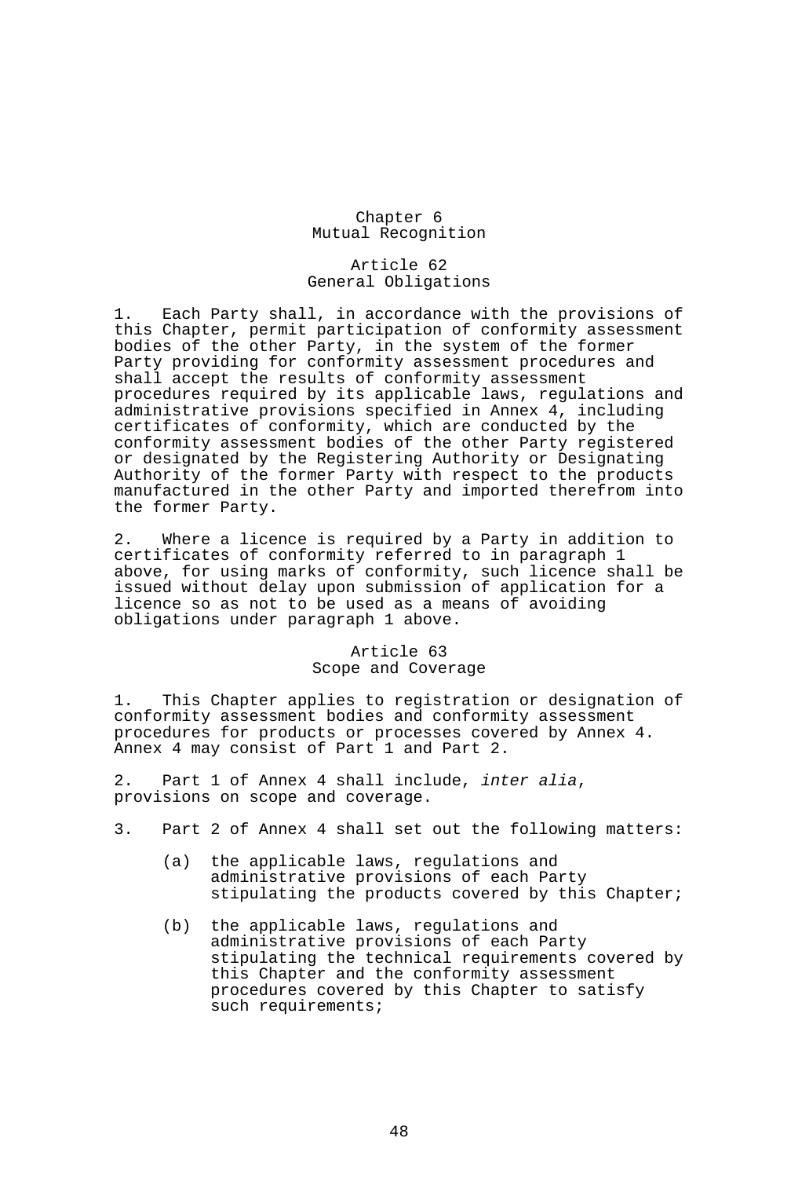# Chapter 6
# Mutual Recognition

## Article 62
## General Obligations

1. Each Party shall, in accordance with the provisions of this Chapter, permit participation of conformity assessment bodies of the other Party, in the system of the former Party providing for conformity assessment procedures and shall accept the results of conformity assessment procedures required by its applicable laws, regulations and administrative provisions specified in Annex 4, including certificates of conformity, which are conducted by the conformity assessment bodies of the other Party registered or designated by the Registering Authority or Designating Authority of the former Party with respect to the products manufactured in the other Party and imported therefrom into the former Party.

2. Where a licence is required by a Party in addition to certificates of conformity referred to in paragraph 1 above, for using marks of conformity, such licence shall be issued without delay upon submission of application for a licence so as not to be used as a means of avoiding obligations under paragraph 1 above.

## Article 63
## Scope and Coverage

1. This Chapter applies to registration or designation of conformity assessment bodies and conformity assessment procedures for products or processes covered by Annex 4. Annex 4 may consist of Part 1 and Part 2.

2. Part 1 of Annex 4 shall include, *inter alia*, provisions on scope and coverage.

3. Part 2 of Annex 4 shall set out the following matters:

   (a) the applicable laws, regulations and administrative provisions of each Party stipulating the products covered by this Chapter;

   (b) the applicable laws, regulations and administrative provisions of each Party stipulating the technical requirements covered by this Chapter and the conformity assessment procedures covered by this Chapter to satisfy such requirements;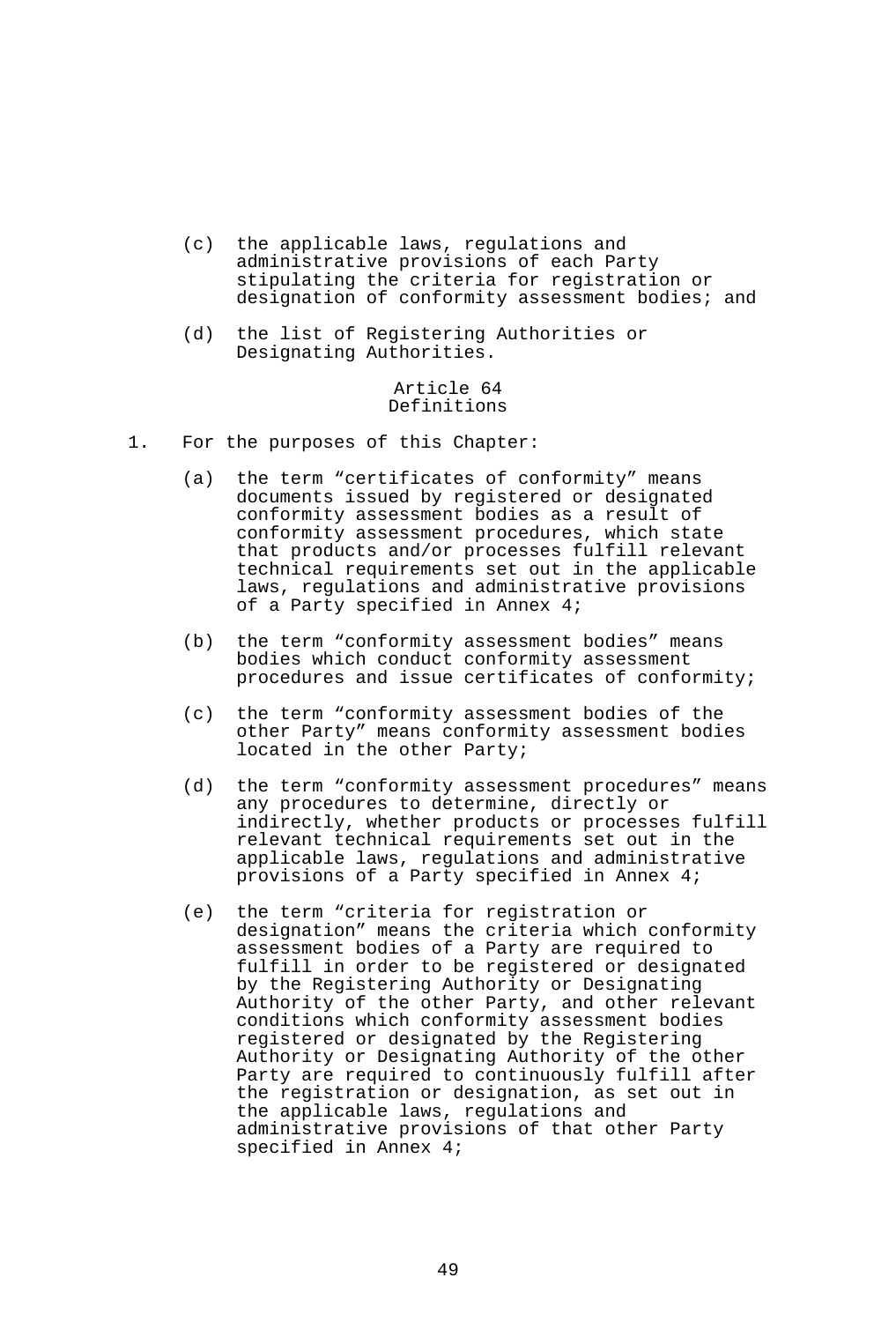(c) the applicable laws, regulations and administrative provisions of each Party stipulating the criteria for registration or designation of conformity assessment bodies; and

(d) the list of Registering Authorities or Designating Authorities.

### Article 64
### Definitions

1. For the purposes of this Chapter:

   (a) the term "certificates of conformity" means documents issued by registered or designated conformity assessment bodies as a result of conformity assessment procedures, which state that products and/or processes fulfill relevant technical requirements set out in the applicable laws, regulations and administrative provisions of a Party specified in Annex 4;

   (b) the term "conformity assessment bodies" means bodies which conduct conformity assessment procedures and issue certificates of conformity;

   (c) the term "conformity assessment bodies of the other Party" means conformity assessment bodies located in the other Party;

   (d) the term "conformity assessment procedures" means any procedures to determine, directly or indirectly, whether products or processes fulfill relevant technical requirements set out in the applicable laws, regulations and administrative provisions of a Party specified in Annex 4;

   (e) the term "criteria for registration or designation" means the criteria which conformity assessment bodies of a Party are required to fulfill in order to be registered or designated by the Registering Authority or Designating Authority of the other Party, and other relevant conditions which conformity assessment bodies registered or designated by the Registering Authority or Designating Authority of the other Party are required to continuously fulfill after the registration or designation, as set out in the applicable laws, regulations and administrative provisions of that other Party specified in Annex 4;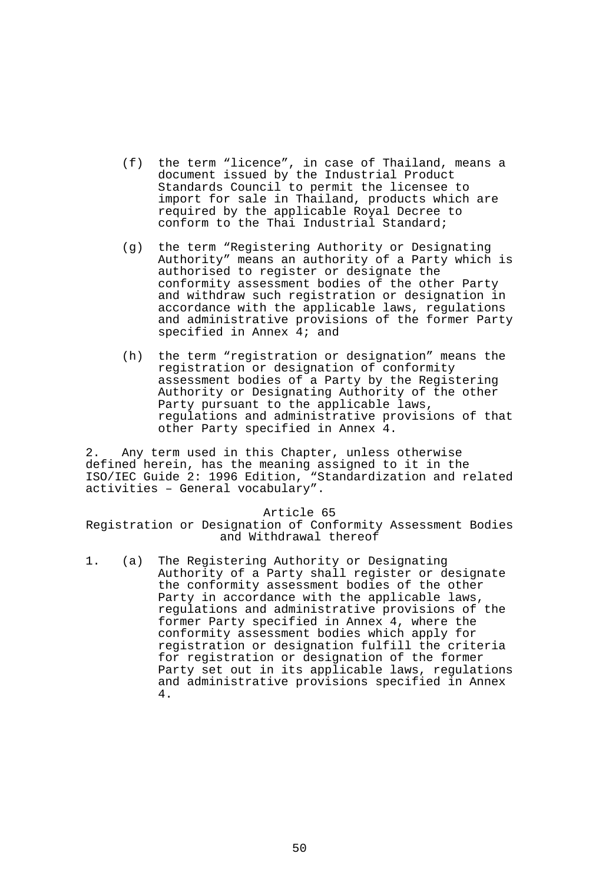(f) the term “licence”, in case of Thailand, means a document issued by the Industrial Product Standards Council to permit the licensee to import for sale in Thailand, products which are required by the applicable Royal Decree to conform to the Thai Industrial Standard;

(g) the term “Registering Authority or Designating Authority” means an authority of a Party which is authorised to register or designate the conformity assessment bodies of the other Party and withdraw such registration or designation in accordance with the applicable laws, regulations and administrative provisions of the former Party specified in Annex 4; and

(h) the term “registration or designation” means the registration or designation of conformity assessment bodies of a Party by the Registering Authority or Designating Authority of the other Party pursuant to the applicable laws, regulations and administrative provisions of that other Party specified in Annex 4.

2. Any term used in this Chapter, unless otherwise defined herein, has the meaning assigned to it in the ISO/IEC Guide 2: 1996 Edition, “Standardization and related activities – General vocabulary”.

### Article 65
### Registration or Designation of Conformity Assessment Bodies and Withdrawal thereof

1. (a) The Registering Authority or Designating Authority of a Party shall register or designate the conformity assessment bodies of the other Party in accordance with the applicable laws, regulations and administrative provisions of the former Party specified in Annex 4, where the conformity assessment bodies which apply for registration or designation fulfill the criteria for registration or designation of the former Party set out in its applicable laws, regulations and administrative provisions specified in Annex 4.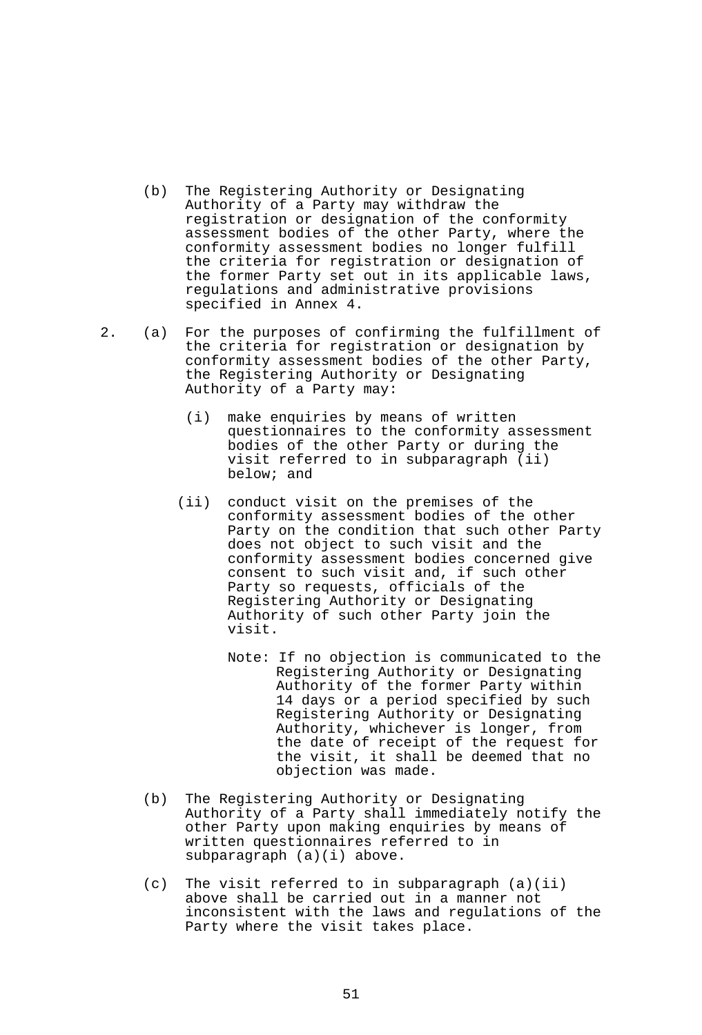(b) The Registering Authority or Designating Authority of a Party may withdraw the registration or designation of the conformity assessment bodies of the other Party, where the conformity assessment bodies no longer fulfill the criteria for registration or designation of the former Party set out in its applicable laws, regulations and administrative provisions specified in Annex 4.

2. (a) For the purposes of confirming the fulfillment of the criteria for registration or designation by conformity assessment bodies of the other Party, the Registering Authority or Designating Authority of a Party may:

   (i) make enquiries by means of written questionnaires to the conformity assessment bodies of the other Party or during the visit referred to in subparagraph (ii) below; and

   (ii) conduct visit on the premises of the conformity assessment bodies of the other Party on the condition that such other Party does not object to such visit and the conformity assessment bodies concerned give consent to such visit and, if such other Party so requests, officials of the Registering Authority or Designating Authority of such other Party join the visit.

   Note: If no objection is communicated to the Registering Authority or Designating Authority of the former Party within 14 days or a period specified by such Registering Authority or Designating Authority, whichever is longer, from the date of receipt of the request for the visit, it shall be deemed that no objection was made.

(b) The Registering Authority or Designating Authority of a Party shall immediately notify the other Party upon making enquiries by means of written questionnaires referred to in subparagraph (a)(i) above.

(c) The visit referred to in subparagraph (a)(ii) above shall be carried out in a manner not inconsistent with the laws and regulations of the Party where the visit takes place.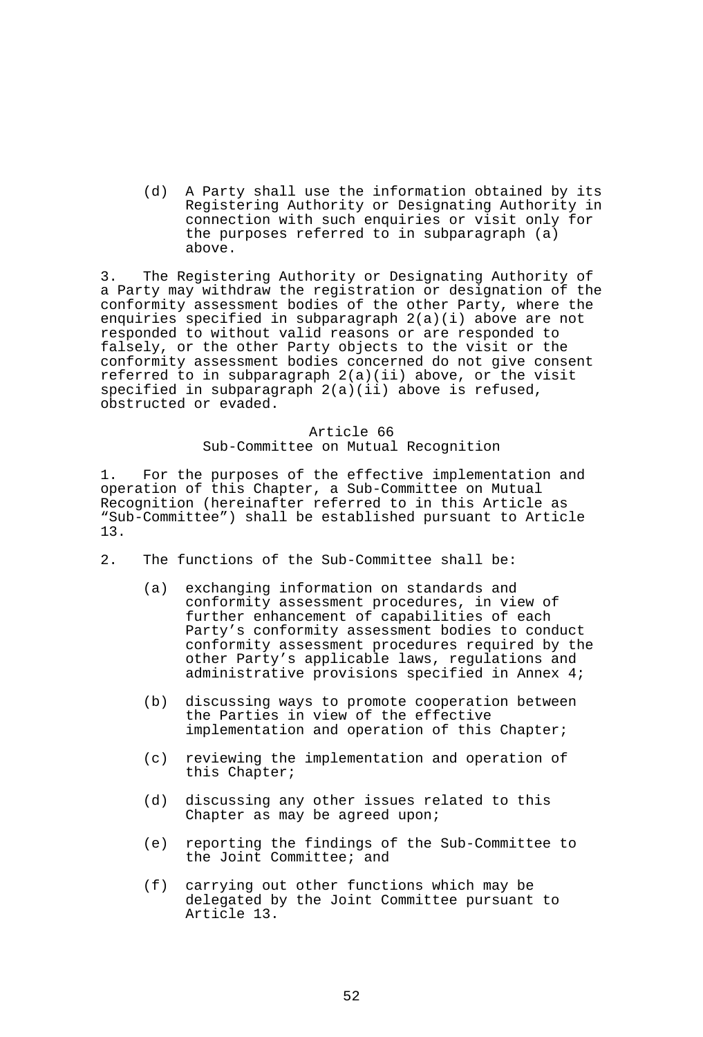(d) A Party shall use the information obtained by its Registering Authority or Designating Authority in connection with such enquiries or visit only for the purposes referred to in subparagraph (a) above.

3. The Registering Authority or Designating Authority of a Party may withdraw the registration or designation of the conformity assessment bodies of the other Party, where the enquiries specified in subparagraph 2(a)(i) above are not responded to without valid reasons or are responded to falsely, or the other Party objects to the visit or the conformity assessment bodies concerned do not give consent referred to in subparagraph 2(a)(ii) above, or the visit specified in subparagraph 2(a)(ii) above is refused, obstructed or evaded.

### Article 66
### Sub-Committee on Mutual Recognition

1. For the purposes of the effective implementation and operation of this Chapter, a Sub-Committee on Mutual Recognition (hereinafter referred to in this Article as "Sub-Committee") shall be established pursuant to Article 13.

2. The functions of the Sub-Committee shall be:

(a) exchanging information on standards and conformity assessment procedures, in view of further enhancement of capabilities of each Party's conformity assessment bodies to conduct conformity assessment procedures required by the other Party's applicable laws, regulations and administrative provisions specified in Annex 4;

(b) discussing ways to promote cooperation between the Parties in view of the effective implementation and operation of this Chapter;

(c) reviewing the implementation and operation of this Chapter;

(d) discussing any other issues related to this Chapter as may be agreed upon;

(e) reporting the findings of the Sub-Committee to the Joint Committee; and

(f) carrying out other functions which may be delegated by the Joint Committee pursuant to Article 13.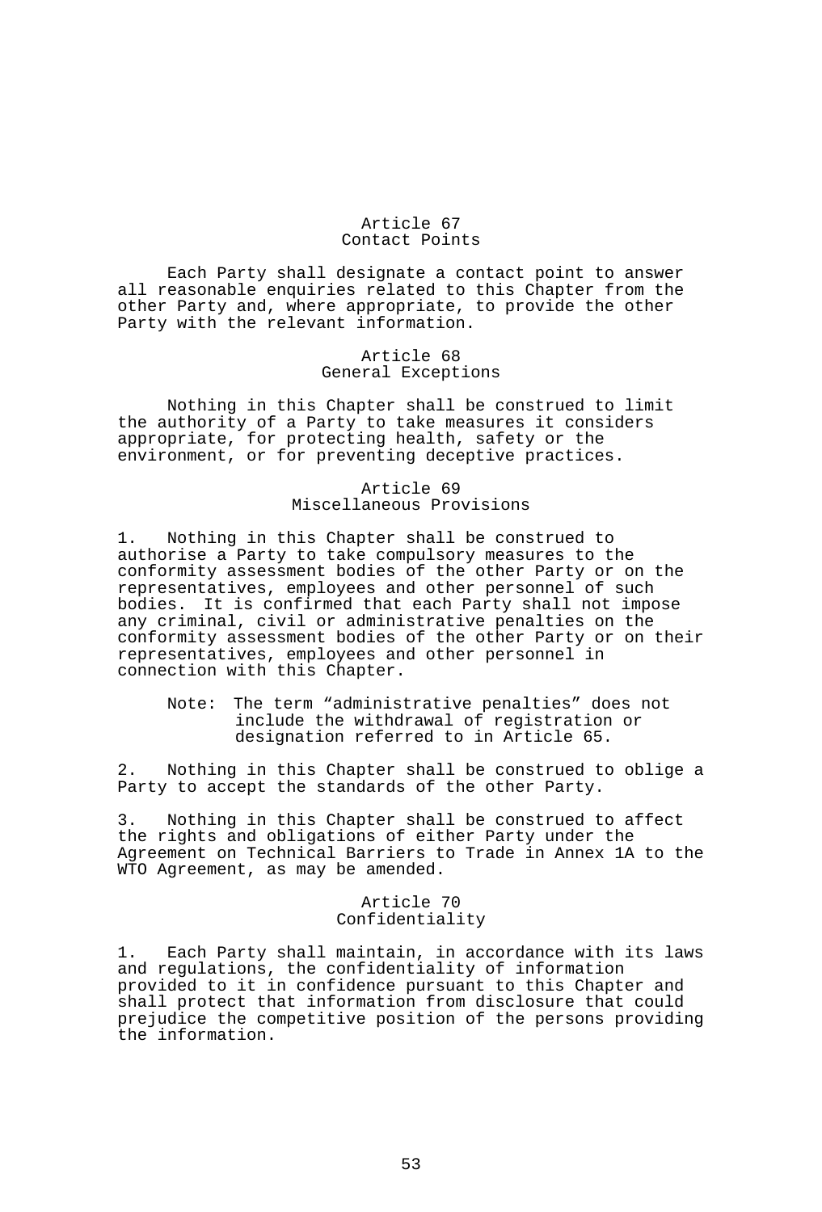## Article 67
## Contact Points

Each Party shall designate a contact point to answer all reasonable enquiries related to this Chapter from the other Party and, where appropriate, to provide the other Party with the relevant information.

## Article 68
## General Exceptions

Nothing in this Chapter shall be construed to limit the authority of a Party to take measures it considers appropriate, for protecting health, safety or the environment, or for preventing deceptive practices.

## Article 69
## Miscellaneous Provisions

1. Nothing in this Chapter shall be construed to authorise a Party to take compulsory measures to the conformity assessment bodies of the other Party or on the representatives, employees and other personnel of such bodies. It is confirmed that each Party shall not impose any criminal, civil or administrative penalties on the conformity assessment bodies of the other Party or on their representatives, employees and other personnel in connection with this Chapter.

Note: The term "administrative penalties" does not include the withdrawal of registration or designation referred to in Article 65.

2. Nothing in this Chapter shall be construed to oblige a Party to accept the standards of the other Party.

3. Nothing in this Chapter shall be construed to affect the rights and obligations of either Party under the Agreement on Technical Barriers to Trade in Annex 1A to the WTO Agreement, as may be amended.

## Article 70
## Confidentiality

1. Each Party shall maintain, in accordance with its laws and regulations, the confidentiality of information provided to it in confidence pursuant to this Chapter and shall protect that information from disclosure that could prejudice the competitive position of the persons providing the information.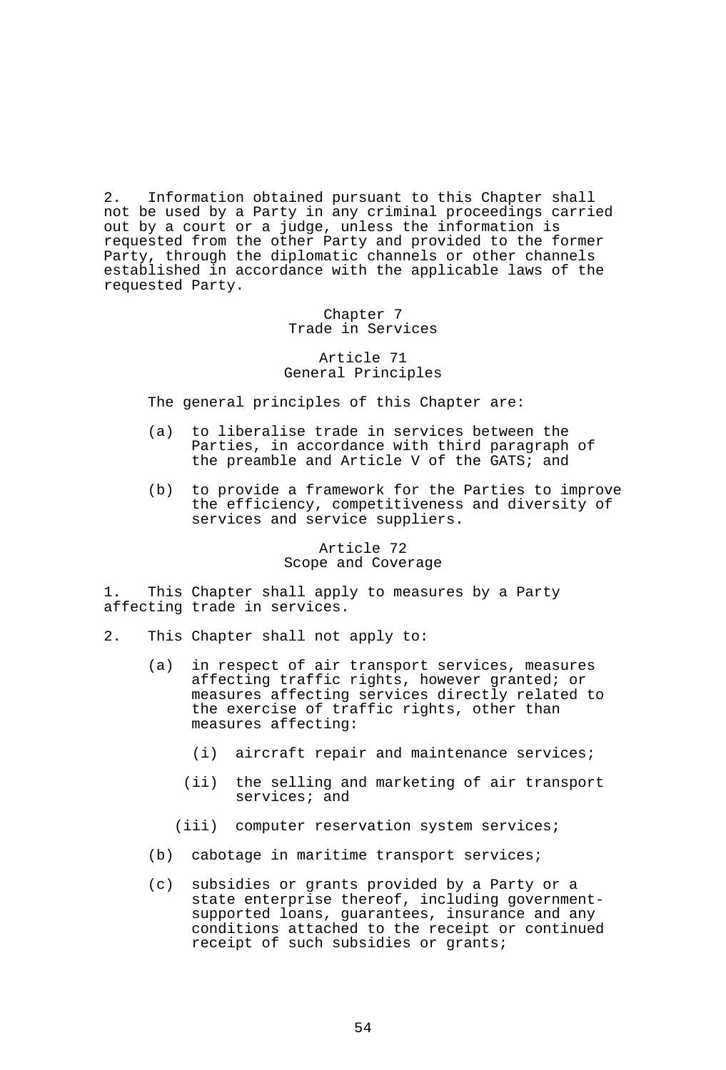2. Information obtained pursuant to this Chapter shall not be used by a Party in any criminal proceedings carried out by a court or a judge, unless the information is requested from the other Party and provided to the former Party, through the diplomatic channels or other channels established in accordance with the applicable laws of the requested Party.

## Chapter 7
## Trade in Services

### Article 71
### General Principles

The general principles of this Chapter are:

(a) to liberalise trade in services between the Parties, in accordance with third paragraph of the preamble and Article V of the GATS; and

(b) to provide a framework for the Parties to improve the efficiency, competitiveness and diversity of services and service suppliers.

### Article 72
### Scope and Coverage

1. This Chapter shall apply to measures by a Party affecting trade in services.

2. This Chapter shall not apply to:

(a) in respect of air transport services, measures affecting traffic rights, however granted; or measures affecting services directly related to the exercise of traffic rights, other than measures affecting:

   (i) aircraft repair and maintenance services;

   (ii) the selling and marketing of air transport services; and

   (iii) computer reservation system services;

(b) cabotage in maritime transport services;

(c) subsidies or grants provided by a Party or a state enterprise thereof, including government-supported loans, guarantees, insurance and any conditions attached to the receipt or continued receipt of such subsidies or grants;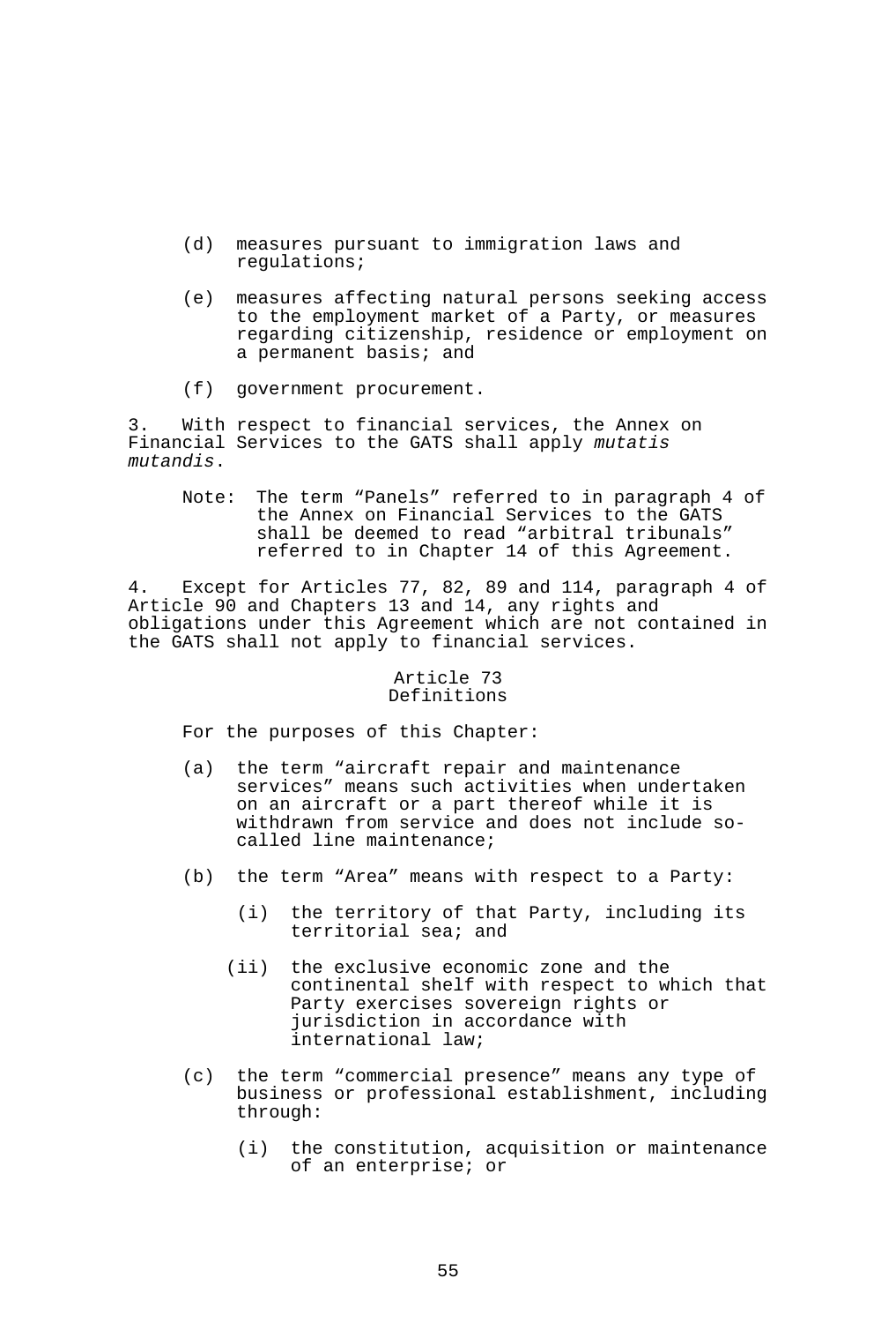(d) measures pursuant to immigration laws and regulations;

(e) measures affecting natural persons seeking access to the employment market of a Party, or measures regarding citizenship, residence or employment on a permanent basis; and

(f) government procurement.

3. With respect to financial services, the Annex on Financial Services to the GATS shall apply *mutatis mutandis*.

Note: The term "Panels" referred to in paragraph 4 of the Annex on Financial Services to the GATS shall be deemed to read "arbitral tribunals" referred to in Chapter 14 of this Agreement.

4. Except for Articles 77, 82, 89 and 114, paragraph 4 of Article 90 and Chapters 13 and 14, any rights and obligations under this Agreement which are not contained in the GATS shall not apply to financial services.

## Article 73
## Definitions

For the purposes of this Chapter:

(a) the term "aircraft repair and maintenance services" means such activities when undertaken on an aircraft or a part thereof while it is withdrawn from service and does not include so-called line maintenance;

(b) the term "Area" means with respect to a Party:

  (i) the territory of that Party, including its territorial sea; and

  (ii) the exclusive economic zone and the continental shelf with respect to which that Party exercises sovereign rights or jurisdiction in accordance with international law;

(c) the term "commercial presence" means any type of business or professional establishment, including through:

  (i) the constitution, acquisition or maintenance of an enterprise; or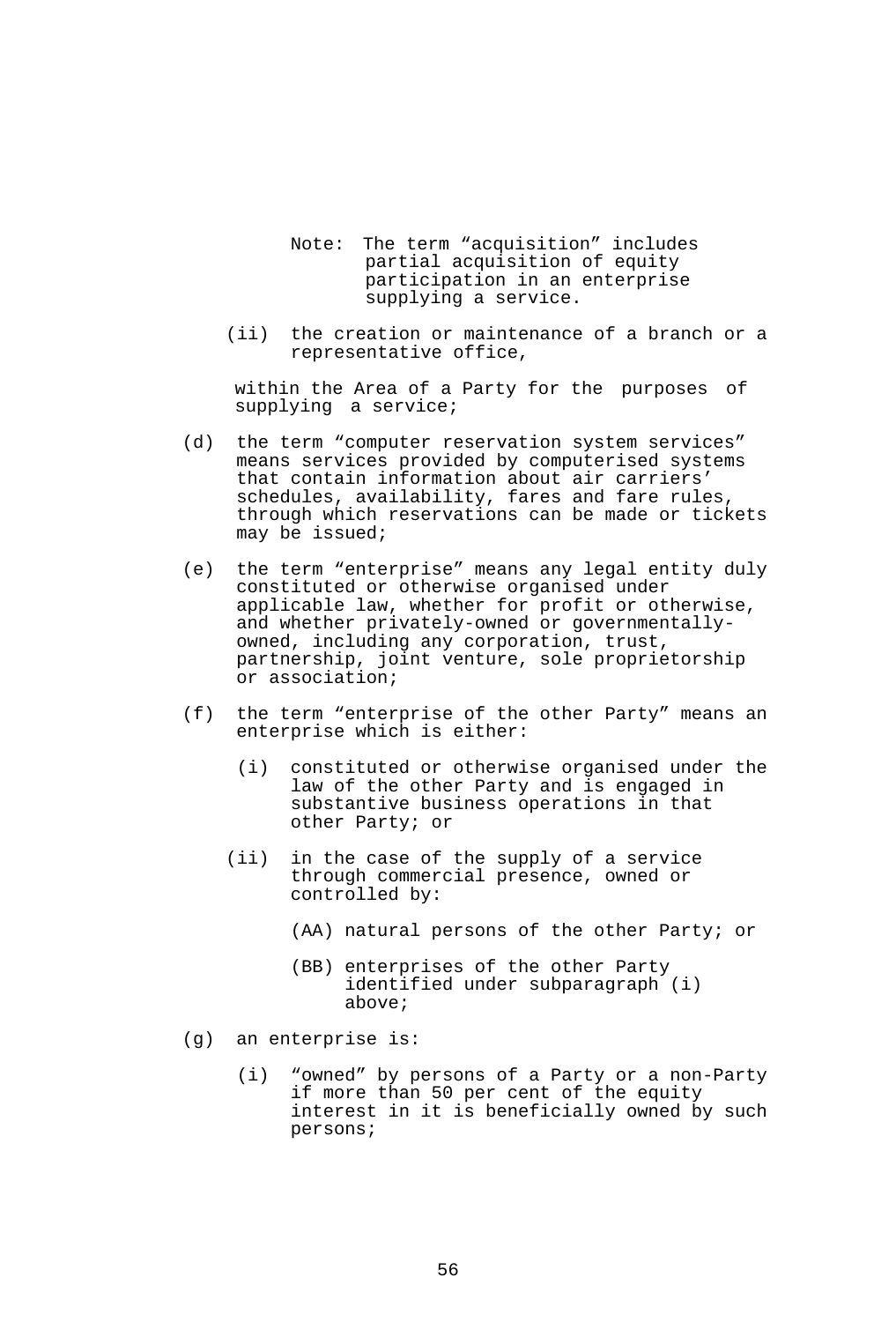Note: The term “acquisition” includes partial acquisition of equity participation in an enterprise supplying a service.

(ii) the creation or maintenance of a branch or a representative office,

within the Area of a Party for the purposes of supplying a service;

(d) the term “computer reservation system services” means services provided by computerised systems that contain information about air carriers’ schedules, availability, fares and fare rules, through which reservations can be made or tickets may be issued;

(e) the term “enterprise” means any legal entity duly constituted or otherwise organised under applicable law, whether for profit or otherwise, and whether privately-owned or governmentally-owned, including any corporation, trust, partnership, joint venture, sole proprietorship or association;

(f) the term “enterprise of the other Party” means an enterprise which is either:

(i) constituted or otherwise organised under the law of the other Party and is engaged in substantive business operations in that other Party; or

(ii) in the case of the supply of a service through commercial presence, owned or controlled by:

(AA) natural persons of the other Party; or

(BB) enterprises of the other Party identified under subparagraph (i) above;

(g) an enterprise is:

(i) “owned” by persons of a Party or a non-Party if more than 50 per cent of the equity interest in it is beneficially owned by such persons;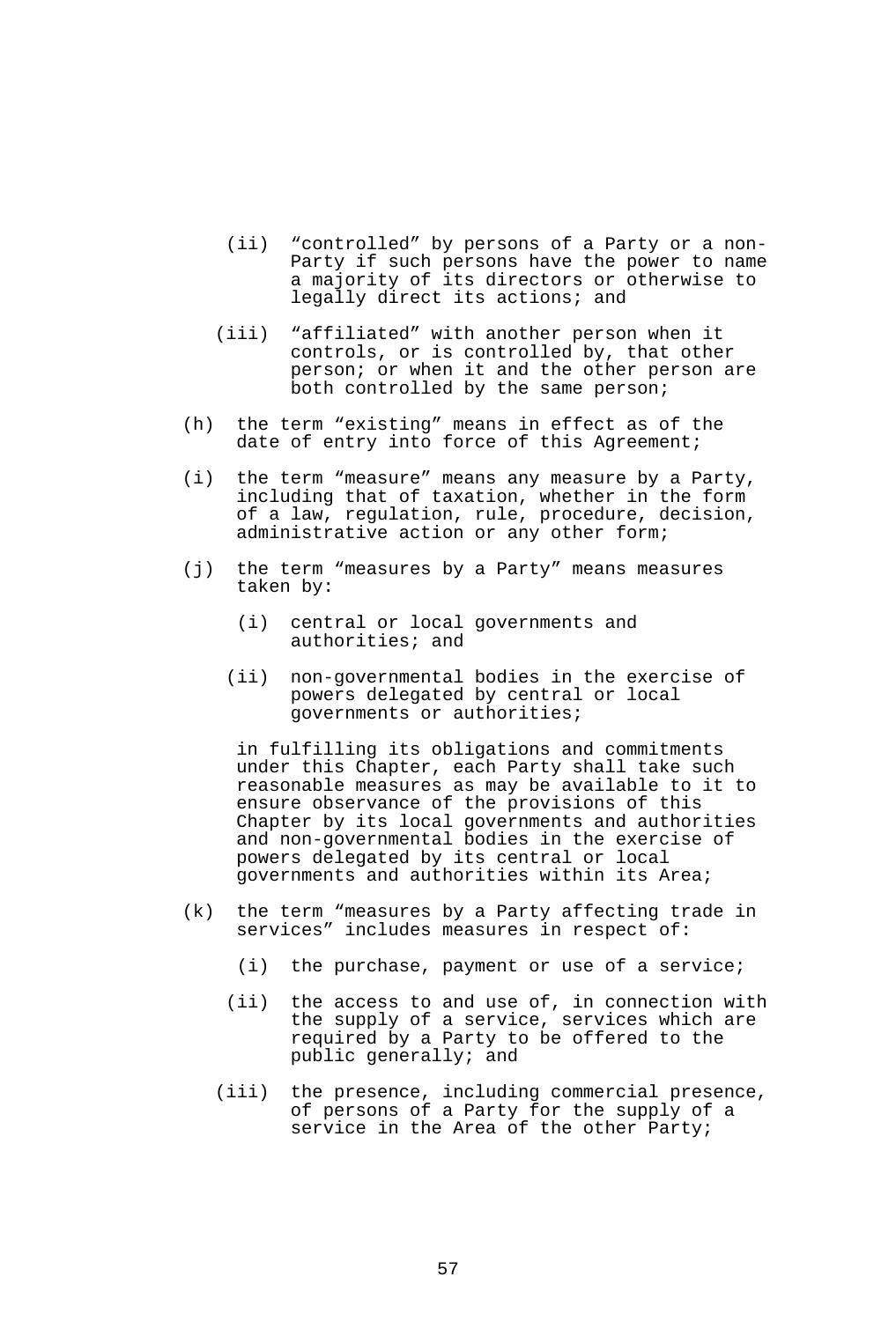(ii) "controlled" by persons of a Party or a non-Party if such persons have the power to name a majority of its directors or otherwise to legally direct its actions; and

(iii) "affiliated" with another person when it controls, or is controlled by, that other person; or when it and the other person are both controlled by the same person;

(h) the term "existing" means in effect as of the date of entry into force of this Agreement;

(i) the term "measure" means any measure by a Party, including that of taxation, whether in the form of a law, regulation, rule, procedure, decision, administrative action or any other form;

(j) the term "measures by a Party" means measures taken by:

(i) central or local governments and authorities; and

(ii) non-governmental bodies in the exercise of powers delegated by central or local governments or authorities;

in fulfilling its obligations and commitments under this Chapter, each Party shall take such reasonable measures as may be available to it to ensure observance of the provisions of this Chapter by its local governments and authorities and non-governmental bodies in the exercise of powers delegated by its central or local governments and authorities within its Area;

(k) the term "measures by a Party affecting trade in services" includes measures in respect of:

(i) the purchase, payment or use of a service;

(ii) the access to and use of, in connection with the supply of a service, services which are required by a Party to be offered to the public generally; and

(iii) the presence, including commercial presence, of persons of a Party for the supply of a service in the Area of the other Party;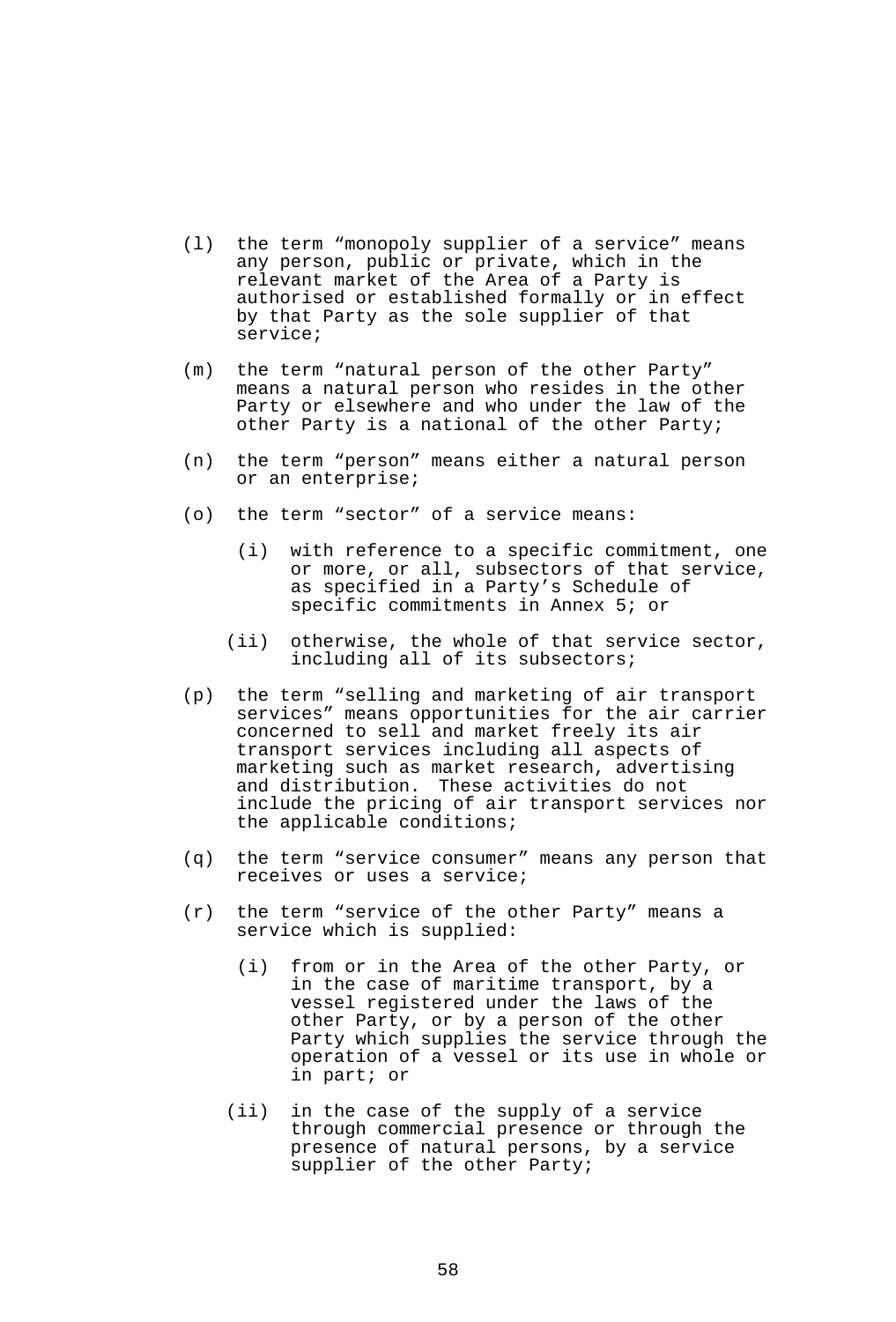(l) the term “monopoly supplier of a service” means any person, public or private, which in the relevant market of the Area of a Party is authorised or established formally or in effect by that Party as the sole supplier of that service;

(m) the term “natural person of the other Party” means a natural person who resides in the other Party or elsewhere and who under the law of the other Party is a national of the other Party;

(n) the term “person” means either a natural person or an enterprise;

(o) the term “sector” of a service means:

   (i) with reference to a specific commitment, one or more, or all, subsectors of that service, as specified in a Party’s Schedule of specific commitments in Annex 5; or

   (ii) otherwise, the whole of that service sector, including all of its subsectors;

(p) the term “selling and marketing of air transport services” means opportunities for the air carrier concerned to sell and market freely its air transport services including all aspects of marketing such as market research, advertising and distribution. These activities do not include the pricing of air transport services nor the applicable conditions;

(q) the term “service consumer” means any person that receives or uses a service;

(r) the term “service of the other Party” means a service which is supplied:

   (i) from or in the Area of the other Party, or in the case of maritime transport, by a vessel registered under the laws of the other Party, or by a person of the other Party which supplies the service through the operation of a vessel or its use in whole or in part; or

   (ii) in the case of the supply of a service through commercial presence or through the presence of natural persons, by a service supplier of the other Party;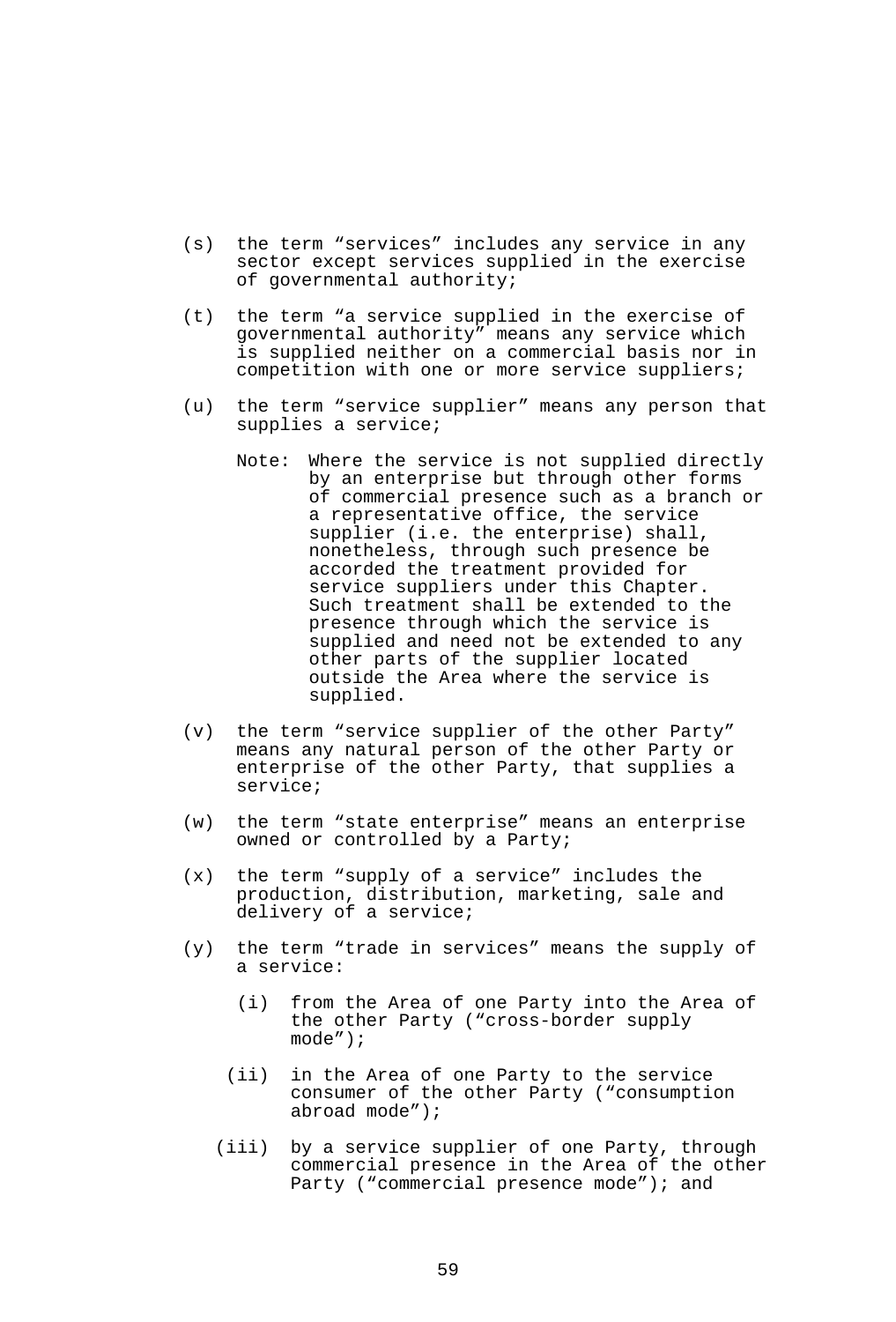(s) the term “services” includes any service in any sector except services supplied in the exercise of governmental authority;

(t) the term “a service supplied in the exercise of governmental authority” means any service which is supplied neither on a commercial basis nor in competition with one or more service suppliers;

(u) the term “service supplier” means any person that supplies a service;

Note: Where the service is not supplied directly by an enterprise but through other forms of commercial presence such as a branch or a representative office, the service supplier (i.e. the enterprise) shall, nonetheless, through such presence be accorded the treatment provided for service suppliers under this Chapter. Such treatment shall be extended to the presence through which the service is supplied and need not be extended to any other parts of the supplier located outside the Area where the service is supplied.

(v) the term “service supplier of the other Party” means any natural person of the other Party or enterprise of the other Party, that supplies a service;

(w) the term “state enterprise” means an enterprise owned or controlled by a Party;

(x) the term “supply of a service” includes the production, distribution, marketing, sale and delivery of a service;

(y) the term “trade in services” means the supply of a service:

(i) from the Area of one Party into the Area of the other Party (“cross-border supply mode”);

(ii) in the Area of one Party to the service consumer of the other Party (“consumption abroad mode”);

(iii) by a service supplier of one Party, through commercial presence in the Area of the other Party (“commercial presence mode”); and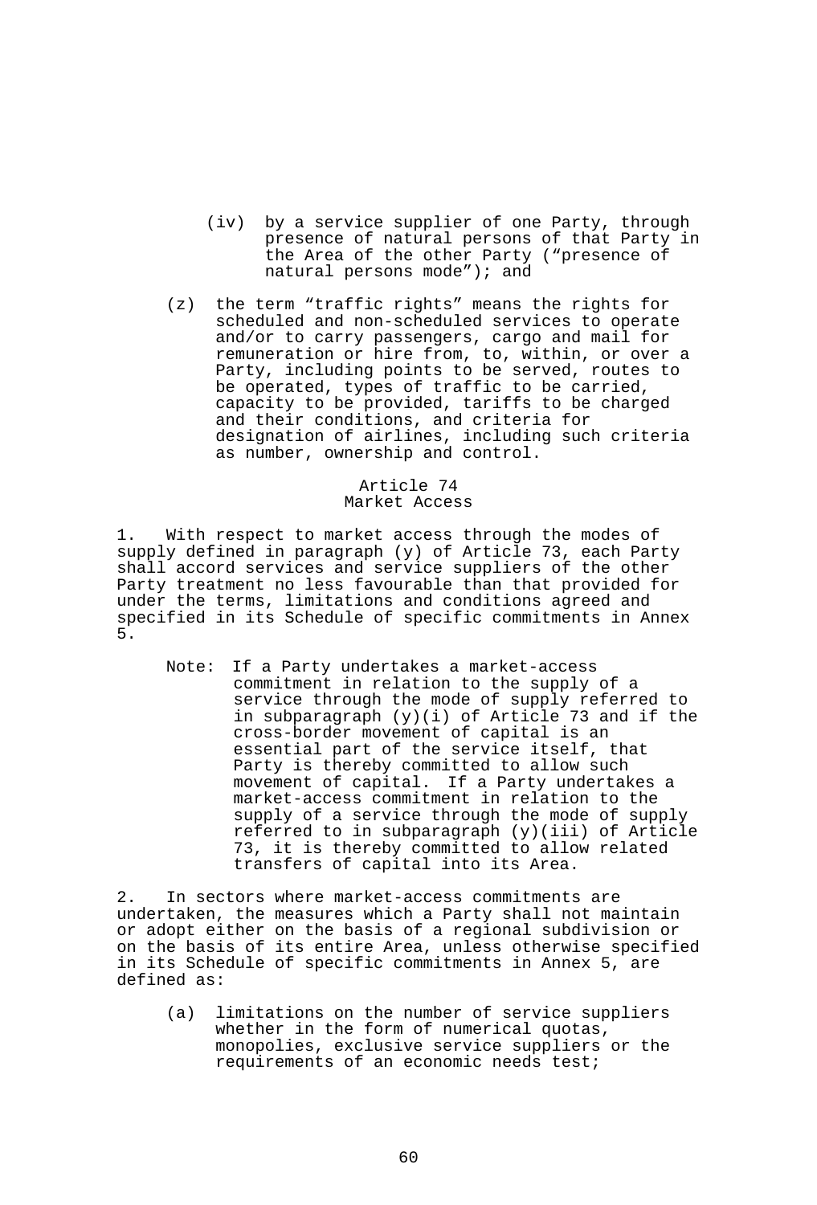(iv) by a service supplier of one Party, through presence of natural persons of that Party in the Area of the other Party ("presence of natural persons mode"); and

(z) the term "traffic rights" means the rights for scheduled and non-scheduled services to operate and/or to carry passengers, cargo and mail for remuneration or hire from, to, within, or over a Party, including points to be served, routes to be operated, types of traffic to be carried, capacity to be provided, tariffs to be charged and their conditions, and criteria for designation of airlines, including such criteria as number, ownership and control.

## Article 74
## Market Access

1. With respect to market access through the modes of supply defined in paragraph (y) of Article 73, each Party shall accord services and service suppliers of the other Party treatment no less favourable than that provided for under the terms, limitations and conditions agreed and specified in its Schedule of specific commitments in Annex 5.

Note: If a Party undertakes a market-access commitment in relation to the supply of a service through the mode of supply referred to in subparagraph (y)(i) of Article 73 and if the cross-border movement of capital is an essential part of the service itself, that Party is thereby committed to allow such movement of capital. If a Party undertakes a market-access commitment in relation to the supply of a service through the mode of supply referred to in subparagraph (y)(iii) of Article 73, it is thereby committed to allow related transfers of capital into its Area.

2. In sectors where market-access commitments are undertaken, the measures which a Party shall not maintain or adopt either on the basis of a regional subdivision or on the basis of its entire Area, unless otherwise specified in its Schedule of specific commitments in Annex 5, are defined as:

(a) limitations on the number of service suppliers whether in the form of numerical quotas, monopolies, exclusive service suppliers or the requirements of an economic needs test;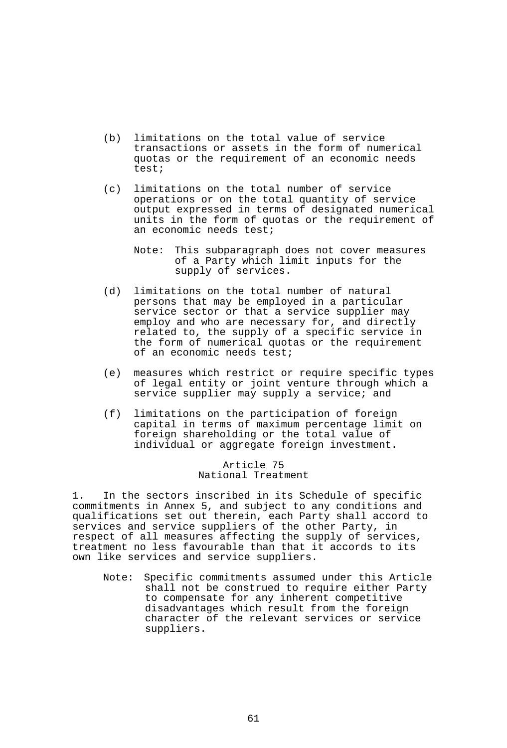(b) limitations on the total value of service transactions or assets in the form of numerical quotas or the requirement of an economic needs test;

(c) limitations on the total number of service operations or on the total quantity of service output expressed in terms of designated numerical units in the form of quotas or the requirement of an economic needs test;

Note: This subparagraph does not cover measures of a Party which limit inputs for the supply of services.

(d) limitations on the total number of natural persons that may be employed in a particular service sector or that a service supplier may employ and who are necessary for, and directly related to, the supply of a specific service in the form of numerical quotas or the requirement of an economic needs test;

(e) measures which restrict or require specific types of legal entity or joint venture through which a service supplier may supply a service; and

(f) limitations on the participation of foreign capital in terms of maximum percentage limit on foreign shareholding or the total value of individual or aggregate foreign investment.

## Article 75
## National Treatment

1. In the sectors inscribed in its Schedule of specific commitments in Annex 5, and subject to any conditions and qualifications set out therein, each Party shall accord to services and service suppliers of the other Party, in respect of all measures affecting the supply of services, treatment no less favourable than that it accords to its own like services and service suppliers.

Note: Specific commitments assumed under this Article shall not be construed to require either Party to compensate for any inherent competitive disadvantages which result from the foreign character of the relevant services or service suppliers.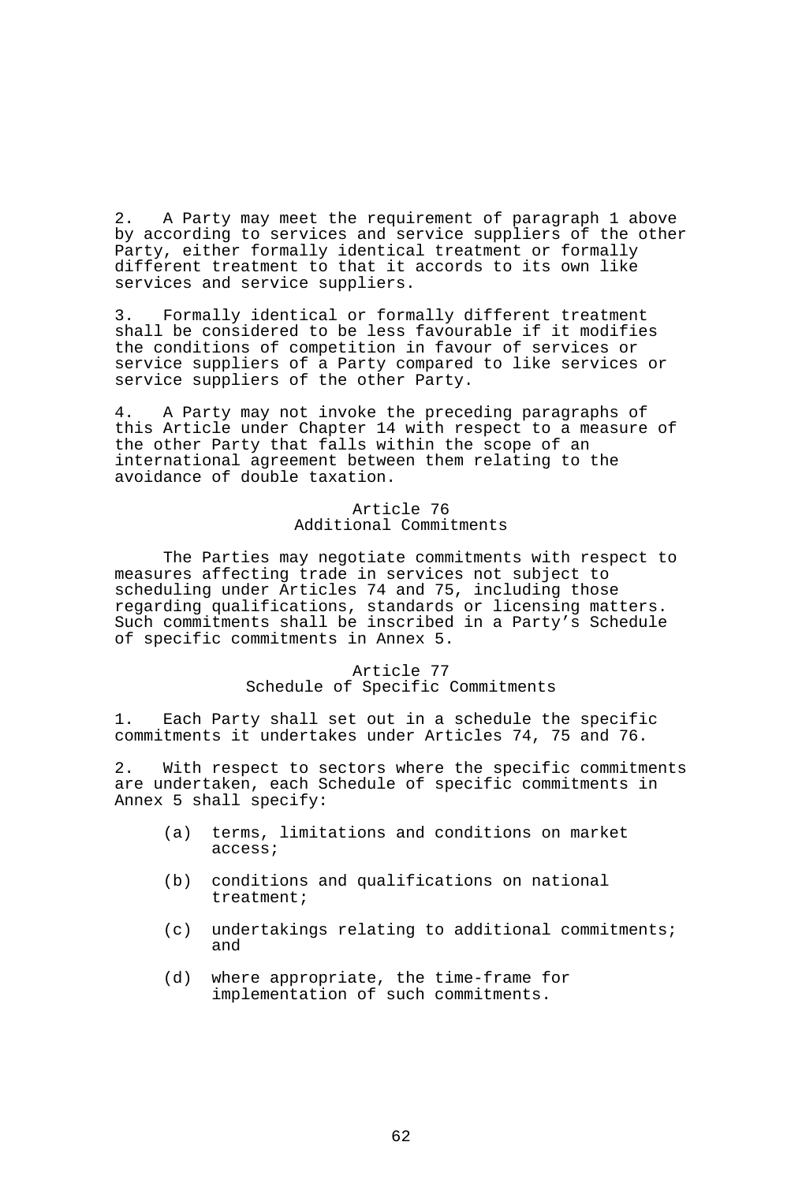2. A Party may meet the requirement of paragraph 1 above by according to services and service suppliers of the other Party, either formally identical treatment or formally different treatment to that it accords to its own like services and service suppliers.

3. Formally identical or formally different treatment shall be considered to be less favourable if it modifies the conditions of competition in favour of services or service suppliers of a Party compared to like services or service suppliers of the other Party.

4. A Party may not invoke the preceding paragraphs of this Article under Chapter 14 with respect to a measure of the other Party that falls within the scope of an international agreement between them relating to the avoidance of double taxation.

## Article 76
## Additional Commitments

The Parties may negotiate commitments with respect to measures affecting trade in services not subject to scheduling under Articles 74 and 75, including those regarding qualifications, standards or licensing matters. Such commitments shall be inscribed in a Party's Schedule of specific commitments in Annex 5.

## Article 77
## Schedule of Specific Commitments

1. Each Party shall set out in a schedule the specific commitments it undertakes under Articles 74, 75 and 76.

2. With respect to sectors where the specific commitments are undertaken, each Schedule of specific commitments in Annex 5 shall specify:

(a) terms, limitations and conditions on market access;

(b) conditions and qualifications on national treatment;

(c) undertakings relating to additional commitments; and

(d) where appropriate, the time-frame for implementation of such commitments.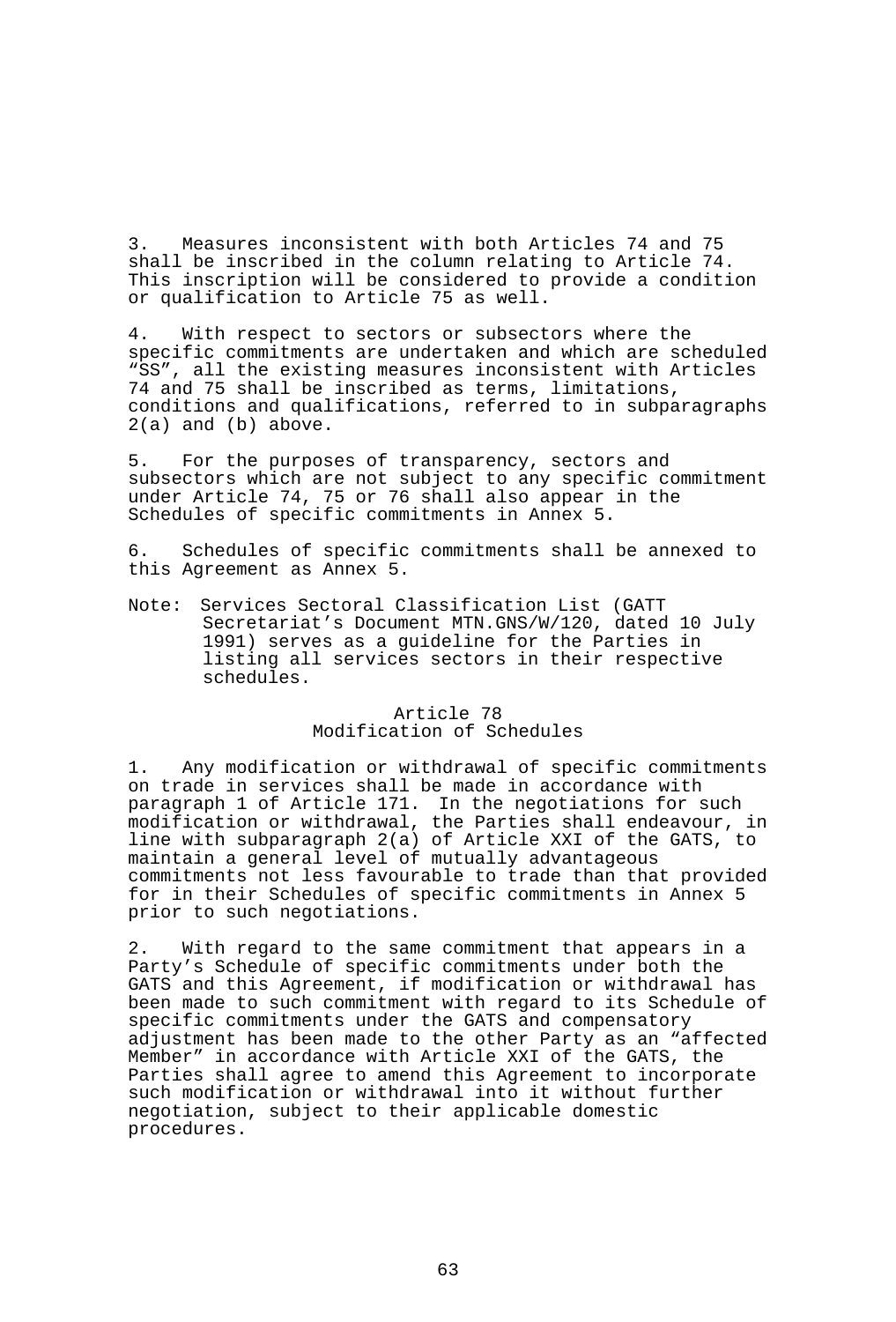3. Measures inconsistent with both Articles 74 and 75 shall be inscribed in the column relating to Article 74. This inscription will be considered to provide a condition or qualification to Article 75 as well.

4. With respect to sectors or subsectors where the specific commitments are undertaken and which are scheduled "SS", all the existing measures inconsistent with Articles 74 and 75 shall be inscribed as terms, limitations, conditions and qualifications, referred to in subparagraphs 2(a) and (b) above.

5. For the purposes of transparency, sectors and subsectors which are not subject to any specific commitment under Article 74, 75 or 76 shall also appear in the Schedules of specific commitments in Annex 5.

6. Schedules of specific commitments shall be annexed to this Agreement as Annex 5.

Note: Services Sectoral Classification List (GATT Secretariat's Document MTN.GNS/W/120, dated 10 July 1991) serves as a guideline for the Parties in listing all services sectors in their respective schedules.

## Article 78
## Modification of Schedules

1. Any modification or withdrawal of specific commitments on trade in services shall be made in accordance with paragraph 1 of Article 171. In the negotiations for such modification or withdrawal, the Parties shall endeavour, in line with subparagraph 2(a) of Article XXI of the GATS, to maintain a general level of mutually advantageous commitments not less favourable to trade than that provided for in their Schedules of specific commitments in Annex 5 prior to such negotiations.

2. With regard to the same commitment that appears in a Party's Schedule of specific commitments under both the GATS and this Agreement, if modification or withdrawal has been made to such commitment with regard to its Schedule of specific commitments under the GATS and compensatory adjustment has been made to the other Party as an "affected Member" in accordance with Article XXI of the GATS, the Parties shall agree to amend this Agreement to incorporate such modification or withdrawal into it without further negotiation, subject to their applicable domestic procedures.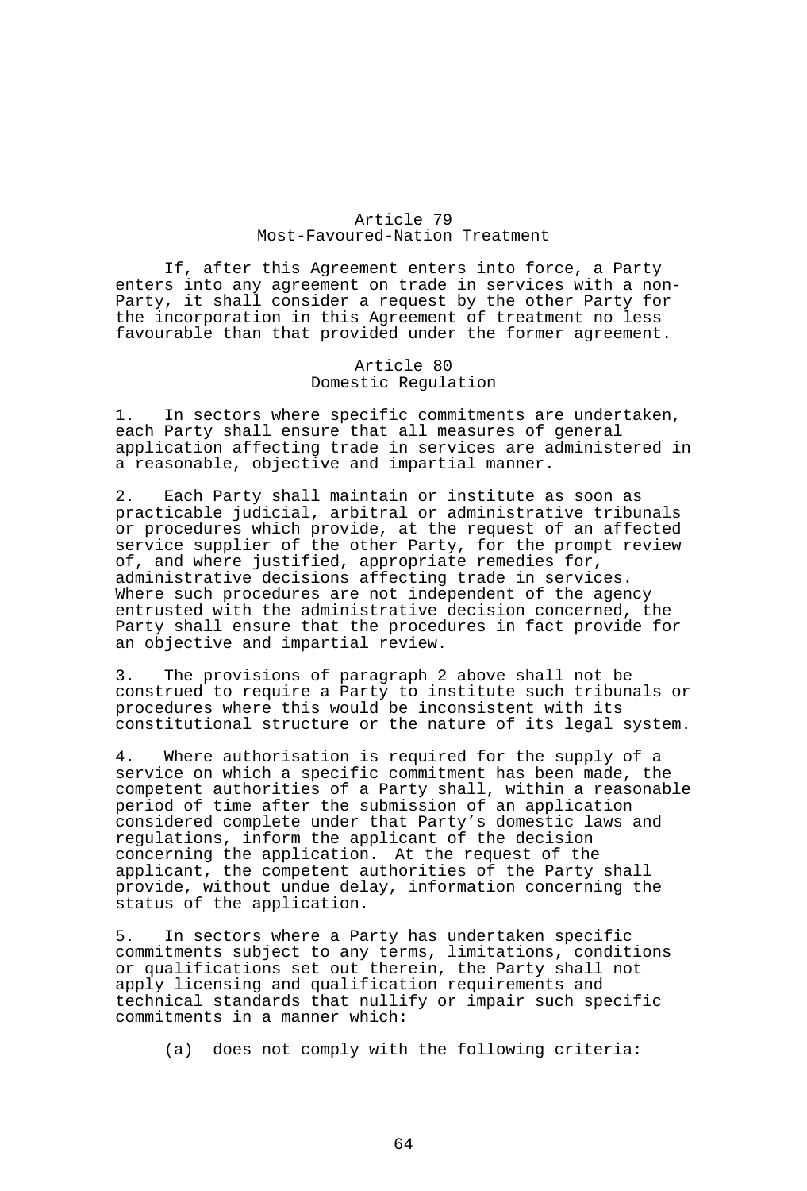## Article 79
## Most-Favoured-Nation Treatment

If, after this Agreement enters into force, a Party enters into any agreement on trade in services with a non-Party, it shall consider a request by the other Party for the incorporation in this Agreement of treatment no less favourable than that provided under the former agreement.

## Article 80
## Domestic Regulation

1. In sectors where specific commitments are undertaken, each Party shall ensure that all measures of general application affecting trade in services are administered in a reasonable, objective and impartial manner.

2. Each Party shall maintain or institute as soon as practicable judicial, arbitral or administrative tribunals or procedures which provide, at the request of an affected service supplier of the other Party, for the prompt review of, and where justified, appropriate remedies for, administrative decisions affecting trade in services. Where such procedures are not independent of the agency entrusted with the administrative decision concerned, the Party shall ensure that the procedures in fact provide for an objective and impartial review.

3. The provisions of paragraph 2 above shall not be construed to require a Party to institute such tribunals or procedures where this would be inconsistent with its constitutional structure or the nature of its legal system.

4. Where authorisation is required for the supply of a service on which a specific commitment has been made, the competent authorities of a Party shall, within a reasonable period of time after the submission of an application considered complete under that Party's domestic laws and regulations, inform the applicant of the decision concerning the application. At the request of the applicant, the competent authorities of the Party shall provide, without undue delay, information concerning the status of the application.

5. In sectors where a Party has undertaken specific commitments subject to any terms, limitations, conditions or qualifications set out therein, the Party shall not apply licensing and qualification requirements and technical standards that nullify or impair such specific commitments in a manner which:

(a) does not comply with the following criteria: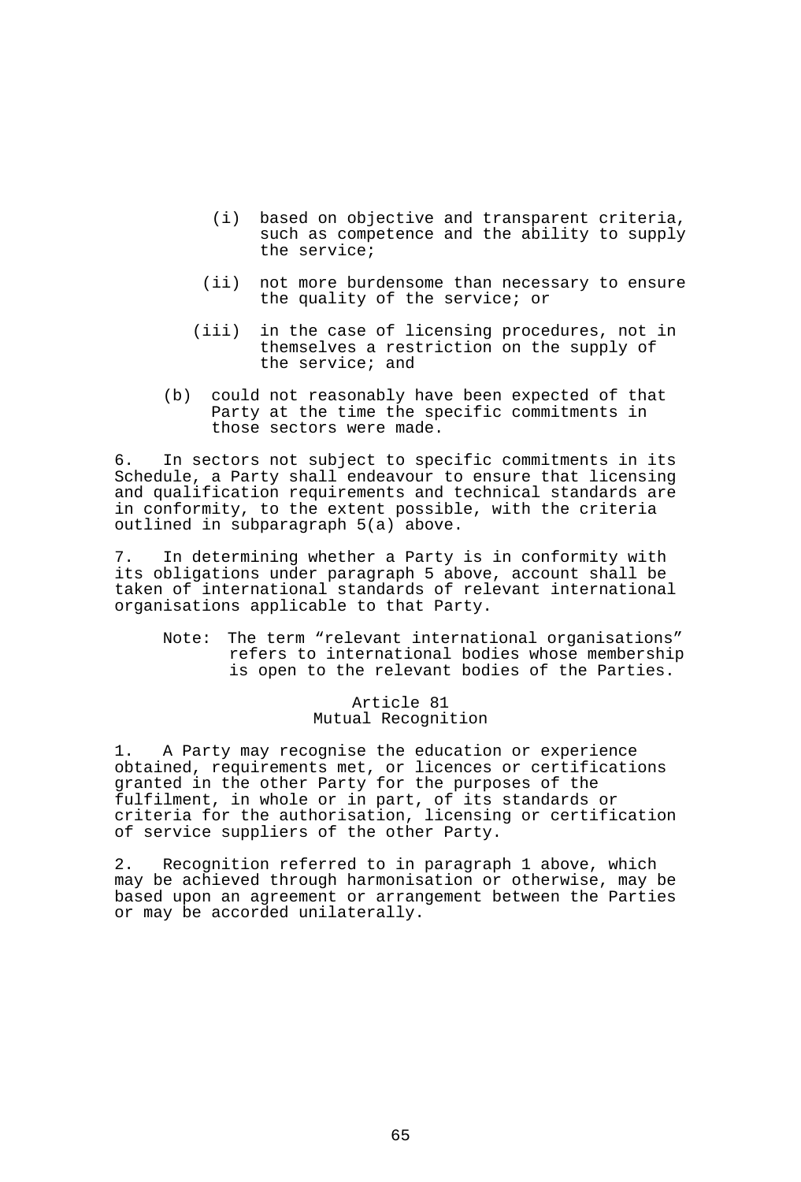(i) based on objective and transparent criteria, such as competence and the ability to supply the service;

(ii) not more burdensome than necessary to ensure the quality of the service; or

(iii) in the case of licensing procedures, not in themselves a restriction on the supply of the service; and

(b) could not reasonably have been expected of that Party at the time the specific commitments in those sectors were made.

6. In sectors not subject to specific commitments in its Schedule, a Party shall endeavour to ensure that licensing and qualification requirements and technical standards are in conformity, to the extent possible, with the criteria outlined in subparagraph 5(a) above.

7. In determining whether a Party is in conformity with its obligations under paragraph 5 above, account shall be taken of international standards of relevant international organisations applicable to that Party.

Note: The term "relevant international organisations" refers to international bodies whose membership is open to the relevant bodies of the Parties.

## Article 81
## Mutual Recognition

1. A Party may recognise the education or experience obtained, requirements met, or licences or certifications granted in the other Party for the purposes of the fulfilment, in whole or in part, of its standards or criteria for the authorisation, licensing or certification of service suppliers of the other Party.

2. Recognition referred to in paragraph 1 above, which may be achieved through harmonisation or otherwise, may be based upon an agreement or arrangement between the Parties or may be accorded unilaterally.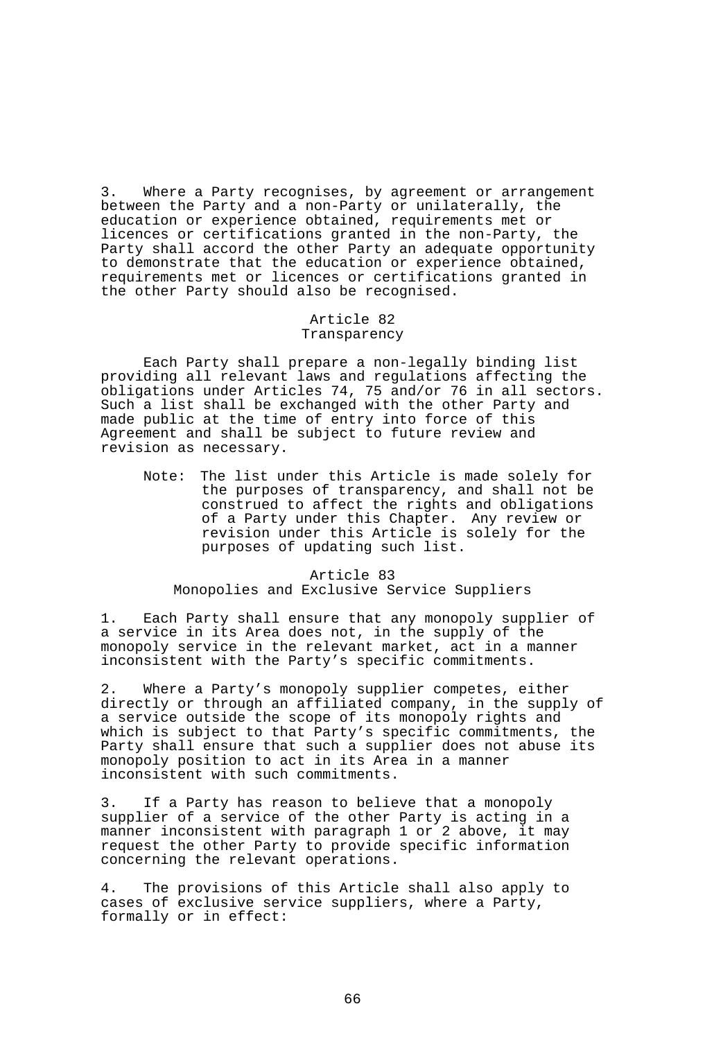3. Where a Party recognises, by agreement or arrangement between the Party and a non-Party or unilaterally, the education or experience obtained, requirements met or licences or certifications granted in the non-Party, the Party shall accord the other Party an adequate opportunity to demonstrate that the education or experience obtained, requirements met or licences or certifications granted in the other Party should also be recognised.

## Article 82
## Transparency

Each Party shall prepare a non-legally binding list providing all relevant laws and regulations affecting the obligations under Articles 74, 75 and/or 76 in all sectors. Such a list shall be exchanged with the other Party and made public at the time of entry into force of this Agreement and shall be subject to future review and revision as necessary.

Note: The list under this Article is made solely for the purposes of transparency, and shall not be construed to affect the rights and obligations of a Party under this Chapter. Any review or revision under this Article is solely for the purposes of updating such list.

## Article 83
## Monopolies and Exclusive Service Suppliers

1. Each Party shall ensure that any monopoly supplier of a service in its Area does not, in the supply of the monopoly service in the relevant market, act in a manner inconsistent with the Party's specific commitments.

2. Where a Party's monopoly supplier competes, either directly or through an affiliated company, in the supply of a service outside the scope of its monopoly rights and which is subject to that Party's specific commitments, the Party shall ensure that such a supplier does not abuse its monopoly position to act in its Area in a manner inconsistent with such commitments.

3. If a Party has reason to believe that a monopoly supplier of a service of the other Party is acting in a manner inconsistent with paragraph 1 or 2 above, it may request the other Party to provide specific information concerning the relevant operations.

4. The provisions of this Article shall also apply to cases of exclusive service suppliers, where a Party, formally or in effect: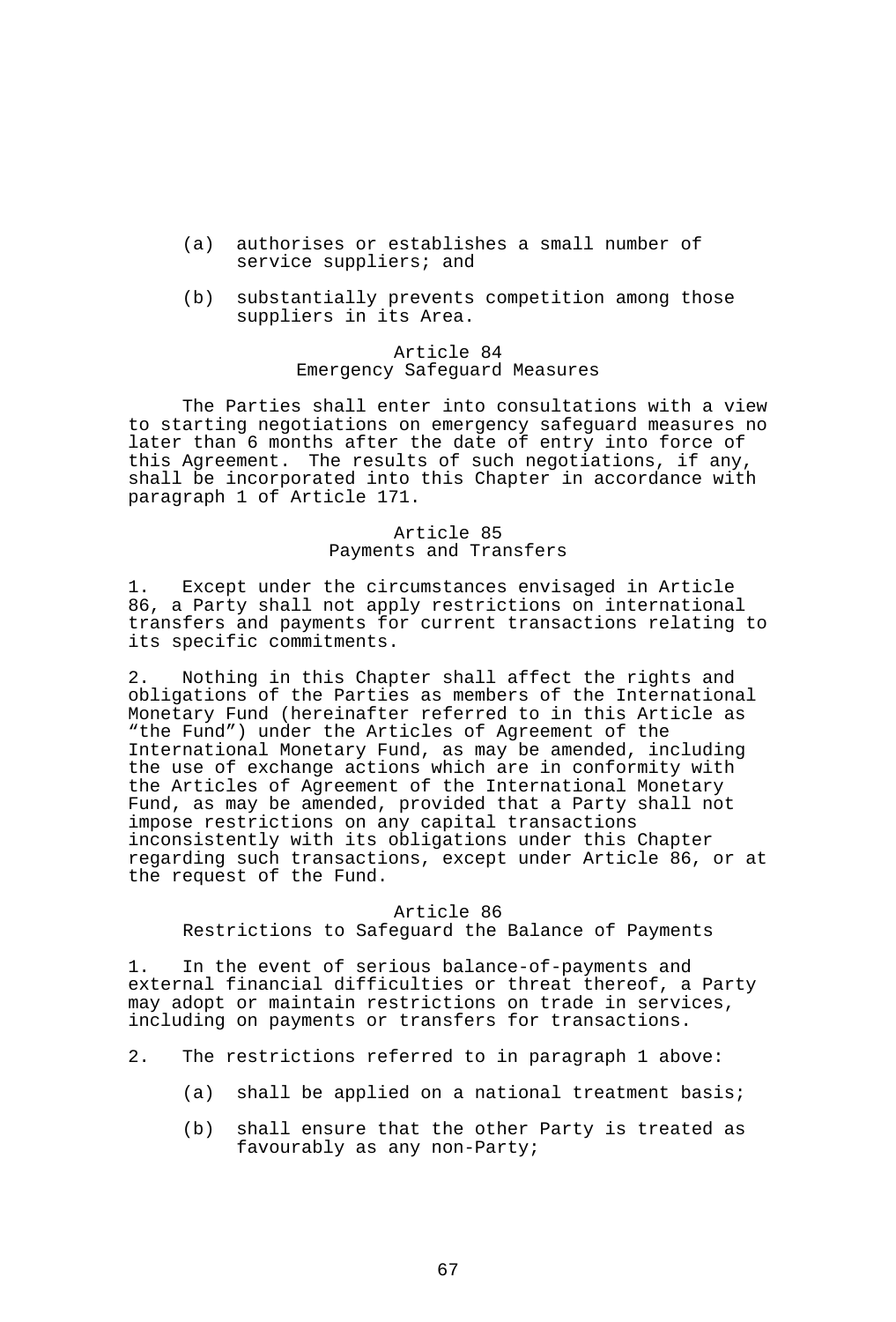(a) authorises or establishes a small number of service suppliers; and

(b) substantially prevents competition among those suppliers in its Area.

### Article 84
### Emergency Safeguard Measures

The Parties shall enter into consultations with a view to starting negotiations on emergency safeguard measures no later than 6 months after the date of entry into force of this Agreement. The results of such negotiations, if any, shall be incorporated into this Chapter in accordance with paragraph 1 of Article 171.

### Article 85
### Payments and Transfers

1. Except under the circumstances envisaged in Article 86, a Party shall not apply restrictions on international transfers and payments for current transactions relating to its specific commitments.

2. Nothing in this Chapter shall affect the rights and obligations of the Parties as members of the International Monetary Fund (hereinafter referred to in this Article as "the Fund") under the Articles of Agreement of the International Monetary Fund, as may be amended, including the use of exchange actions which are in conformity with the Articles of Agreement of the International Monetary Fund, as may be amended, provided that a Party shall not impose restrictions on any capital transactions inconsistently with its obligations under this Chapter regarding such transactions, except under Article 86, or at the request of the Fund.

### Article 86
### Restrictions to Safeguard the Balance of Payments

1. In the event of serious balance-of-payments and external financial difficulties or threat thereof, a Party may adopt or maintain restrictions on trade in services, including on payments or transfers for transactions.

2. The restrictions referred to in paragraph 1 above:

(a) shall be applied on a national treatment basis;

(b) shall ensure that the other Party is treated as favourably as any non-Party;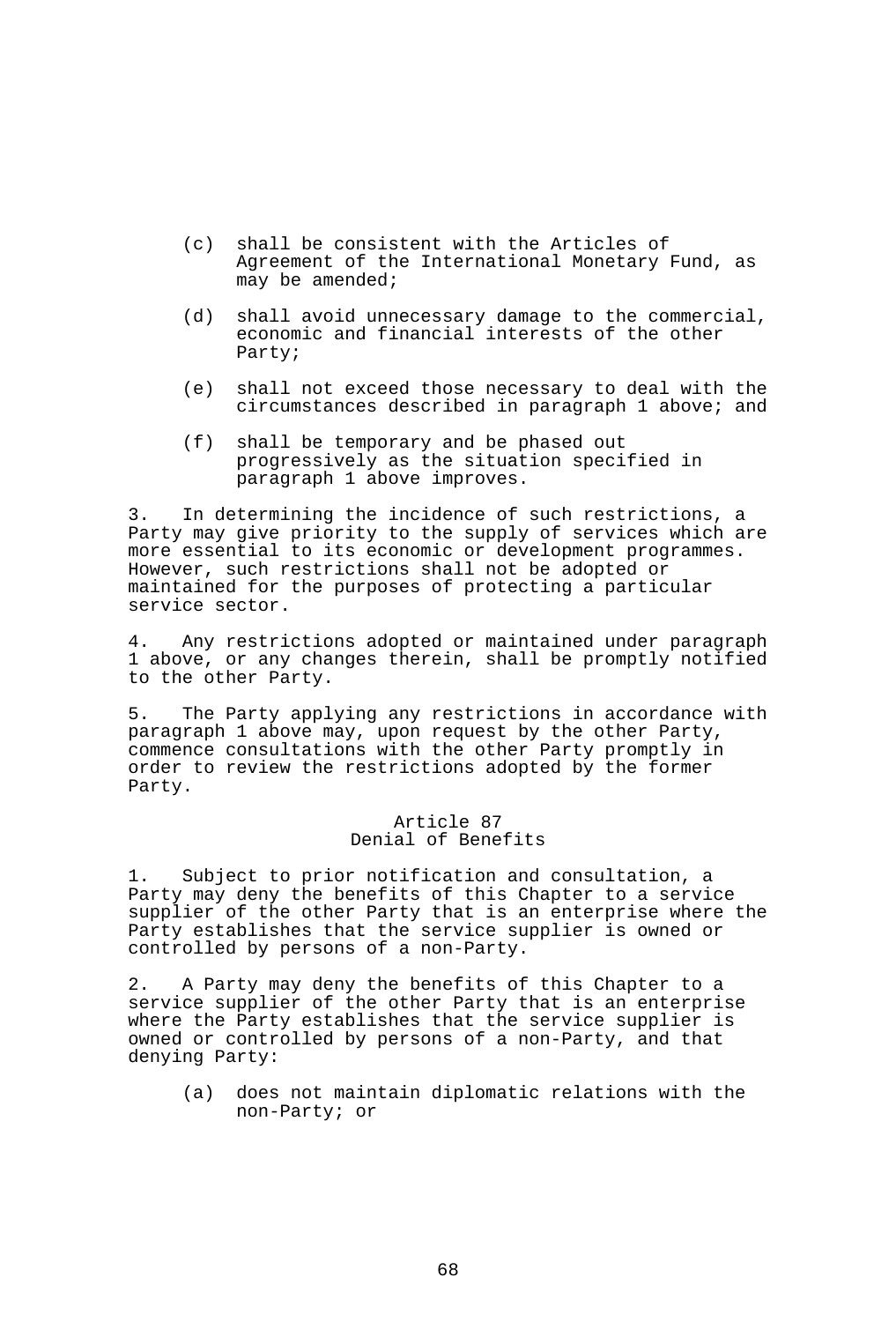(c) shall be consistent with the Articles of Agreement of the International Monetary Fund, as may be amended;

(d) shall avoid unnecessary damage to the commercial, economic and financial interests of the other Party;

(e) shall not exceed those necessary to deal with the circumstances described in paragraph 1 above; and

(f) shall be temporary and be phased out progressively as the situation specified in paragraph 1 above improves.

3. In determining the incidence of such restrictions, a Party may give priority to the supply of services which are more essential to its economic or development programmes. However, such restrictions shall not be adopted or maintained for the purposes of protecting a particular service sector.

4. Any restrictions adopted or maintained under paragraph 1 above, or any changes therein, shall be promptly notified to the other Party.

5. The Party applying any restrictions in accordance with paragraph 1 above may, upon request by the other Party, commence consultations with the other Party promptly in order to review the restrictions adopted by the former Party.

### Article 87
### Denial of Benefits

1. Subject to prior notification and consultation, a Party may deny the benefits of this Chapter to a service supplier of the other Party that is an enterprise where the Party establishes that the service supplier is owned or controlled by persons of a non-Party.

2. A Party may deny the benefits of this Chapter to a service supplier of the other Party that is an enterprise where the Party establishes that the service supplier is owned or controlled by persons of a non-Party, and that denying Party:

(a) does not maintain diplomatic relations with the non-Party; or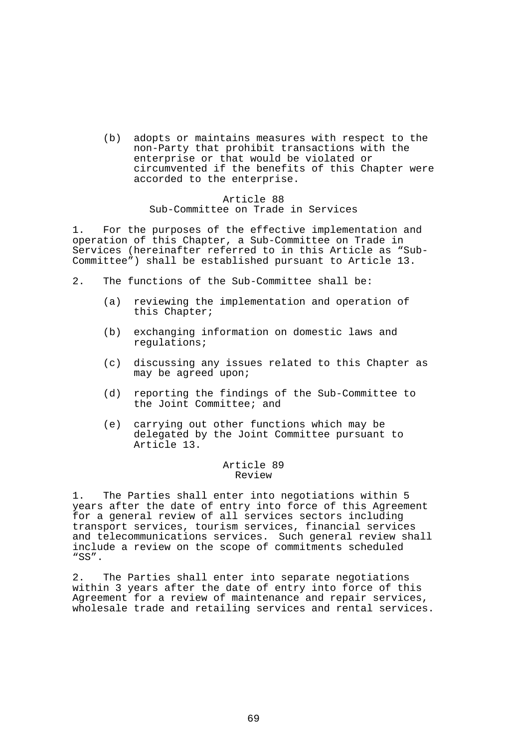(b) adopts or maintains measures with respect to the non-Party that prohibit transactions with the enterprise or that would be violated or circumvented if the benefits of this Chapter were accorded to the enterprise.

### Article 88
### Sub-Committee on Trade in Services

1. For the purposes of the effective implementation and operation of this Chapter, a Sub-Committee on Trade in Services (hereinafter referred to in this Article as "Sub-Committee") shall be established pursuant to Article 13.

2. The functions of the Sub-Committee shall be:

(a) reviewing the implementation and operation of this Chapter;

(b) exchanging information on domestic laws and regulations;

(c) discussing any issues related to this Chapter as may be agreed upon;

(d) reporting the findings of the Sub-Committee to the Joint Committee; and

(e) carrying out other functions which may be delegated by the Joint Committee pursuant to Article 13.

### Article 89
### Review

1. The Parties shall enter into negotiations within 5 years after the date of entry into force of this Agreement for a general review of all services sectors including transport services, tourism services, financial services and telecommunications services. Such general review shall include a review on the scope of commitments scheduled "SS".

2. The Parties shall enter into separate negotiations within 3 years after the date of entry into force of this Agreement for a review of maintenance and repair services, wholesale trade and retailing services and rental services.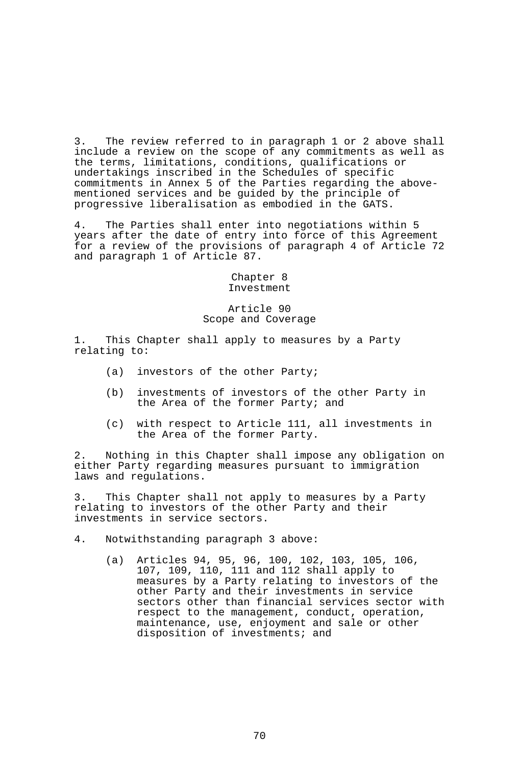3. The review referred to in paragraph 1 or 2 above shall include a review on the scope of any commitments as well as the terms, limitations, conditions, qualifications or undertakings inscribed in the Schedules of specific commitments in Annex 5 of the Parties regarding the above-mentioned services and be guided by the principle of progressive liberalisation as embodied in the GATS.

4. The Parties shall enter into negotiations within 5 years after the date of entry into force of this Agreement for a review of the provisions of paragraph 4 of Article 72 and paragraph 1 of Article 87.

## Chapter 8
## Investment

### Article 90
### Scope and Coverage

1. This Chapter shall apply to measures by a Party relating to:

   (a) investors of the other Party;

   (b) investments of investors of the other Party in the Area of the former Party; and

   (c) with respect to Article 111, all investments in the Area of the former Party.

2. Nothing in this Chapter shall impose any obligation on either Party regarding measures pursuant to immigration laws and regulations.

3. This Chapter shall not apply to measures by a Party relating to investors of the other Party and their investments in service sectors.

4. Notwithstanding paragraph 3 above:

   (a) Articles 94, 95, 96, 100, 102, 103, 105, 106, 107, 109, 110, 111 and 112 shall apply to measures by a Party relating to investors of the other Party and their investments in service sectors other than financial services sector with respect to the management, conduct, operation, maintenance, use, enjoyment and sale or other disposition of investments; and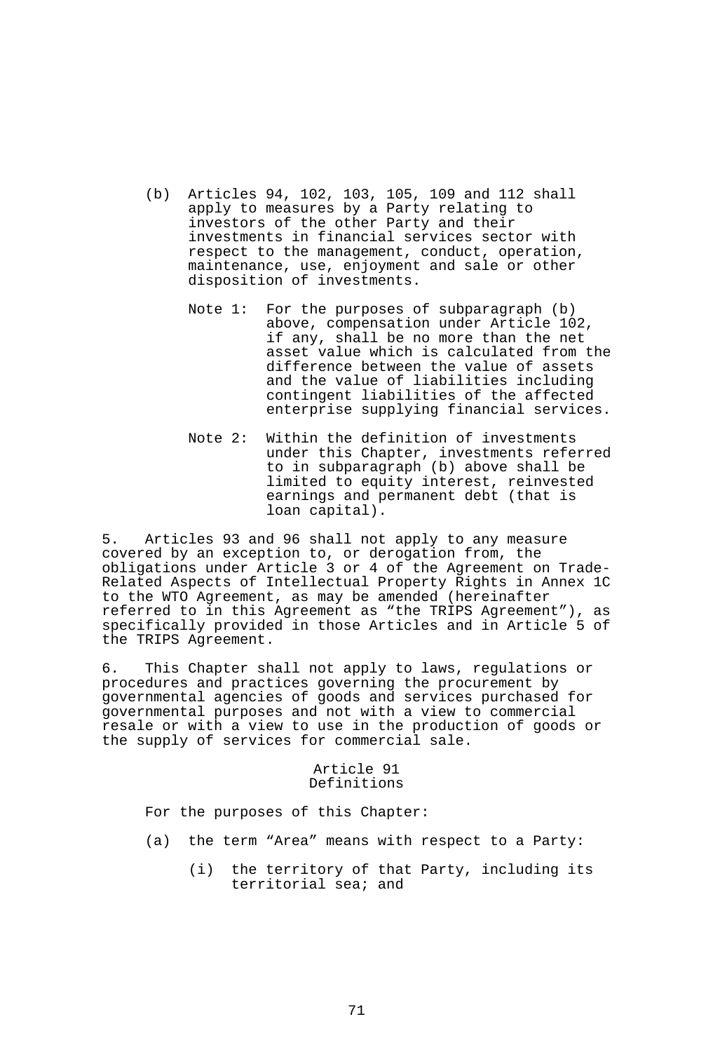(b) Articles 94, 102, 103, 105, 109 and 112 shall apply to measures by a Party relating to investors of the other Party and their investments in financial services sector with respect to the management, conduct, operation, maintenance, use, enjoyment and sale or other disposition of investments.

Note 1: For the purposes of subparagraph (b) above, compensation under Article 102, if any, shall be no more than the net asset value which is calculated from the difference between the value of assets and the value of liabilities including contingent liabilities of the affected enterprise supplying financial services.

Note 2: Within the definition of investments under this Chapter, investments referred to in subparagraph (b) above shall be limited to equity interest, reinvested earnings and permanent debt (that is loan capital).

5. Articles 93 and 96 shall not apply to any measure covered by an exception to, or derogation from, the obligations under Article 3 or 4 of the Agreement on Trade-Related Aspects of Intellectual Property Rights in Annex 1C to the WTO Agreement, as may be amended (hereinafter referred to in this Agreement as "the TRIPS Agreement"), as specifically provided in those Articles and in Article 5 of the TRIPS Agreement.

6. This Chapter shall not apply to laws, regulations or procedures and practices governing the procurement by governmental agencies of goods and services purchased for governmental purposes and not with a view to commercial resale or with a view to use in the production of goods or the supply of services for commercial sale.

Article 91
Definitions

For the purposes of this Chapter:

(a) the term "Area" means with respect to a Party:

(i) the territory of that Party, including its territorial sea; and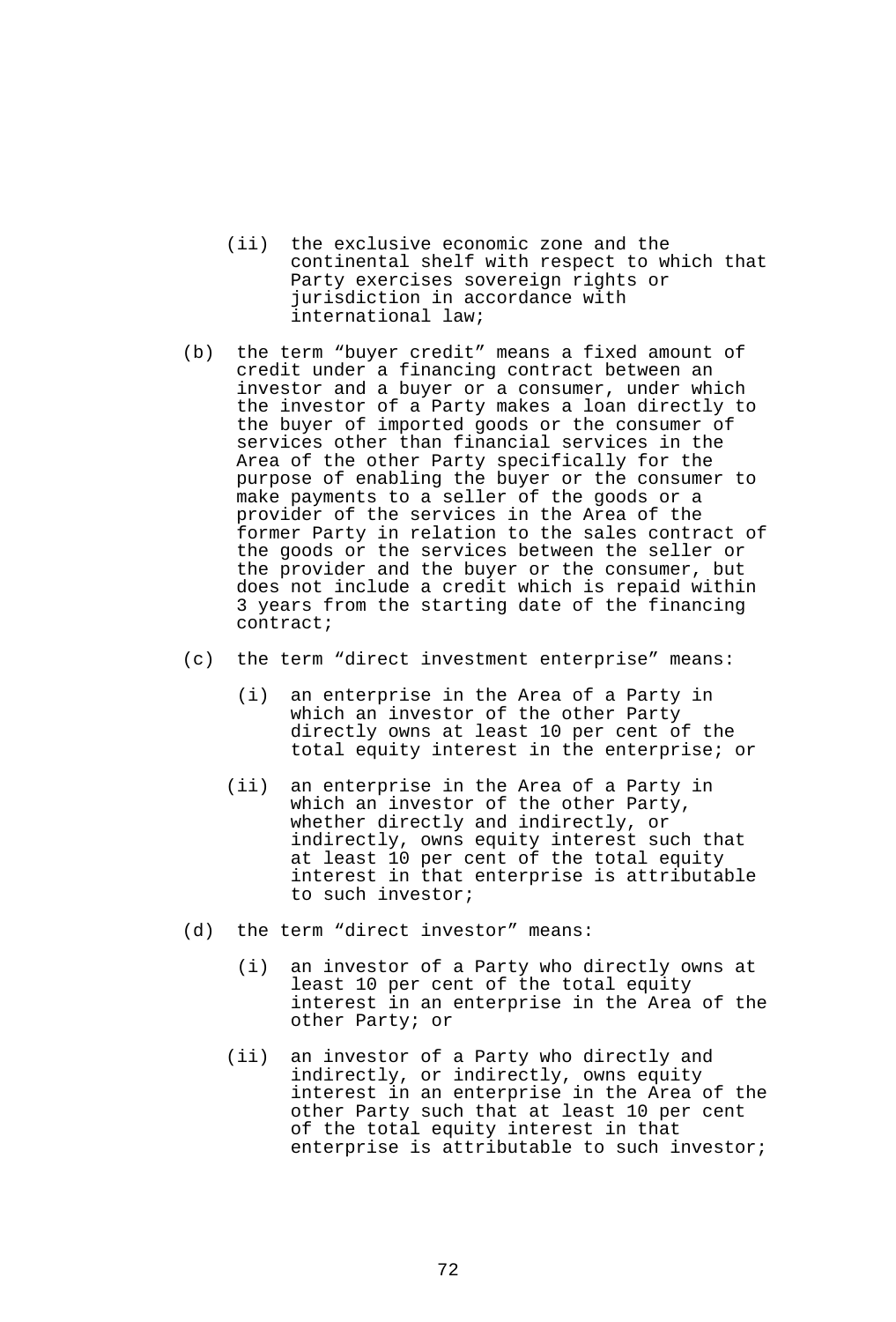(ii) the exclusive economic zone and the continental shelf with respect to which that Party exercises sovereign rights or jurisdiction in accordance with international law;

(b) the term “buyer credit” means a fixed amount of credit under a financing contract between an investor and a buyer or a consumer, under which the investor of a Party makes a loan directly to the buyer of imported goods or the consumer of services other than financial services in the Area of the other Party specifically for the purpose of enabling the buyer or the consumer to make payments to a seller of the goods or a provider of the services in the Area of the former Party in relation to the sales contract of the goods or the services between the seller or the provider and the buyer or the consumer, but does not include a credit which is repaid within 3 years from the starting date of the financing contract;

(c) the term “direct investment enterprise” means:

(i) an enterprise in the Area of a Party in which an investor of the other Party directly owns at least 10 per cent of the total equity interest in the enterprise; or

(ii) an enterprise in the Area of a Party in which an investor of the other Party, whether directly and indirectly, or indirectly, owns equity interest such that at least 10 per cent of the total equity interest in that enterprise is attributable to such investor;

(d) the term “direct investor” means:

(i) an investor of a Party who directly owns at least 10 per cent of the total equity interest in an enterprise in the Area of the other Party; or

(ii) an investor of a Party who directly and indirectly, or indirectly, owns equity interest in an enterprise in the Area of the other Party such that at least 10 per cent of the total equity interest in that enterprise is attributable to such investor;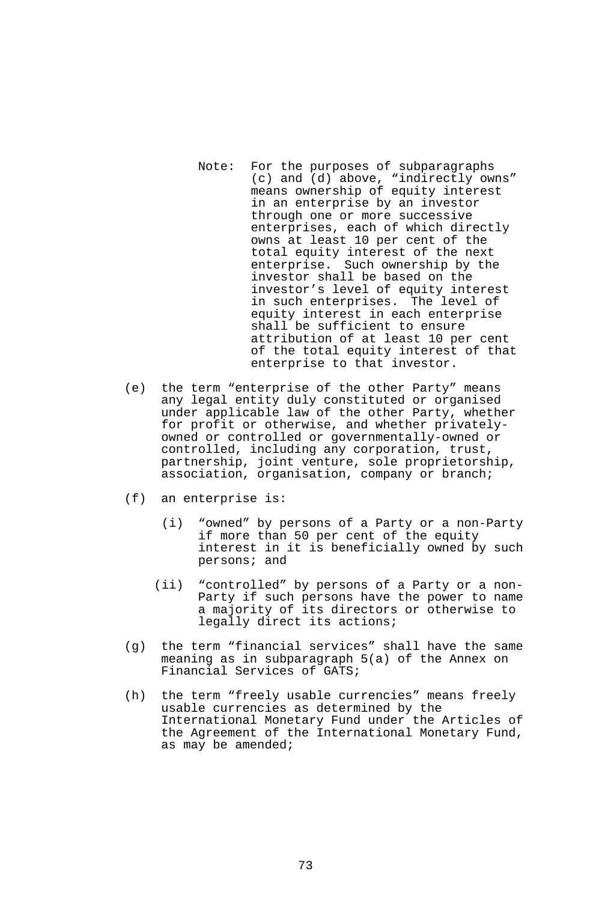Note: For the purposes of subparagraphs (c) and (d) above, "indirectly owns" means ownership of equity interest in an enterprise by an investor through one or more successive enterprises, each of which directly owns at least 10 per cent of the total equity interest of the next enterprise. Such ownership by the investor shall be based on the investor's level of equity interest in such enterprises. The level of equity interest in each enterprise shall be sufficient to ensure attribution of at least 10 per cent of the total equity interest of that enterprise to that investor.

(e) the term "enterprise of the other Party" means any legal entity duly constituted or organised under applicable law of the other Party, whether for profit or otherwise, and whether privately-owned or controlled or governmentally-owned or controlled, including any corporation, trust, partnership, joint venture, sole proprietorship, association, organisation, company or branch;

(f) an enterprise is:

   (i) "owned" by persons of a Party or a non-Party if more than 50 per cent of the equity interest in it is beneficially owned by such persons; and

   (ii) "controlled" by persons of a Party or a non-Party if such persons have the power to name a majority of its directors or otherwise to legally direct its actions;

(g) the term "financial services" shall have the same meaning as in subparagraph 5(a) of the Annex on Financial Services of GATS;

(h) the term "freely usable currencies" means freely usable currencies as determined by the International Monetary Fund under the Articles of the Agreement of the International Monetary Fund, as may be amended;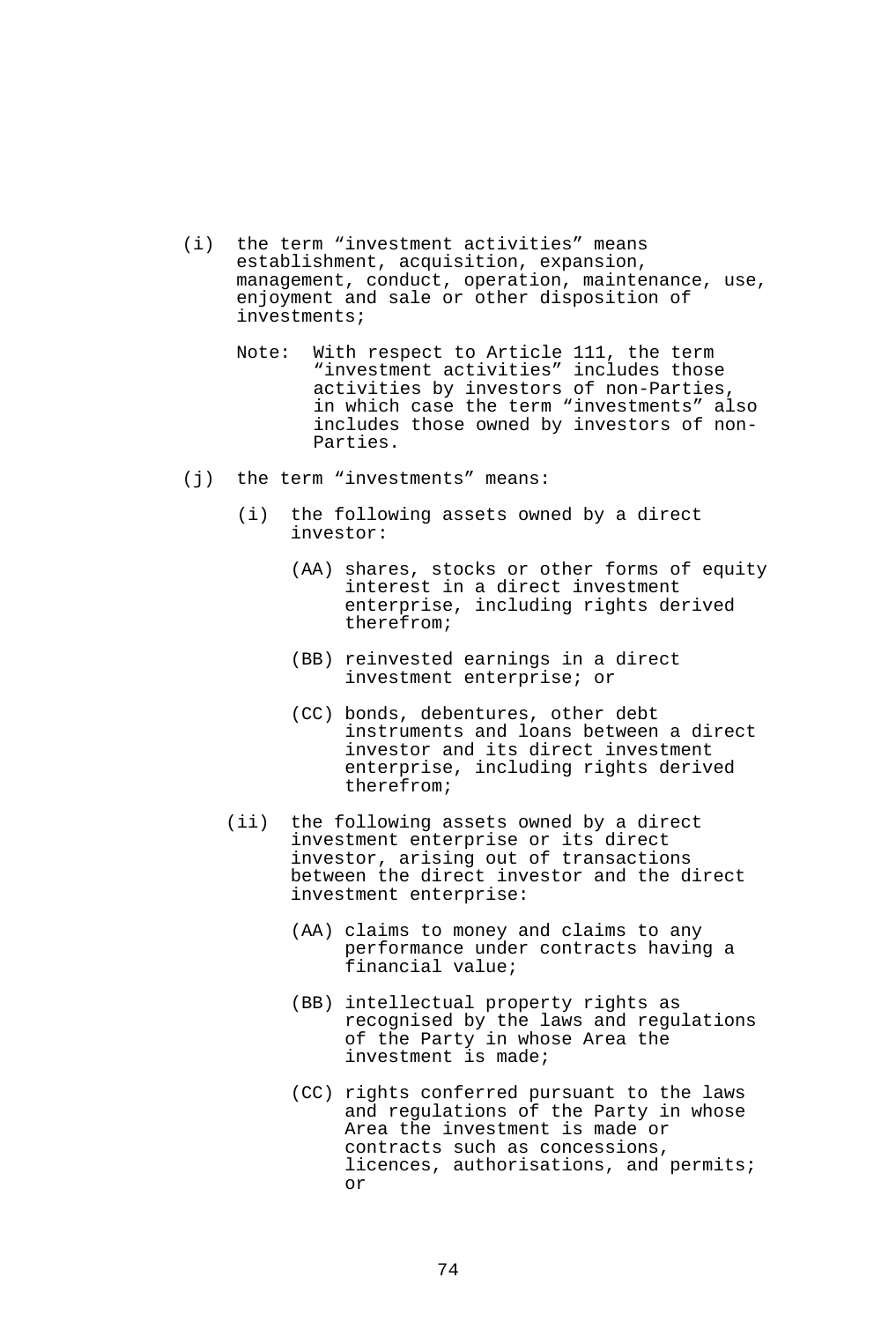(i) the term “investment activities” means establishment, acquisition, expansion, management, conduct, operation, maintenance, use, enjoyment and sale or other disposition of investments;

Note: With respect to Article 111, the term “investment activities” includes those activities by investors of non-Parties, in which case the term “investments” also includes those owned by investors of non-Parties.

(j) the term “investments” means:

(i) the following assets owned by a direct investor:

(AA) shares, stocks or other forms of equity interest in a direct investment enterprise, including rights derived therefrom;

(BB) reinvested earnings in a direct investment enterprise; or

(CC) bonds, debentures, other debt instruments and loans between a direct investor and its direct investment enterprise, including rights derived therefrom;

(ii) the following assets owned by a direct investment enterprise or its direct investor, arising out of transactions between the direct investor and the direct investment enterprise:

(AA) claims to money and claims to any performance under contracts having a financial value;

(BB) intellectual property rights as recognised by the laws and regulations of the Party in whose Area the investment is made;

(CC) rights conferred pursuant to the laws and regulations of the Party in whose Area the investment is made or contracts such as concessions, licences, authorisations, and permits; or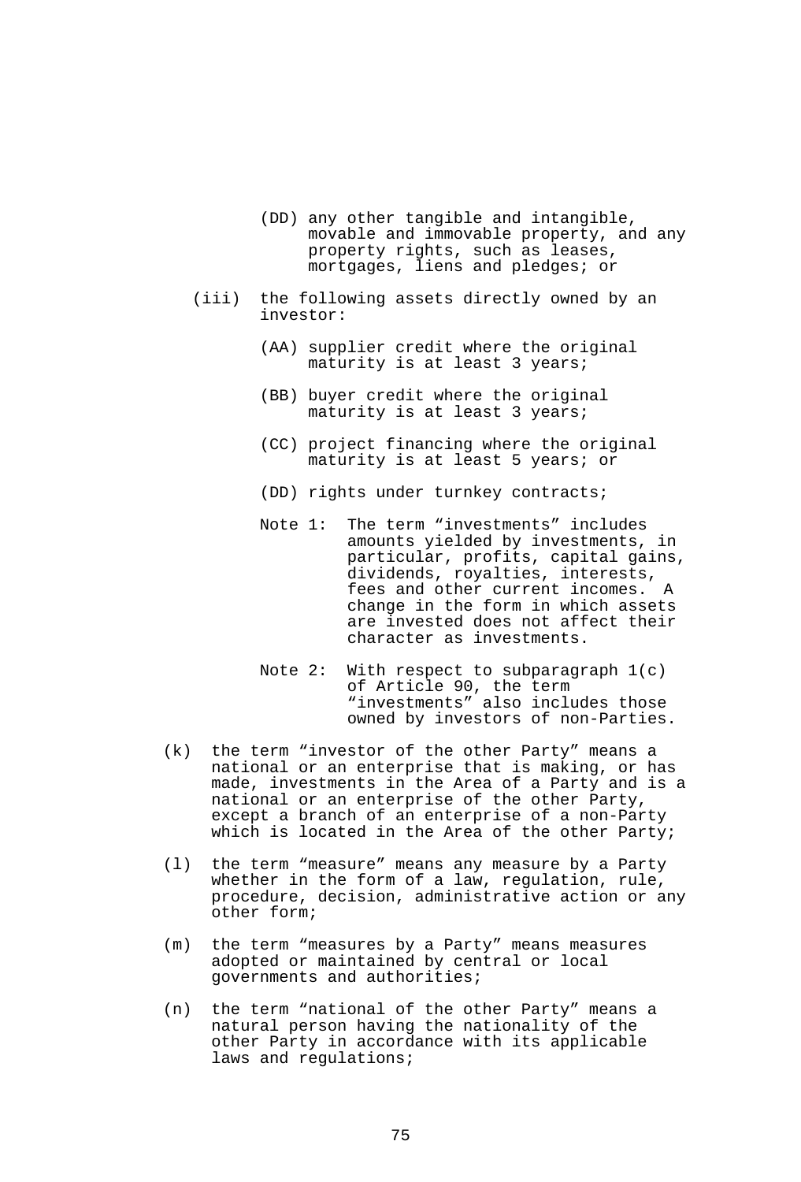(DD) any other tangible and intangible, movable and immovable property, and any property rights, such as leases, mortgages, liens and pledges; or

(iii) the following assets directly owned by an investor:

(AA) supplier credit where the original maturity is at least 3 years;

(BB) buyer credit where the original maturity is at least 3 years;

(CC) project financing where the original maturity is at least 5 years; or

(DD) rights under turnkey contracts;

Note 1: The term "investments" includes amounts yielded by investments, in particular, profits, capital gains, dividends, royalties, interests, fees and other current incomes. A change in the form in which assets are invested does not affect their character as investments.

Note 2: With respect to subparagraph 1(c) of Article 90, the term "investments" also includes those owned by investors of non-Parties.

(k) the term "investor of the other Party" means a national or an enterprise that is making, or has made, investments in the Area of a Party and is a national or an enterprise of the other Party, except a branch of an enterprise of a non-Party which is located in the Area of the other Party;

(l) the term "measure" means any measure by a Party whether in the form of a law, regulation, rule, procedure, decision, administrative action or any other form;

(m) the term "measures by a Party" means measures adopted or maintained by central or local governments and authorities;

(n) the term "national of the other Party" means a natural person having the nationality of the other Party in accordance with its applicable laws and regulations;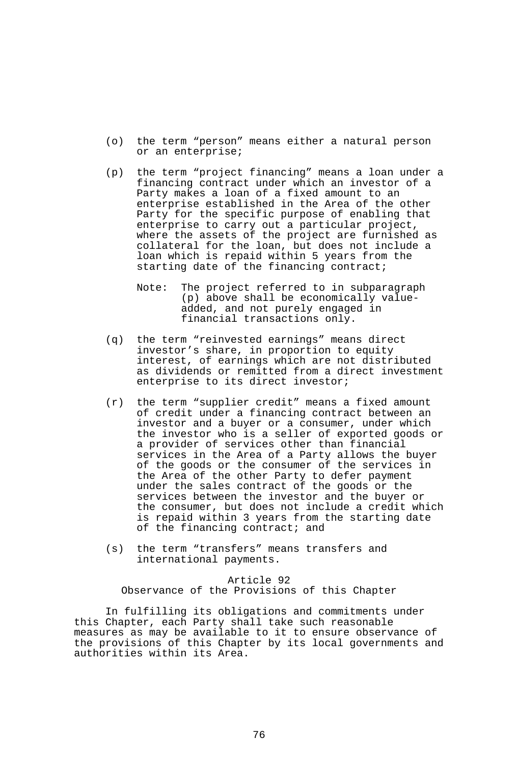(o) the term "person" means either a natural person or an enterprise;

(p) the term "project financing" means a loan under a financing contract under which an investor of a Party makes a loan of a fixed amount to an enterprise established in the Area of the other Party for the specific purpose of enabling that enterprise to carry out a particular project, where the assets of the project are furnished as collateral for the loan, but does not include a loan which is repaid within 5 years from the starting date of the financing contract;

    Note: The project referred to in subparagraph (p) above shall be economically value-added, and not purely engaged in financial transactions only.

(q) the term "reinvested earnings" means direct investor's share, in proportion to equity interest, of earnings which are not distributed as dividends or remitted from a direct investment enterprise to its direct investor;

(r) the term "supplier credit" means a fixed amount of credit under a financing contract between an investor and a buyer or a consumer, under which the investor who is a seller of exported goods or a provider of services other than financial services in the Area of a Party allows the buyer of the goods or the consumer of the services in the Area of the other Party to defer payment under the sales contract of the goods or the services between the investor and the buyer or the consumer, but does not include a credit which is repaid within 3 years from the starting date of the financing contract; and

(s) the term "transfers" means transfers and international payments.

## Article 92
## Observance of the Provisions of this Chapter

In fulfilling its obligations and commitments under this Chapter, each Party shall take such reasonable measures as may be available to it to ensure observance of the provisions of this Chapter by its local governments and authorities within its Area.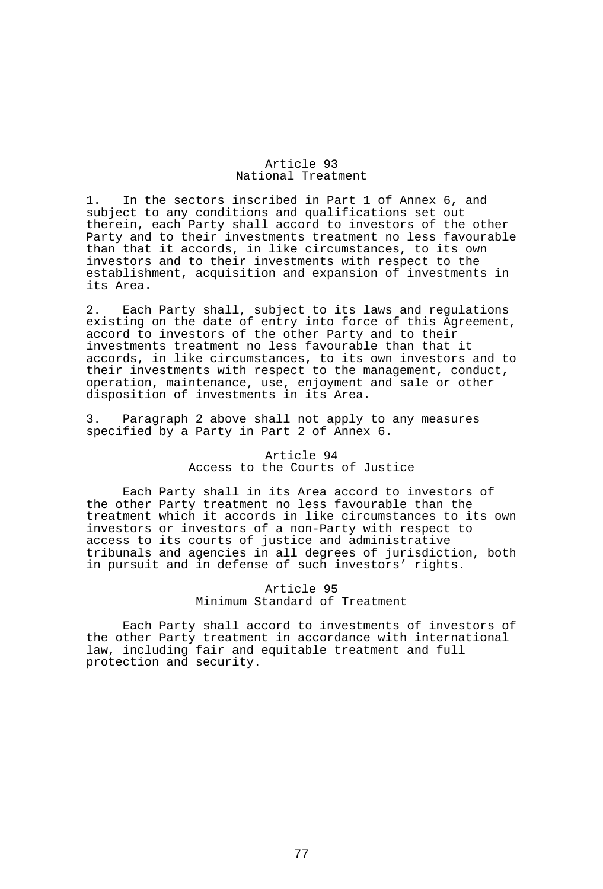### Article 93
### National Treatment

1. In the sectors inscribed in Part 1 of Annex 6, and subject to any conditions and qualifications set out therein, each Party shall accord to investors of the other Party and to their investments treatment no less favourable than that it accords, in like circumstances, to its own investors and to their investments with respect to the establishment, acquisition and expansion of investments in its Area.

2. Each Party shall, subject to its laws and regulations existing on the date of entry into force of this Agreement, accord to investors of the other Party and to their investments treatment no less favourable than that it accords, in like circumstances, to its own investors and to their investments with respect to the management, conduct, operation, maintenance, use, enjoyment and sale or other disposition of investments in its Area.

3. Paragraph 2 above shall not apply to any measures specified by a Party in Part 2 of Annex 6.

### Article 94
### Access to the Courts of Justice

Each Party shall in its Area accord to investors of the other Party treatment no less favourable than the treatment which it accords in like circumstances to its own investors or investors of a non-Party with respect to access to its courts of justice and administrative tribunals and agencies in all degrees of jurisdiction, both in pursuit and in defense of such investors' rights.

### Article 95
### Minimum Standard of Treatment

Each Party shall accord to investments of investors of the other Party treatment in accordance with international law, including fair and equitable treatment and full protection and security.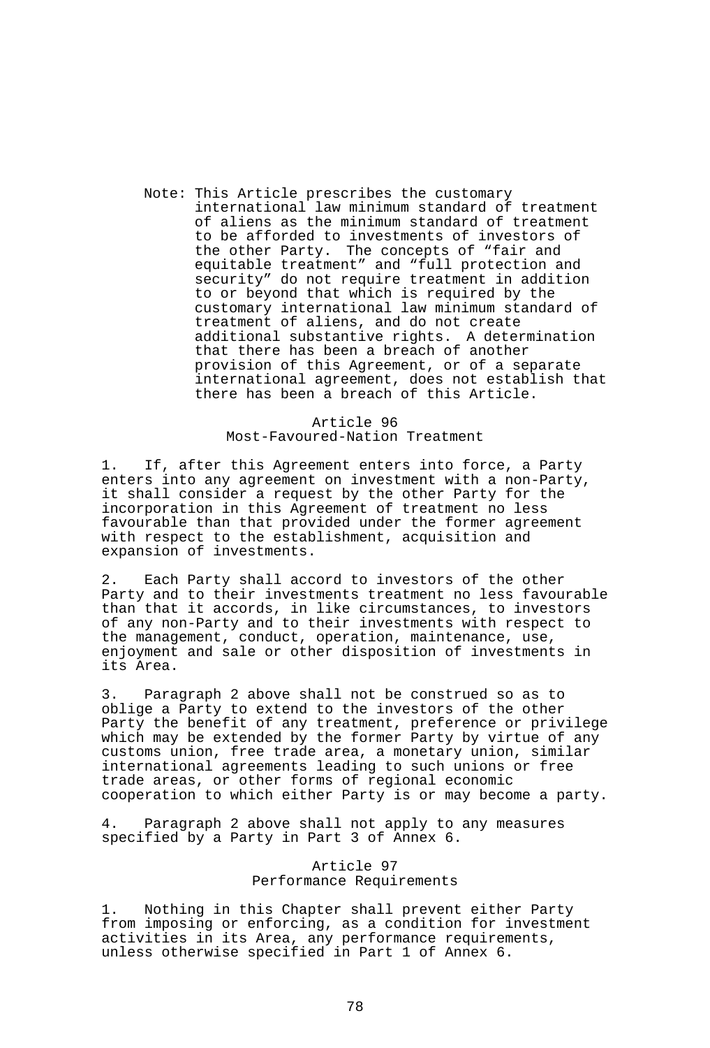Note: This Article prescribes the customary international law minimum standard of treatment of aliens as the minimum standard of treatment to be afforded to investments of investors of the other Party. The concepts of “fair and equitable treatment” and “full protection and security” do not require treatment in addition to or beyond that which is required by the customary international law minimum standard of treatment of aliens, and do not create additional substantive rights. A determination that there has been a breach of another provision of this Agreement, or of a separate international agreement, does not establish that there has been a breach of this Article.

## Article 96
## Most-Favoured-Nation Treatment

1. If, after this Agreement enters into force, a Party enters into any agreement on investment with a non-Party, it shall consider a request by the other Party for the incorporation in this Agreement of treatment no less favourable than that provided under the former agreement with respect to the establishment, acquisition and expansion of investments.

2. Each Party shall accord to investors of the other Party and to their investments treatment no less favourable than that it accords, in like circumstances, to investors of any non-Party and to their investments with respect to the management, conduct, operation, maintenance, use, enjoyment and sale or other disposition of investments in its Area.

3. Paragraph 2 above shall not be construed so as to oblige a Party to extend to the investors of the other Party the benefit of any treatment, preference or privilege which may be extended by the former Party by virtue of any customs union, free trade area, a monetary union, similar international agreements leading to such unions or free trade areas, or other forms of regional economic cooperation to which either Party is or may become a party.

4. Paragraph 2 above shall not apply to any measures specified by a Party in Part 3 of Annex 6.

## Article 97
## Performance Requirements

1. Nothing in this Chapter shall prevent either Party from imposing or enforcing, as a condition for investment activities in its Area, any performance requirements, unless otherwise specified in Part 1 of Annex 6.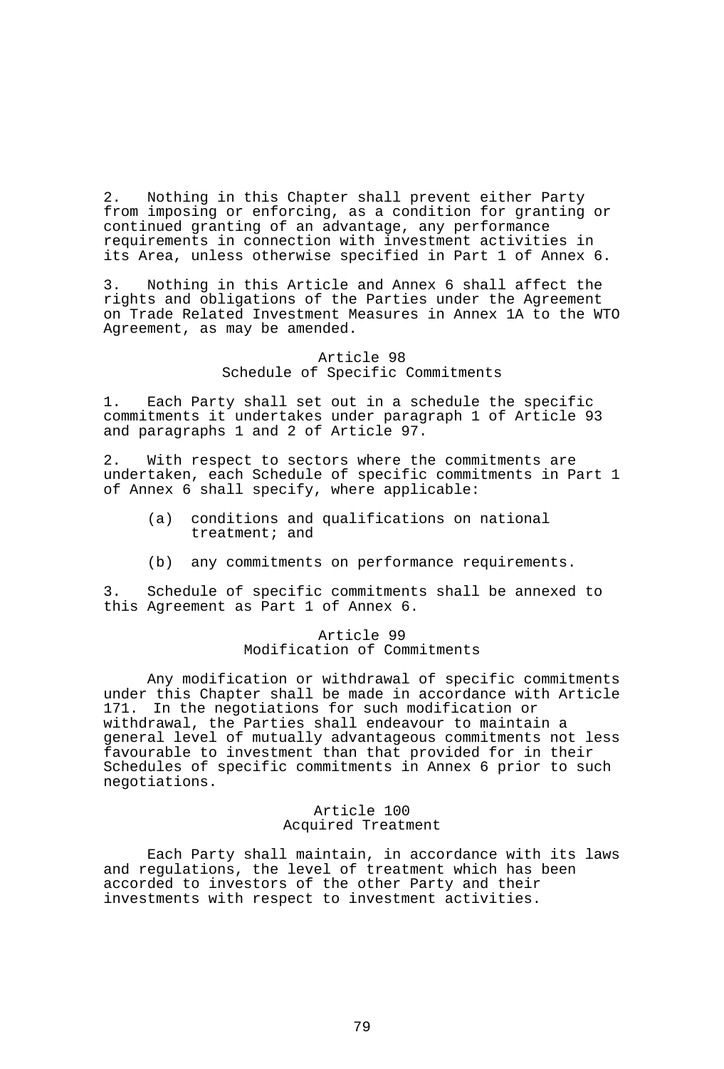2. Nothing in this Chapter shall prevent either Party from imposing or enforcing, as a condition for granting or continued granting of an advantage, any performance requirements in connection with investment activities in its Area, unless otherwise specified in Part 1 of Annex 6.

3. Nothing in this Article and Annex 6 shall affect the rights and obligations of the Parties under the Agreement on Trade Related Investment Measures in Annex 1A to the WTO Agreement, as may be amended.

### Article 98
### Schedule of Specific Commitments

1. Each Party shall set out in a schedule the specific commitments it undertakes under paragraph 1 of Article 93 and paragraphs 1 and 2 of Article 97.

2. With respect to sectors where the commitments are undertaken, each Schedule of specific commitments in Part 1 of Annex 6 shall specify, where applicable:

(a) conditions and qualifications on national treatment; and

(b) any commitments on performance requirements.

3. Schedule of specific commitments shall be annexed to this Agreement as Part 1 of Annex 6.

### Article 99
### Modification of Commitments

Any modification or withdrawal of specific commitments under this Chapter shall be made in accordance with Article 171. In the negotiations for such modification or withdrawal, the Parties shall endeavour to maintain a general level of mutually advantageous commitments not less favourable to investment than that provided for in their Schedules of specific commitments in Annex 6 prior to such negotiations.

### Article 100
### Acquired Treatment

Each Party shall maintain, in accordance with its laws and regulations, the level of treatment which has been accorded to investors of the other Party and their investments with respect to investment activities.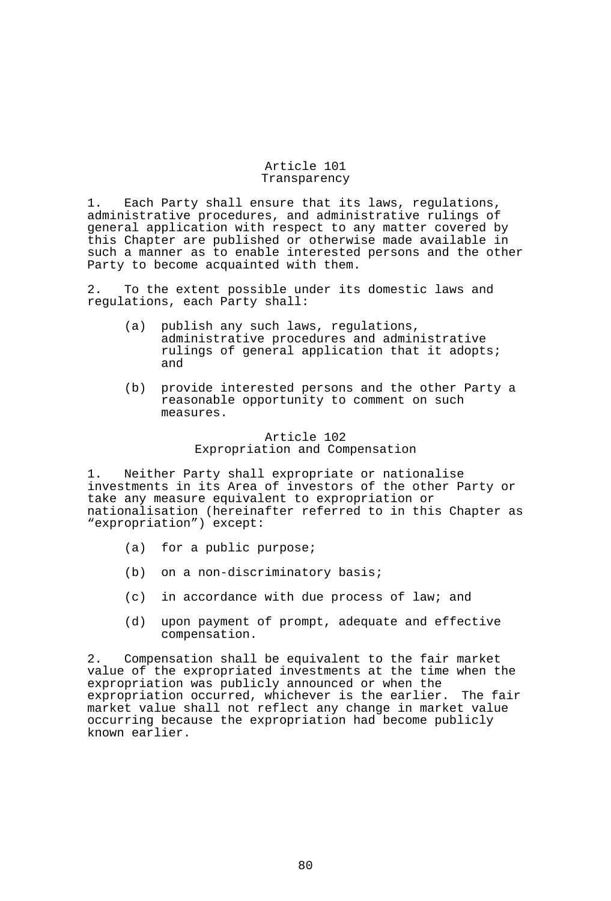## Article 101
## Transparency

1. Each Party shall ensure that its laws, regulations, administrative procedures, and administrative rulings of general application with respect to any matter covered by this Chapter are published or otherwise made available in such a manner as to enable interested persons and the other Party to become acquainted with them.

2. To the extent possible under its domestic laws and regulations, each Party shall:

   (a) publish any such laws, regulations, administrative procedures and administrative rulings of general application that it adopts; and

   (b) provide interested persons and the other Party a reasonable opportunity to comment on such measures.

## Article 102
## Expropriation and Compensation

1. Neither Party shall expropriate or nationalise investments in its Area of investors of the other Party or take any measure equivalent to expropriation or nationalisation (hereinafter referred to in this Chapter as "expropriation") except:

   (a) for a public purpose;

   (b) on a non-discriminatory basis;

   (c) in accordance with due process of law; and

   (d) upon payment of prompt, adequate and effective compensation.

2. Compensation shall be equivalent to the fair market value of the expropriated investments at the time when the expropriation was publicly announced or when the expropriation occurred, whichever is the earlier. The fair market value shall not reflect any change in market value occurring because the expropriation had become publicly known earlier.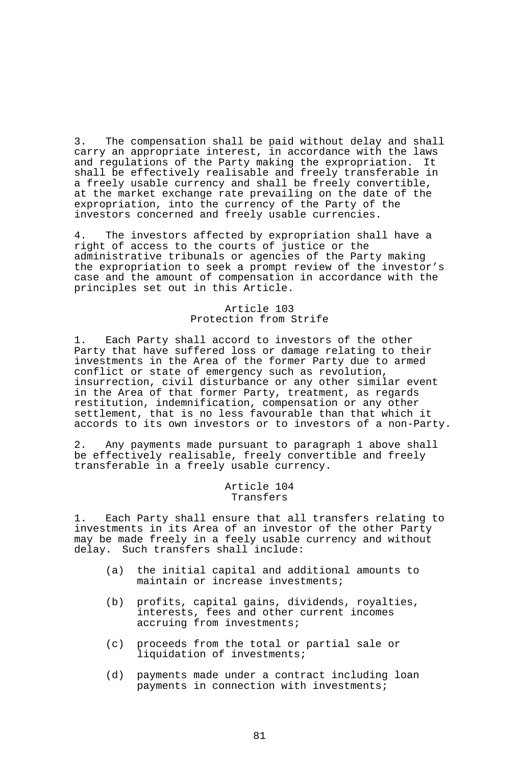3. The compensation shall be paid without delay and shall carry an appropriate interest, in accordance with the laws and regulations of the Party making the expropriation. It shall be effectively realisable and freely transferable in a freely usable currency and shall be freely convertible, at the market exchange rate prevailing on the date of the expropriation, into the currency of the Party of the investors concerned and freely usable currencies.

4. The investors affected by expropriation shall have a right of access to the courts of justice or the administrative tribunals or agencies of the Party making the expropriation to seek a prompt review of the investor's case and the amount of compensation in accordance with the principles set out in this Article.

## Article 103
## Protection from Strife

1. Each Party shall accord to investors of the other Party that have suffered loss or damage relating to their investments in the Area of the former Party due to armed conflict or state of emergency such as revolution, insurrection, civil disturbance or any other similar event in the Area of that former Party, treatment, as regards restitution, indemnification, compensation or any other settlement, that is no less favourable than that which it accords to its own investors or to investors of a non-Party.

2. Any payments made pursuant to paragraph 1 above shall be effectively realisable, freely convertible and freely transferable in a freely usable currency.

## Article 104
## Transfers

1. Each Party shall ensure that all transfers relating to investments in its Area of an investor of the other Party may be made freely in a feely usable currency and without delay. Such transfers shall include:

   (a) the initial capital and additional amounts to maintain or increase investments;

   (b) profits, capital gains, dividends, royalties, interests, fees and other current incomes accruing from investments;

   (c) proceeds from the total or partial sale or liquidation of investments;

   (d) payments made under a contract including loan payments in connection with investments;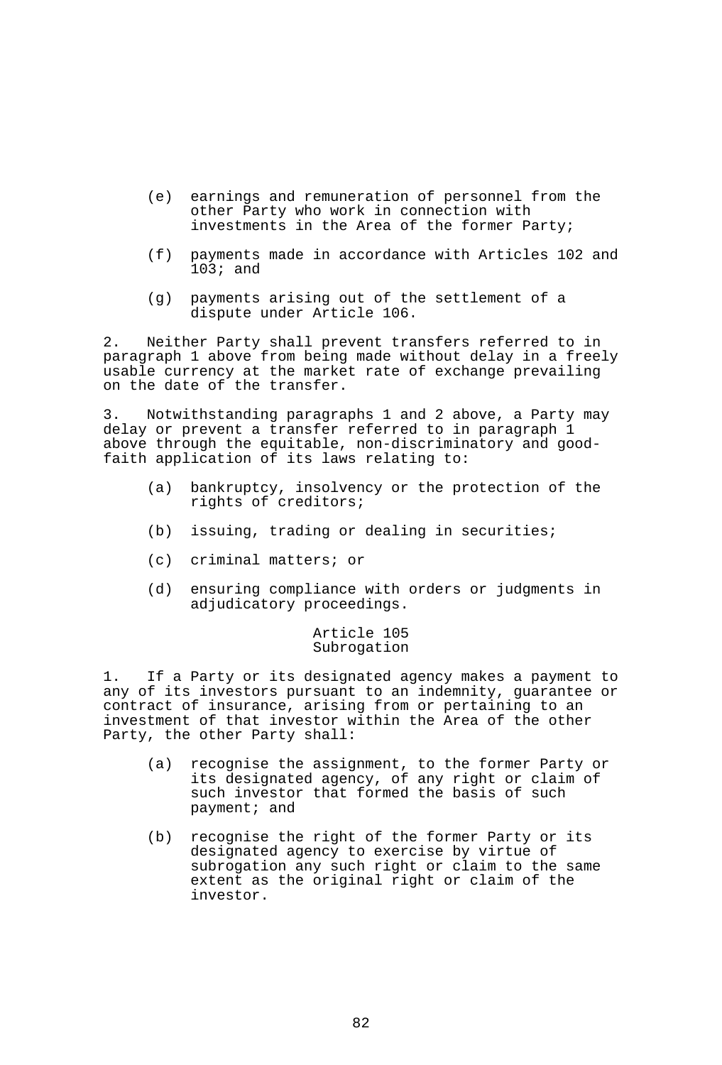(e) earnings and remuneration of personnel from the other Party who work in connection with investments in the Area of the former Party;

(f) payments made in accordance with Articles 102 and 103; and

(g) payments arising out of the settlement of a dispute under Article 106.

2. Neither Party shall prevent transfers referred to in paragraph 1 above from being made without delay in a freely usable currency at the market rate of exchange prevailing on the date of the transfer.

3. Notwithstanding paragraphs 1 and 2 above, a Party may delay or prevent a transfer referred to in paragraph 1 above through the equitable, non-discriminatory and good-faith application of its laws relating to:

(a) bankruptcy, insolvency or the protection of the rights of creditors;

(b) issuing, trading or dealing in securities;

(c) criminal matters; or

(d) ensuring compliance with orders or judgments in adjudicatory proceedings.

### Article 105
### Subrogation

1. If a Party or its designated agency makes a payment to any of its investors pursuant to an indemnity, guarantee or contract of insurance, arising from or pertaining to an investment of that investor within the Area of the other Party, the other Party shall:

(a) recognise the assignment, to the former Party or its designated agency, of any right or claim of such investor that formed the basis of such payment; and

(b) recognise the right of the former Party or its designated agency to exercise by virtue of subrogation any such right or claim to the same extent as the original right or claim of the investor.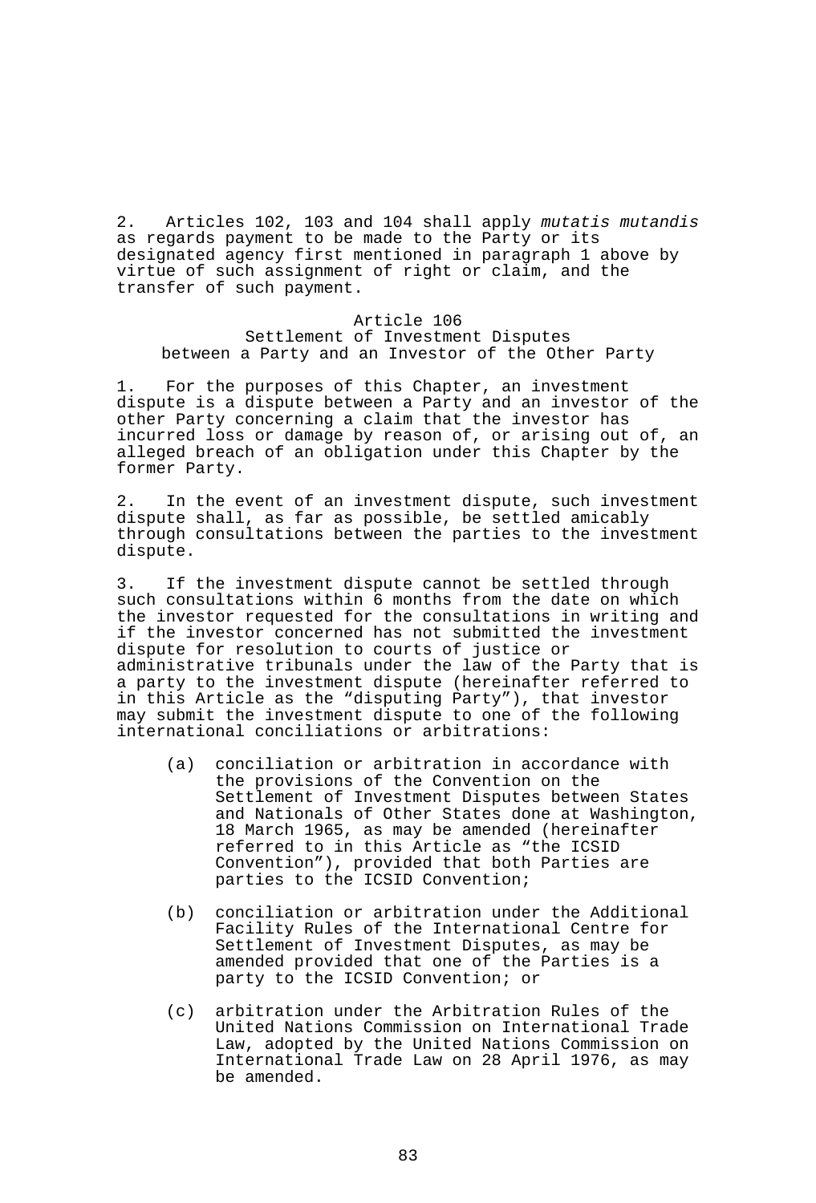2. Articles 102, 103 and 104 shall apply *mutatis mutandis* as regards payment to be made to the Party or its designated agency first mentioned in paragraph 1 above by virtue of such assignment of right or claim, and the transfer of such payment.

## Article 106
## Settlement of Investment Disputes between a Party and an Investor of the Other Party

1. For the purposes of this Chapter, an investment dispute is a dispute between a Party and an investor of the other Party concerning a claim that the investor has incurred loss or damage by reason of, or arising out of, an alleged breach of an obligation under this Chapter by the former Party.

2. In the event of an investment dispute, such investment dispute shall, as far as possible, be settled amicably through consultations between the parties to the investment dispute.

3. If the investment dispute cannot be settled through such consultations within 6 months from the date on which the investor requested for the consultations in writing and if the investor concerned has not submitted the investment dispute for resolution to courts of justice or administrative tribunals under the law of the Party that is a party to the investment dispute (hereinafter referred to in this Article as the "disputing Party"), that investor may submit the investment dispute to one of the following international conciliations or arbitrations:

(a) conciliation or arbitration in accordance with the provisions of the Convention on the Settlement of Investment Disputes between States and Nationals of Other States done at Washington, 18 March 1965, as may be amended (hereinafter referred to in this Article as "the ICSID Convention"), provided that both Parties are parties to the ICSID Convention;

(b) conciliation or arbitration under the Additional Facility Rules of the International Centre for Settlement of Investment Disputes, as may be amended provided that one of the Parties is a party to the ICSID Convention; or

(c) arbitration under the Arbitration Rules of the United Nations Commission on International Trade Law, adopted by the United Nations Commission on International Trade Law on 28 April 1976, as may be amended.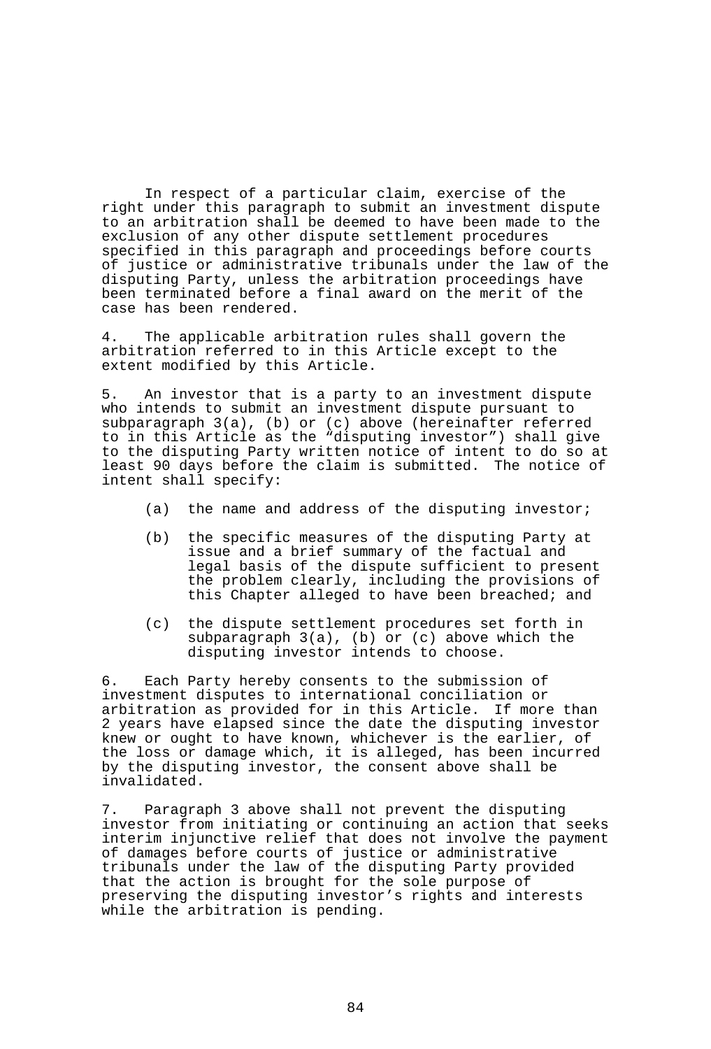In respect of a particular claim, exercise of the right under this paragraph to submit an investment dispute to an arbitration shall be deemed to have been made to the exclusion of any other dispute settlement procedures specified in this paragraph and proceedings before courts of justice or administrative tribunals under the law of the disputing Party, unless the arbitration proceedings have been terminated before a final award on the merit of the case has been rendered.

4. The applicable arbitration rules shall govern the arbitration referred to in this Article except to the extent modified by this Article.

5. An investor that is a party to an investment dispute who intends to submit an investment dispute pursuant to subparagraph 3(a), (b) or (c) above (hereinafter referred to in this Article as the "disputing investor") shall give to the disputing Party written notice of intent to do so at least 90 days before the claim is submitted. The notice of intent shall specify:

(a) the name and address of the disputing investor;

(b) the specific measures of the disputing Party at issue and a brief summary of the factual and legal basis of the dispute sufficient to present the problem clearly, including the provisions of this Chapter alleged to have been breached; and

(c) the dispute settlement procedures set forth in subparagraph 3(a), (b) or (c) above which the disputing investor intends to choose.

6. Each Party hereby consents to the submission of investment disputes to international conciliation or arbitration as provided for in this Article. If more than 2 years have elapsed since the date the disputing investor knew or ought to have known, whichever is the earlier, of the loss or damage which, it is alleged, has been incurred by the disputing investor, the consent above shall be invalidated.

7. Paragraph 3 above shall not prevent the disputing investor from initiating or continuing an action that seeks interim injunctive relief that does not involve the payment of damages before courts of justice or administrative tribunals under the law of the disputing Party provided that the action is brought for the sole purpose of preserving the disputing investor's rights and interests while the arbitration is pending.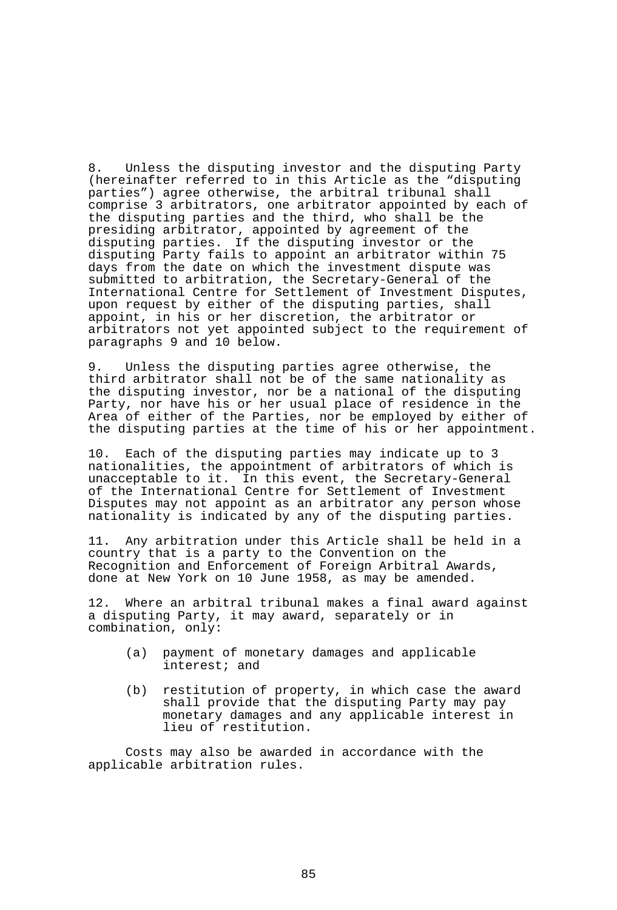8. Unless the disputing investor and the disputing Party (hereinafter referred to in this Article as the “disputing parties”) agree otherwise, the arbitral tribunal shall comprise 3 arbitrators, one arbitrator appointed by each of the disputing parties and the third, who shall be the presiding arbitrator, appointed by agreement of the disputing parties. If the disputing investor or the disputing Party fails to appoint an arbitrator within 75 days from the date on which the investment dispute was submitted to arbitration, the Secretary-General of the International Centre for Settlement of Investment Disputes, upon request by either of the disputing parties, shall appoint, in his or her discretion, the arbitrator or arbitrators not yet appointed subject to the requirement of paragraphs 9 and 10 below.

9. Unless the disputing parties agree otherwise, the third arbitrator shall not be of the same nationality as the disputing investor, nor be a national of the disputing Party, nor have his or her usual place of residence in the Area of either of the Parties, nor be employed by either of the disputing parties at the time of his or her appointment.

10. Each of the disputing parties may indicate up to 3 nationalities, the appointment of arbitrators of which is unacceptable to it. In this event, the Secretary-General of the International Centre for Settlement of Investment Disputes may not appoint as an arbitrator any person whose nationality is indicated by any of the disputing parties.

11. Any arbitration under this Article shall be held in a country that is a party to the Convention on the Recognition and Enforcement of Foreign Arbitral Awards, done at New York on 10 June 1958, as may be amended.

12. Where an arbitral tribunal makes a final award against a disputing Party, it may award, separately or in combination, only:

(a) payment of monetary damages and applicable interest; and

(b) restitution of property, in which case the award shall provide that the disputing Party may pay monetary damages and any applicable interest in lieu of restitution.

Costs may also be awarded in accordance with the applicable arbitration rules.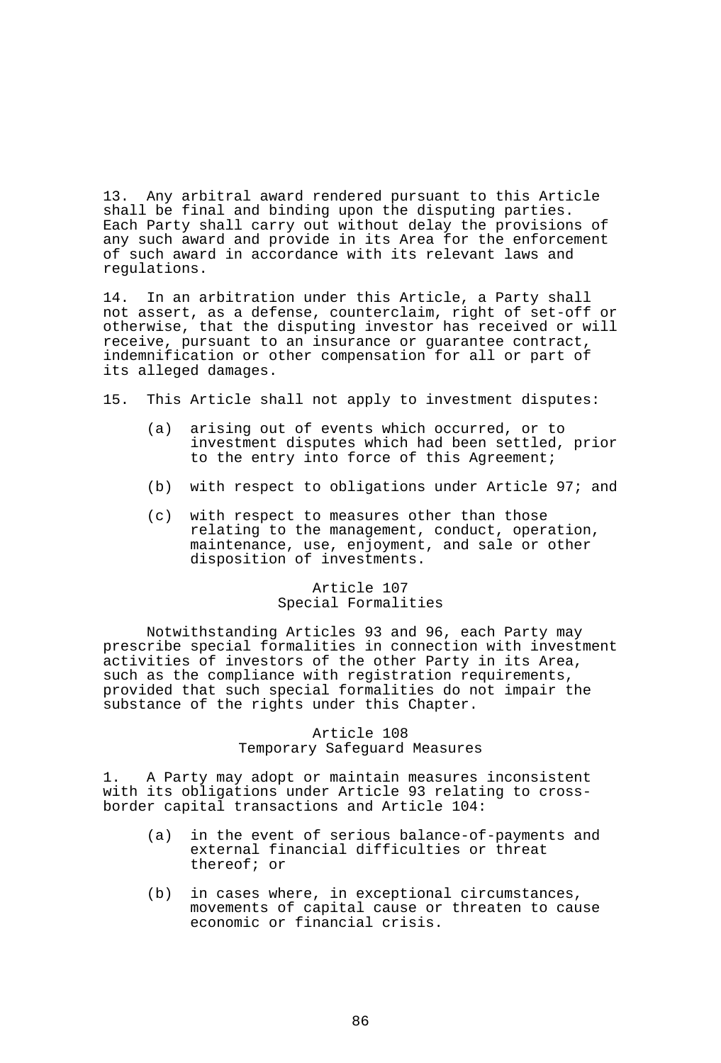13. Any arbitral award rendered pursuant to this Article shall be final and binding upon the disputing parties. Each Party shall carry out without delay the provisions of any such award and provide in its Area for the enforcement of such award in accordance with its relevant laws and regulations.

14. In an arbitration under this Article, a Party shall not assert, as a defense, counterclaim, right of set-off or otherwise, that the disputing investor has received or will receive, pursuant to an insurance or guarantee contract, indemnification or other compensation for all or part of its alleged damages.

15. This Article shall not apply to investment disputes:

(a) arising out of events which occurred, or to investment disputes which had been settled, prior to the entry into force of this Agreement;

(b) with respect to obligations under Article 97; and

(c) with respect to measures other than those relating to the management, conduct, operation, maintenance, use, enjoyment, and sale or other disposition of investments.

## Article 107
## Special Formalities

Notwithstanding Articles 93 and 96, each Party may prescribe special formalities in connection with investment activities of investors of the other Party in its Area, such as the compliance with registration requirements, provided that such special formalities do not impair the substance of the rights under this Chapter.

## Article 108
## Temporary Safeguard Measures

1. A Party may adopt or maintain measures inconsistent with its obligations under Article 93 relating to cross-border capital transactions and Article 104:

(a) in the event of serious balance-of-payments and external financial difficulties or threat thereof; or

(b) in cases where, in exceptional circumstances, movements of capital cause or threaten to cause economic or financial crisis.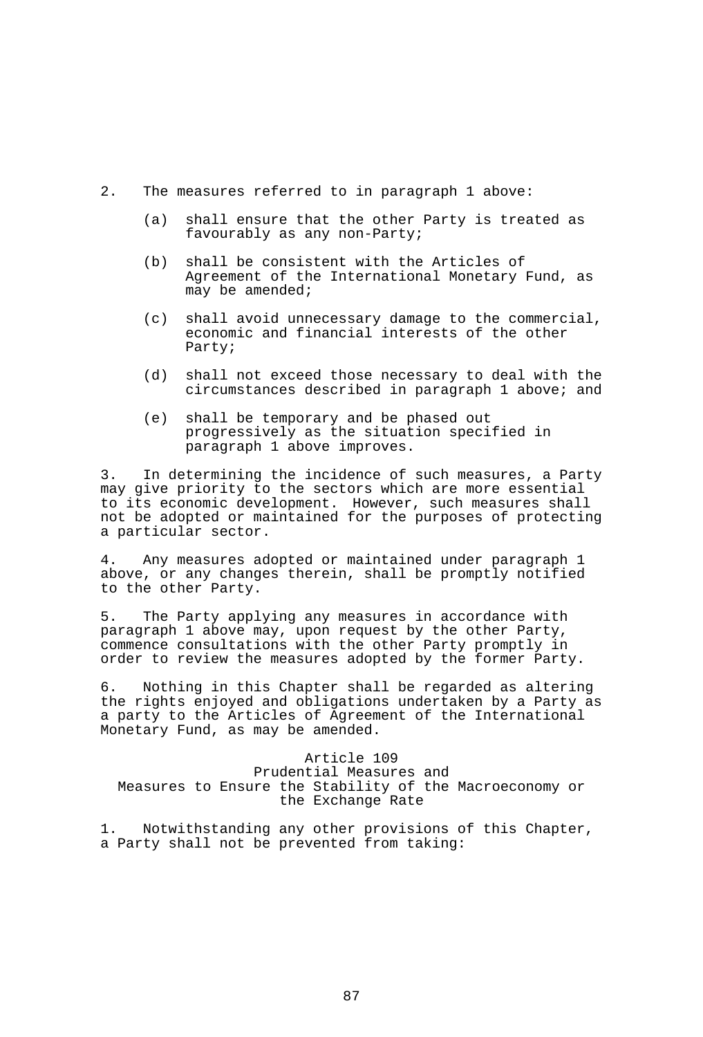2. The measures referred to in paragraph 1 above:

   (a) shall ensure that the other Party is treated as favourably as any non-Party;

   (b) shall be consistent with the Articles of Agreement of the International Monetary Fund, as may be amended;

   (c) shall avoid unnecessary damage to the commercial, economic and financial interests of the other Party;

   (d) shall not exceed those necessary to deal with the circumstances described in paragraph 1 above; and

   (e) shall be temporary and be phased out progressively as the situation specified in paragraph 1 above improves.

3. In determining the incidence of such measures, a Party may give priority to the sectors which are more essential to its economic development. However, such measures shall not be adopted or maintained for the purposes of protecting a particular sector.

4. Any measures adopted or maintained under paragraph 1 above, or any changes therein, shall be promptly notified to the other Party.

5. The Party applying any measures in accordance with paragraph 1 above may, upon request by the other Party, commence consultations with the other Party promptly in order to review the measures adopted by the former Party.

6. Nothing in this Chapter shall be regarded as altering the rights enjoyed and obligations undertaken by a Party as a party to the Articles of Agreement of the International Monetary Fund, as may be amended.

### Article 109
### Prudential Measures and Measures to Ensure the Stability of the Macroeconomy or the Exchange Rate

1. Notwithstanding any other provisions of this Chapter, a Party shall not be prevented from taking: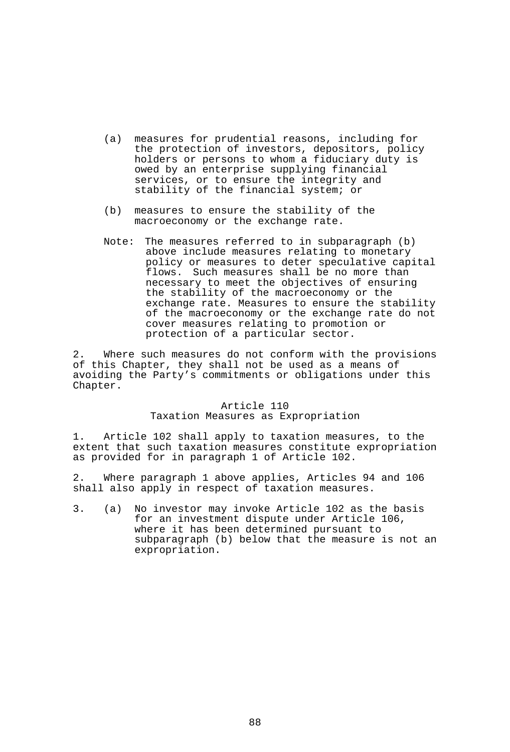(a) measures for prudential reasons, including for the protection of investors, depositors, policy holders or persons to whom a fiduciary duty is owed by an enterprise supplying financial services, or to ensure the integrity and stability of the financial system; or

(b) measures to ensure the stability of the macroeconomy or the exchange rate.

Note: The measures referred to in subparagraph (b) above include measures relating to monetary policy or measures to deter speculative capital flows. Such measures shall be no more than necessary to meet the objectives of ensuring the stability of the macroeconomy or the exchange rate. Measures to ensure the stability of the macroeconomy or the exchange rate do not cover measures relating to promotion or protection of a particular sector.

2. Where such measures do not conform with the provisions of this Chapter, they shall not be used as a means of avoiding the Party's commitments or obligations under this Chapter.

## Article 110
## Taxation Measures as Expropriation

1. Article 102 shall apply to taxation measures, to the extent that such taxation measures constitute expropriation as provided for in paragraph 1 of Article 102.

2. Where paragraph 1 above applies, Articles 94 and 106 shall also apply in respect of taxation measures.

3. (a) No investor may invoke Article 102 as the basis for an investment dispute under Article 106, where it has been determined pursuant to subparagraph (b) below that the measure is not an expropriation.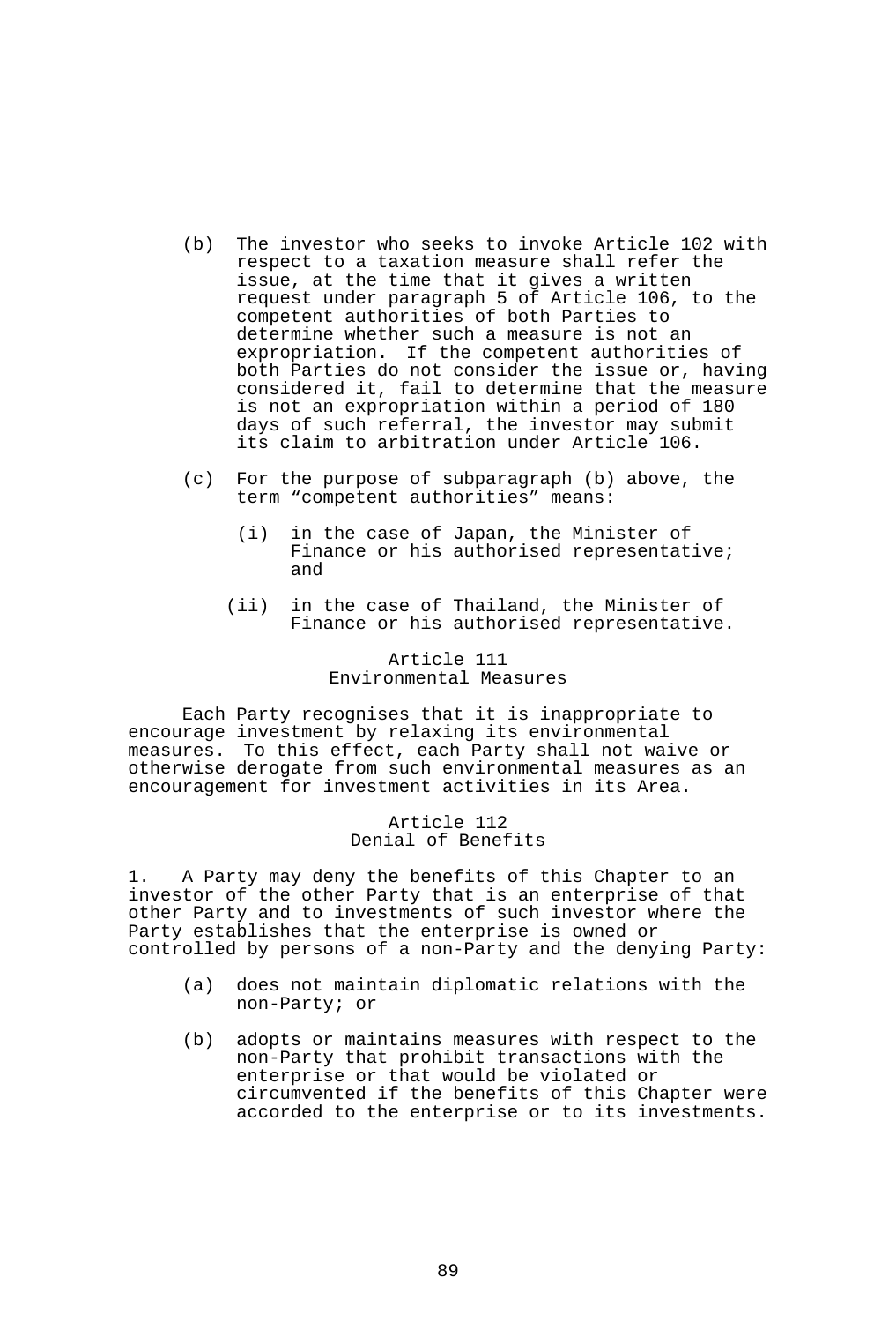(b) The investor who seeks to invoke Article 102 with respect to a taxation measure shall refer the issue, at the time that it gives a written request under paragraph 5 of Article 106, to the competent authorities of both Parties to determine whether such a measure is not an expropriation. If the competent authorities of both Parties do not consider the issue or, having considered it, fail to determine that the measure is not an expropriation within a period of 180 days of such referral, the investor may submit its claim to arbitration under Article 106.

(c) For the purpose of subparagraph (b) above, the term “competent authorities” means:

(i) in the case of Japan, the Minister of Finance or his authorised representative; and

(ii) in the case of Thailand, the Minister of Finance or his authorised representative.

## Article 111
## Environmental Measures

Each Party recognises that it is inappropriate to encourage investment by relaxing its environmental measures. To this effect, each Party shall not waive or otherwise derogate from such environmental measures as an encouragement for investment activities in its Area.

## Article 112
## Denial of Benefits

1. A Party may deny the benefits of this Chapter to an investor of the other Party that is an enterprise of that other Party and to investments of such investor where the Party establishes that the enterprise is owned or controlled by persons of a non-Party and the denying Party:

(a) does not maintain diplomatic relations with the non-Party; or

(b) adopts or maintains measures with respect to the non-Party that prohibit transactions with the enterprise or that would be violated or circumvented if the benefits of this Chapter were accorded to the enterprise or to its investments.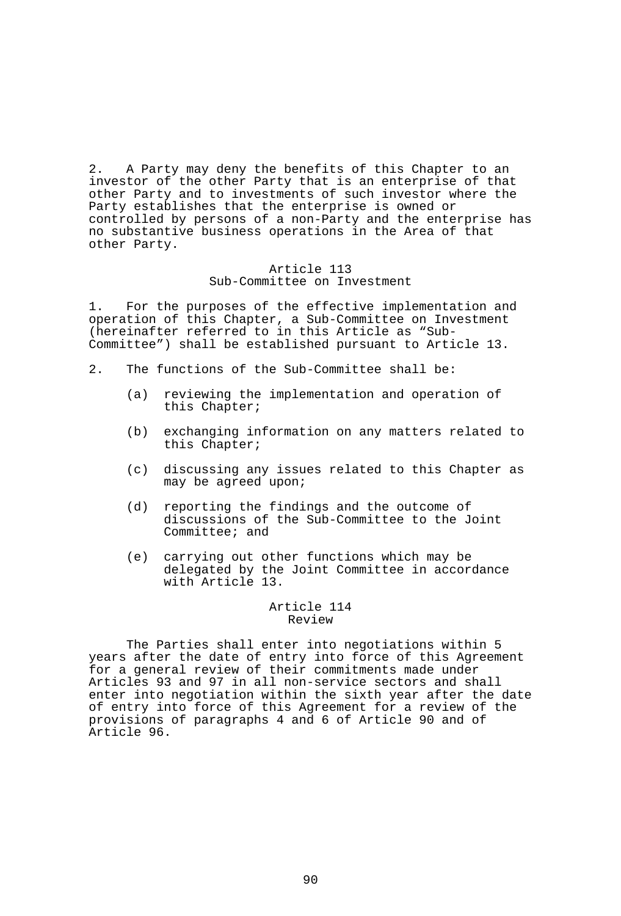2. A Party may deny the benefits of this Chapter to an investor of the other Party that is an enterprise of that other Party and to investments of such investor where the Party establishes that the enterprise is owned or controlled by persons of a non-Party and the enterprise has no substantive business operations in the Area of that other Party.

## Article 113
## Sub-Committee on Investment

1. For the purposes of the effective implementation and operation of this Chapter, a Sub-Committee on Investment (hereinafter referred to in this Article as "Sub-Committee") shall be established pursuant to Article 13.

2. The functions of the Sub-Committee shall be:

(a) reviewing the implementation and operation of this Chapter;

(b) exchanging information on any matters related to this Chapter;

(c) discussing any issues related to this Chapter as may be agreed upon;

(d) reporting the findings and the outcome of discussions of the Sub-Committee to the Joint Committee; and

(e) carrying out other functions which may be delegated by the Joint Committee in accordance with Article 13.

## Article 114
## Review

The Parties shall enter into negotiations within 5 years after the date of entry into force of this Agreement for a general review of their commitments made under Articles 93 and 97 in all non-service sectors and shall enter into negotiation within the sixth year after the date of entry into force of this Agreement for a review of the provisions of paragraphs 4 and 6 of Article 90 and of Article 96.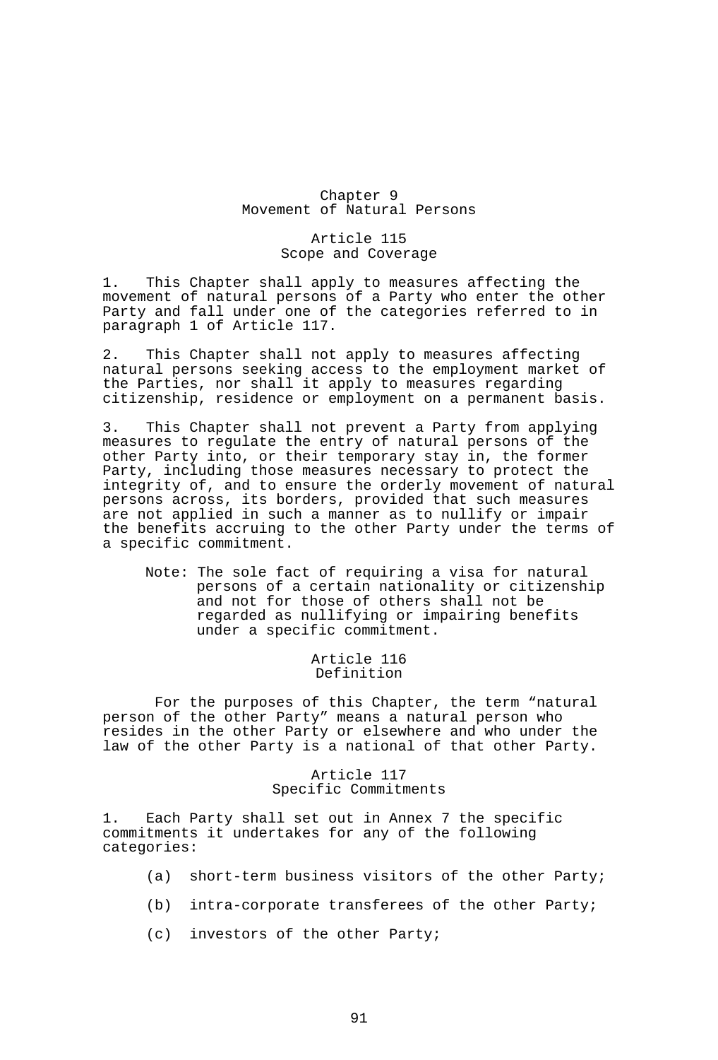# Chapter 9
# Movement of Natural Persons

## Article 115
## Scope and Coverage

1. This Chapter shall apply to measures affecting the movement of natural persons of a Party who enter the other Party and fall under one of the categories referred to in paragraph 1 of Article 117.

2. This Chapter shall not apply to measures affecting natural persons seeking access to the employment market of the Parties, nor shall it apply to measures regarding citizenship, residence or employment on a permanent basis.

3. This Chapter shall not prevent a Party from applying measures to regulate the entry of natural persons of the other Party into, or their temporary stay in, the former Party, including those measures necessary to protect the integrity of, and to ensure the orderly movement of natural persons across, its borders, provided that such measures are not applied in such a manner as to nullify or impair the benefits accruing to the other Party under the terms of a specific commitment.

> Note: The sole fact of requiring a visa for natural persons of a certain nationality or citizenship and not for those of others shall not be regarded as nullifying or impairing benefits under a specific commitment.

## Article 116
## Definition

For the purposes of this Chapter, the term "natural person of the other Party" means a natural person who resides in the other Party or elsewhere and who under the law of the other Party is a national of that other Party.

## Article 117
## Specific Commitments

1. Each Party shall set out in Annex 7 the specific commitments it undertakes for any of the following categories:

   (a) short-term business visitors of the other Party;

   (b) intra-corporate transferees of the other Party;

   (c) investors of the other Party;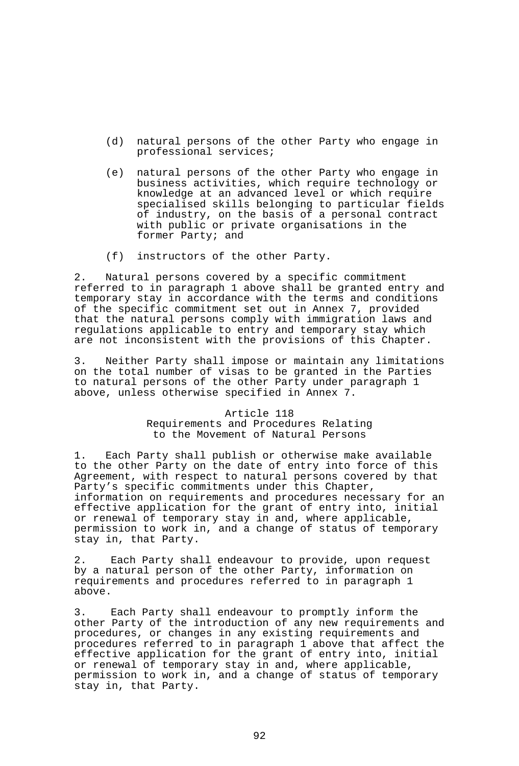(d) natural persons of the other Party who engage in professional services;

(e) natural persons of the other Party who engage in business activities, which require technology or knowledge at an advanced level or which require specialised skills belonging to particular fields of industry, on the basis of a personal contract with public or private organisations in the former Party; and

(f) instructors of the other Party.

2. Natural persons covered by a specific commitment referred to in paragraph 1 above shall be granted entry and temporary stay in accordance with the terms and conditions of the specific commitment set out in Annex 7, provided that the natural persons comply with immigration laws and regulations applicable to entry and temporary stay which are not inconsistent with the provisions of this Chapter.

3. Neither Party shall impose or maintain any limitations on the total number of visas to be granted in the Parties to natural persons of the other Party under paragraph 1 above, unless otherwise specified in Annex 7.

### Article 118
### Requirements and Procedures Relating to the Movement of Natural Persons

1. Each Party shall publish or otherwise make available to the other Party on the date of entry into force of this Agreement, with respect to natural persons covered by that Party's specific commitments under this Chapter, information on requirements and procedures necessary for an effective application for the grant of entry into, initial or renewal of temporary stay in and, where applicable, permission to work in, and a change of status of temporary stay in, that Party.

2. Each Party shall endeavour to provide, upon request by a natural person of the other Party, information on requirements and procedures referred to in paragraph 1 above.

3. Each Party shall endeavour to promptly inform the other Party of the introduction of any new requirements and procedures, or changes in any existing requirements and procedures referred to in paragraph 1 above that affect the effective application for the grant of entry into, initial or renewal of temporary stay in and, where applicable, permission to work in, and a change of status of temporary stay in, that Party.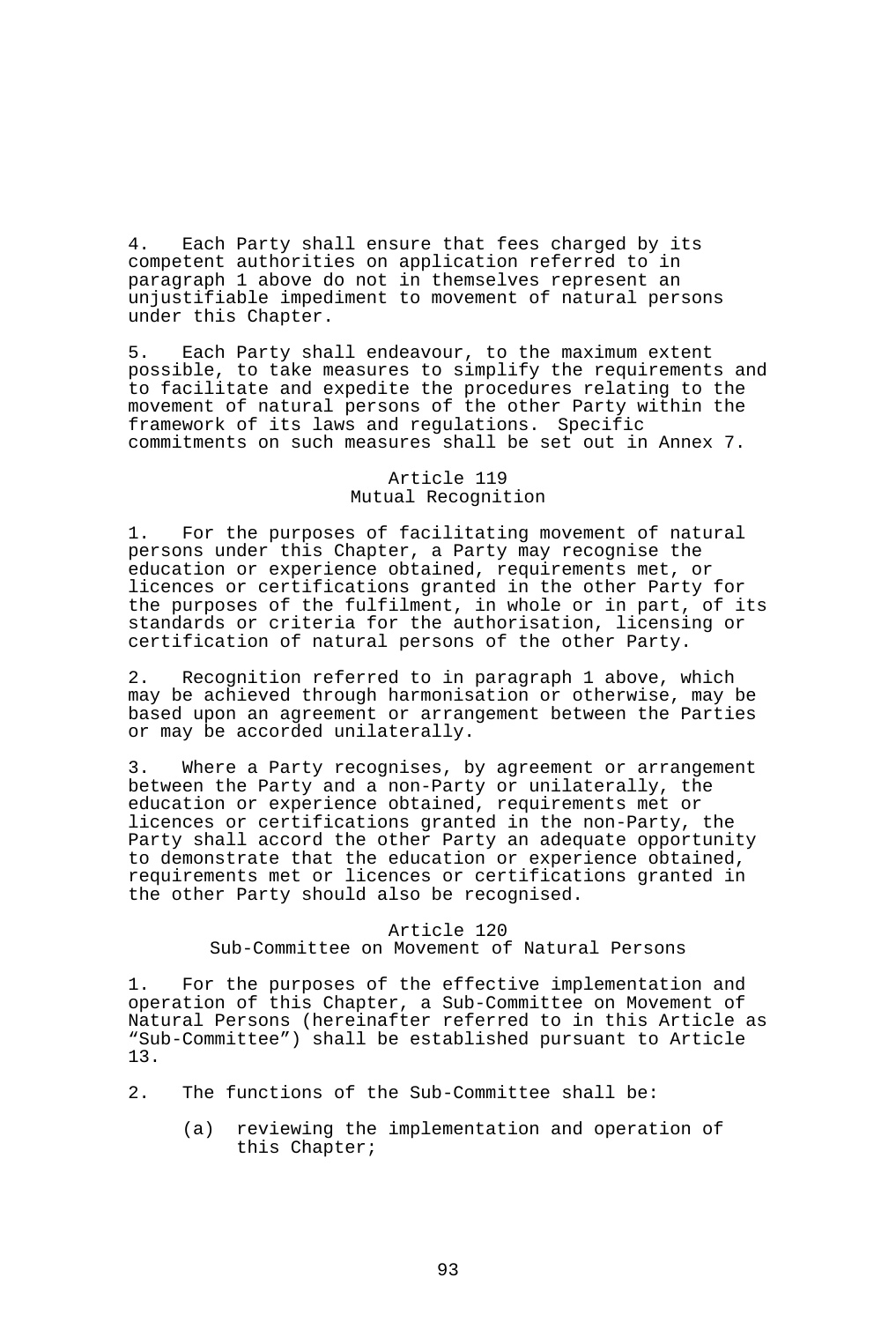4. Each Party shall ensure that fees charged by its competent authorities on application referred to in paragraph 1 above do not in themselves represent an unjustifiable impediment to movement of natural persons under this Chapter.

5. Each Party shall endeavour, to the maximum extent possible, to take measures to simplify the requirements and to facilitate and expedite the procedures relating to the movement of natural persons of the other Party within the framework of its laws and regulations. Specific commitments on such measures shall be set out in Annex 7.

### Article 119
### Mutual Recognition

1. For the purposes of facilitating movement of natural persons under this Chapter, a Party may recognise the education or experience obtained, requirements met, or licences or certifications granted in the other Party for the purposes of the fulfilment, in whole or in part, of its standards or criteria for the authorisation, licensing or certification of natural persons of the other Party.

2. Recognition referred to in paragraph 1 above, which may be achieved through harmonisation or otherwise, may be based upon an agreement or arrangement between the Parties or may be accorded unilaterally.

3. Where a Party recognises, by agreement or arrangement between the Party and a non-Party or unilaterally, the education or experience obtained, requirements met or licences or certifications granted in the non-Party, the Party shall accord the other Party an adequate opportunity to demonstrate that the education or experience obtained, requirements met or licences or certifications granted in the other Party should also be recognised.

### Article 120
### Sub-Committee on Movement of Natural Persons

1. For the purposes of the effective implementation and operation of this Chapter, a Sub-Committee on Movement of Natural Persons (hereinafter referred to in this Article as "Sub-Committee") shall be established pursuant to Article 13.

2. The functions of the Sub-Committee shall be:

   (a) reviewing the implementation and operation of this Chapter;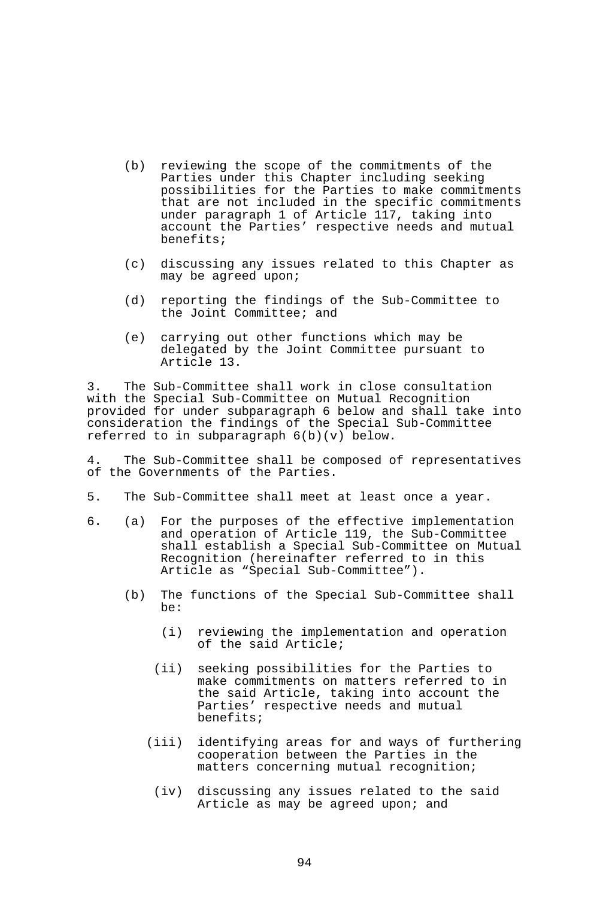(b) reviewing the scope of the commitments of the Parties under this Chapter including seeking possibilities for the Parties to make commitments that are not included in the specific commitments under paragraph 1 of Article 117, taking into account the Parties' respective needs and mutual benefits;

(c) discussing any issues related to this Chapter as may be agreed upon;

(d) reporting the findings of the Sub-Committee to the Joint Committee; and

(e) carrying out other functions which may be delegated by the Joint Committee pursuant to Article 13.

3. The Sub-Committee shall work in close consultation with the Special Sub-Committee on Mutual Recognition provided for under subparagraph 6 below and shall take into consideration the findings of the Special Sub-Committee referred to in subparagraph 6(b)(v) below.

4. The Sub-Committee shall be composed of representatives of the Governments of the Parties.

5. The Sub-Committee shall meet at least once a year.

6. (a) For the purposes of the effective implementation and operation of Article 119, the Sub-Committee shall establish a Special Sub-Committee on Mutual Recognition (hereinafter referred to in this Article as "Special Sub-Committee").

(b) The functions of the Special Sub-Committee shall be:

(i) reviewing the implementation and operation of the said Article;

(ii) seeking possibilities for the Parties to make commitments on matters referred to in the said Article, taking into account the Parties' respective needs and mutual benefits;

(iii) identifying areas for and ways of furthering cooperation between the Parties in the matters concerning mutual recognition;

(iv) discussing any issues related to the said Article as may be agreed upon; and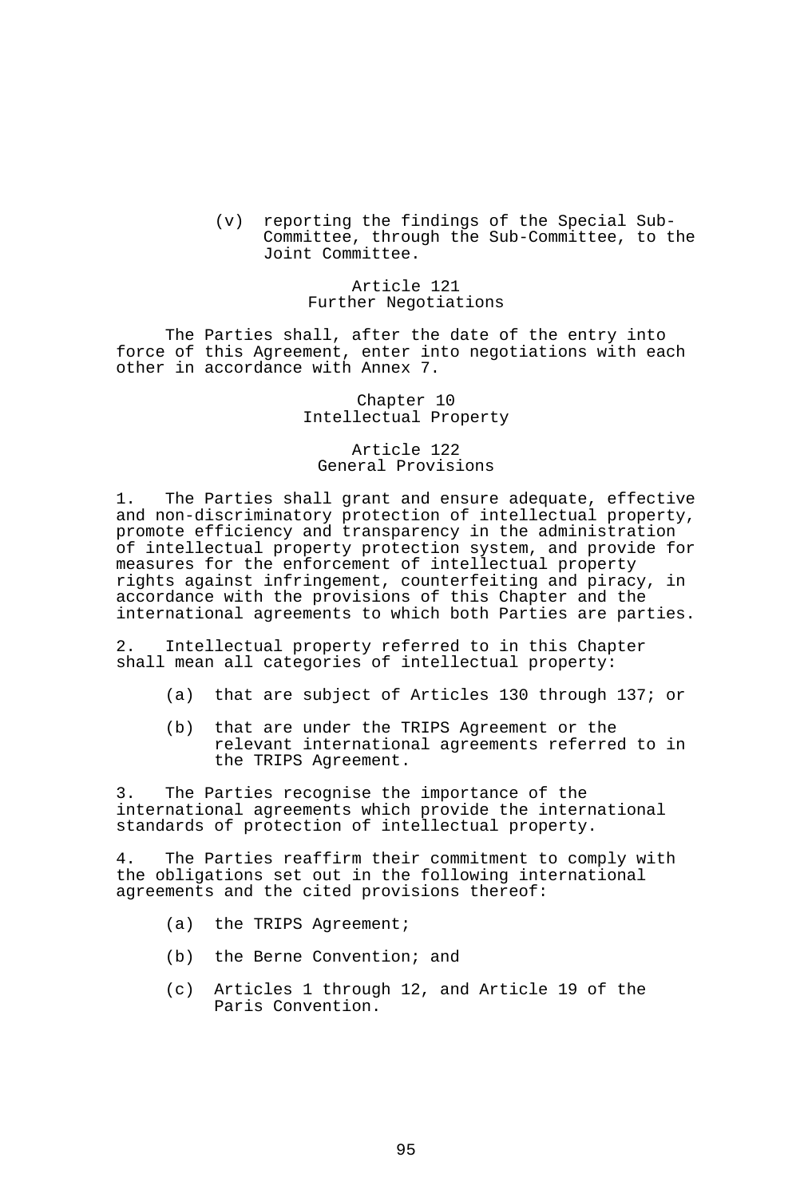(v) reporting the findings of the Special Sub-Committee, through the Sub-Committee, to the Joint Committee.

### Article 121
### Further Negotiations

The Parties shall, after the date of the entry into force of this Agreement, enter into negotiations with each other in accordance with Annex 7.

## Chapter 10
## Intellectual Property

### Article 122
### General Provisions

1. The Parties shall grant and ensure adequate, effective and non-discriminatory protection of intellectual property, promote efficiency and transparency in the administration of intellectual property protection system, and provide for measures for the enforcement of intellectual property rights against infringement, counterfeiting and piracy, in accordance with the provisions of this Chapter and the international agreements to which both Parties are parties.

2. Intellectual property referred to in this Chapter shall mean all categories of intellectual property:

   (a) that are subject of Articles 130 through 137; or

   (b) that are under the TRIPS Agreement or the relevant international agreements referred to in the TRIPS Agreement.

3. The Parties recognise the importance of the international agreements which provide the international standards of protection of intellectual property.

4. The Parties reaffirm their commitment to comply with the obligations set out in the following international agreements and the cited provisions thereof:

   (a) the TRIPS Agreement;

   (b) the Berne Convention; and

   (c) Articles 1 through 12, and Article 19 of the Paris Convention.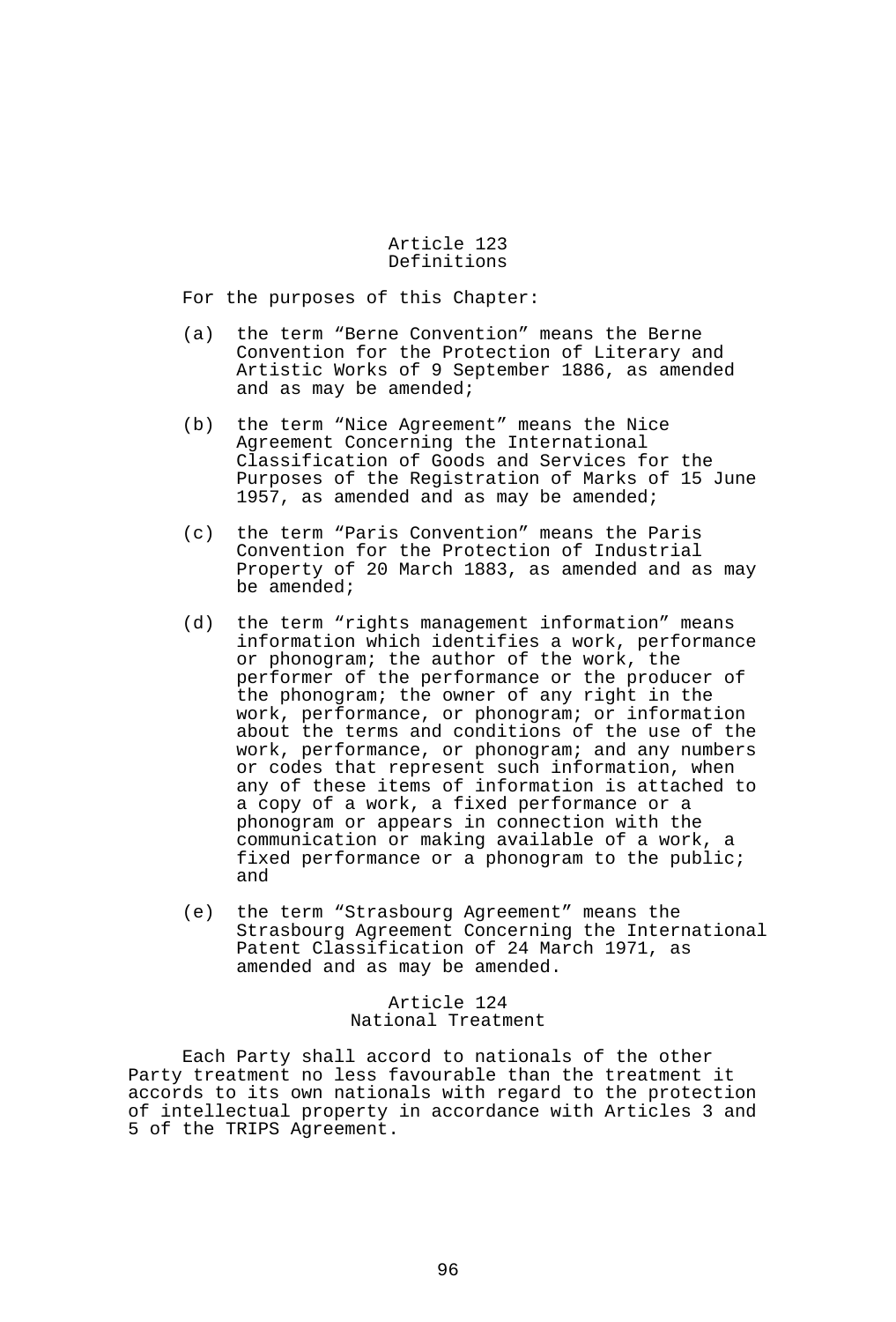## Article 123
## Definitions

For the purposes of this Chapter:

(a) the term “Berne Convention” means the Berne Convention for the Protection of Literary and Artistic Works of 9 September 1886, as amended and as may be amended;

(b) the term “Nice Agreement” means the Nice Agreement Concerning the International Classification of Goods and Services for the Purposes of the Registration of Marks of 15 June 1957, as amended and as may be amended;

(c) the term “Paris Convention” means the Paris Convention for the Protection of Industrial Property of 20 March 1883, as amended and as may be amended;

(d) the term “rights management information” means information which identifies a work, performance or phonogram; the author of the work, the performer of the performance or the producer of the phonogram; the owner of any right in the work, performance, or phonogram; or information about the terms and conditions of the use of the work, performance, or phonogram; and any numbers or codes that represent such information, when any of these items of information is attached to a copy of a work, a fixed performance or a phonogram or appears in connection with the communication or making available of a work, a fixed performance or a phonogram to the public; and

(e) the term “Strasbourg Agreement” means the Strasbourg Agreement Concerning the International Patent Classification of 24 March 1971, as amended and as may be amended.

## Article 124
## National Treatment

Each Party shall accord to nationals of the other Party treatment no less favourable than the treatment it accords to its own nationals with regard to the protection of intellectual property in accordance with Articles 3 and 5 of the TRIPS Agreement.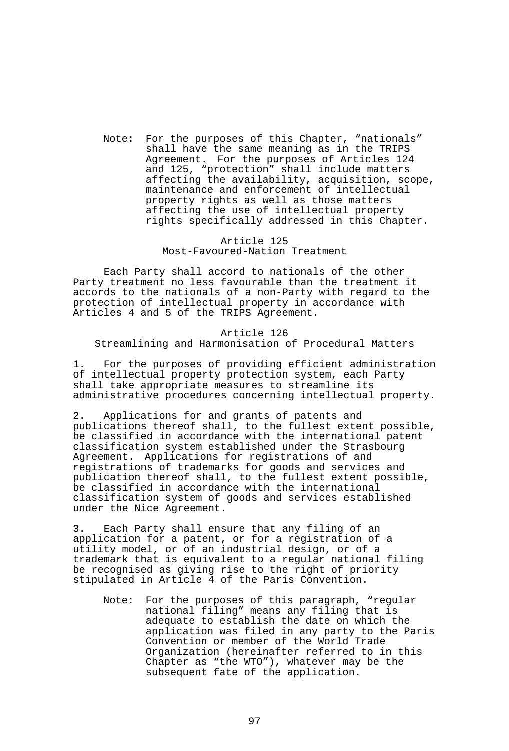Note: For the purposes of this Chapter, "nationals" shall have the same meaning as in the TRIPS Agreement. For the purposes of Articles 124 and 125, "protection" shall include matters affecting the availability, acquisition, scope, maintenance and enforcement of intellectual property rights as well as those matters affecting the use of intellectual property rights specifically addressed in this Chapter.

### Article 125
### Most-Favoured-Nation Treatment

Each Party shall accord to nationals of the other Party treatment no less favourable than the treatment it accords to the nationals of a non-Party with regard to the protection of intellectual property in accordance with Articles 4 and 5 of the TRIPS Agreement.

### Article 126
### Streamlining and Harmonisation of Procedural Matters

1. For the purposes of providing efficient administration of intellectual property protection system, each Party shall take appropriate measures to streamline its administrative procedures concerning intellectual property.

2. Applications for and grants of patents and publications thereof shall, to the fullest extent possible, be classified in accordance with the international patent classification system established under the Strasbourg Agreement. Applications for registrations of and registrations of trademarks for goods and services and publication thereof shall, to the fullest extent possible, be classified in accordance with the international classification system of goods and services established under the Nice Agreement.

3. Each Party shall ensure that any filing of an application for a patent, or for a registration of a utility model, or of an industrial design, or of a trademark that is equivalent to a regular national filing be recognised as giving rise to the right of priority stipulated in Article 4 of the Paris Convention.

Note: For the purposes of this paragraph, "regular national filing" means any filing that is adequate to establish the date on which the application was filed in any party to the Paris Convention or member of the World Trade Organization (hereinafter referred to in this Chapter as "the WTO"), whatever may be the subsequent fate of the application.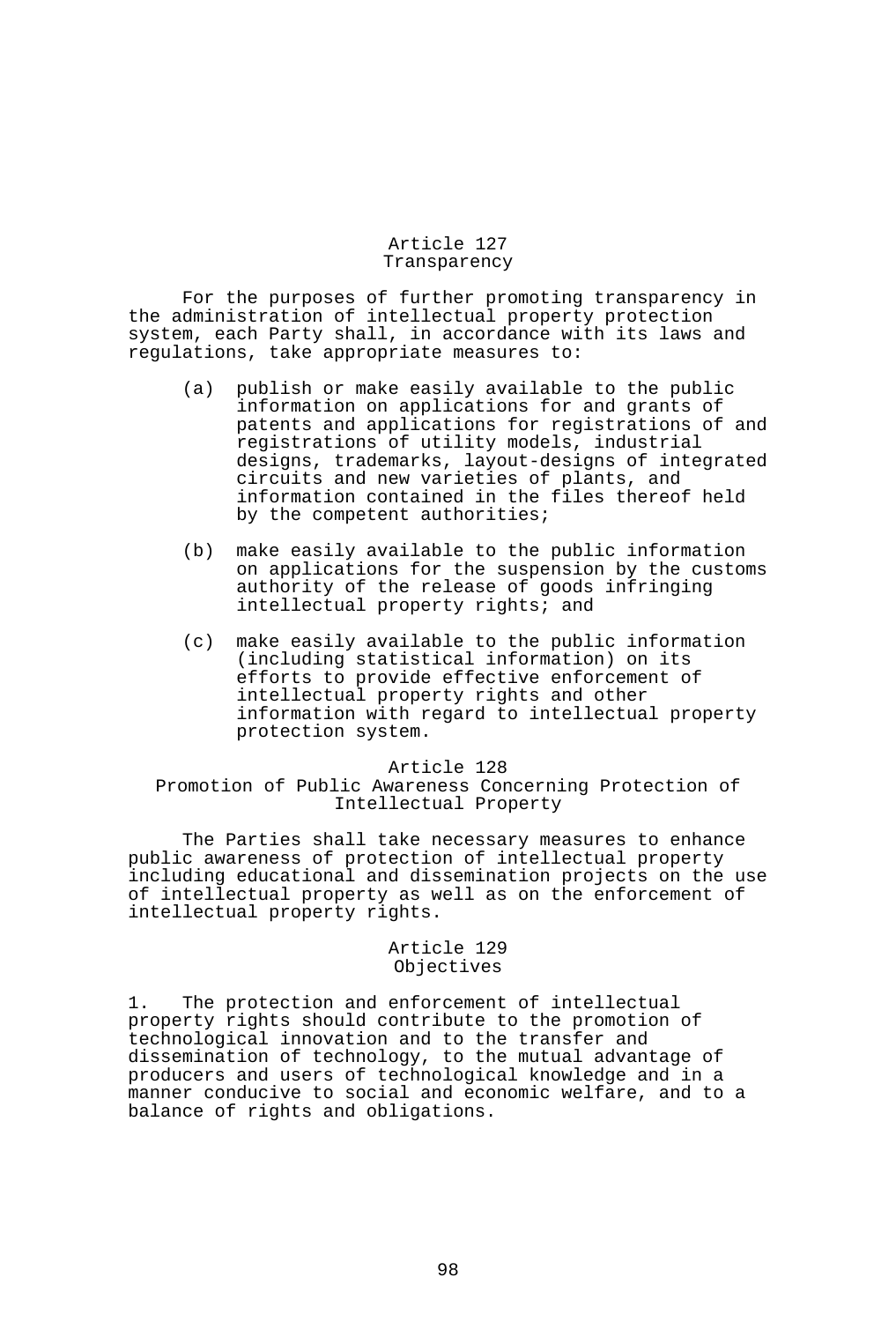## Article 127
## Transparency

For the purposes of further promoting transparency in the administration of intellectual property protection system, each Party shall, in accordance with its laws and regulations, take appropriate measures to:

(a) publish or make easily available to the public information on applications for and grants of patents and applications for registrations of and registrations of utility models, industrial designs, trademarks, layout-designs of integrated circuits and new varieties of plants, and information contained in the files thereof held by the competent authorities;

(b) make easily available to the public information on applications for the suspension by the customs authority of the release of goods infringing intellectual property rights; and

(c) make easily available to the public information (including statistical information) on its efforts to provide effective enforcement of intellectual property rights and other information with regard to intellectual property protection system.

## Article 128
## Promotion of Public Awareness Concerning Protection of Intellectual Property

The Parties shall take necessary measures to enhance public awareness of protection of intellectual property including educational and dissemination projects on the use of intellectual property as well as on the enforcement of intellectual property rights.

## Article 129
## Objectives

1. The protection and enforcement of intellectual property rights should contribute to the promotion of technological innovation and to the transfer and dissemination of technology, to the mutual advantage of producers and users of technological knowledge and in a manner conducive to social and economic welfare, and to a balance of rights and obligations.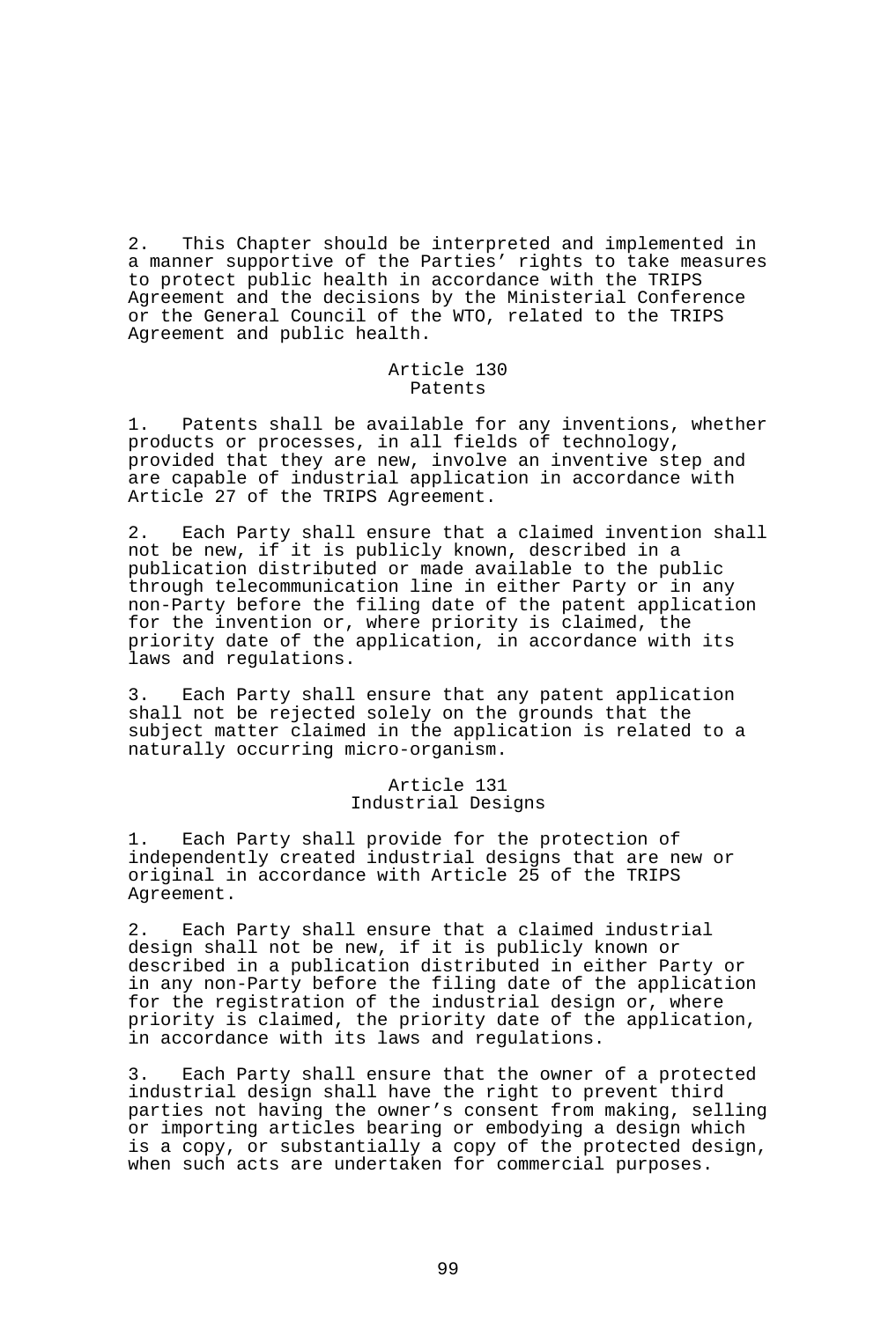2. This Chapter should be interpreted and implemented in a manner supportive of the Parties' rights to take measures to protect public health in accordance with the TRIPS Agreement and the decisions by the Ministerial Conference or the General Council of the WTO, related to the TRIPS Agreement and public health.

## Article 130
## Patents

1. Patents shall be available for any inventions, whether products or processes, in all fields of technology, provided that they are new, involve an inventive step and are capable of industrial application in accordance with Article 27 of the TRIPS Agreement.

2. Each Party shall ensure that a claimed invention shall not be new, if it is publicly known, described in a publication distributed or made available to the public through telecommunication line in either Party or in any non-Party before the filing date of the patent application for the invention or, where priority is claimed, the priority date of the application, in accordance with its laws and regulations.

3. Each Party shall ensure that any patent application shall not be rejected solely on the grounds that the subject matter claimed in the application is related to a naturally occurring micro-organism.

## Article 131
## Industrial Designs

1. Each Party shall provide for the protection of independently created industrial designs that are new or original in accordance with Article 25 of the TRIPS Agreement.

2. Each Party shall ensure that a claimed industrial design shall not be new, if it is publicly known or described in a publication distributed in either Party or in any non-Party before the filing date of the application for the registration of the industrial design or, where priority is claimed, the priority date of the application, in accordance with its laws and regulations.

3. Each Party shall ensure that the owner of a protected industrial design shall have the right to prevent third parties not having the owner's consent from making, selling or importing articles bearing or embodying a design which is a copy, or substantially a copy of the protected design, when such acts are undertaken for commercial purposes.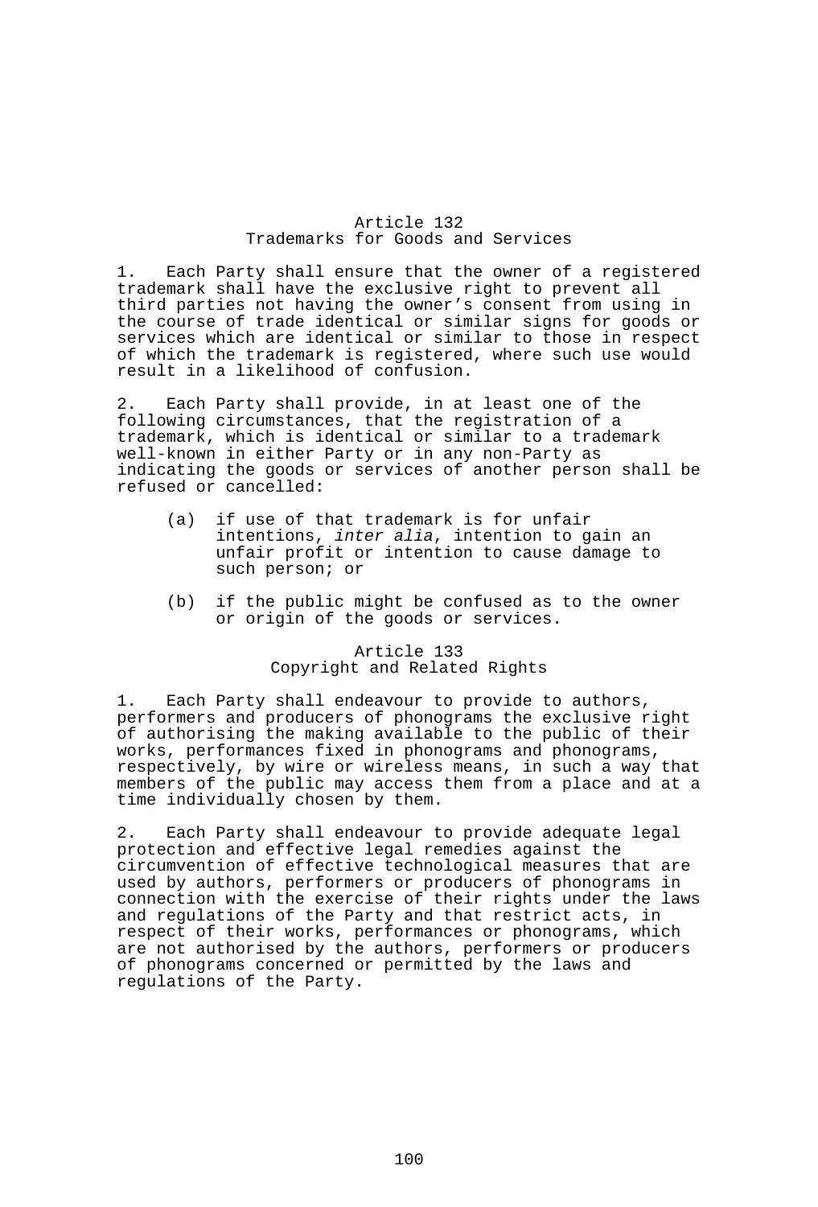## Article 132
## Trademarks for Goods and Services

1. Each Party shall ensure that the owner of a registered trademark shall have the exclusive right to prevent all third parties not having the owner's consent from using in the course of trade identical or similar signs for goods or services which are identical or similar to those in respect of which the trademark is registered, where such use would result in a likelihood of confusion.

2. Each Party shall provide, in at least one of the following circumstances, that the registration of a trademark, which is identical or similar to a trademark well-known in either Party or in any non-Party as indicating the goods or services of another person shall be refused or cancelled:

   (a) if use of that trademark is for unfair intentions, *inter alia*, intention to gain an unfair profit or intention to cause damage to such person; or

   (b) if the public might be confused as to the owner or origin of the goods or services.

## Article 133
## Copyright and Related Rights

1. Each Party shall endeavour to provide to authors, performers and producers of phonograms the exclusive right of authorising the making available to the public of their works, performances fixed in phonograms and phonograms, respectively, by wire or wireless means, in such a way that members of the public may access them from a place and at a time individually chosen by them.

2. Each Party shall endeavour to provide adequate legal protection and effective legal remedies against the circumvention of effective technological measures that are used by authors, performers or producers of phonograms in connection with the exercise of their rights under the laws and regulations of the Party and that restrict acts, in respect of their works, performances or phonograms, which are not authorised by the authors, performers or producers of phonograms concerned or permitted by the laws and regulations of the Party.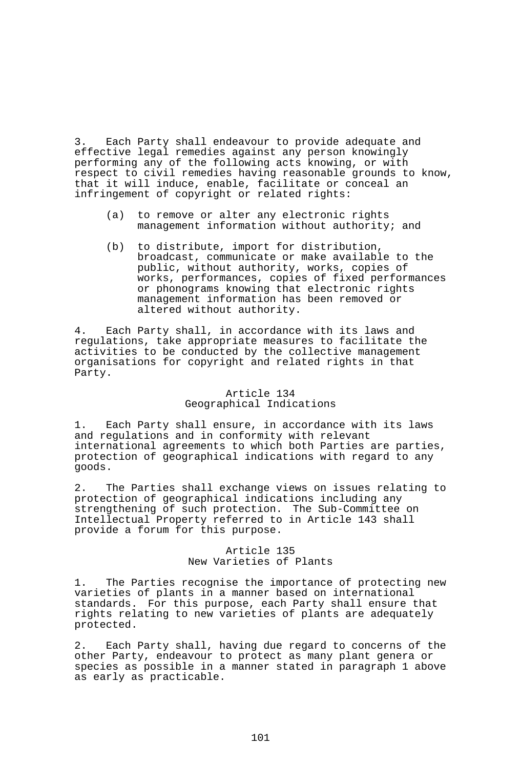3. Each Party shall endeavour to provide adequate and effective legal remedies against any person knowingly performing any of the following acts knowing, or with respect to civil remedies having reasonable grounds to know, that it will induce, enable, facilitate or conceal an infringement of copyright or related rights:

(a) to remove or alter any electronic rights management information without authority; and

(b) to distribute, import for distribution, broadcast, communicate or make available to the public, without authority, works, copies of works, performances, copies of fixed performances or phonograms knowing that electronic rights management information has been removed or altered without authority.

4. Each Party shall, in accordance with its laws and regulations, take appropriate measures to facilitate the activities to be conducted by the collective management organisations for copyright and related rights in that Party.

### Article 134
### Geographical Indications

1. Each Party shall ensure, in accordance with its laws and regulations and in conformity with relevant international agreements to which both Parties are parties, protection of geographical indications with regard to any goods.

2. The Parties shall exchange views on issues relating to protection of geographical indications including any strengthening of such protection. The Sub-Committee on Intellectual Property referred to in Article 143 shall provide a forum for this purpose.

### Article 135
### New Varieties of Plants

1. The Parties recognise the importance of protecting new varieties of plants in a manner based on international standards. For this purpose, each Party shall ensure that rights relating to new varieties of plants are adequately protected.

2. Each Party shall, having due regard to concerns of the other Party, endeavour to protect as many plant genera or species as possible in a manner stated in paragraph 1 above as early as practicable.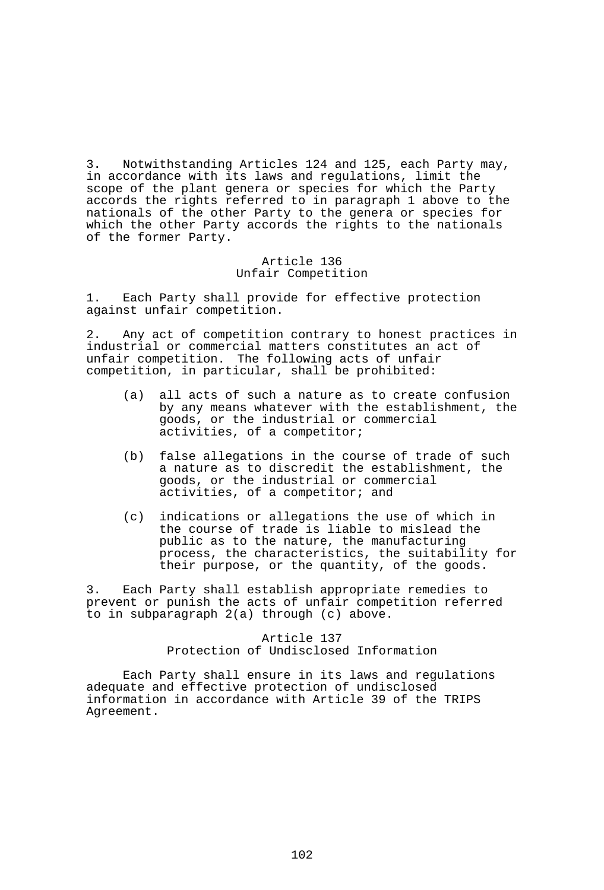3. Notwithstanding Articles 124 and 125, each Party may, in accordance with its laws and regulations, limit the scope of the plant genera or species for which the Party accords the rights referred to in paragraph 1 above to the nationals of the other Party to the genera or species for which the other Party accords the rights to the nationals of the former Party.

## Article 136
## Unfair Competition

1. Each Party shall provide for effective protection against unfair competition.

2. Any act of competition contrary to honest practices in industrial or commercial matters constitutes an act of unfair competition. The following acts of unfair competition, in particular, shall be prohibited:

(a) all acts of such a nature as to create confusion by any means whatever with the establishment, the goods, or the industrial or commercial activities, of a competitor;

(b) false allegations in the course of trade of such a nature as to discredit the establishment, the goods, or the industrial or commercial activities, of a competitor; and

(c) indications or allegations the use of which in the course of trade is liable to mislead the public as to the nature, the manufacturing process, the characteristics, the suitability for their purpose, or the quantity, of the goods.

3. Each Party shall establish appropriate remedies to prevent or punish the acts of unfair competition referred to in subparagraph 2(a) through (c) above.

## Article 137
## Protection of Undisclosed Information

Each Party shall ensure in its laws and regulations adequate and effective protection of undisclosed information in accordance with Article 39 of the TRIPS Agreement.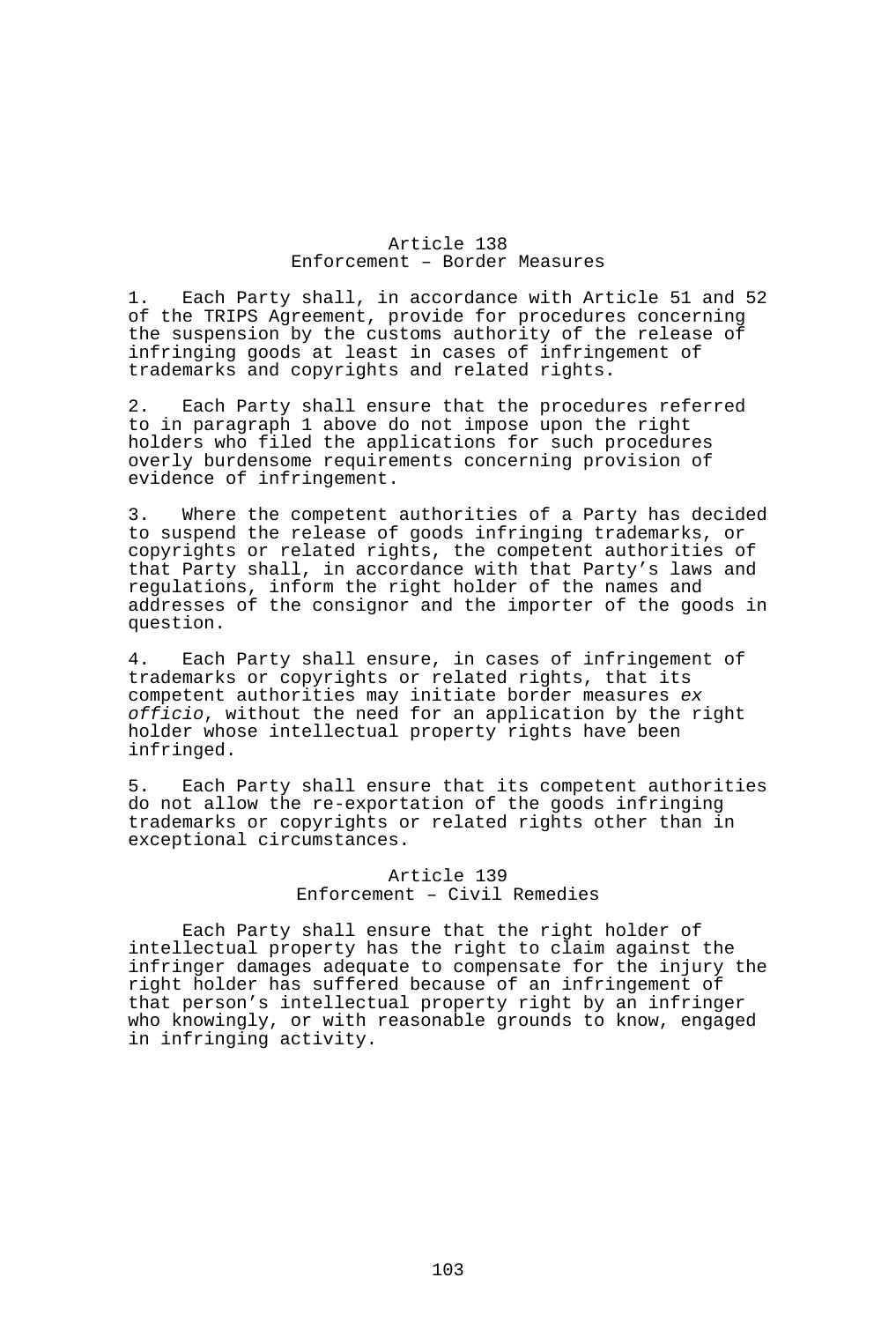## Article 138
## Enforcement – Border Measures

1. Each Party shall, in accordance with Article 51 and 52 of the TRIPS Agreement, provide for procedures concerning the suspension by the customs authority of the release of infringing goods at least in cases of infringement of trademarks and copyrights and related rights.

2. Each Party shall ensure that the procedures referred to in paragraph 1 above do not impose upon the right holders who filed the applications for such procedures overly burdensome requirements concerning provision of evidence of infringement.

3. Where the competent authorities of a Party has decided to suspend the release of goods infringing trademarks, or copyrights or related rights, the competent authorities of that Party shall, in accordance with that Party's laws and regulations, inform the right holder of the names and addresses of the consignor and the importer of the goods in question.

4. Each Party shall ensure, in cases of infringement of trademarks or copyrights or related rights, that its competent authorities may initiate border measures *ex officio*, without the need for an application by the right holder whose intellectual property rights have been infringed.

5. Each Party shall ensure that its competent authorities do not allow the re-exportation of the goods infringing trademarks or copyrights or related rights other than in exceptional circumstances.

## Article 139
## Enforcement – Civil Remedies

Each Party shall ensure that the right holder of intellectual property has the right to claim against the infringer damages adequate to compensate for the injury the right holder has suffered because of an infringement of that person's intellectual property right by an infringer who knowingly, or with reasonable grounds to know, engaged in infringing activity.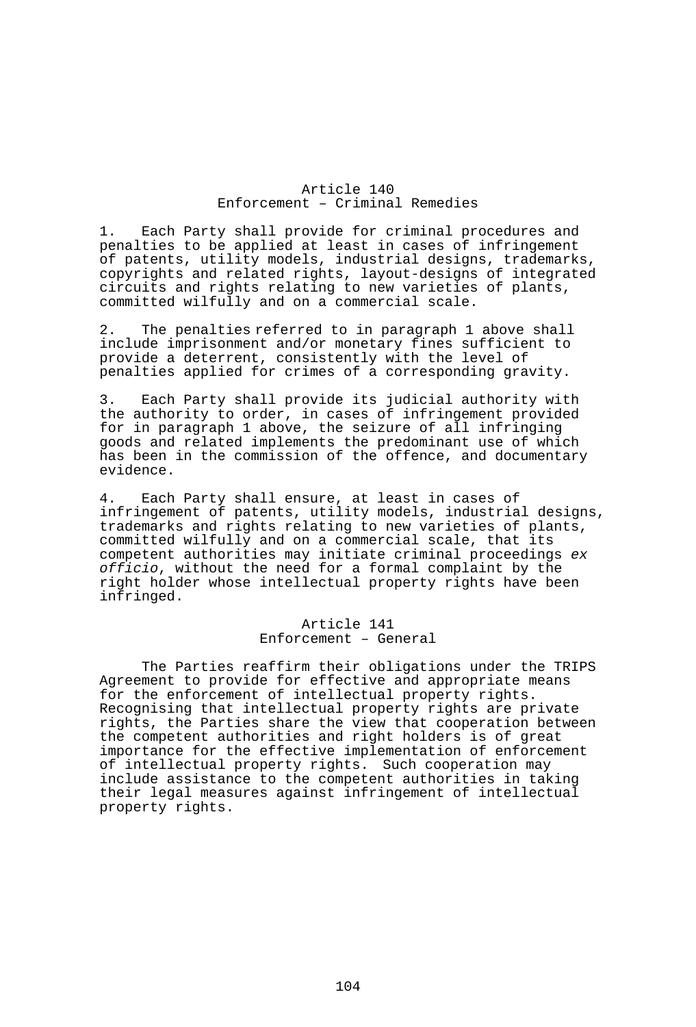## Article 140
## Enforcement – Criminal Remedies

1. Each Party shall provide for criminal procedures and penalties to be applied at least in cases of infringement of patents, utility models, industrial designs, trademarks, copyrights and related rights, layout-designs of integrated circuits and rights relating to new varieties of plants, committed wilfully and on a commercial scale.

2. The penalties referred to in paragraph 1 above shall include imprisonment and/or monetary fines sufficient to provide a deterrent, consistently with the level of penalties applied for crimes of a corresponding gravity.

3. Each Party shall provide its judicial authority with the authority to order, in cases of infringement provided for in paragraph 1 above, the seizure of all infringing goods and related implements the predominant use of which has been in the commission of the offence, and documentary evidence.

4. Each Party shall ensure, at least in cases of infringement of patents, utility models, industrial designs, trademarks and rights relating to new varieties of plants, committed wilfully and on a commercial scale, that its competent authorities may initiate criminal proceedings *ex officio*, without the need for a formal complaint by the right holder whose intellectual property rights have been infringed.

## Article 141
## Enforcement – General

The Parties reaffirm their obligations under the TRIPS Agreement to provide for effective and appropriate means for the enforcement of intellectual property rights. Recognising that intellectual property rights are private rights, the Parties share the view that cooperation between the competent authorities and right holders is of great importance for the effective implementation of enforcement of intellectual property rights. Such cooperation may include assistance to the competent authorities in taking their legal measures against infringement of intellectual property rights.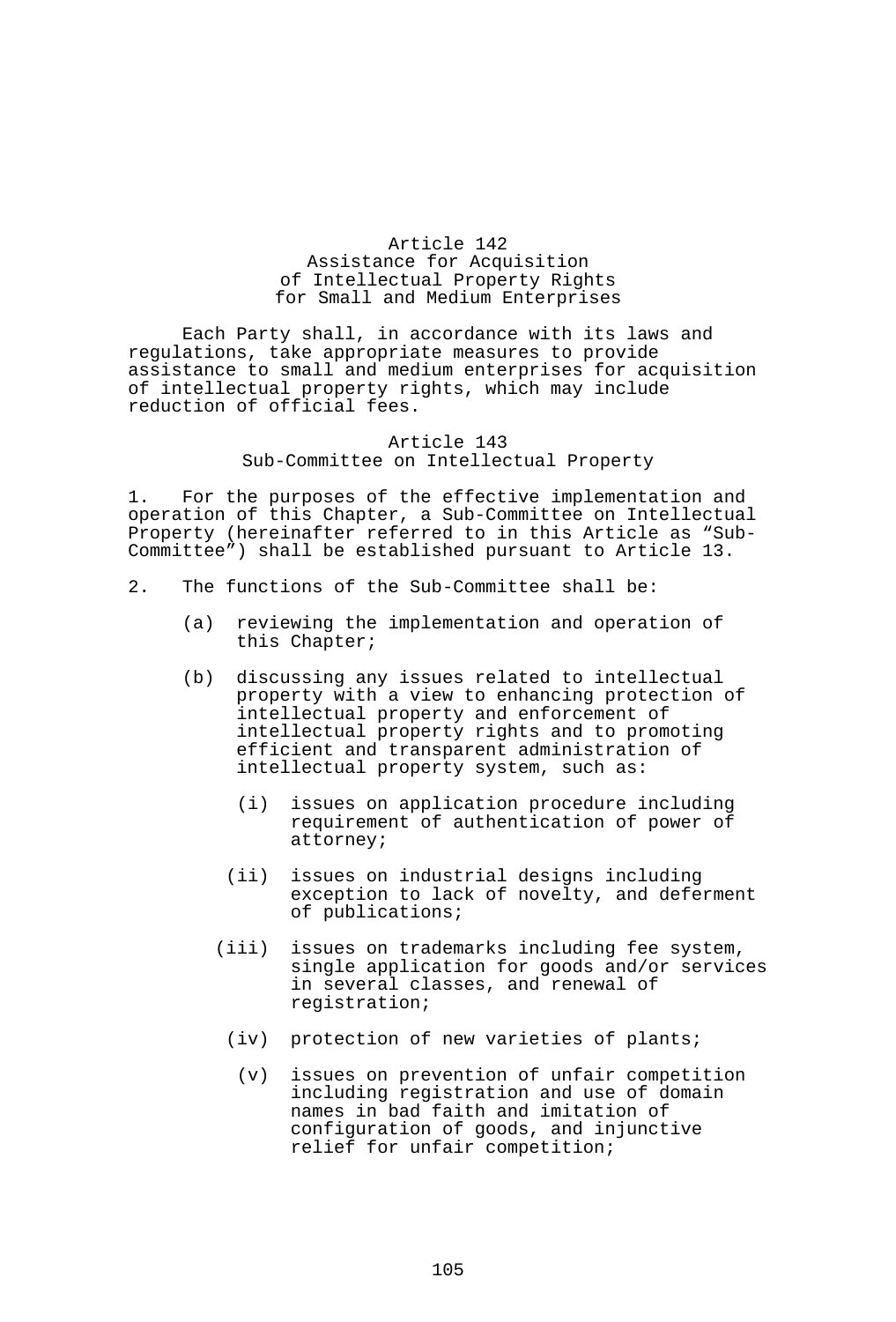## Article 142
## Assistance for Acquisition of Intellectual Property Rights for Small and Medium Enterprises

Each Party shall, in accordance with its laws and regulations, take appropriate measures to provide assistance to small and medium enterprises for acquisition of intellectual property rights, which may include reduction of official fees.

## Article 143
## Sub-Committee on Intellectual Property

1. For the purposes of the effective implementation and operation of this Chapter, a Sub-Committee on Intellectual Property (hereinafter referred to in this Article as "Sub-Committee") shall be established pursuant to Article 13.

2. The functions of the Sub-Committee shall be:

   (a) reviewing the implementation and operation of this Chapter;

   (b) discussing any issues related to intellectual property with a view to enhancing protection of intellectual property and enforcement of intellectual property rights and to promoting efficient and transparent administration of intellectual property system, such as:

      (i) issues on application procedure including requirement of authentication of power of attorney;

      (ii) issues on industrial designs including exception to lack of novelty, and deferment of publications;

      (iii) issues on trademarks including fee system, single application for goods and/or services in several classes, and renewal of registration;

      (iv) protection of new varieties of plants;

      (v) issues on prevention of unfair competition including registration and use of domain names in bad faith and imitation of configuration of goods, and injunctive relief for unfair competition;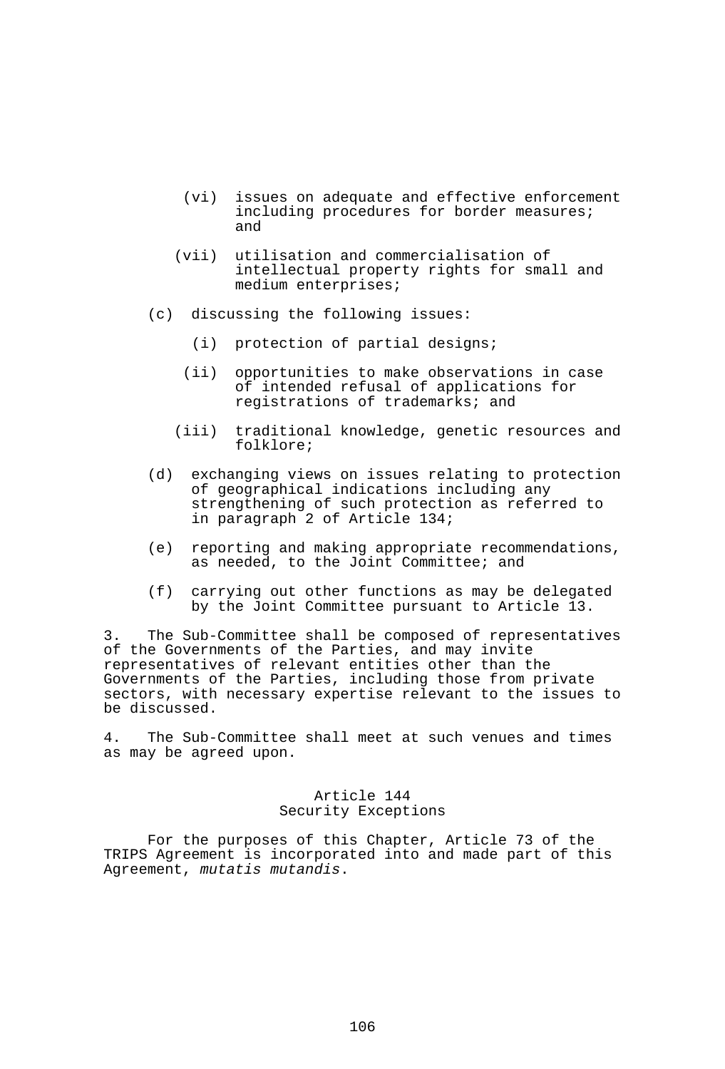(vi) issues on adequate and effective enforcement including procedures for border measures; and

(vii) utilisation and commercialisation of intellectual property rights for small and medium enterprises;

(c) discussing the following issues:

(i) protection of partial designs;

(ii) opportunities to make observations in case of intended refusal of applications for registrations of trademarks; and

(iii) traditional knowledge, genetic resources and folklore;

(d) exchanging views on issues relating to protection of geographical indications including any strengthening of such protection as referred to in paragraph 2 of Article 134;

(e) reporting and making appropriate recommendations, as needed, to the Joint Committee; and

(f) carrying out other functions as may be delegated by the Joint Committee pursuant to Article 13.

3. The Sub-Committee shall be composed of representatives of the Governments of the Parties, and may invite representatives of relevant entities other than the Governments of the Parties, including those from private sectors, with necessary expertise relevant to the issues to be discussed.

4. The Sub-Committee shall meet at such venues and times as may be agreed upon.

## Article 144
## Security Exceptions

For the purposes of this Chapter, Article 73 of the TRIPS Agreement is incorporated into and made part of this Agreement, *mutatis mutandis*.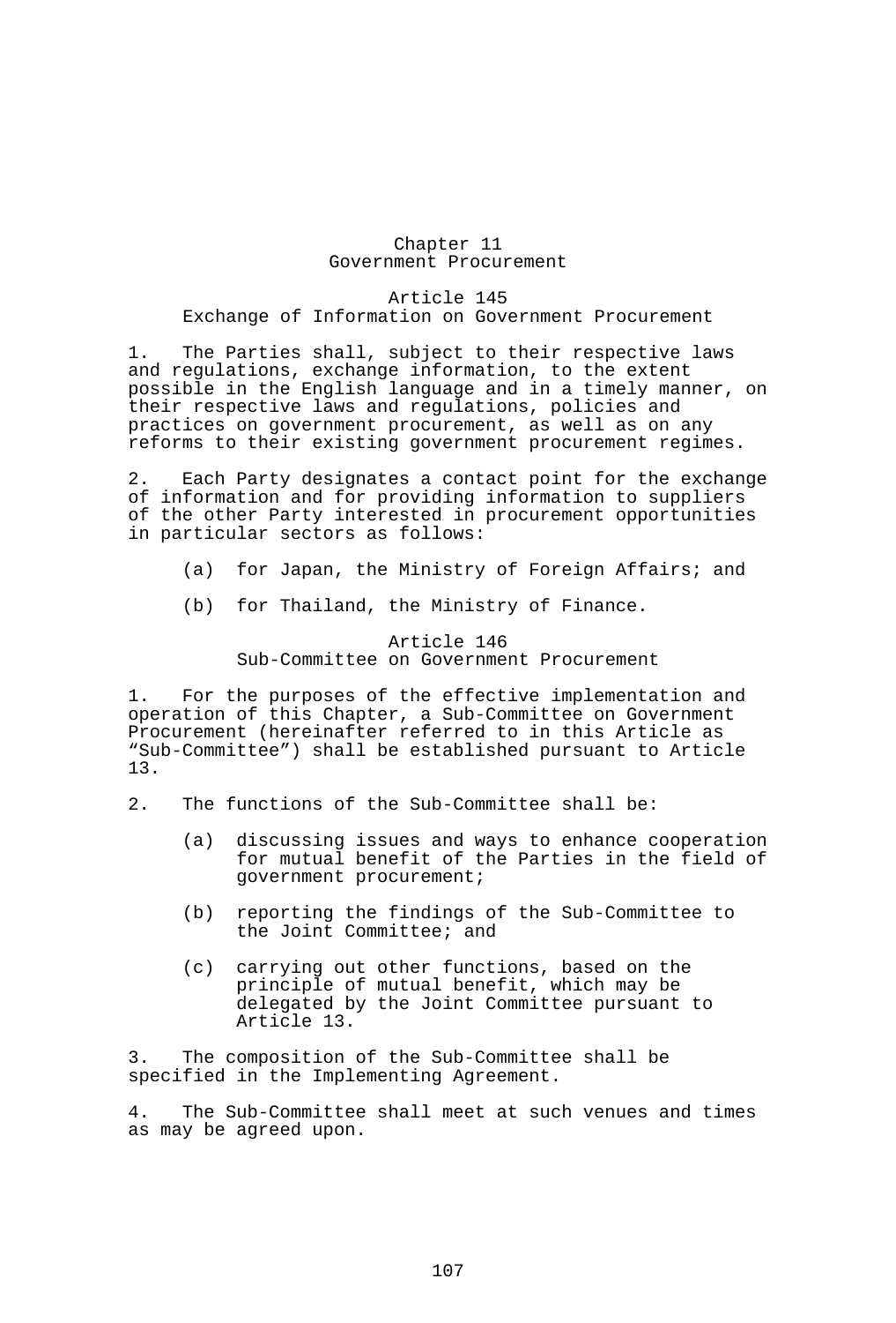# Chapter 11
# Government Procurement

## Article 145
## Exchange of Information on Government Procurement

1. The Parties shall, subject to their respective laws and regulations, exchange information, to the extent possible in the English language and in a timely manner, on their respective laws and regulations, policies and practices on government procurement, as well as on any reforms to their existing government procurement regimes.

2. Each Party designates a contact point for the exchange of information and for providing information to suppliers of the other Party interested in procurement opportunities in particular sectors as follows:

   (a) for Japan, the Ministry of Foreign Affairs; and

   (b) for Thailand, the Ministry of Finance.

## Article 146
## Sub-Committee on Government Procurement

1. For the purposes of the effective implementation and operation of this Chapter, a Sub-Committee on Government Procurement (hereinafter referred to in this Article as "Sub-Committee") shall be established pursuant to Article 13.

2. The functions of the Sub-Committee shall be:

   (a) discussing issues and ways to enhance cooperation for mutual benefit of the Parties in the field of government procurement;

   (b) reporting the findings of the Sub-Committee to the Joint Committee; and

   (c) carrying out other functions, based on the principle of mutual benefit, which may be delegated by the Joint Committee pursuant to Article 13.

3. The composition of the Sub-Committee shall be specified in the Implementing Agreement.

4. The Sub-Committee shall meet at such venues and times as may be agreed upon.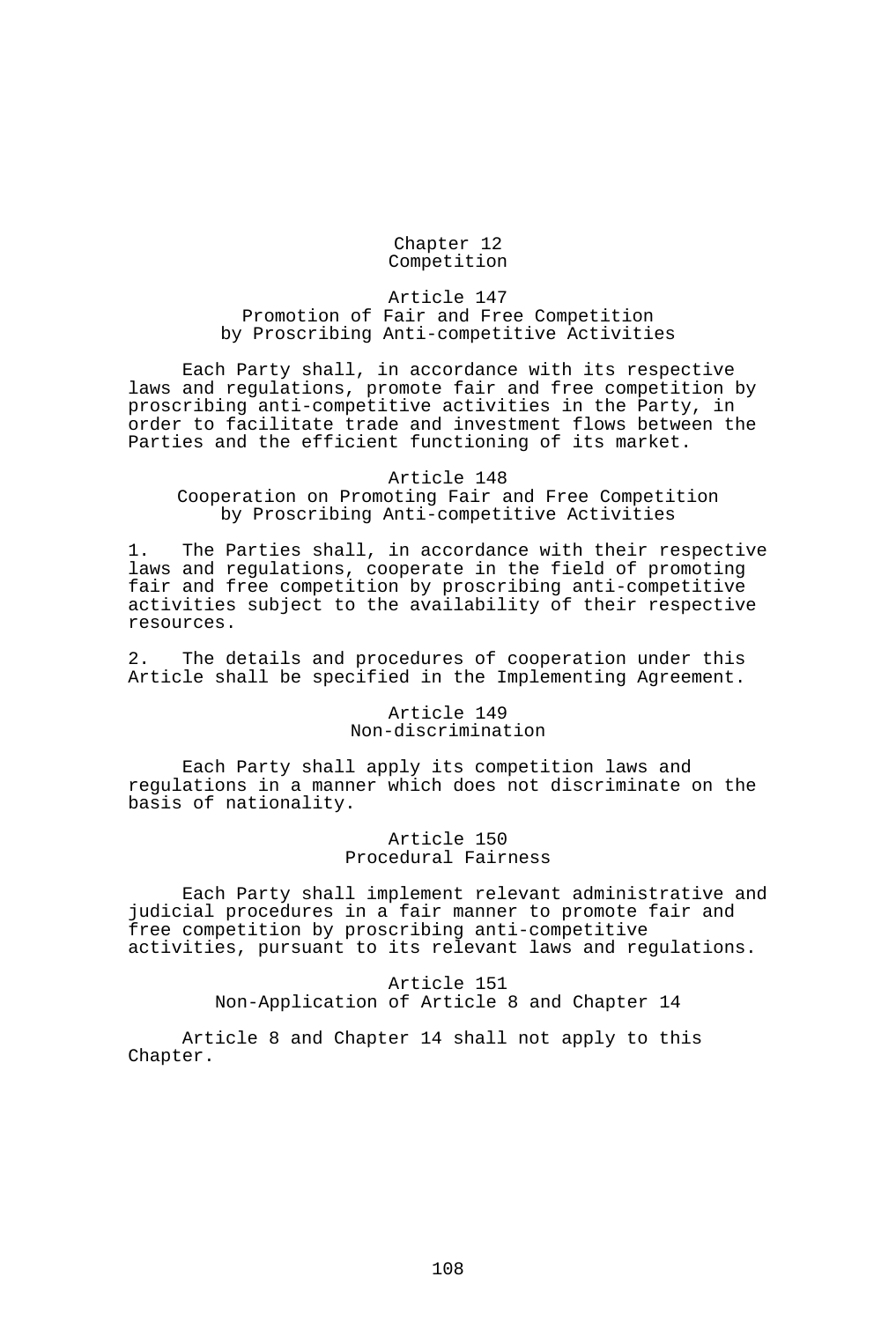# Chapter 12
# Competition

## Article 147
## Promotion of Fair and Free Competition by Proscribing Anti-competitive Activities

Each Party shall, in accordance with its respective laws and regulations, promote fair and free competition by proscribing anti-competitive activities in the Party, in order to facilitate trade and investment flows between the Parties and the efficient functioning of its market.

## Article 148
## Cooperation on Promoting Fair and Free Competition by Proscribing Anti-competitive Activities

1. The Parties shall, in accordance with their respective laws and regulations, cooperate in the field of promoting fair and free competition by proscribing anti-competitive activities subject to the availability of their respective resources.

2. The details and procedures of cooperation under this Article shall be specified in the Implementing Agreement.

## Article 149
## Non-discrimination

Each Party shall apply its competition laws and regulations in a manner which does not discriminate on the basis of nationality.

## Article 150
## Procedural Fairness

Each Party shall implement relevant administrative and judicial procedures in a fair manner to promote fair and free competition by proscribing anti-competitive activities, pursuant to its relevant laws and regulations.

## Article 151
## Non-Application of Article 8 and Chapter 14

Article 8 and Chapter 14 shall not apply to this Chapter.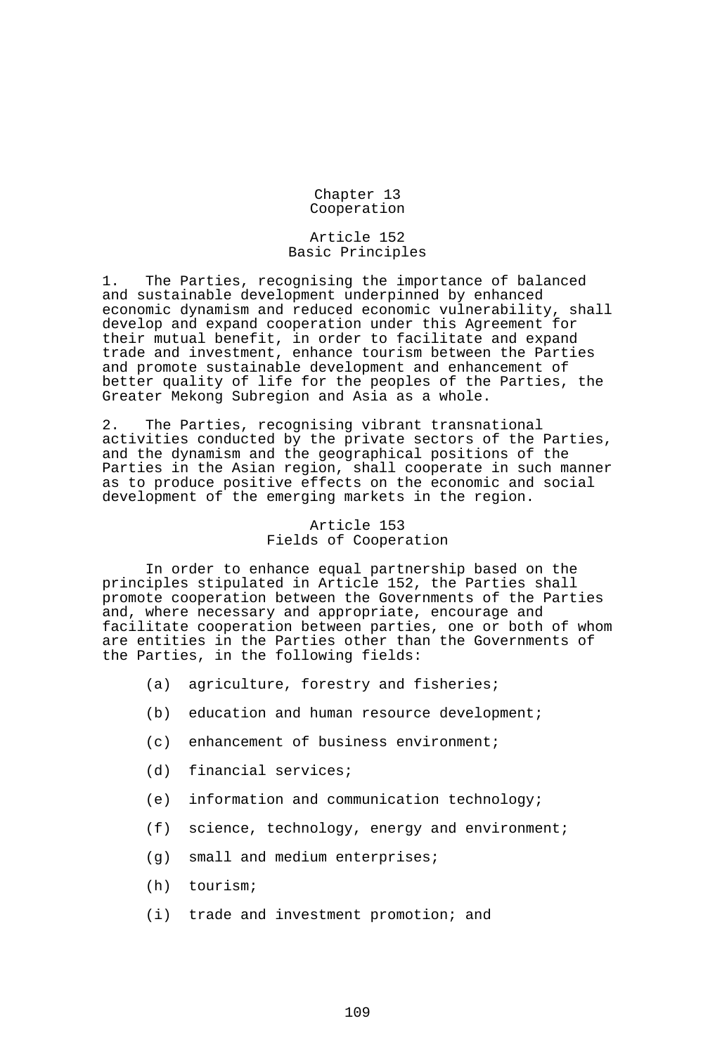## Chapter 13
## Cooperation

### Article 152
### Basic Principles

1. The Parties, recognising the importance of balanced and sustainable development underpinned by enhanced economic dynamism and reduced economic vulnerability, shall develop and expand cooperation under this Agreement for their mutual benefit, in order to facilitate and expand trade and investment, enhance tourism between the Parties and promote sustainable development and enhancement of better quality of life for the peoples of the Parties, the Greater Mekong Subregion and Asia as a whole.

2. The Parties, recognising vibrant transnational activities conducted by the private sectors of the Parties, and the dynamism and the geographical positions of the Parties in the Asian region, shall cooperate in such manner as to produce positive effects on the economic and social development of the emerging markets in the region.

### Article 153
### Fields of Cooperation

In order to enhance equal partnership based on the principles stipulated in Article 152, the Parties shall promote cooperation between the Governments of the Parties and, where necessary and appropriate, encourage and facilitate cooperation between parties, one or both of whom are entities in the Parties other than the Governments of the Parties, in the following fields:

(a) agriculture, forestry and fisheries;

(b) education and human resource development;

(c) enhancement of business environment;

(d) financial services;

(e) information and communication technology;

(f) science, technology, energy and environment;

(g) small and medium enterprises;

(h) tourism;

(i) trade and investment promotion; and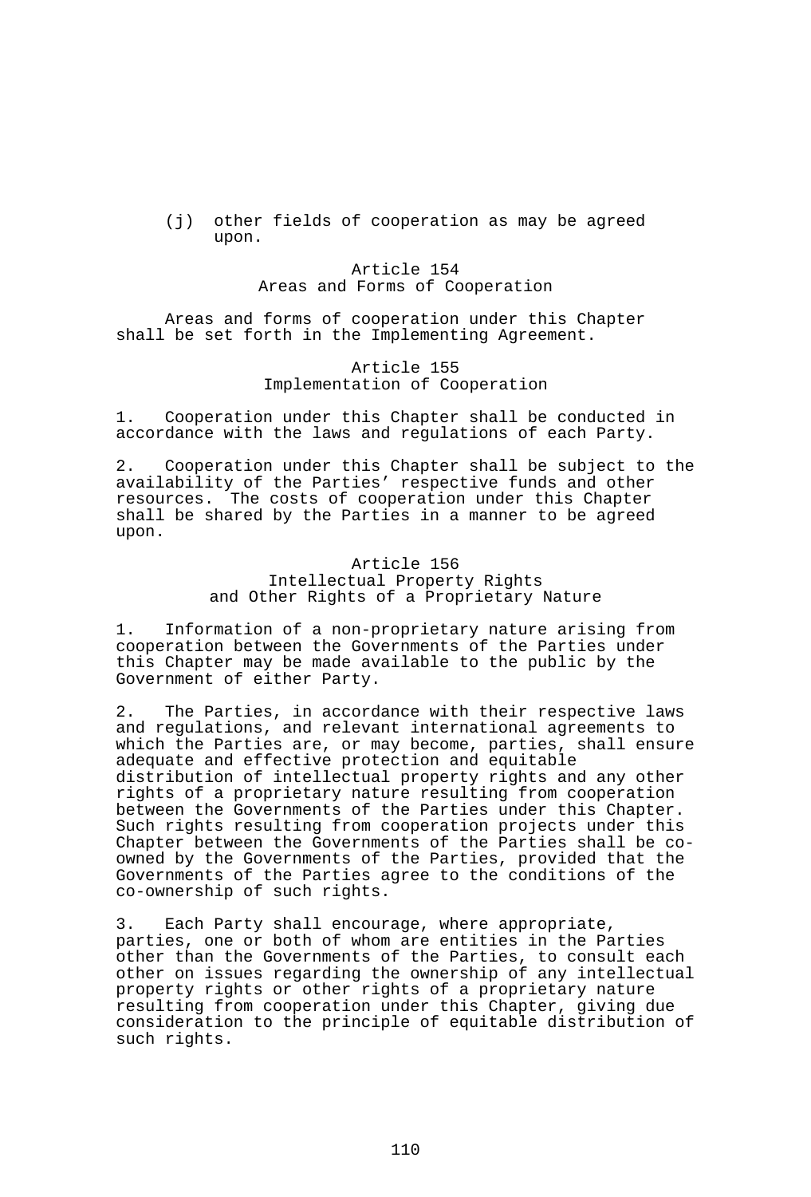(j) other fields of cooperation as may be agreed upon.

### Article 154
### Areas and Forms of Cooperation

Areas and forms of cooperation under this Chapter shall be set forth in the Implementing Agreement.

### Article 155
### Implementation of Cooperation

1. Cooperation under this Chapter shall be conducted in accordance with the laws and regulations of each Party.

2. Cooperation under this Chapter shall be subject to the availability of the Parties' respective funds and other resources. The costs of cooperation under this Chapter shall be shared by the Parties in a manner to be agreed upon.

### Article 156
### Intellectual Property Rights and Other Rights of a Proprietary Nature

1. Information of a non-proprietary nature arising from cooperation between the Governments of the Parties under this Chapter may be made available to the public by the Government of either Party.

2. The Parties, in accordance with their respective laws and regulations, and relevant international agreements to which the Parties are, or may become, parties, shall ensure adequate and effective protection and equitable distribution of intellectual property rights and any other rights of a proprietary nature resulting from cooperation between the Governments of the Parties under this Chapter. Such rights resulting from cooperation projects under this Chapter between the Governments of the Parties shall be co-owned by the Governments of the Parties, provided that the Governments of the Parties agree to the conditions of the co-ownership of such rights.

3. Each Party shall encourage, where appropriate, parties, one or both of whom are entities in the Parties other than the Governments of the Parties, to consult each other on issues regarding the ownership of any intellectual property rights or other rights of a proprietary nature resulting from cooperation under this Chapter, giving due consideration to the principle of equitable distribution of such rights.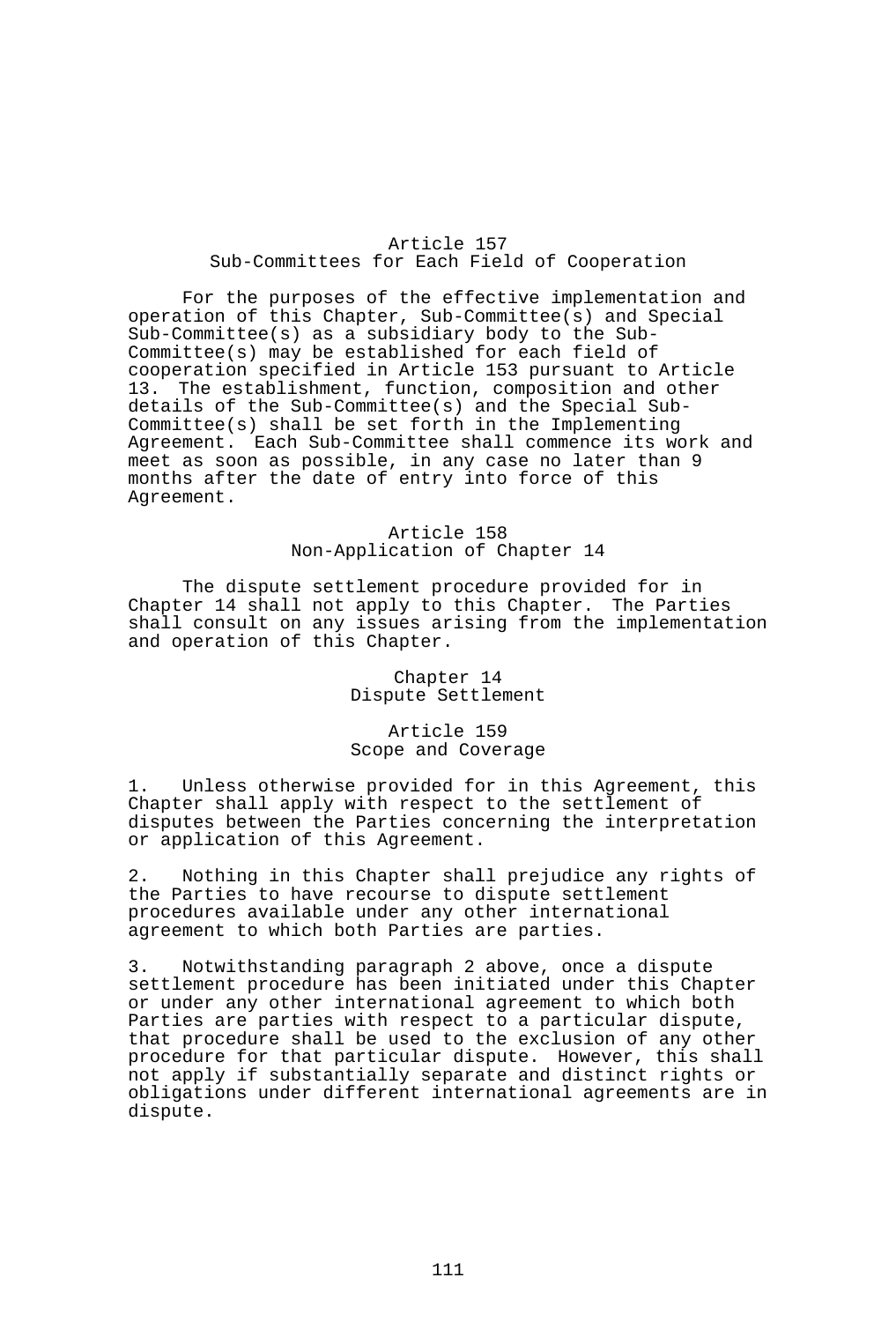### Article 157
### Sub-Committees for Each Field of Cooperation

For the purposes of the effective implementation and operation of this Chapter, Sub-Committee(s) and Special Sub-Committee(s) as a subsidiary body to the Sub-Committee(s) may be established for each field of cooperation specified in Article 153 pursuant to Article 13. The establishment, function, composition and other details of the Sub-Committee(s) and the Special Sub-Committee(s) shall be set forth in the Implementing Agreement. Each Sub-Committee shall commence its work and meet as soon as possible, in any case no later than 9 months after the date of entry into force of this Agreement.

### Article 158
### Non-Application of Chapter 14

The dispute settlement procedure provided for in Chapter 14 shall not apply to this Chapter. The Parties shall consult on any issues arising from the implementation and operation of this Chapter.

## Chapter 14
## Dispute Settlement

### Article 159
### Scope and Coverage

1. Unless otherwise provided for in this Agreement, this Chapter shall apply with respect to the settlement of disputes between the Parties concerning the interpretation or application of this Agreement.

2. Nothing in this Chapter shall prejudice any rights of the Parties to have recourse to dispute settlement procedures available under any other international agreement to which both Parties are parties.

3. Notwithstanding paragraph 2 above, once a dispute settlement procedure has been initiated under this Chapter or under any other international agreement to which both Parties are parties with respect to a particular dispute, that procedure shall be used to the exclusion of any other procedure for that particular dispute. However, this shall not apply if substantially separate and distinct rights or obligations under different international agreements are in dispute.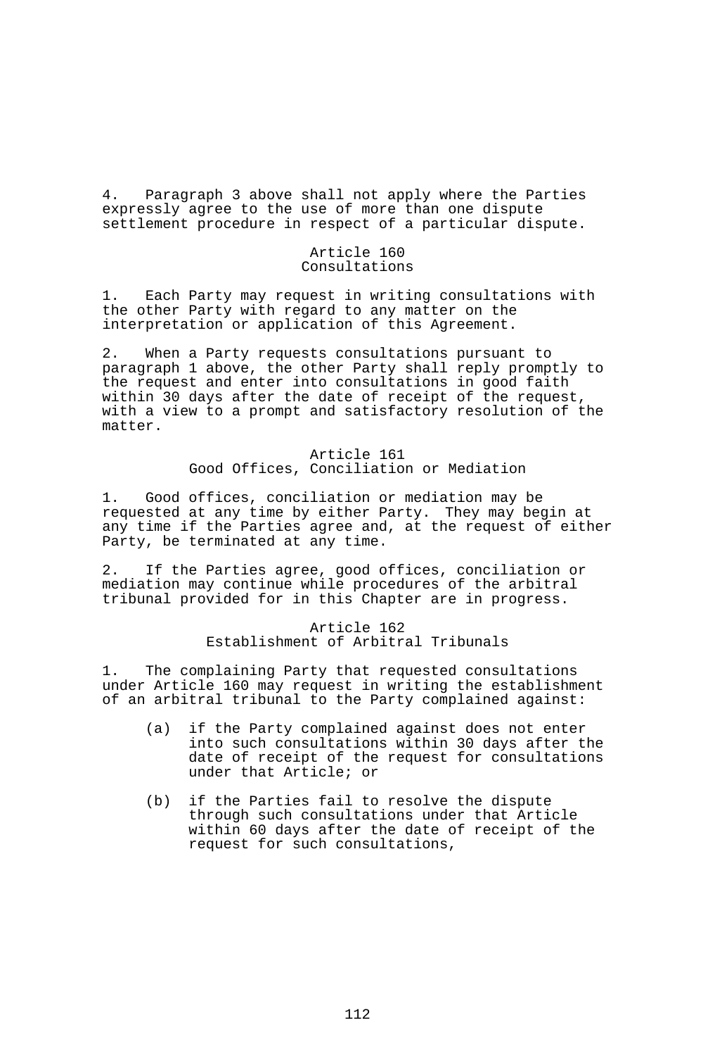4. Paragraph 3 above shall not apply where the Parties expressly agree to the use of more than one dispute settlement procedure in respect of a particular dispute.

### Article 160
### Consultations

1. Each Party may request in writing consultations with the other Party with regard to any matter on the interpretation or application of this Agreement.

2. When a Party requests consultations pursuant to paragraph 1 above, the other Party shall reply promptly to the request and enter into consultations in good faith within 30 days after the date of receipt of the request, with a view to a prompt and satisfactory resolution of the matter.

### Article 161
### Good Offices, Conciliation or Mediation

1. Good offices, conciliation or mediation may be requested at any time by either Party. They may begin at any time if the Parties agree and, at the request of either Party, be terminated at any time.

2. If the Parties agree, good offices, conciliation or mediation may continue while procedures of the arbitral tribunal provided for in this Chapter are in progress.

### Article 162
### Establishment of Arbitral Tribunals

1. The complaining Party that requested consultations under Article 160 may request in writing the establishment of an arbitral tribunal to the Party complained against:

   (a) if the Party complained against does not enter into such consultations within 30 days after the date of receipt of the request for consultations under that Article; or

   (b) if the Parties fail to resolve the dispute through such consultations under that Article within 60 days after the date of receipt of the request for such consultations,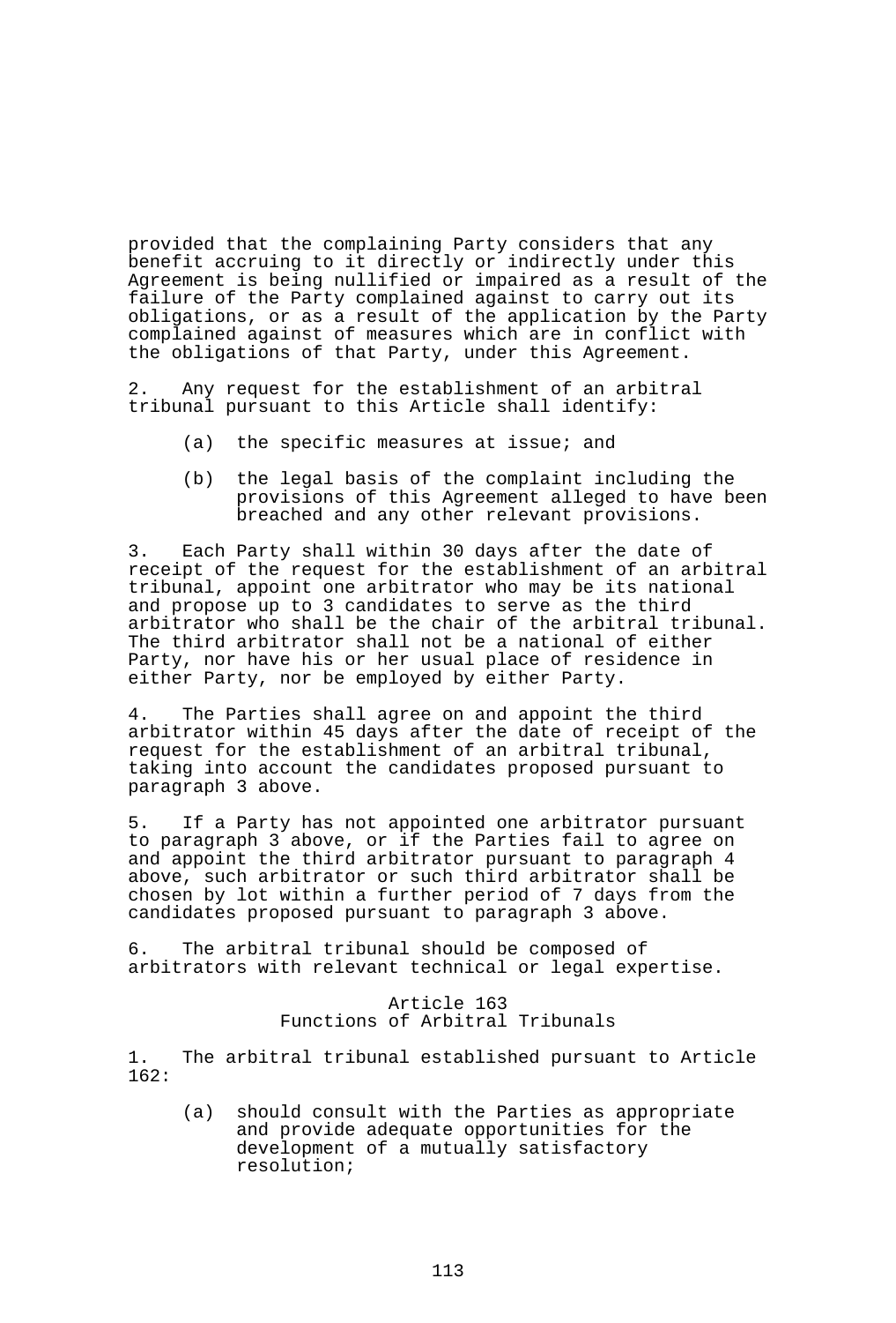provided that the complaining Party considers that any benefit accruing to it directly or indirectly under this Agreement is being nullified or impaired as a result of the failure of the Party complained against to carry out its obligations, or as a result of the application by the Party complained against of measures which are in conflict with the obligations of that Party, under this Agreement.

2. Any request for the establishment of an arbitral tribunal pursuant to this Article shall identify:

(a) the specific measures at issue; and

(b) the legal basis of the complaint including the provisions of this Agreement alleged to have been breached and any other relevant provisions.

3. Each Party shall within 30 days after the date of receipt of the request for the establishment of an arbitral tribunal, appoint one arbitrator who may be its national and propose up to 3 candidates to serve as the third arbitrator who shall be the chair of the arbitral tribunal. The third arbitrator shall not be a national of either Party, nor have his or her usual place of residence in either Party, nor be employed by either Party.

4. The Parties shall agree on and appoint the third arbitrator within 45 days after the date of receipt of the request for the establishment of an arbitral tribunal, taking into account the candidates proposed pursuant to paragraph 3 above.

5. If a Party has not appointed one arbitrator pursuant to paragraph 3 above, or if the Parties fail to agree on and appoint the third arbitrator pursuant to paragraph 4 above, such arbitrator or such third arbitrator shall be chosen by lot within a further period of 7 days from the candidates proposed pursuant to paragraph 3 above.

6. The arbitral tribunal should be composed of arbitrators with relevant technical or legal expertise.

## Article 163
## Functions of Arbitral Tribunals

1. The arbitral tribunal established pursuant to Article 162:

(a) should consult with the Parties as appropriate and provide adequate opportunities for the development of a mutually satisfactory resolution;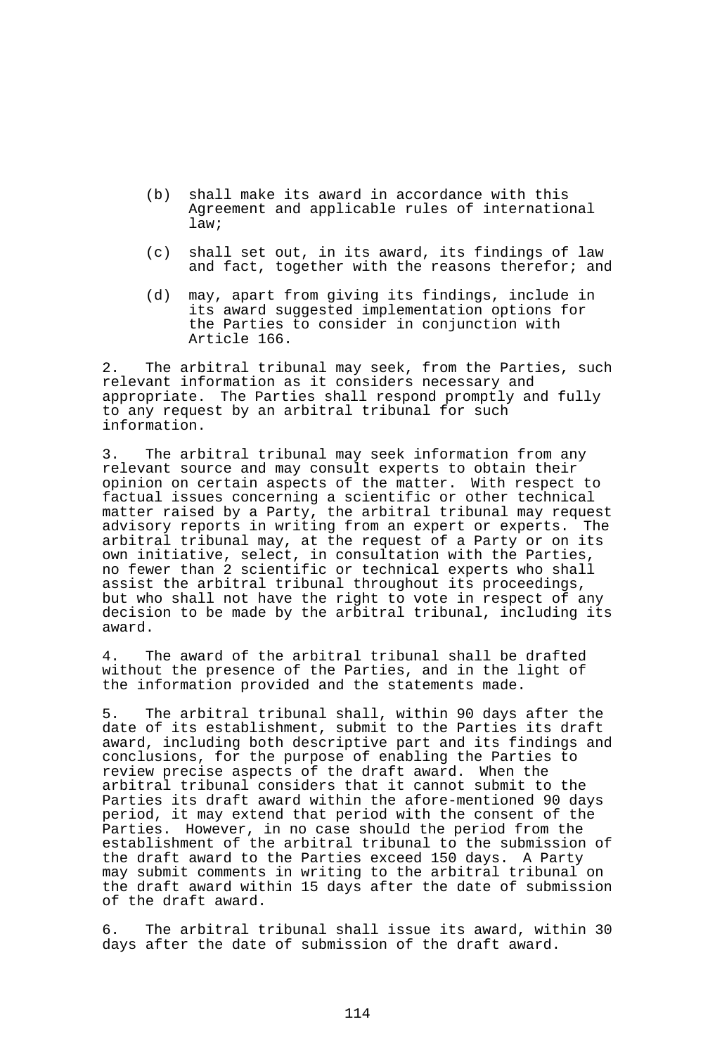(b) shall make its award in accordance with this Agreement and applicable rules of international law;

(c) shall set out, in its award, its findings of law and fact, together with the reasons therefor; and

(d) may, apart from giving its findings, include in its award suggested implementation options for the Parties to consider in conjunction with Article 166.

2. The arbitral tribunal may seek, from the Parties, such relevant information as it considers necessary and appropriate. The Parties shall respond promptly and fully to any request by an arbitral tribunal for such information.

3. The arbitral tribunal may seek information from any relevant source and may consult experts to obtain their opinion on certain aspects of the matter. With respect to factual issues concerning a scientific or other technical matter raised by a Party, the arbitral tribunal may request advisory reports in writing from an expert or experts. The arbitral tribunal may, at the request of a Party or on its own initiative, select, in consultation with the Parties, no fewer than 2 scientific or technical experts who shall assist the arbitral tribunal throughout its proceedings, but who shall not have the right to vote in respect of any decision to be made by the arbitral tribunal, including its award.

4. The award of the arbitral tribunal shall be drafted without the presence of the Parties, and in the light of the information provided and the statements made.

5. The arbitral tribunal shall, within 90 days after the date of its establishment, submit to the Parties its draft award, including both descriptive part and its findings and conclusions, for the purpose of enabling the Parties to review precise aspects of the draft award. When the arbitral tribunal considers that it cannot submit to the Parties its draft award within the afore-mentioned 90 days period, it may extend that period with the consent of the Parties. However, in no case should the period from the establishment of the arbitral tribunal to the submission of the draft award to the Parties exceed 150 days. A Party may submit comments in writing to the arbitral tribunal on the draft award within 15 days after the date of submission of the draft award.

6. The arbitral tribunal shall issue its award, within 30 days after the date of submission of the draft award.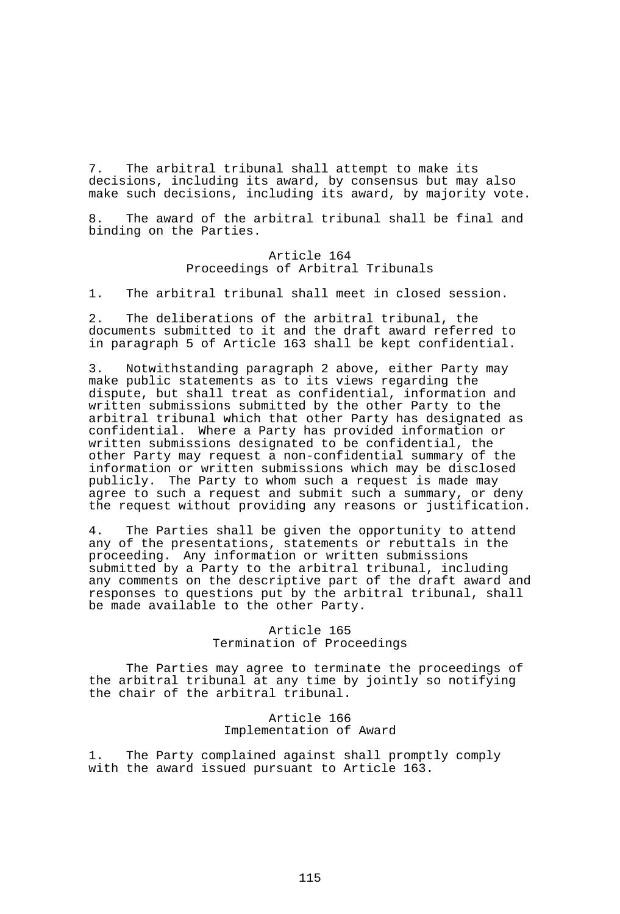7. The arbitral tribunal shall attempt to make its decisions, including its award, by consensus but may also make such decisions, including its award, by majority vote.

8. The award of the arbitral tribunal shall be final and binding on the Parties.

### Article 164
### Proceedings of Arbitral Tribunals

1. The arbitral tribunal shall meet in closed session.

2. The deliberations of the arbitral tribunal, the documents submitted to it and the draft award referred to in paragraph 5 of Article 163 shall be kept confidential.

3. Notwithstanding paragraph 2 above, either Party may make public statements as to its views regarding the dispute, but shall treat as confidential, information and written submissions submitted by the other Party to the arbitral tribunal which that other Party has designated as confidential. Where a Party has provided information or written submissions designated to be confidential, the other Party may request a non-confidential summary of the information or written submissions which may be disclosed publicly. The Party to whom such a request is made may agree to such a request and submit such a summary, or deny the request without providing any reasons or justification.

4. The Parties shall be given the opportunity to attend any of the presentations, statements or rebuttals in the proceeding. Any information or written submissions submitted by a Party to the arbitral tribunal, including any comments on the descriptive part of the draft award and responses to questions put by the arbitral tribunal, shall be made available to the other Party.

### Article 165
### Termination of Proceedings

The Parties may agree to terminate the proceedings of the arbitral tribunal at any time by jointly so notifying the chair of the arbitral tribunal.

### Article 166
### Implementation of Award

1. The Party complained against shall promptly comply with the award issued pursuant to Article 163.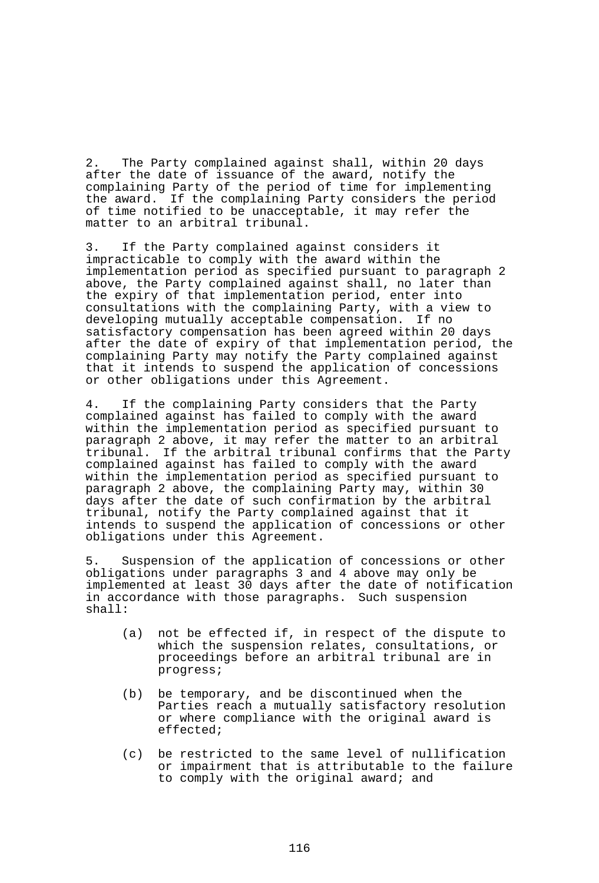2. The Party complained against shall, within 20 days after the date of issuance of the award, notify the complaining Party of the period of time for implementing the award. If the complaining Party considers the period of time notified to be unacceptable, it may refer the matter to an arbitral tribunal.

3. If the Party complained against considers it impracticable to comply with the award within the implementation period as specified pursuant to paragraph 2 above, the Party complained against shall, no later than the expiry of that implementation period, enter into consultations with the complaining Party, with a view to developing mutually acceptable compensation. If no satisfactory compensation has been agreed within 20 days after the date of expiry of that implementation period, the complaining Party may notify the Party complained against that it intends to suspend the application of concessions or other obligations under this Agreement.

4. If the complaining Party considers that the Party complained against has failed to comply with the award within the implementation period as specified pursuant to paragraph 2 above, it may refer the matter to an arbitral tribunal. If the arbitral tribunal confirms that the Party complained against has failed to comply with the award within the implementation period as specified pursuant to paragraph 2 above, the complaining Party may, within 30 days after the date of such confirmation by the arbitral tribunal, notify the Party complained against that it intends to suspend the application of concessions or other obligations under this Agreement.

5. Suspension of the application of concessions or other obligations under paragraphs 3 and 4 above may only be implemented at least 30 days after the date of notification in accordance with those paragraphs. Such suspension shall:

(a) not be effected if, in respect of the dispute to which the suspension relates, consultations, or proceedings before an arbitral tribunal are in progress;

(b) be temporary, and be discontinued when the Parties reach a mutually satisfactory resolution or where compliance with the original award is effected;

(c) be restricted to the same level of nullification or impairment that is attributable to the failure to comply with the original award; and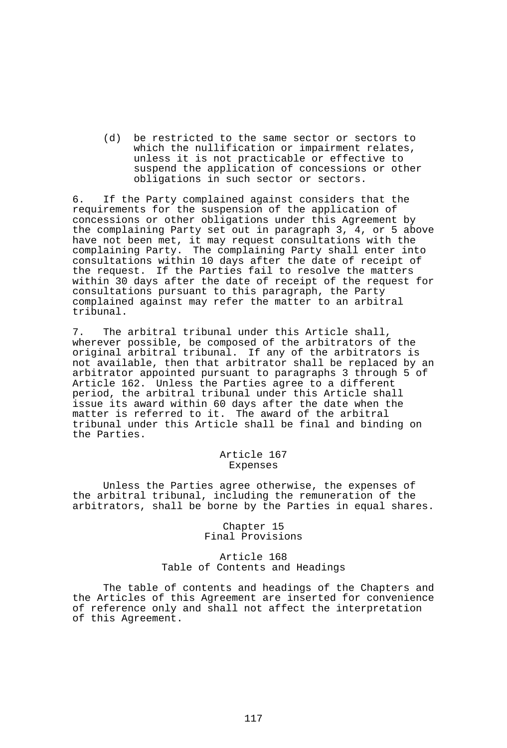(d) be restricted to the same sector or sectors to which the nullification or impairment relates, unless it is not practicable or effective to suspend the application of concessions or other obligations in such sector or sectors.

6. If the Party complained against considers that the requirements for the suspension of the application of concessions or other obligations under this Agreement by the complaining Party set out in paragraph 3, 4, or 5 above have not been met, it may request consultations with the complaining Party. The complaining Party shall enter into consultations within 10 days after the date of receipt of the request. If the Parties fail to resolve the matters within 30 days after the date of receipt of the request for consultations pursuant to this paragraph, the Party complained against may refer the matter to an arbitral tribunal.

7. The arbitral tribunal under this Article shall, wherever possible, be composed of the arbitrators of the original arbitral tribunal. If any of the arbitrators is not available, then that arbitrator shall be replaced by an arbitrator appointed pursuant to paragraphs 3 through 5 of Article 162. Unless the Parties agree to a different period, the arbitral tribunal under this Article shall issue its award within 60 days after the date when the matter is referred to it. The award of the arbitral tribunal under this Article shall be final and binding on the Parties.

### Article 167
### Expenses

Unless the Parties agree otherwise, the expenses of the arbitral tribunal, including the remuneration of the arbitrators, shall be borne by the Parties in equal shares.

## Chapter 15
## Final Provisions

### Article 168
### Table of Contents and Headings

The table of contents and headings of the Chapters and the Articles of this Agreement are inserted for convenience of reference only and shall not affect the interpretation of this Agreement.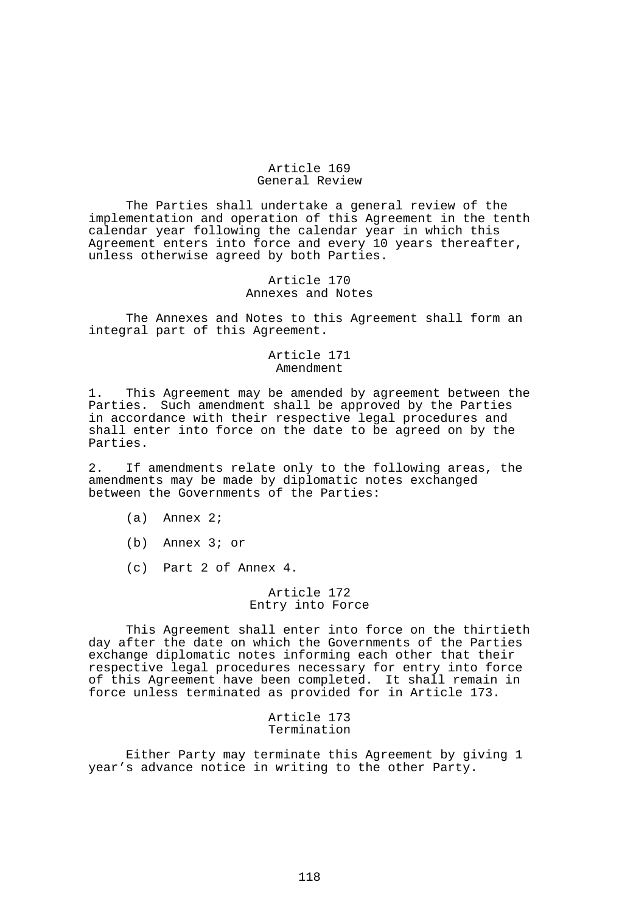### Article 169
### General Review

The Parties shall undertake a general review of the implementation and operation of this Agreement in the tenth calendar year following the calendar year in which this Agreement enters into force and every 10 years thereafter, unless otherwise agreed by both Parties.

### Article 170
### Annexes and Notes

The Annexes and Notes to this Agreement shall form an integral part of this Agreement.

### Article 171
### Amendment

1. This Agreement may be amended by agreement between the Parties. Such amendment shall be approved by the Parties in accordance with their respective legal procedures and shall enter into force on the date to be agreed on by the Parties.

2. If amendments relate only to the following areas, the amendments may be made by diplomatic notes exchanged between the Governments of the Parties:

(a) Annex 2;

(b) Annex 3; or

(c) Part 2 of Annex 4.

### Article 172
### Entry into Force

This Agreement shall enter into force on the thirtieth day after the date on which the Governments of the Parties exchange diplomatic notes informing each other that their respective legal procedures necessary for entry into force of this Agreement have been completed. It shall remain in force unless terminated as provided for in Article 173.

### Article 173
### Termination

Either Party may terminate this Agreement by giving 1 year's advance notice in writing to the other Party.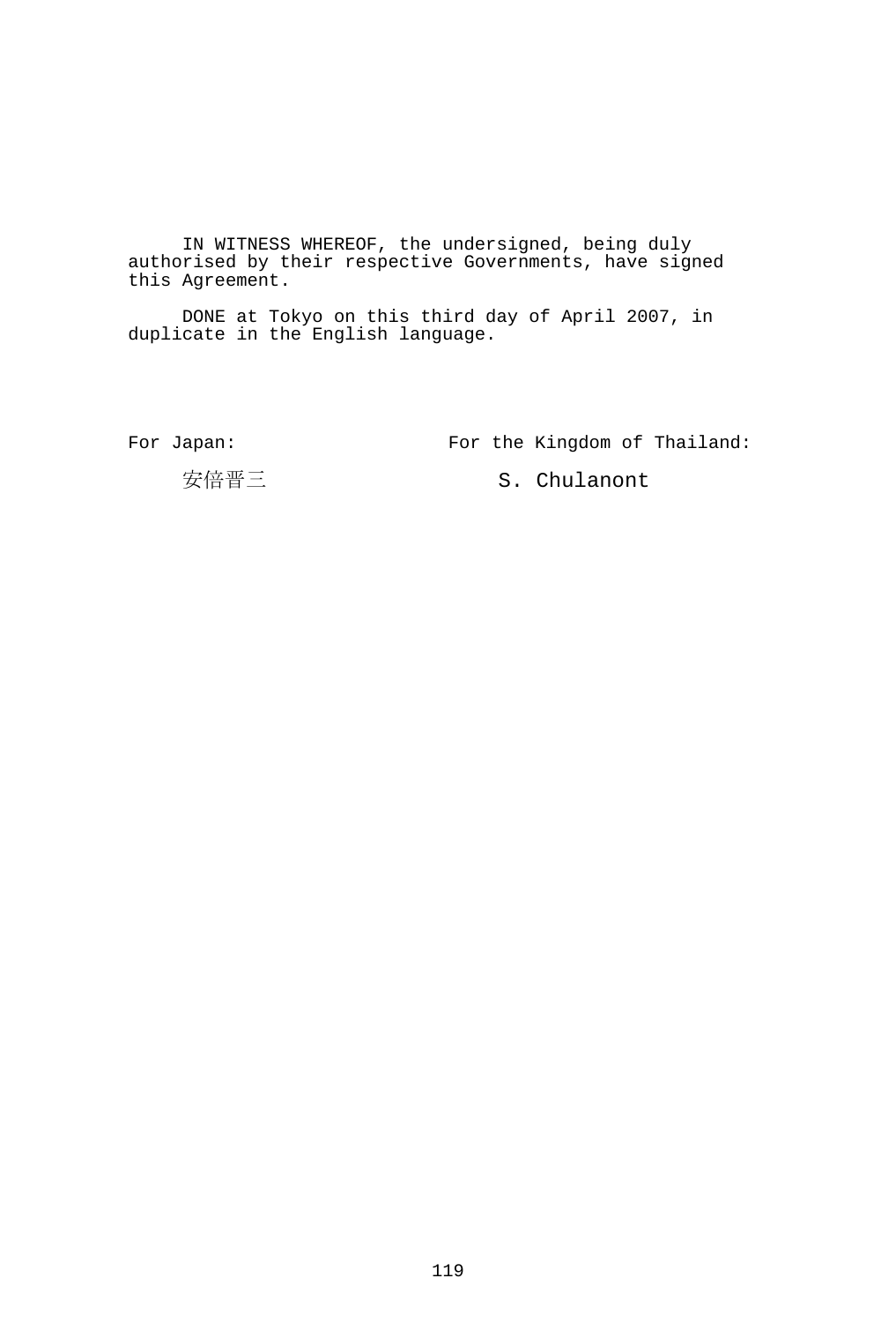IN WITNESS WHEREOF, the undersigned, being duly authorised by their respective Governments, have signed this Agreement.

DONE at Tokyo on this third day of April 2007, in duplicate in the English language.

| | |
|---|---|
| For Japan: | For the Kingdom of Thailand: |
| 安倍晋三 | S. Chulanont |